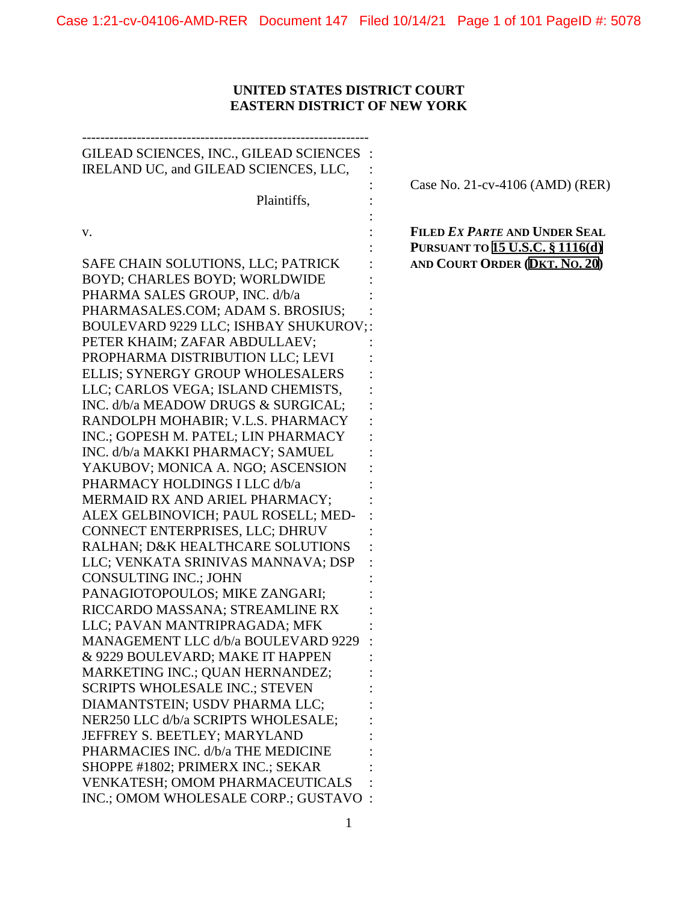**UNITED STATES DISTRICT COURT**
**EASTERN DISTRICT OF NEW YORK**

GILEAD SCIENCES, INC., GILEAD SCIENCES IRELAND UC, and GILEAD SCIENCES, LLC,

Plaintiffs,

v.

SAFE CHAIN SOLUTIONS, LLC; PATRICK BOYD; CHARLES BOYD; WORLDWIDE PHARMA SALES GROUP, INC. d/b/a PHARMASALES.COM; ADAM S. BROSIUS; BOULEVARD 9229 LLC; ISHBAY SHUKUROV; PETER KHAIM; ZAFAR ABDULLAEV; PROPHARMA DISTRIBUTION LLC; LEVI ELLIS; SYNERGY GROUP WHOLESALERS LLC; CARLOS VEGA; ISLAND CHEMISTS, INC. d/b/a MEADOW DRUGS & SURGICAL; RANDOLPH MOHABIR; V.L.S. PHARMACY INC.; GOPESH M. PATEL; LIN PHARMACY INC. d/b/a MAKKI PHARMACY; SAMUEL YAKUBOV; MONICA A. NGO; ASCENSION PHARMACY HOLDINGS I LLC d/b/a MERMAID RX AND ARIEL PHARMACY; ALEX GELBINOVICH; PAUL ROSELL; MED-CONNECT ENTERPRISES, LLC; DHRUV RALHAN; D&K HEALTHCARE SOLUTIONS LLC; VENKATA SRINIVAS MANNAVA; DSP CONSULTING INC.; JOHN PANAGIOTOPOULOS; MIKE ZANGARI; RICCARDO MASSANA; STREAMLINE RX LLC; PAVAN MANTRIPRAGADA; MFK MANAGEMENT LLC d/b/a BOULEVARD 9229 & 9229 BOULEVARD; MAKE IT HAPPEN MARKETING INC.; QUAN HERNANDEZ; SCRIPTS WHOLESALE INC.; STEVEN DIAMANTSTEIN; USDV PHARMA LLC; NER250 LLC d/b/a SCRIPTS WHOLESALE; JEFFREY S. BEETLEY; MARYLAND PHARMACIES INC. d/b/a THE MEDICINE SHOPPE #1802; PRIMERX INC.; SEKAR VENKATESH; OMOM PHARMACEUTICALS INC.; OMOM WHOLESALE CORP.; GUSTAVO

Case No. 21-cv-4106 (AMD) (RER)

**FILED *EX PARTE* AND UNDER SEAL PURSUANT TO 15 U.S.C. § 1116(d) AND COURT ORDER (DKT. NO. 20)**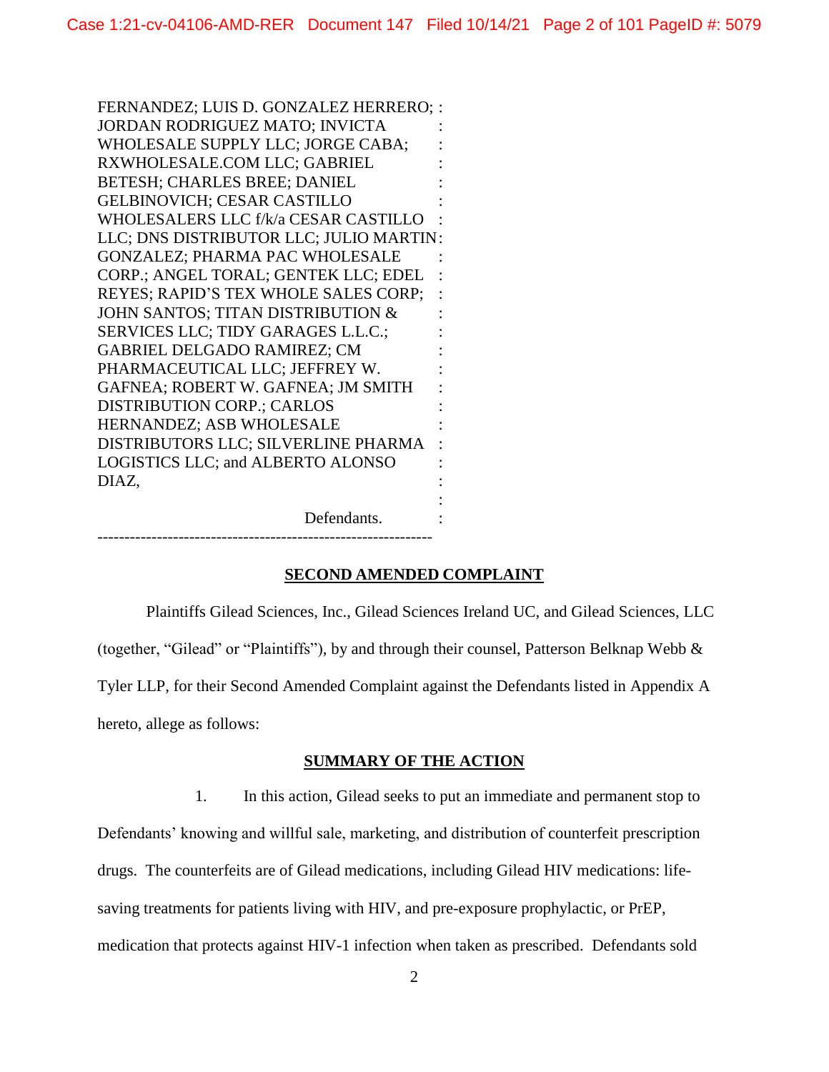FERNANDEZ; LUIS D. GONZALEZ HERRERO; JORDAN RODRIGUEZ MATO; INVICTA WHOLESALE SUPPLY LLC; JORGE CABA; RXWHOLESALE.COM LLC; GABRIEL BETESH; CHARLES BREE; DANIEL GELBINOVICH; CESAR CASTILLO WHOLESALERS LLC f/k/a CESAR CASTILLO LLC; DNS DISTRIBUTOR LLC; JULIO MARTIN GONZALEZ; PHARMA PAC WHOLESALE CORP.; ANGEL TORAL; GENTEK LLC; EDEL REYES; RAPID'S TEX WHOLE SALES CORP; JOHN SANTOS; TITAN DISTRIBUTION & SERVICES LLC; TIDY GARAGES L.L.C.; GABRIEL DELGADO RAMIREZ; CM PHARMACEUTICAL LLC; JEFFREY W. GAFNEA; ROBERT W. GAFNEA; JM SMITH DISTRIBUTION CORP.; CARLOS HERNANDEZ; ASB WHOLESALE DISTRIBUTORS LLC; SILVERLINE PHARMA LOGISTICS LLC; and ALBERTO ALONSO DIAZ,

Defendants.

## SECOND AMENDED COMPLAINT

Plaintiffs Gilead Sciences, Inc., Gilead Sciences Ireland UC, and Gilead Sciences, LLC (together, "Gilead" or "Plaintiffs"), by and through their counsel, Patterson Belknap Webb & Tyler LLP, for their Second Amended Complaint against the Defendants listed in Appendix A hereto, allege as follows:

## SUMMARY OF THE ACTION

1. In this action, Gilead seeks to put an immediate and permanent stop to Defendants' knowing and willful sale, marketing, and distribution of counterfeit prescription drugs. The counterfeits are of Gilead medications, including Gilead HIV medications: life-saving treatments for patients living with HIV, and pre-exposure prophylactic, or PrEP, medication that protects against HIV-1 infection when taken as prescribed. Defendants sold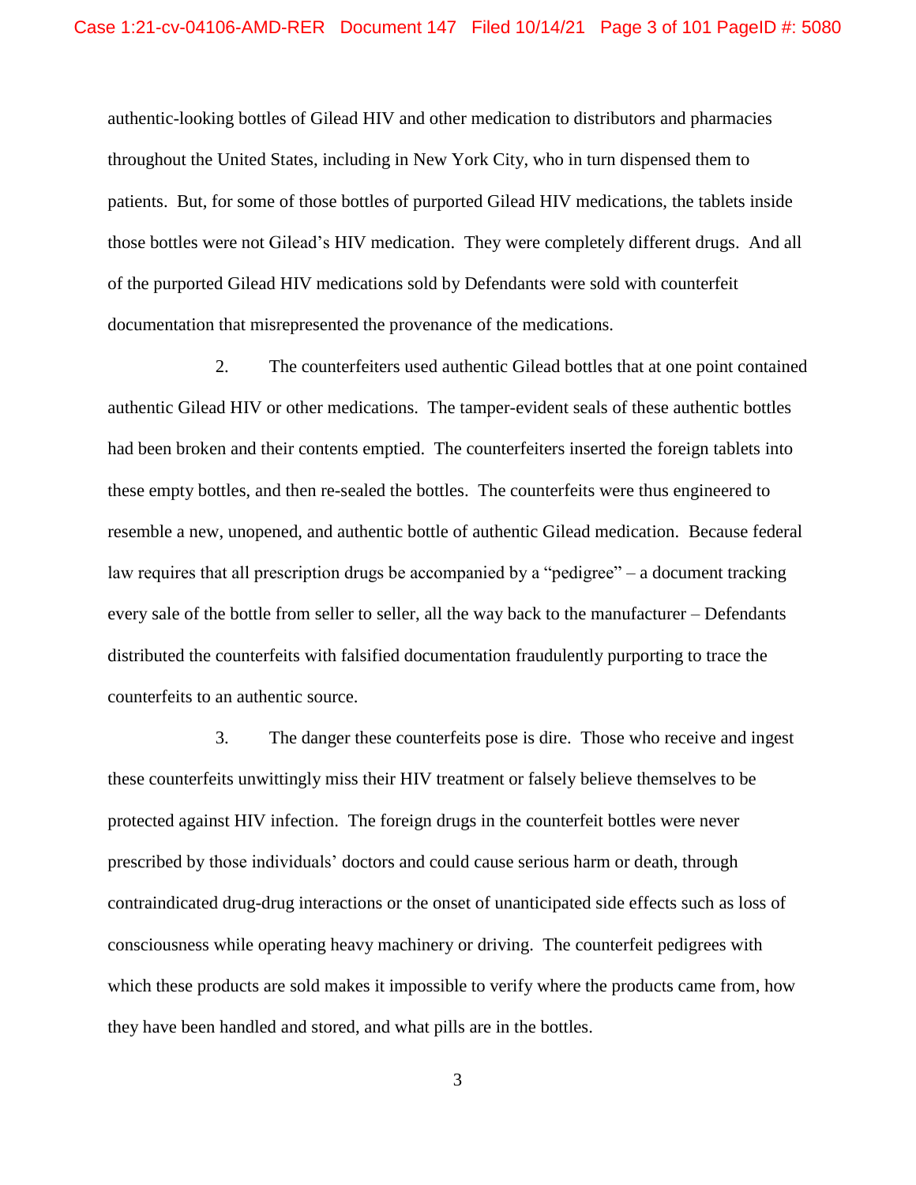authentic-looking bottles of Gilead HIV and other medication to distributors and pharmacies throughout the United States, including in New York City, who in turn dispensed them to patients. But, for some of those bottles of purported Gilead HIV medications, the tablets inside those bottles were not Gilead's HIV medication. They were completely different drugs. And all of the purported Gilead HIV medications sold by Defendants were sold with counterfeit documentation that misrepresented the provenance of the medications.

2. The counterfeiters used authentic Gilead bottles that at one point contained authentic Gilead HIV or other medications. The tamper-evident seals of these authentic bottles had been broken and their contents emptied. The counterfeiters inserted the foreign tablets into these empty bottles, and then re-sealed the bottles. The counterfeits were thus engineered to resemble a new, unopened, and authentic bottle of authentic Gilead medication. Because federal law requires that all prescription drugs be accompanied by a "pedigree" – a document tracking every sale of the bottle from seller to seller, all the way back to the manufacturer – Defendants distributed the counterfeits with falsified documentation fraudulently purporting to trace the counterfeits to an authentic source.

3. The danger these counterfeits pose is dire. Those who receive and ingest these counterfeits unwittingly miss their HIV treatment or falsely believe themselves to be protected against HIV infection. The foreign drugs in the counterfeit bottles were never prescribed by those individuals' doctors and could cause serious harm or death, through contraindicated drug-drug interactions or the onset of unanticipated side effects such as loss of consciousness while operating heavy machinery or driving. The counterfeit pedigrees with which these products are sold makes it impossible to verify where the products came from, how they have been handled and stored, and what pills are in the bottles.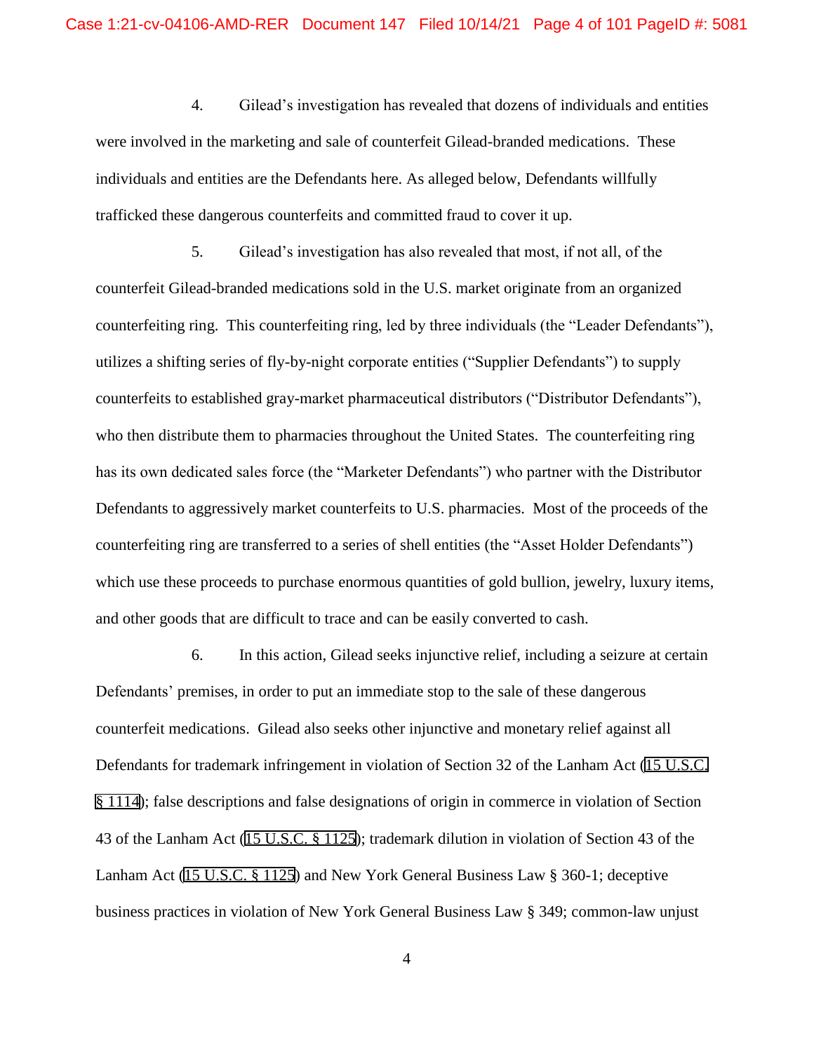4. Gilead's investigation has revealed that dozens of individuals and entities were involved in the marketing and sale of counterfeit Gilead-branded medications. These individuals and entities are the Defendants here. As alleged below, Defendants willfully trafficked these dangerous counterfeits and committed fraud to cover it up.

5. Gilead's investigation has also revealed that most, if not all, of the counterfeit Gilead-branded medications sold in the U.S. market originate from an organized counterfeiting ring. This counterfeiting ring, led by three individuals (the "Leader Defendants"), utilizes a shifting series of fly-by-night corporate entities ("Supplier Defendants") to supply counterfeits to established gray-market pharmaceutical distributors ("Distributor Defendants"), who then distribute them to pharmacies throughout the United States. The counterfeiting ring has its own dedicated sales force (the "Marketer Defendants") who partner with the Distributor Defendants to aggressively market counterfeits to U.S. pharmacies. Most of the proceeds of the counterfeiting ring are transferred to a series of shell entities (the "Asset Holder Defendants") which use these proceeds to purchase enormous quantities of gold bullion, jewelry, luxury items, and other goods that are difficult to trace and can be easily converted to cash.

6. In this action, Gilead seeks injunctive relief, including a seizure at certain Defendants' premises, in order to put an immediate stop to the sale of these dangerous counterfeit medications. Gilead also seeks other injunctive and monetary relief against all Defendants for trademark infringement in violation of Section 32 of the Lanham Act (15 U.S.C. § 1114); false descriptions and false designations of origin in commerce in violation of Section 43 of the Lanham Act (15 U.S.C. § 1125); trademark dilution in violation of Section 43 of the Lanham Act (15 U.S.C. § 1125) and New York General Business Law § 360-1; deceptive business practices in violation of New York General Business Law § 349; common-law unjust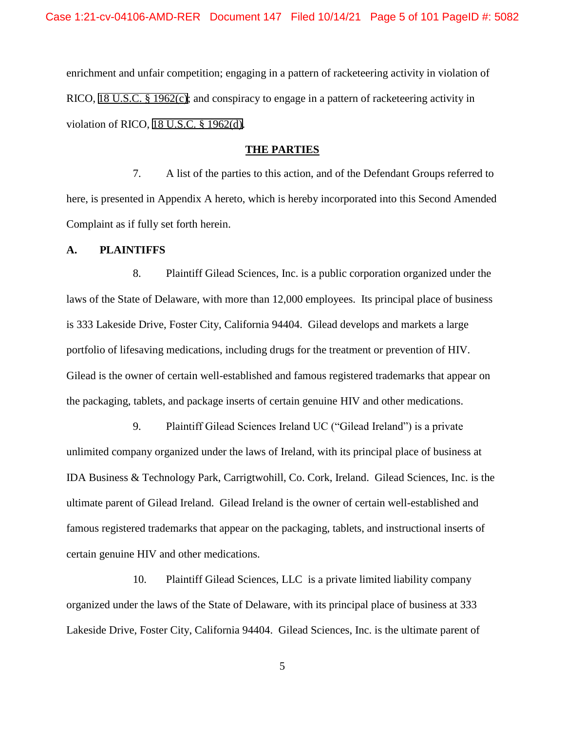enrichment and unfair competition; engaging in a pattern of racketeering activity in violation of RICO, 18 U.S.C. § 1962(c); and conspiracy to engage in a pattern of racketeering activity in violation of RICO, 18 U.S.C. § 1962(d).

## THE PARTIES

7. A list of the parties to this action, and of the Defendant Groups referred to here, is presented in Appendix A hereto, which is hereby incorporated into this Second Amended Complaint as if fully set forth herein.

### A. PLAINTIFFS

8. Plaintiff Gilead Sciences, Inc. is a public corporation organized under the laws of the State of Delaware, with more than 12,000 employees. Its principal place of business is 333 Lakeside Drive, Foster City, California 94404. Gilead develops and markets a large portfolio of lifesaving medications, including drugs for the treatment or prevention of HIV. Gilead is the owner of certain well-established and famous registered trademarks that appear on the packaging, tablets, and package inserts of certain genuine HIV and other medications.

9. Plaintiff Gilead Sciences Ireland UC ("Gilead Ireland") is a private unlimited company organized under the laws of Ireland, with its principal place of business at IDA Business & Technology Park, Carrigtwohill, Co. Cork, Ireland. Gilead Sciences, Inc. is the ultimate parent of Gilead Ireland. Gilead Ireland is the owner of certain well-established and famous registered trademarks that appear on the packaging, tablets, and instructional inserts of certain genuine HIV and other medications.

10. Plaintiff Gilead Sciences, LLC is a private limited liability company organized under the laws of the State of Delaware, with its principal place of business at 333 Lakeside Drive, Foster City, California 94404. Gilead Sciences, Inc. is the ultimate parent of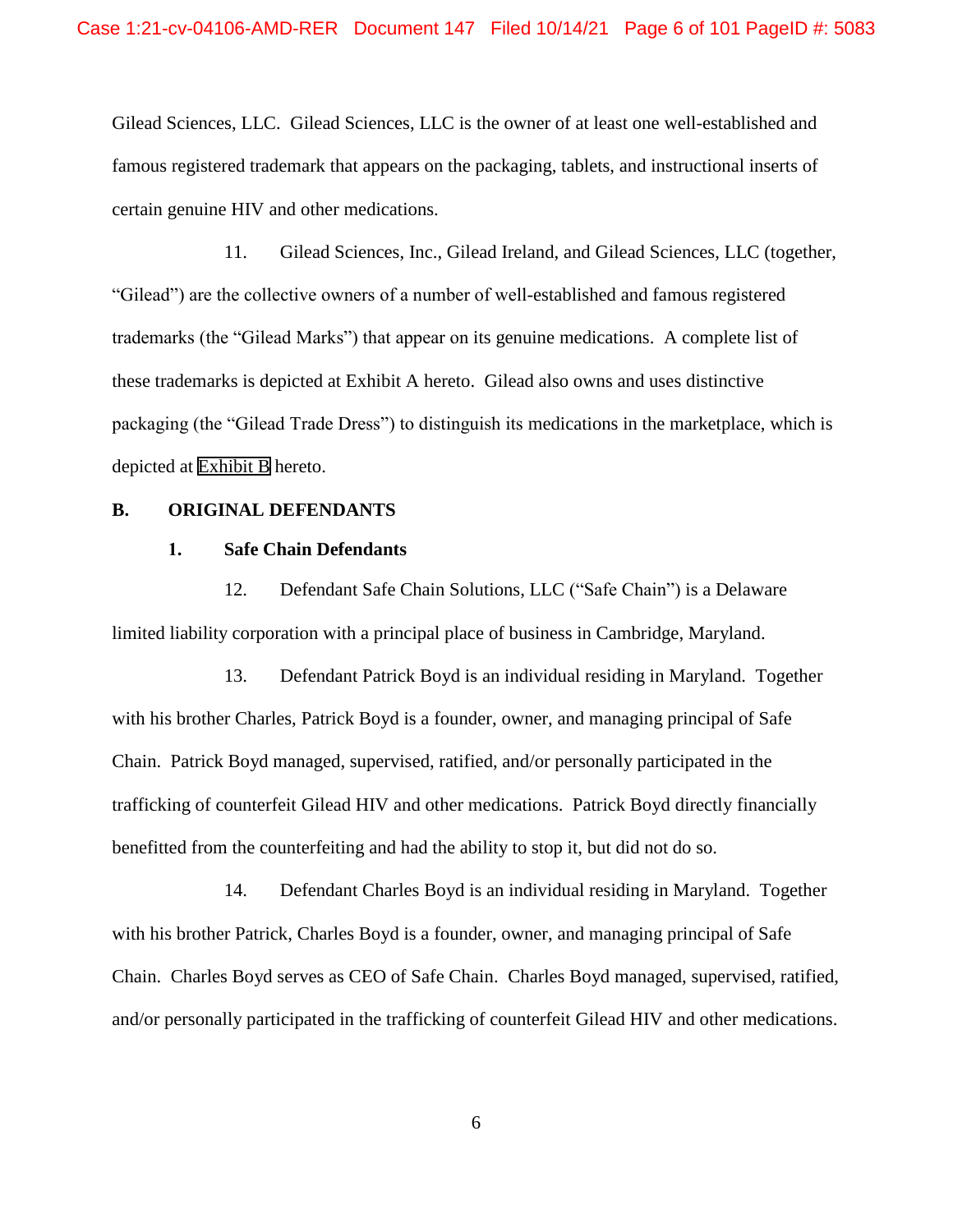Gilead Sciences, LLC. Gilead Sciences, LLC is the owner of at least one well-established and famous registered trademark that appears on the packaging, tablets, and instructional inserts of certain genuine HIV and other medications.

11. Gilead Sciences, Inc., Gilead Ireland, and Gilead Sciences, LLC (together, "Gilead") are the collective owners of a number of well-established and famous registered trademarks (the "Gilead Marks") that appear on its genuine medications. A complete list of these trademarks is depicted at Exhibit A hereto. Gilead also owns and uses distinctive packaging (the "Gilead Trade Dress") to distinguish its medications in the marketplace, which is depicted at Exhibit B hereto.

## B. ORIGINAL DEFENDANTS

### 1. Safe Chain Defendants

12. Defendant Safe Chain Solutions, LLC ("Safe Chain") is a Delaware limited liability corporation with a principal place of business in Cambridge, Maryland.

13. Defendant Patrick Boyd is an individual residing in Maryland. Together with his brother Charles, Patrick Boyd is a founder, owner, and managing principal of Safe Chain. Patrick Boyd managed, supervised, ratified, and/or personally participated in the trafficking of counterfeit Gilead HIV and other medications. Patrick Boyd directly financially benefitted from the counterfeiting and had the ability to stop it, but did not do so.

14. Defendant Charles Boyd is an individual residing in Maryland. Together with his brother Patrick, Charles Boyd is a founder, owner, and managing principal of Safe Chain. Charles Boyd serves as CEO of Safe Chain. Charles Boyd managed, supervised, ratified, and/or personally participated in the trafficking of counterfeit Gilead HIV and other medications.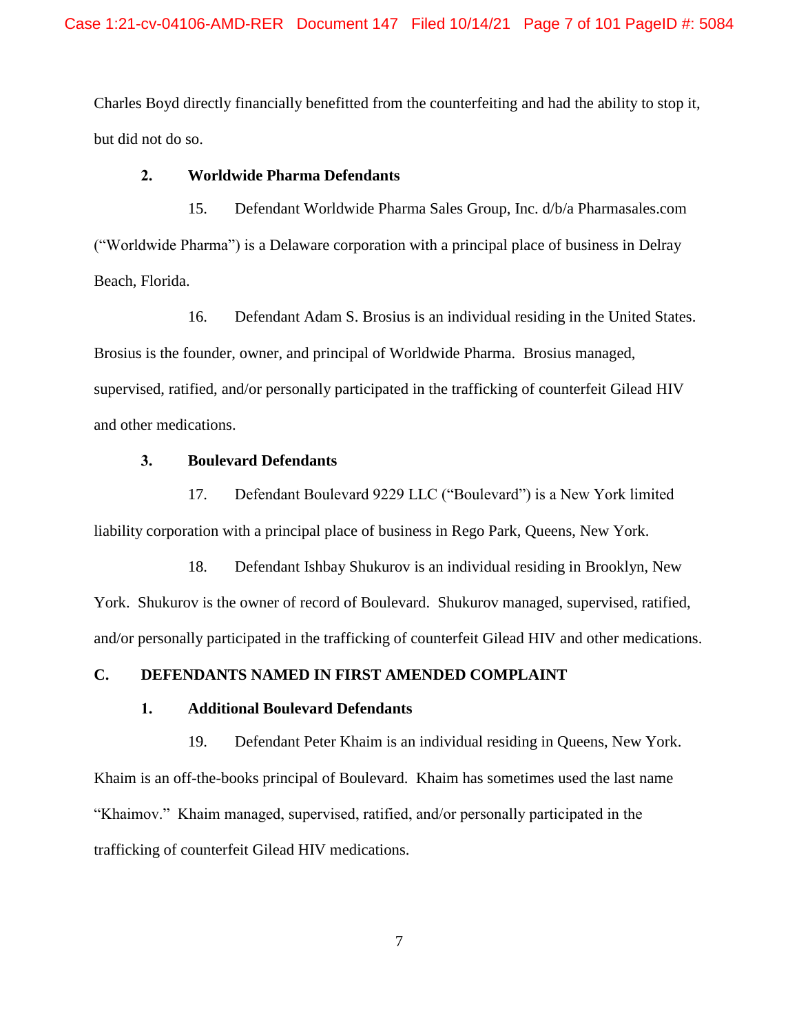Charles Boyd directly financially benefitted from the counterfeiting and had the ability to stop it, but did not do so.

### 2. Worldwide Pharma Defendants

15. Defendant Worldwide Pharma Sales Group, Inc. d/b/a Pharmasales.com ("Worldwide Pharma") is a Delaware corporation with a principal place of business in Delray Beach, Florida.

16. Defendant Adam S. Brosius is an individual residing in the United States. Brosius is the founder, owner, and principal of Worldwide Pharma. Brosius managed, supervised, ratified, and/or personally participated in the trafficking of counterfeit Gilead HIV and other medications.

### 3. Boulevard Defendants

17. Defendant Boulevard 9229 LLC ("Boulevard") is a New York limited liability corporation with a principal place of business in Rego Park, Queens, New York.

18. Defendant Ishbay Shukurov is an individual residing in Brooklyn, New York. Shukurov is the owner of record of Boulevard. Shukurov managed, supervised, ratified, and/or personally participated in the trafficking of counterfeit Gilead HIV and other medications.

## C. DEFENDANTS NAMED IN FIRST AMENDED COMPLAINT

### 1. Additional Boulevard Defendants

19. Defendant Peter Khaim is an individual residing in Queens, New York. Khaim is an off-the-books principal of Boulevard. Khaim has sometimes used the last name "Khaimov." Khaim managed, supervised, ratified, and/or personally participated in the trafficking of counterfeit Gilead HIV medications.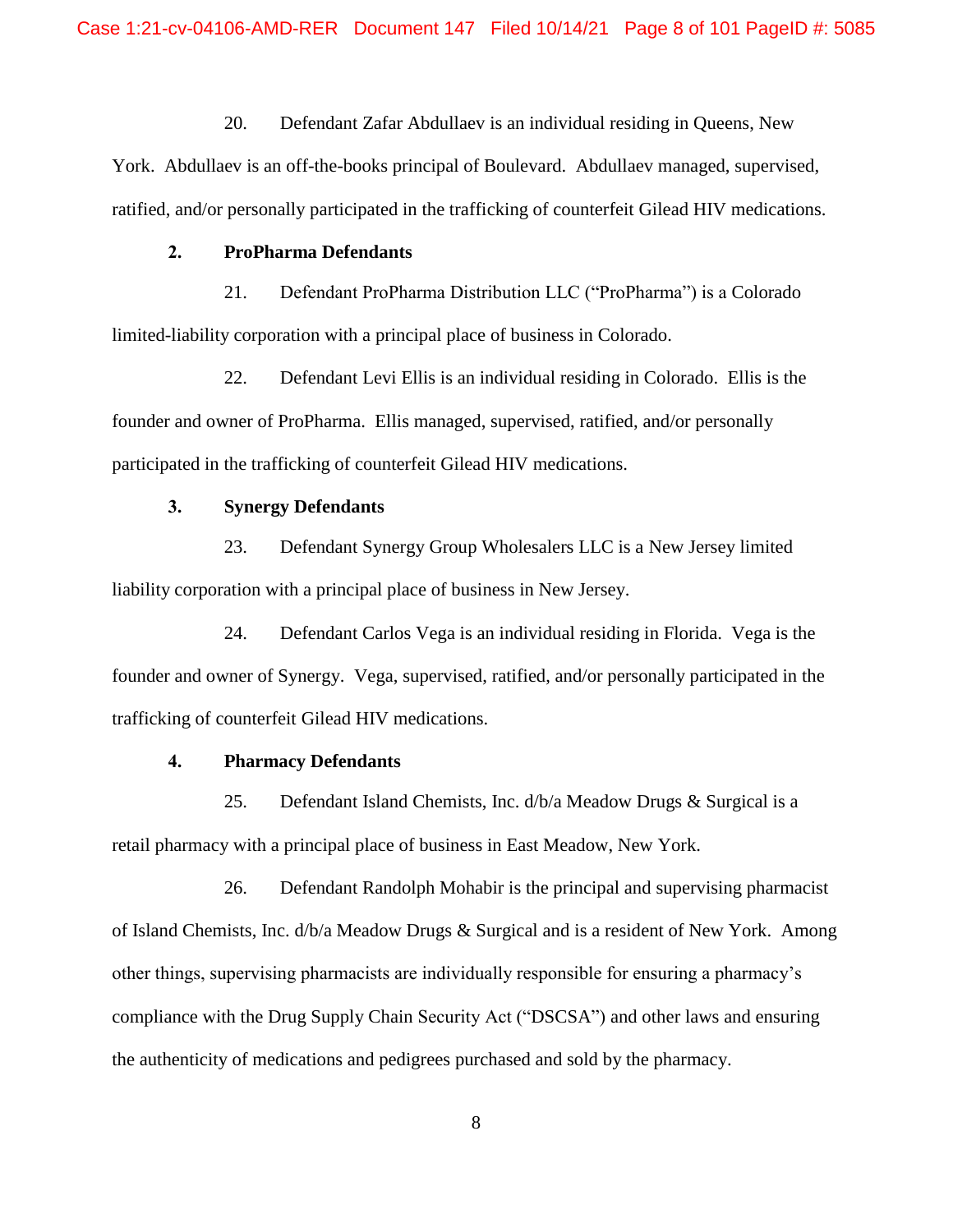20. Defendant Zafar Abdullaev is an individual residing in Queens, New York. Abdullaev is an off-the-books principal of Boulevard. Abdullaev managed, supervised, ratified, and/or personally participated in the trafficking of counterfeit Gilead HIV medications.

**2. ProPharma Defendants**

21. Defendant ProPharma Distribution LLC ("ProPharma") is a Colorado limited-liability corporation with a principal place of business in Colorado.

22. Defendant Levi Ellis is an individual residing in Colorado. Ellis is the founder and owner of ProPharma. Ellis managed, supervised, ratified, and/or personally participated in the trafficking of counterfeit Gilead HIV medications.

**3. Synergy Defendants**

23. Defendant Synergy Group Wholesalers LLC is a New Jersey limited liability corporation with a principal place of business in New Jersey.

24. Defendant Carlos Vega is an individual residing in Florida. Vega is the founder and owner of Synergy. Vega, supervised, ratified, and/or personally participated in the trafficking of counterfeit Gilead HIV medications.

**4. Pharmacy Defendants**

25. Defendant Island Chemists, Inc. d/b/a Meadow Drugs & Surgical is a retail pharmacy with a principal place of business in East Meadow, New York.

26. Defendant Randolph Mohabir is the principal and supervising pharmacist of Island Chemists, Inc. d/b/a Meadow Drugs & Surgical and is a resident of New York. Among other things, supervising pharmacists are individually responsible for ensuring a pharmacy's compliance with the Drug Supply Chain Security Act ("DSCSA") and other laws and ensuring the authenticity of medications and pedigrees purchased and sold by the pharmacy.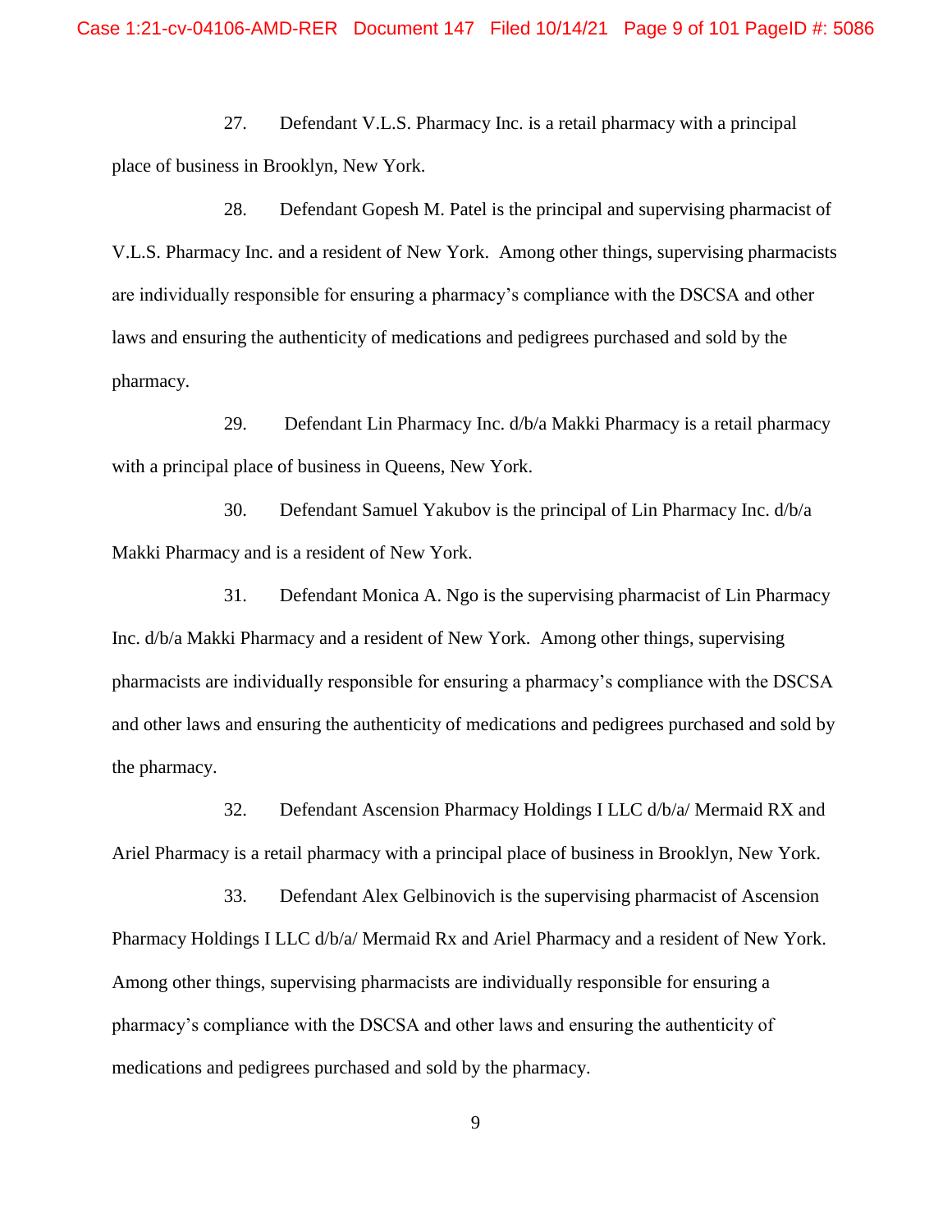27. Defendant V.L.S. Pharmacy Inc. is a retail pharmacy with a principal place of business in Brooklyn, New York.

28. Defendant Gopesh M. Patel is the principal and supervising pharmacist of V.L.S. Pharmacy Inc. and a resident of New York. Among other things, supervising pharmacists are individually responsible for ensuring a pharmacy's compliance with the DSCSA and other laws and ensuring the authenticity of medications and pedigrees purchased and sold by the pharmacy.

29. Defendant Lin Pharmacy Inc. d/b/a Makki Pharmacy is a retail pharmacy with a principal place of business in Queens, New York.

30. Defendant Samuel Yakubov is the principal of Lin Pharmacy Inc. d/b/a Makki Pharmacy and is a resident of New York.

31. Defendant Monica A. Ngo is the supervising pharmacist of Lin Pharmacy Inc. d/b/a Makki Pharmacy and a resident of New York. Among other things, supervising pharmacists are individually responsible for ensuring a pharmacy's compliance with the DSCSA and other laws and ensuring the authenticity of medications and pedigrees purchased and sold by the pharmacy.

32. Defendant Ascension Pharmacy Holdings I LLC d/b/a/ Mermaid RX and Ariel Pharmacy is a retail pharmacy with a principal place of business in Brooklyn, New York.

33. Defendant Alex Gelbinovich is the supervising pharmacist of Ascension Pharmacy Holdings I LLC d/b/a/ Mermaid Rx and Ariel Pharmacy and a resident of New York. Among other things, supervising pharmacists are individually responsible for ensuring a pharmacy's compliance with the DSCSA and other laws and ensuring the authenticity of medications and pedigrees purchased and sold by the pharmacy.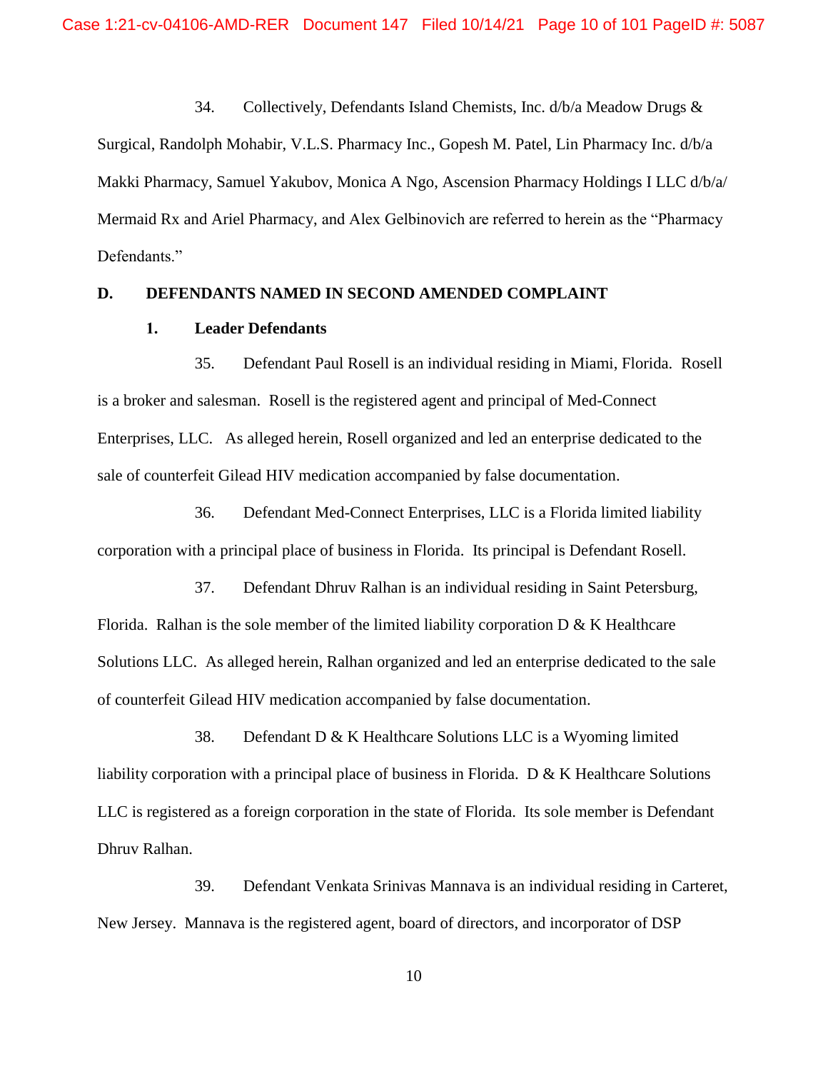34. Collectively, Defendants Island Chemists, Inc. d/b/a Meadow Drugs & Surgical, Randolph Mohabir, V.L.S. Pharmacy Inc., Gopesh M. Patel, Lin Pharmacy Inc. d/b/a Makki Pharmacy, Samuel Yakubov, Monica A Ngo, Ascension Pharmacy Holdings I LLC d/b/a/ Mermaid Rx and Ariel Pharmacy, and Alex Gelbinovich are referred to herein as the "Pharmacy Defendants."

### D. DEFENDANTS NAMED IN SECOND AMENDED COMPLAINT

#### 1. Leader Defendants

35. Defendant Paul Rosell is an individual residing in Miami, Florida. Rosell is a broker and salesman. Rosell is the registered agent and principal of Med-Connect Enterprises, LLC. As alleged herein, Rosell organized and led an enterprise dedicated to the sale of counterfeit Gilead HIV medication accompanied by false documentation.

36. Defendant Med-Connect Enterprises, LLC is a Florida limited liability corporation with a principal place of business in Florida. Its principal is Defendant Rosell.

37. Defendant Dhruv Ralhan is an individual residing in Saint Petersburg, Florida. Ralhan is the sole member of the limited liability corporation D & K Healthcare Solutions LLC. As alleged herein, Ralhan organized and led an enterprise dedicated to the sale of counterfeit Gilead HIV medication accompanied by false documentation.

38. Defendant D & K Healthcare Solutions LLC is a Wyoming limited liability corporation with a principal place of business in Florida. D & K Healthcare Solutions LLC is registered as a foreign corporation in the state of Florida. Its sole member is Defendant Dhruv Ralhan.

39. Defendant Venkata Srinivas Mannava is an individual residing in Carteret, New Jersey. Mannava is the registered agent, board of directors, and incorporator of DSP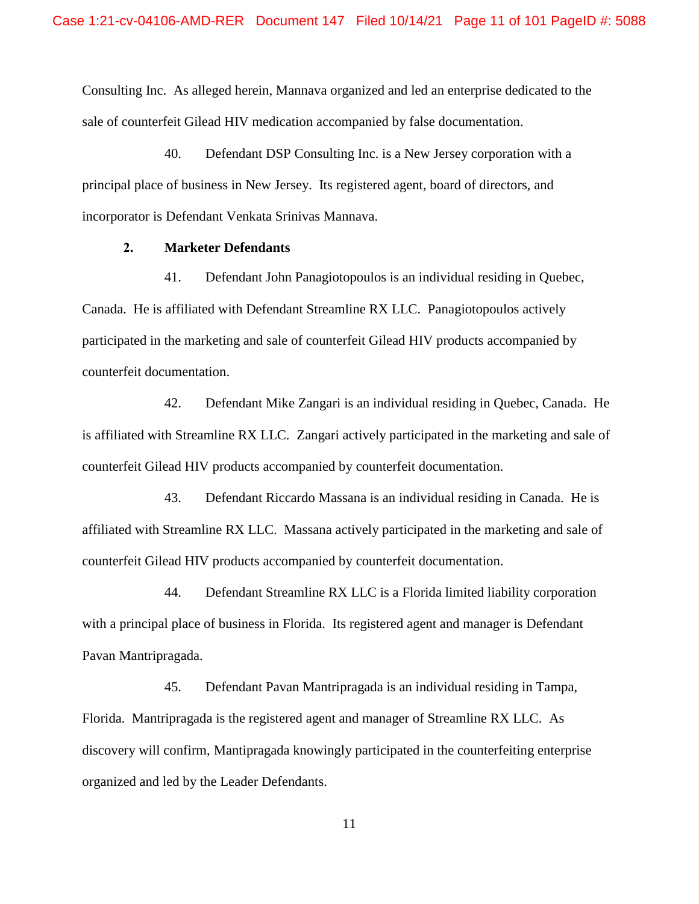Consulting Inc. As alleged herein, Mannava organized and led an enterprise dedicated to the sale of counterfeit Gilead HIV medication accompanied by false documentation.

40. Defendant DSP Consulting Inc. is a New Jersey corporation with a principal place of business in New Jersey. Its registered agent, board of directors, and incorporator is Defendant Venkata Srinivas Mannava.

### 2. Marketer Defendants

41. Defendant John Panagiotopoulos is an individual residing in Quebec, Canada. He is affiliated with Defendant Streamline RX LLC. Panagiotopoulos actively participated in the marketing and sale of counterfeit Gilead HIV products accompanied by counterfeit documentation.

42. Defendant Mike Zangari is an individual residing in Quebec, Canada. He is affiliated with Streamline RX LLC. Zangari actively participated in the marketing and sale of counterfeit Gilead HIV products accompanied by counterfeit documentation.

43. Defendant Riccardo Massana is an individual residing in Canada. He is affiliated with Streamline RX LLC. Massana actively participated in the marketing and sale of counterfeit Gilead HIV products accompanied by counterfeit documentation.

44. Defendant Streamline RX LLC is a Florida limited liability corporation with a principal place of business in Florida. Its registered agent and manager is Defendant Pavan Mantripragada.

45. Defendant Pavan Mantripragada is an individual residing in Tampa, Florida. Mantripragada is the registered agent and manager of Streamline RX LLC. As discovery will confirm, Mantipragada knowingly participated in the counterfeiting enterprise organized and led by the Leader Defendants.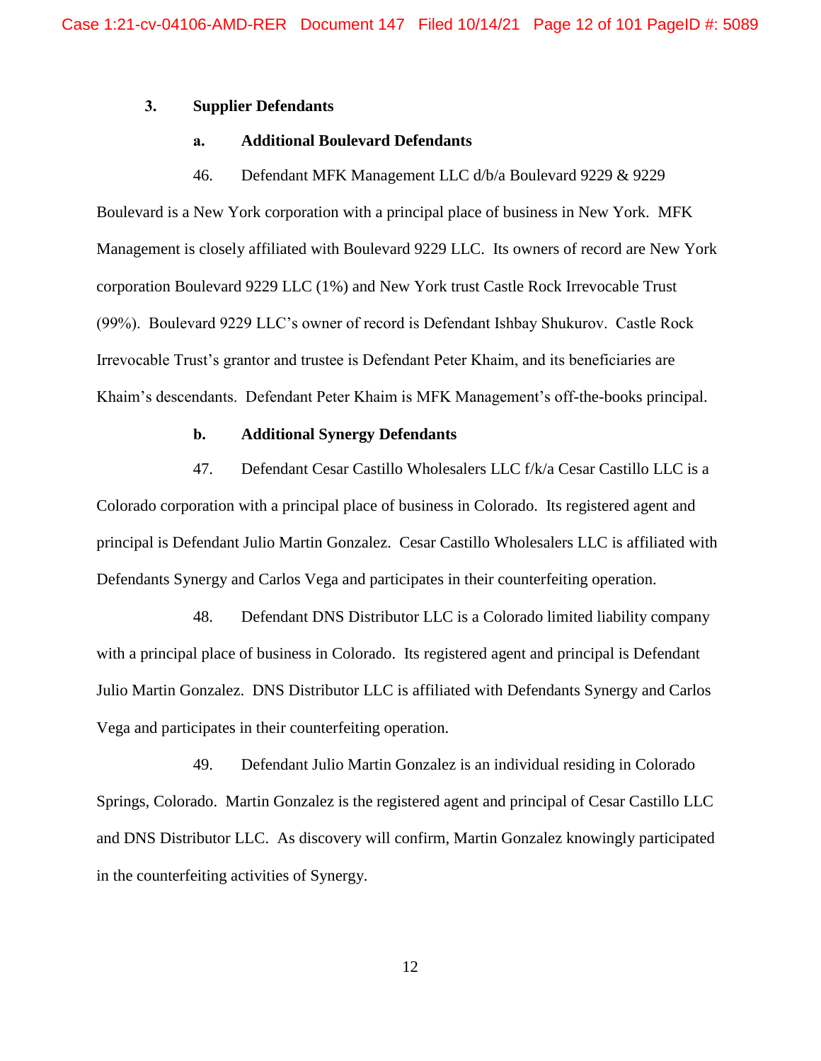### 3. Supplier Defendants

#### a. Additional Boulevard Defendants

46. Defendant MFK Management LLC d/b/a Boulevard 9229 & 9229 Boulevard is a New York corporation with a principal place of business in New York. MFK Management is closely affiliated with Boulevard 9229 LLC. Its owners of record are New York corporation Boulevard 9229 LLC (1%) and New York trust Castle Rock Irrevocable Trust (99%). Boulevard 9229 LLC's owner of record is Defendant Ishbay Shukurov. Castle Rock Irrevocable Trust's grantor and trustee is Defendant Peter Khaim, and its beneficiaries are Khaim's descendants. Defendant Peter Khaim is MFK Management's off-the-books principal.

#### b. Additional Synergy Defendants

47. Defendant Cesar Castillo Wholesalers LLC f/k/a Cesar Castillo LLC is a Colorado corporation with a principal place of business in Colorado. Its registered agent and principal is Defendant Julio Martin Gonzalez. Cesar Castillo Wholesalers LLC is affiliated with Defendants Synergy and Carlos Vega and participates in their counterfeiting operation.

48. Defendant DNS Distributor LLC is a Colorado limited liability company with a principal place of business in Colorado. Its registered agent and principal is Defendant Julio Martin Gonzalez. DNS Distributor LLC is affiliated with Defendants Synergy and Carlos Vega and participates in their counterfeiting operation.

49. Defendant Julio Martin Gonzalez is an individual residing in Colorado Springs, Colorado. Martin Gonzalez is the registered agent and principal of Cesar Castillo LLC and DNS Distributor LLC. As discovery will confirm, Martin Gonzalez knowingly participated in the counterfeiting activities of Synergy.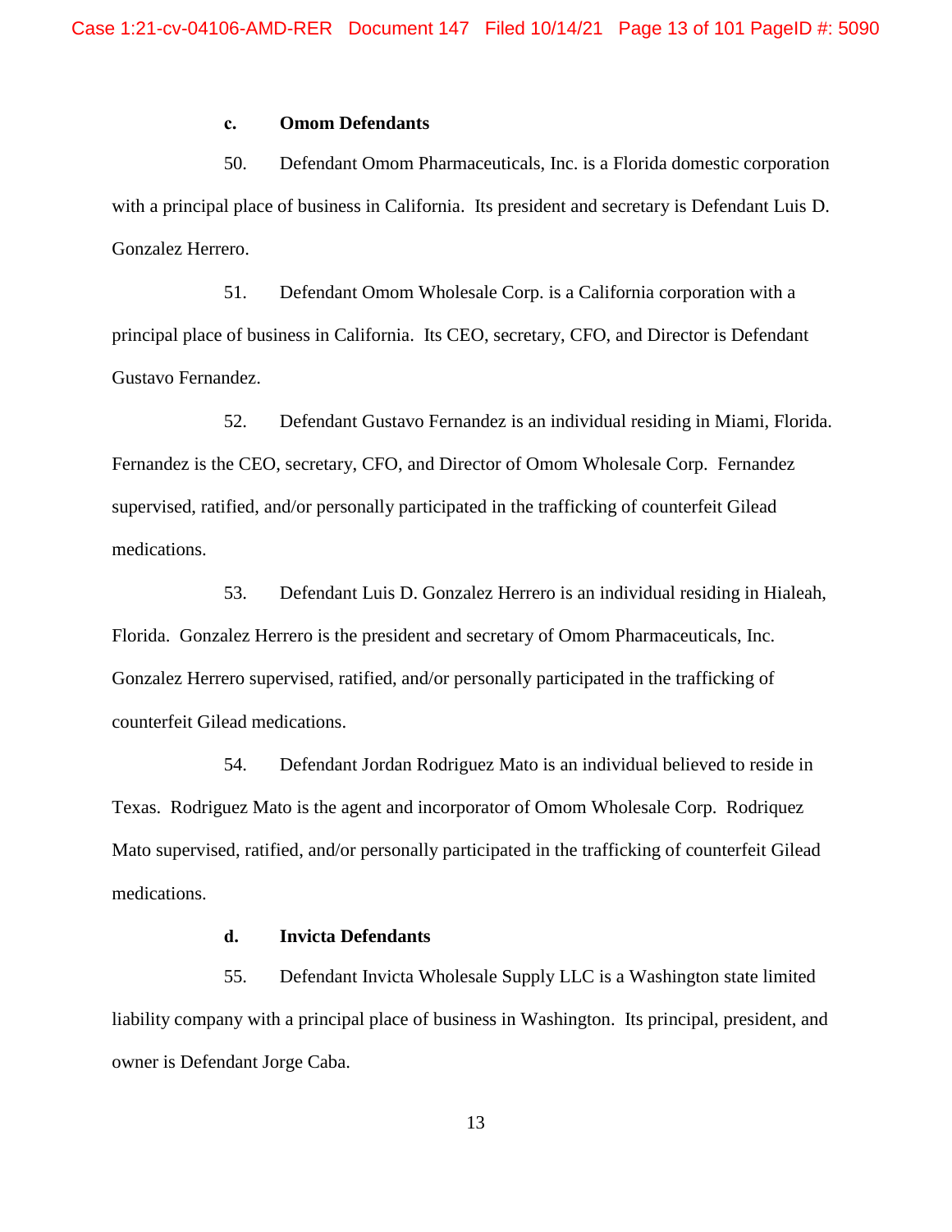### c. Omom Defendants

50. Defendant Omom Pharmaceuticals, Inc. is a Florida domestic corporation with a principal place of business in California. Its president and secretary is Defendant Luis D. Gonzalez Herrero.

51. Defendant Omom Wholesale Corp. is a California corporation with a principal place of business in California. Its CEO, secretary, CFO, and Director is Defendant Gustavo Fernandez.

52. Defendant Gustavo Fernandez is an individual residing in Miami, Florida. Fernandez is the CEO, secretary, CFO, and Director of Omom Wholesale Corp. Fernandez supervised, ratified, and/or personally participated in the trafficking of counterfeit Gilead medications.

53. Defendant Luis D. Gonzalez Herrero is an individual residing in Hialeah, Florida. Gonzalez Herrero is the president and secretary of Omom Pharmaceuticals, Inc. Gonzalez Herrero supervised, ratified, and/or personally participated in the trafficking of counterfeit Gilead medications.

54. Defendant Jordan Rodriguez Mato is an individual believed to reside in Texas. Rodriguez Mato is the agent and incorporator of Omom Wholesale Corp. Rodriquez Mato supervised, ratified, and/or personally participated in the trafficking of counterfeit Gilead medications.

### d. Invicta Defendants

55. Defendant Invicta Wholesale Supply LLC is a Washington state limited liability company with a principal place of business in Washington. Its principal, president, and owner is Defendant Jorge Caba.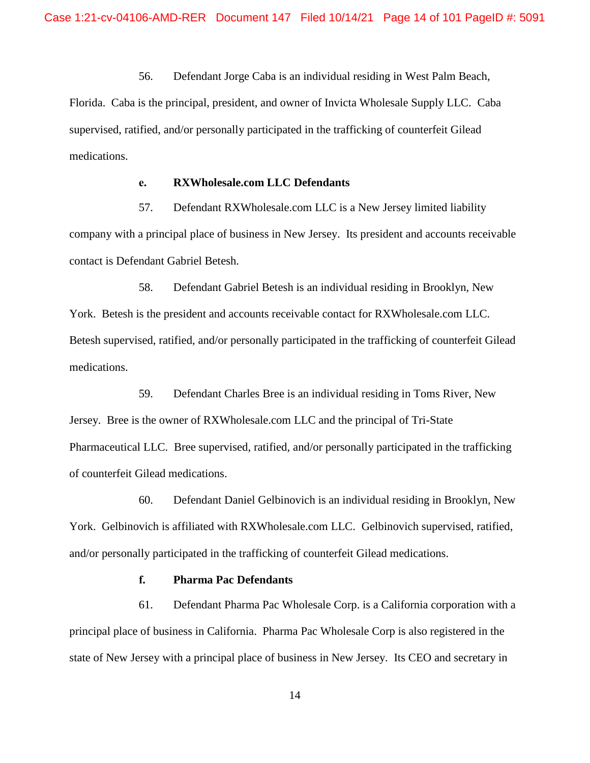56. Defendant Jorge Caba is an individual residing in West Palm Beach, Florida. Caba is the principal, president, and owner of Invicta Wholesale Supply LLC. Caba supervised, ratified, and/or personally participated in the trafficking of counterfeit Gilead medications.

#### e. RXWholesale.com LLC Defendants

57. Defendant RXWholesale.com LLC is a New Jersey limited liability company with a principal place of business in New Jersey. Its president and accounts receivable contact is Defendant Gabriel Betesh.

58. Defendant Gabriel Betesh is an individual residing in Brooklyn, New York. Betesh is the president and accounts receivable contact for RXWholesale.com LLC. Betesh supervised, ratified, and/or personally participated in the trafficking of counterfeit Gilead medications.

59. Defendant Charles Bree is an individual residing in Toms River, New Jersey. Bree is the owner of RXWholesale.com LLC and the principal of Tri-State Pharmaceutical LLC. Bree supervised, ratified, and/or personally participated in the trafficking of counterfeit Gilead medications.

60. Defendant Daniel Gelbinovich is an individual residing in Brooklyn, New York. Gelbinovich is affiliated with RXWholesale.com LLC. Gelbinovich supervised, ratified, and/or personally participated in the trafficking of counterfeit Gilead medications.

#### f. Pharma Pac Defendants

61. Defendant Pharma Pac Wholesale Corp. is a California corporation with a principal place of business in California. Pharma Pac Wholesale Corp is also registered in the state of New Jersey with a principal place of business in New Jersey. Its CEO and secretary in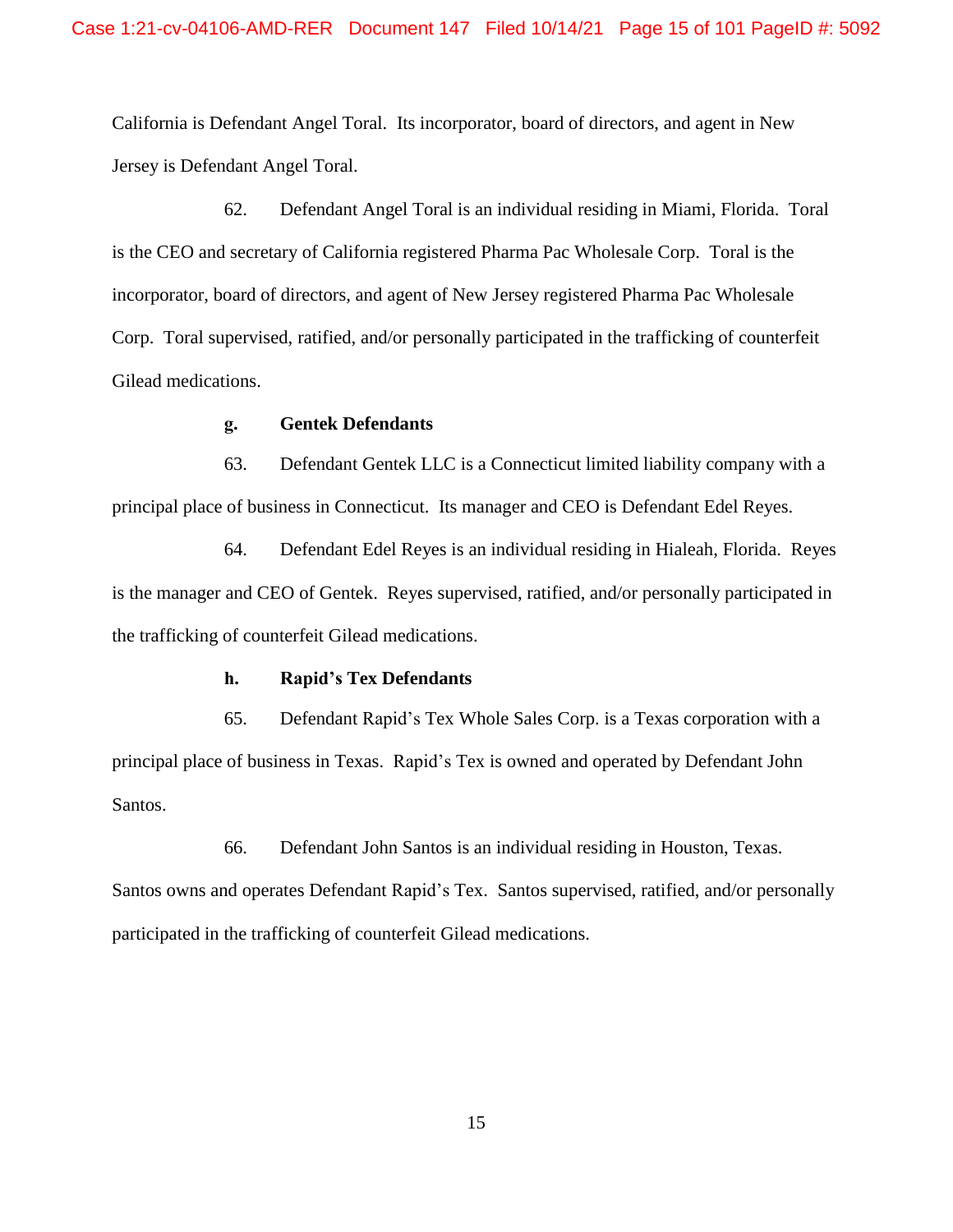California is Defendant Angel Toral. Its incorporator, board of directors, and agent in New Jersey is Defendant Angel Toral.

62. Defendant Angel Toral is an individual residing in Miami, Florida. Toral is the CEO and secretary of California registered Pharma Pac Wholesale Corp. Toral is the incorporator, board of directors, and agent of New Jersey registered Pharma Pac Wholesale Corp. Toral supervised, ratified, and/or personally participated in the trafficking of counterfeit Gilead medications.

**g. Gentek Defendants**

63. Defendant Gentek LLC is a Connecticut limited liability company with a principal place of business in Connecticut. Its manager and CEO is Defendant Edel Reyes.

64. Defendant Edel Reyes is an individual residing in Hialeah, Florida. Reyes is the manager and CEO of Gentek. Reyes supervised, ratified, and/or personally participated in the trafficking of counterfeit Gilead medications.

**h. Rapid's Tex Defendants**

65. Defendant Rapid's Tex Whole Sales Corp. is a Texas corporation with a principal place of business in Texas. Rapid's Tex is owned and operated by Defendant John Santos.

66. Defendant John Santos is an individual residing in Houston, Texas. Santos owns and operates Defendant Rapid's Tex. Santos supervised, ratified, and/or personally participated in the trafficking of counterfeit Gilead medications.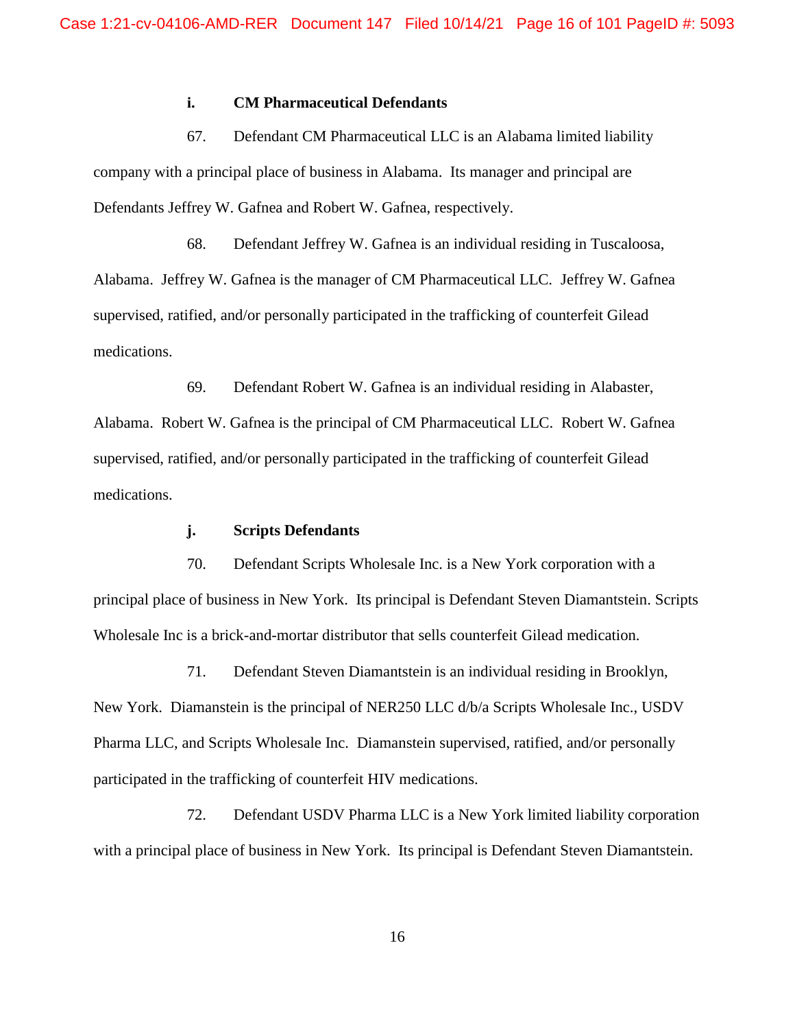### i. CM Pharmaceutical Defendants

67. Defendant CM Pharmaceutical LLC is an Alabama limited liability company with a principal place of business in Alabama. Its manager and principal are Defendants Jeffrey W. Gafnea and Robert W. Gafnea, respectively.

68. Defendant Jeffrey W. Gafnea is an individual residing in Tuscaloosa, Alabama. Jeffrey W. Gafnea is the manager of CM Pharmaceutical LLC. Jeffrey W. Gafnea supervised, ratified, and/or personally participated in the trafficking of counterfeit Gilead medications.

69. Defendant Robert W. Gafnea is an individual residing in Alabaster, Alabama. Robert W. Gafnea is the principal of CM Pharmaceutical LLC. Robert W. Gafnea supervised, ratified, and/or personally participated in the trafficking of counterfeit Gilead medications.

### j. Scripts Defendants

70. Defendant Scripts Wholesale Inc. is a New York corporation with a principal place of business in New York. Its principal is Defendant Steven Diamantstein. Scripts Wholesale Inc is a brick-and-mortar distributor that sells counterfeit Gilead medication.

71. Defendant Steven Diamantstein is an individual residing in Brooklyn, New York. Diamanstein is the principal of NER250 LLC d/b/a Scripts Wholesale Inc., USDV Pharma LLC, and Scripts Wholesale Inc. Diamanstein supervised, ratified, and/or personally participated in the trafficking of counterfeit HIV medications.

72. Defendant USDV Pharma LLC is a New York limited liability corporation with a principal place of business in New York. Its principal is Defendant Steven Diamantstein.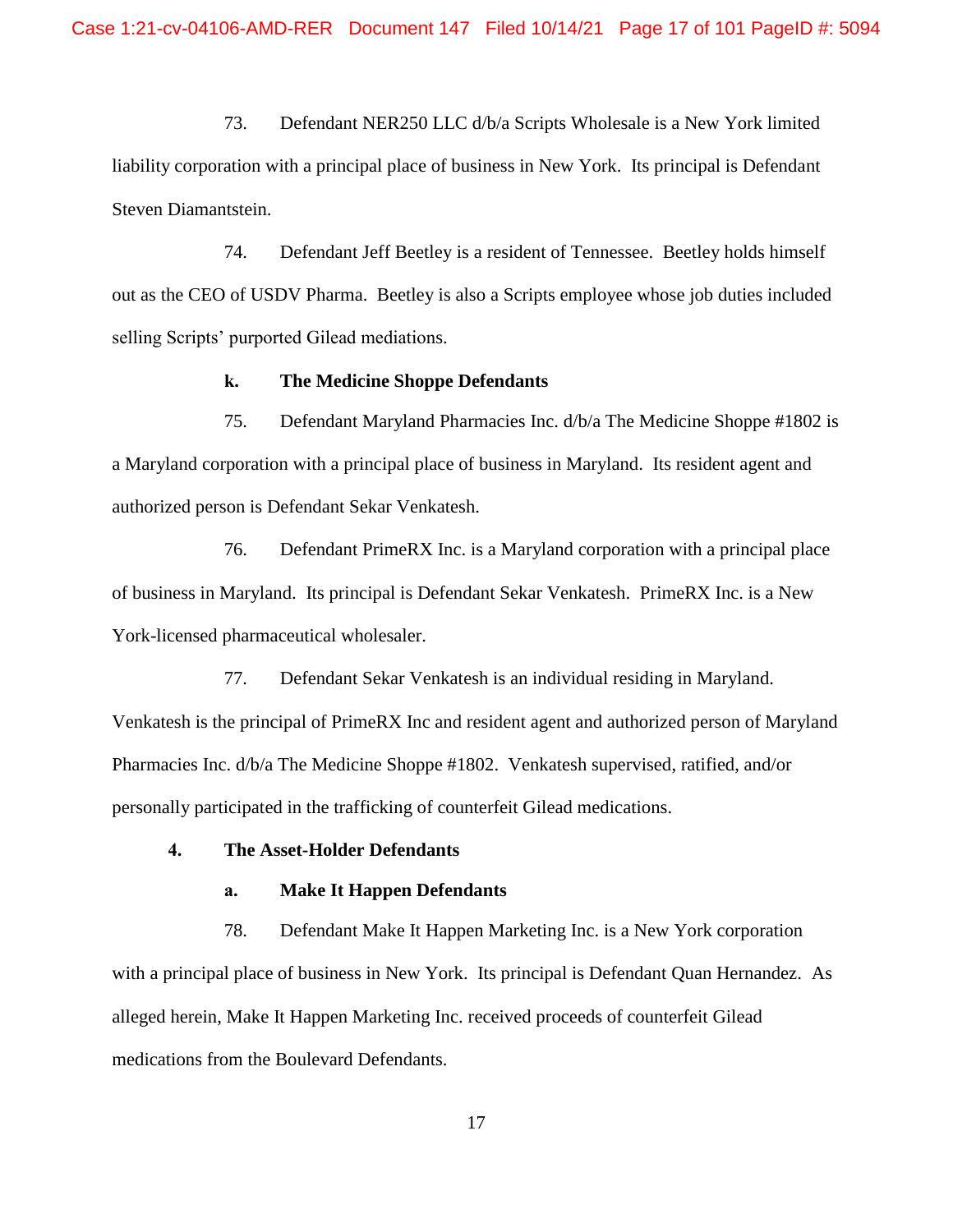73. Defendant NER250 LLC d/b/a Scripts Wholesale is a New York limited liability corporation with a principal place of business in New York. Its principal is Defendant Steven Diamantstein.

74. Defendant Jeff Beetley is a resident of Tennessee. Beetley holds himself out as the CEO of USDV Pharma. Beetley is also a Scripts employee whose job duties included selling Scripts' purported Gilead mediations.

**k. The Medicine Shoppe Defendants**

75. Defendant Maryland Pharmacies Inc. d/b/a The Medicine Shoppe #1802 is a Maryland corporation with a principal place of business in Maryland. Its resident agent and authorized person is Defendant Sekar Venkatesh.

76. Defendant PrimeRX Inc. is a Maryland corporation with a principal place of business in Maryland. Its principal is Defendant Sekar Venkatesh. PrimeRX Inc. is a New York-licensed pharmaceutical wholesaler.

77. Defendant Sekar Venkatesh is an individual residing in Maryland. Venkatesh is the principal of PrimeRX Inc and resident agent and authorized person of Maryland Pharmacies Inc. d/b/a The Medicine Shoppe #1802. Venkatesh supervised, ratified, and/or personally participated in the trafficking of counterfeit Gilead medications.

**4. The Asset-Holder Defendants**

**a. Make It Happen Defendants**

78. Defendant Make It Happen Marketing Inc. is a New York corporation with a principal place of business in New York. Its principal is Defendant Quan Hernandez. As alleged herein, Make It Happen Marketing Inc. received proceeds of counterfeit Gilead medications from the Boulevard Defendants.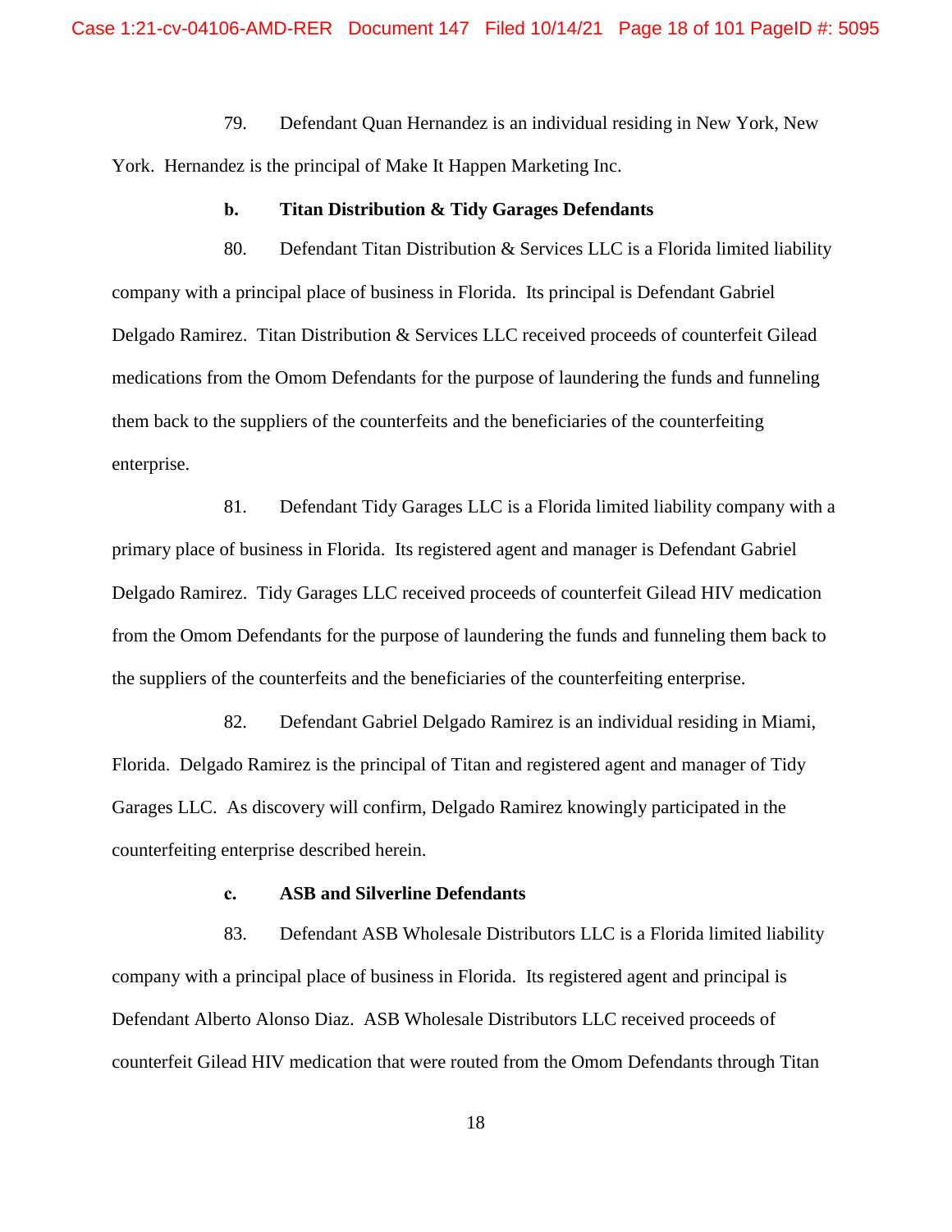79. Defendant Quan Hernandez is an individual residing in New York, New York. Hernandez is the principal of Make It Happen Marketing Inc.

**b. Titan Distribution & Tidy Garages Defendants**

80. Defendant Titan Distribution & Services LLC is a Florida limited liability company with a principal place of business in Florida. Its principal is Defendant Gabriel Delgado Ramirez. Titan Distribution & Services LLC received proceeds of counterfeit Gilead medications from the Omom Defendants for the purpose of laundering the funds and funneling them back to the suppliers of the counterfeits and the beneficiaries of the counterfeiting enterprise.

81. Defendant Tidy Garages LLC is a Florida limited liability company with a primary place of business in Florida. Its registered agent and manager is Defendant Gabriel Delgado Ramirez. Tidy Garages LLC received proceeds of counterfeit Gilead HIV medication from the Omom Defendants for the purpose of laundering the funds and funneling them back to the suppliers of the counterfeits and the beneficiaries of the counterfeiting enterprise.

82. Defendant Gabriel Delgado Ramirez is an individual residing in Miami, Florida. Delgado Ramirez is the principal of Titan and registered agent and manager of Tidy Garages LLC. As discovery will confirm, Delgado Ramirez knowingly participated in the counterfeiting enterprise described herein.

**c. ASB and Silverline Defendants**

83. Defendant ASB Wholesale Distributors LLC is a Florida limited liability company with a principal place of business in Florida. Its registered agent and principal is Defendant Alberto Alonso Diaz. ASB Wholesale Distributors LLC received proceeds of counterfeit Gilead HIV medication that were routed from the Omom Defendants through Titan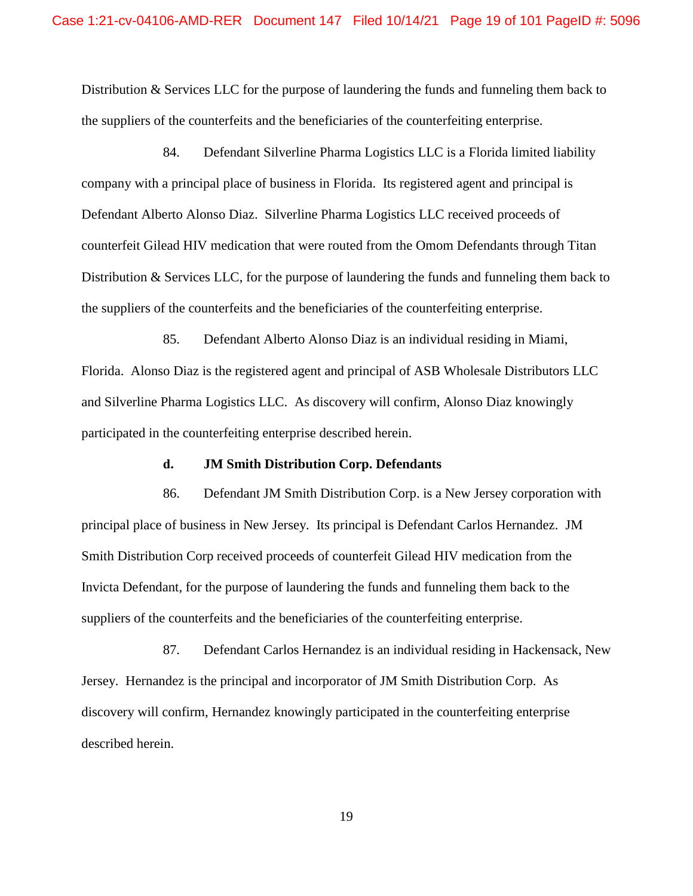Distribution & Services LLC for the purpose of laundering the funds and funneling them back to the suppliers of the counterfeits and the beneficiaries of the counterfeiting enterprise.

84. Defendant Silverline Pharma Logistics LLC is a Florida limited liability company with a principal place of business in Florida. Its registered agent and principal is Defendant Alberto Alonso Diaz. Silverline Pharma Logistics LLC received proceeds of counterfeit Gilead HIV medication that were routed from the Omom Defendants through Titan Distribution & Services LLC, for the purpose of laundering the funds and funneling them back to the suppliers of the counterfeits and the beneficiaries of the counterfeiting enterprise.

85. Defendant Alberto Alonso Diaz is an individual residing in Miami, Florida. Alonso Diaz is the registered agent and principal of ASB Wholesale Distributors LLC and Silverline Pharma Logistics LLC. As discovery will confirm, Alonso Diaz knowingly participated in the counterfeiting enterprise described herein.

#### d. JM Smith Distribution Corp. Defendants

86. Defendant JM Smith Distribution Corp. is a New Jersey corporation with principal place of business in New Jersey. Its principal is Defendant Carlos Hernandez. JM Smith Distribution Corp received proceeds of counterfeit Gilead HIV medication from the Invicta Defendant, for the purpose of laundering the funds and funneling them back to the suppliers of the counterfeits and the beneficiaries of the counterfeiting enterprise.

87. Defendant Carlos Hernandez is an individual residing in Hackensack, New Jersey. Hernandez is the principal and incorporator of JM Smith Distribution Corp. As discovery will confirm, Hernandez knowingly participated in the counterfeiting enterprise described herein.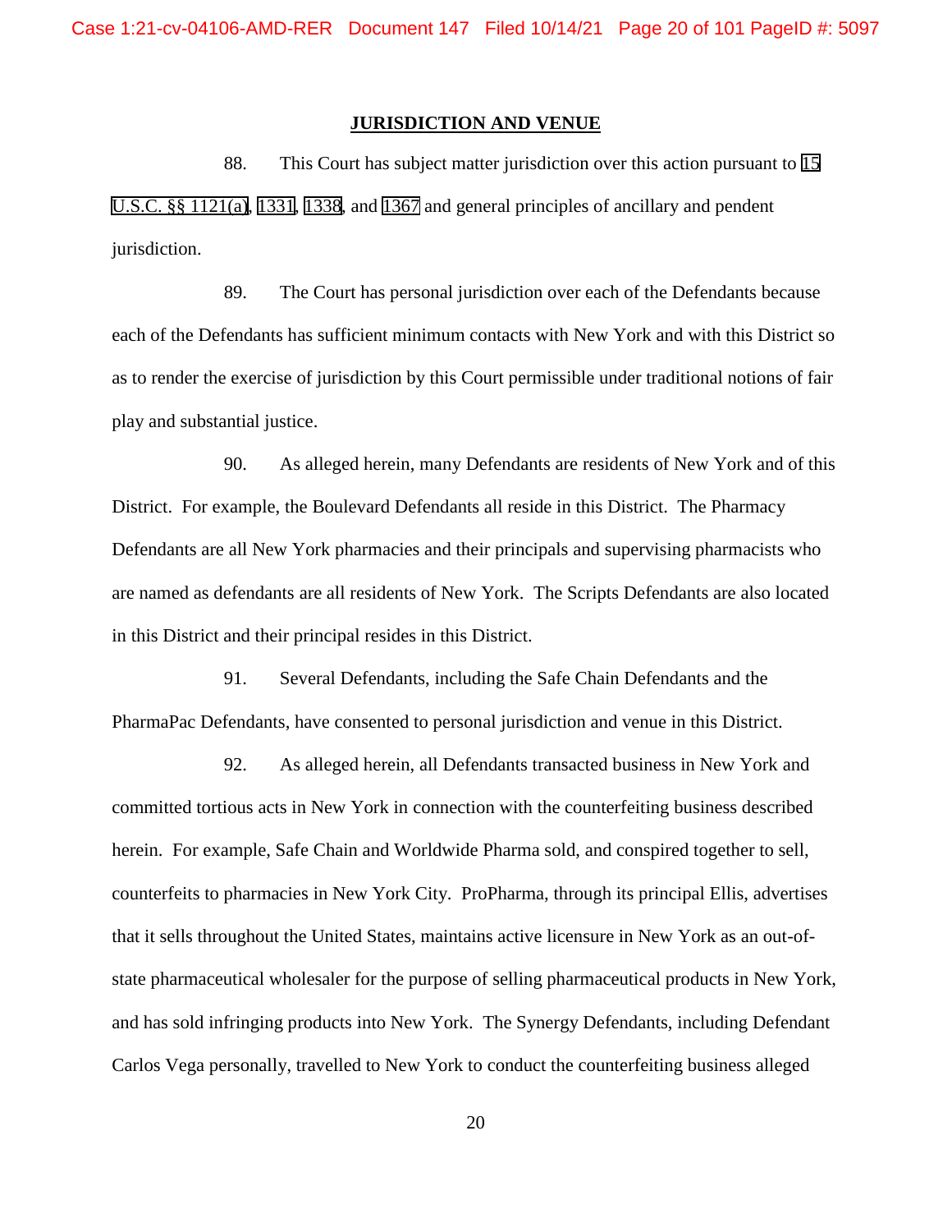## JURISDICTION AND VENUE

88. This Court has subject matter jurisdiction over this action pursuant to 15 U.S.C. §§ 1121(a), 1331, 1338, and 1367 and general principles of ancillary and pendent jurisdiction.

89. The Court has personal jurisdiction over each of the Defendants because each of the Defendants has sufficient minimum contacts with New York and with this District so as to render the exercise of jurisdiction by this Court permissible under traditional notions of fair play and substantial justice.

90. As alleged herein, many Defendants are residents of New York and of this District. For example, the Boulevard Defendants all reside in this District. The Pharmacy Defendants are all New York pharmacies and their principals and supervising pharmacists who are named as defendants are all residents of New York. The Scripts Defendants are also located in this District and their principal resides in this District.

91. Several Defendants, including the Safe Chain Defendants and the PharmaPac Defendants, have consented to personal jurisdiction and venue in this District.

92. As alleged herein, all Defendants transacted business in New York and committed tortious acts in New York in connection with the counterfeiting business described herein. For example, Safe Chain and Worldwide Pharma sold, and conspired together to sell, counterfeits to pharmacies in New York City. ProPharma, through its principal Ellis, advertises that it sells throughout the United States, maintains active licensure in New York as an out-of-state pharmaceutical wholesaler for the purpose of selling pharmaceutical products in New York, and has sold infringing products into New York. The Synergy Defendants, including Defendant Carlos Vega personally, travelled to New York to conduct the counterfeiting business alleged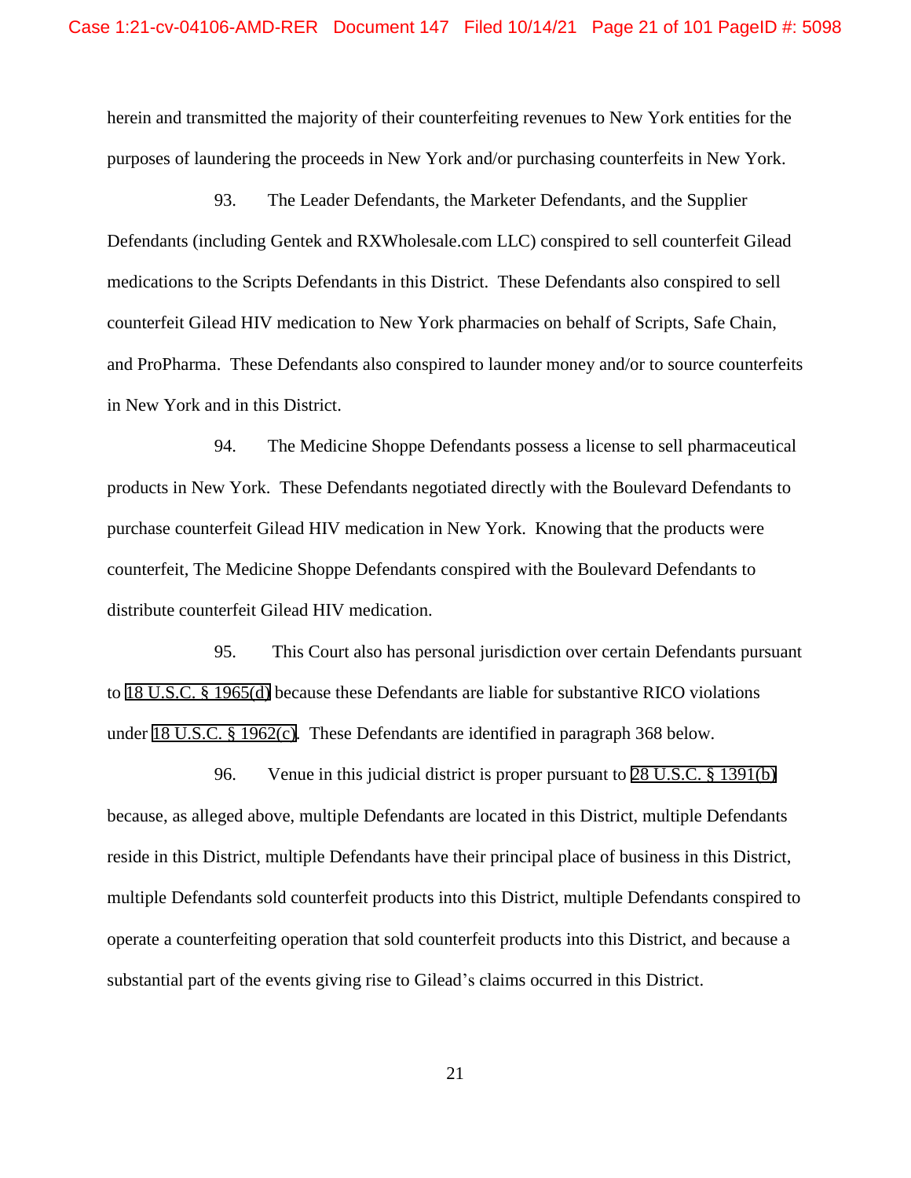herein and transmitted the majority of their counterfeiting revenues to New York entities for the purposes of laundering the proceeds in New York and/or purchasing counterfeits in New York.

93. The Leader Defendants, the Marketer Defendants, and the Supplier Defendants (including Gentek and RXWholesale.com LLC) conspired to sell counterfeit Gilead medications to the Scripts Defendants in this District. These Defendants also conspired to sell counterfeit Gilead HIV medication to New York pharmacies on behalf of Scripts, Safe Chain, and ProPharma. These Defendants also conspired to launder money and/or to source counterfeits in New York and in this District.

94. The Medicine Shoppe Defendants possess a license to sell pharmaceutical products in New York. These Defendants negotiated directly with the Boulevard Defendants to purchase counterfeit Gilead HIV medication in New York. Knowing that the products were counterfeit, The Medicine Shoppe Defendants conspired with the Boulevard Defendants to distribute counterfeit Gilead HIV medication.

95. This Court also has personal jurisdiction over certain Defendants pursuant to 18 U.S.C. § 1965(d) because these Defendants are liable for substantive RICO violations under 18 U.S.C. § 1962(c). These Defendants are identified in paragraph 368 below.

96. Venue in this judicial district is proper pursuant to 28 U.S.C. § 1391(b) because, as alleged above, multiple Defendants are located in this District, multiple Defendants reside in this District, multiple Defendants have their principal place of business in this District, multiple Defendants sold counterfeit products into this District, multiple Defendants conspired to operate a counterfeiting operation that sold counterfeit products into this District, and because a substantial part of the events giving rise to Gilead's claims occurred in this District.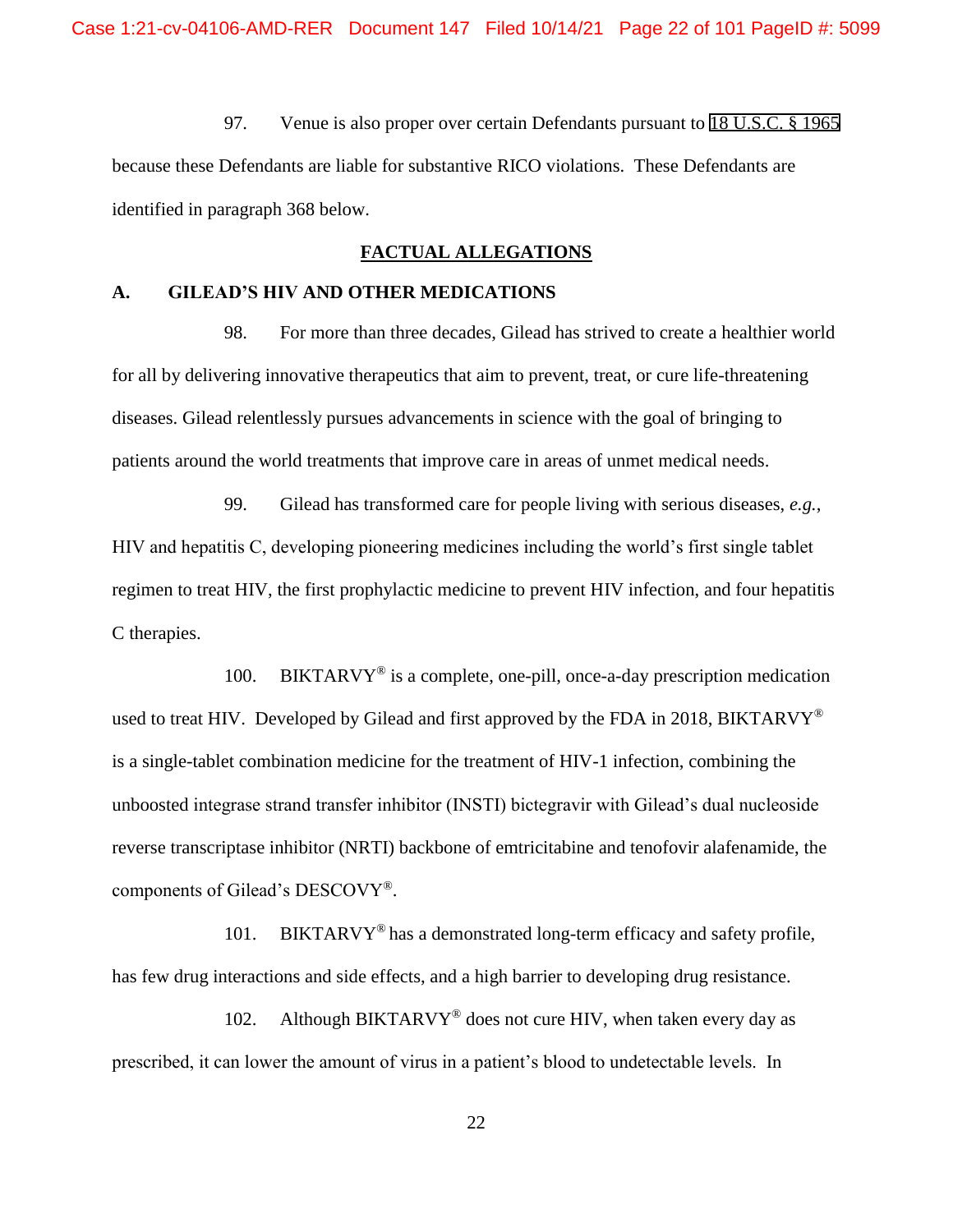97. Venue is also proper over certain Defendants pursuant to 18 U.S.C. § 1965 because these Defendants are liable for substantive RICO violations. These Defendants are identified in paragraph 368 below.

## FACTUAL ALLEGATIONS

### A. GILEAD'S HIV AND OTHER MEDICATIONS

98. For more than three decades, Gilead has strived to create a healthier world for all by delivering innovative therapeutics that aim to prevent, treat, or cure life-threatening diseases. Gilead relentlessly pursues advancements in science with the goal of bringing to patients around the world treatments that improve care in areas of unmet medical needs.

99. Gilead has transformed care for people living with serious diseases, *e.g.*, HIV and hepatitis C, developing pioneering medicines including the world's first single tablet regimen to treat HIV, the first prophylactic medicine to prevent HIV infection, and four hepatitis C therapies.

100. BIKTARVY® is a complete, one-pill, once-a-day prescription medication used to treat HIV. Developed by Gilead and first approved by the FDA in 2018, BIKTARVY® is a single-tablet combination medicine for the treatment of HIV-1 infection, combining the unboosted integrase strand transfer inhibitor (INSTI) bictegravir with Gilead's dual nucleoside reverse transcriptase inhibitor (NRTI) backbone of emtricitabine and tenofovir alafenamide, the components of Gilead's DESCOVY®.

101. BIKTARVY® has a demonstrated long-term efficacy and safety profile, has few drug interactions and side effects, and a high barrier to developing drug resistance.

102. Although BIKTARVY® does not cure HIV, when taken every day as prescribed, it can lower the amount of virus in a patient's blood to undetectable levels. In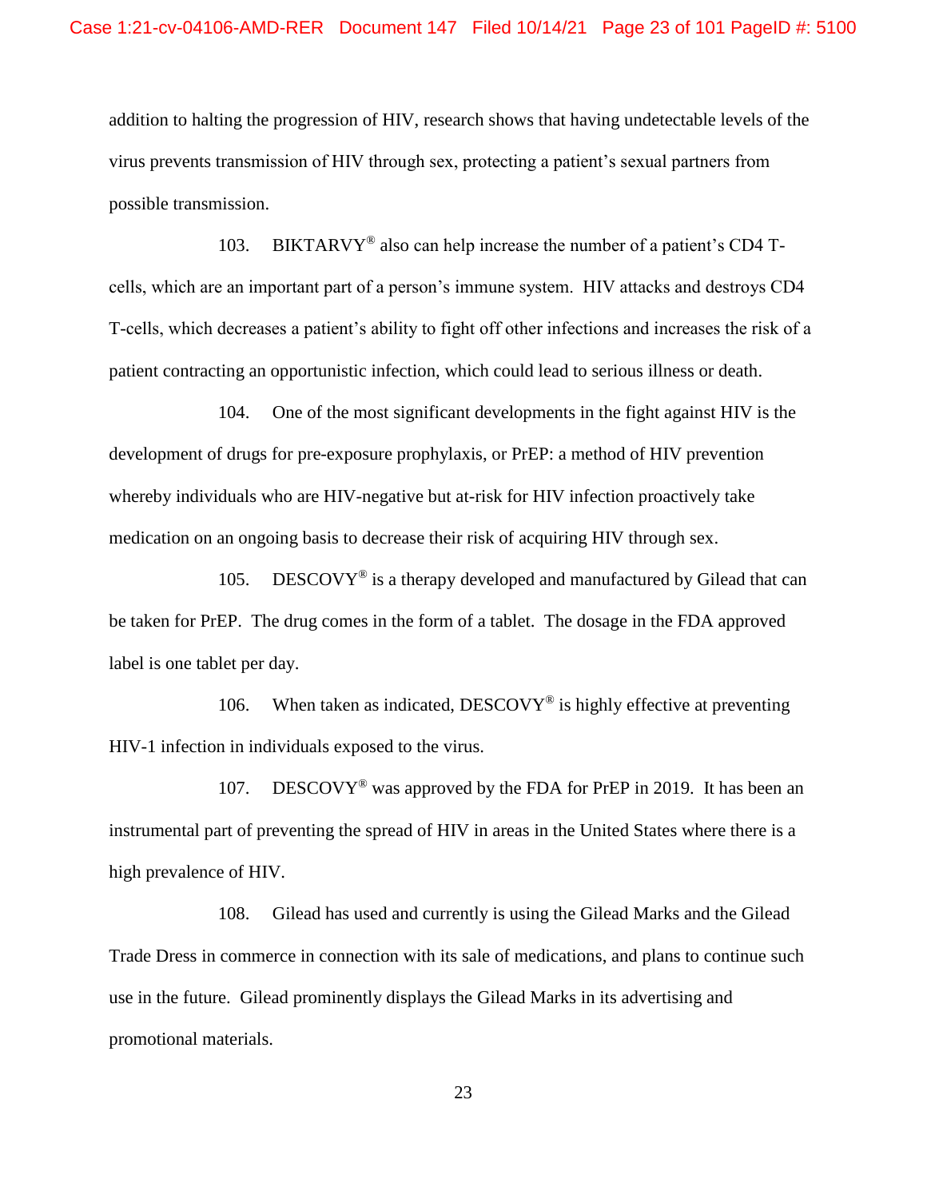addition to halting the progression of HIV, research shows that having undetectable levels of the virus prevents transmission of HIV through sex, protecting a patient's sexual partners from possible transmission.

103. BIKTARVY® also can help increase the number of a patient's CD4 T-cells, which are an important part of a person's immune system. HIV attacks and destroys CD4 T-cells, which decreases a patient's ability to fight off other infections and increases the risk of a patient contracting an opportunistic infection, which could lead to serious illness or death.

104. One of the most significant developments in the fight against HIV is the development of drugs for pre-exposure prophylaxis, or PrEP: a method of HIV prevention whereby individuals who are HIV-negative but at-risk for HIV infection proactively take medication on an ongoing basis to decrease their risk of acquiring HIV through sex.

105. DESCOVY® is a therapy developed and manufactured by Gilead that can be taken for PrEP. The drug comes in the form of a tablet. The dosage in the FDA approved label is one tablet per day.

106. When taken as indicated, DESCOVY® is highly effective at preventing HIV-1 infection in individuals exposed to the virus.

107. DESCOVY® was approved by the FDA for PrEP in 2019. It has been an instrumental part of preventing the spread of HIV in areas in the United States where there is a high prevalence of HIV.

108. Gilead has used and currently is using the Gilead Marks and the Gilead Trade Dress in commerce in connection with its sale of medications, and plans to continue such use in the future. Gilead prominently displays the Gilead Marks in its advertising and promotional materials.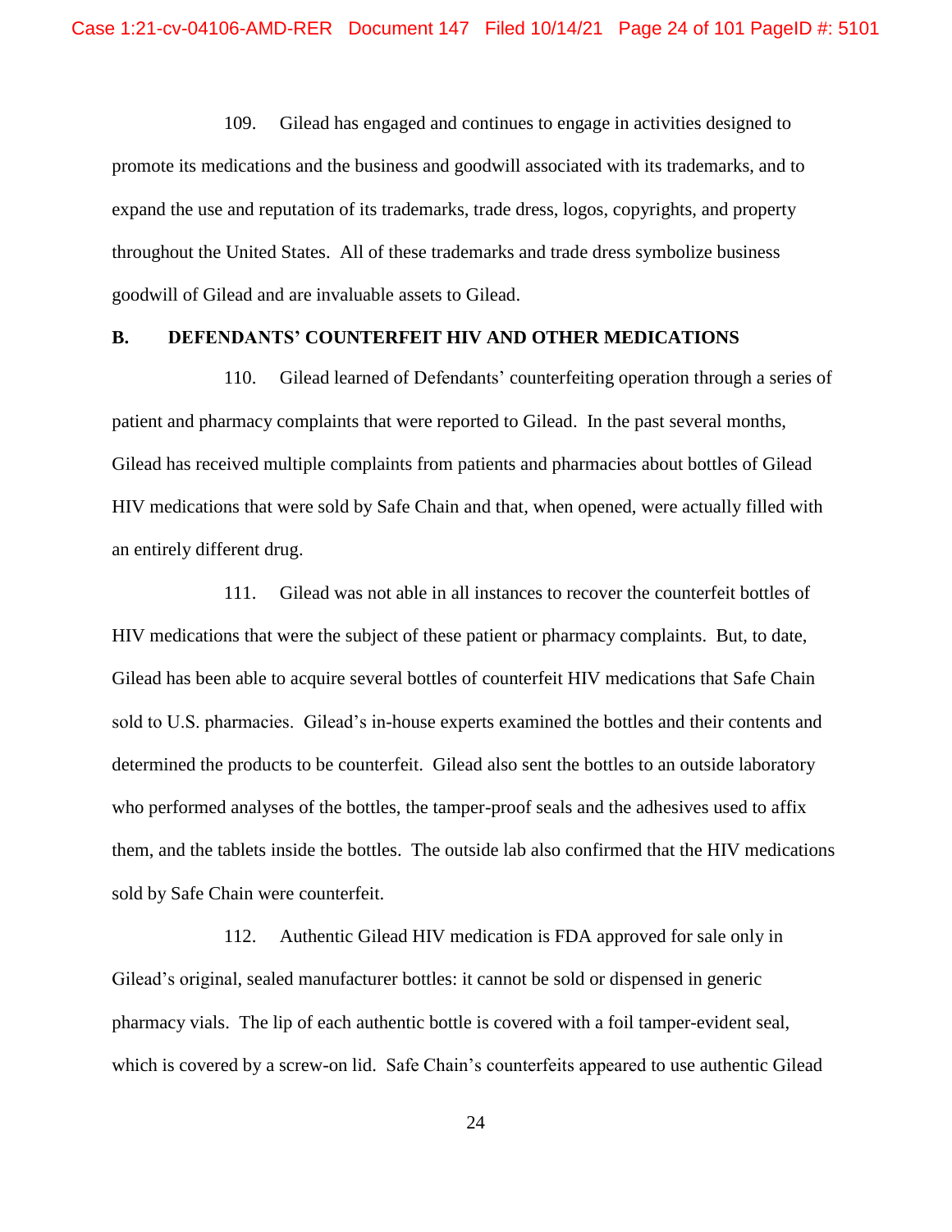109. Gilead has engaged and continues to engage in activities designed to promote its medications and the business and goodwill associated with its trademarks, and to expand the use and reputation of its trademarks, trade dress, logos, copyrights, and property throughout the United States. All of these trademarks and trade dress symbolize business goodwill of Gilead and are invaluable assets to Gilead.

## B. DEFENDANTS' COUNTERFEIT HIV AND OTHER MEDICATIONS

110. Gilead learned of Defendants' counterfeiting operation through a series of patient and pharmacy complaints that were reported to Gilead. In the past several months, Gilead has received multiple complaints from patients and pharmacies about bottles of Gilead HIV medications that were sold by Safe Chain and that, when opened, were actually filled with an entirely different drug.

111. Gilead was not able in all instances to recover the counterfeit bottles of HIV medications that were the subject of these patient or pharmacy complaints. But, to date, Gilead has been able to acquire several bottles of counterfeit HIV medications that Safe Chain sold to U.S. pharmacies. Gilead's in-house experts examined the bottles and their contents and determined the products to be counterfeit. Gilead also sent the bottles to an outside laboratory who performed analyses of the bottles, the tamper-proof seals and the adhesives used to affix them, and the tablets inside the bottles. The outside lab also confirmed that the HIV medications sold by Safe Chain were counterfeit.

112. Authentic Gilead HIV medication is FDA approved for sale only in Gilead's original, sealed manufacturer bottles: it cannot be sold or dispensed in generic pharmacy vials. The lip of each authentic bottle is covered with a foil tamper-evident seal, which is covered by a screw-on lid. Safe Chain's counterfeits appeared to use authentic Gilead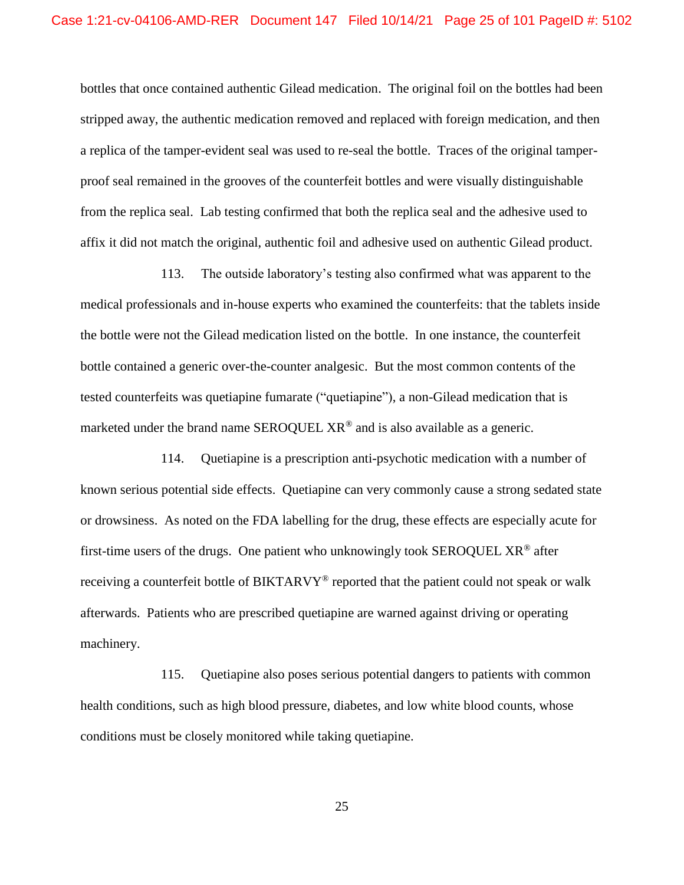bottles that once contained authentic Gilead medication. The original foil on the bottles had been stripped away, the authentic medication removed and replaced with foreign medication, and then a replica of the tamper-evident seal was used to re-seal the bottle. Traces of the original tamper-proof seal remained in the grooves of the counterfeit bottles and were visually distinguishable from the replica seal. Lab testing confirmed that both the replica seal and the adhesive used to affix it did not match the original, authentic foil and adhesive used on authentic Gilead product.

113. The outside laboratory's testing also confirmed what was apparent to the medical professionals and in-house experts who examined the counterfeits: that the tablets inside the bottle were not the Gilead medication listed on the bottle. In one instance, the counterfeit bottle contained a generic over-the-counter analgesic. But the most common contents of the tested counterfeits was quetiapine fumarate ("quetiapine"), a non-Gilead medication that is marketed under the brand name SEROQUEL XR® and is also available as a generic.

114. Quetiapine is a prescription anti-psychotic medication with a number of known serious potential side effects. Quetiapine can very commonly cause a strong sedated state or drowsiness. As noted on the FDA labelling for the drug, these effects are especially acute for first-time users of the drugs. One patient who unknowingly took SEROQUEL XR® after receiving a counterfeit bottle of BIKTARVY® reported that the patient could not speak or walk afterwards. Patients who are prescribed quetiapine are warned against driving or operating machinery.

115. Quetiapine also poses serious potential dangers to patients with common health conditions, such as high blood pressure, diabetes, and low white blood counts, whose conditions must be closely monitored while taking quetiapine.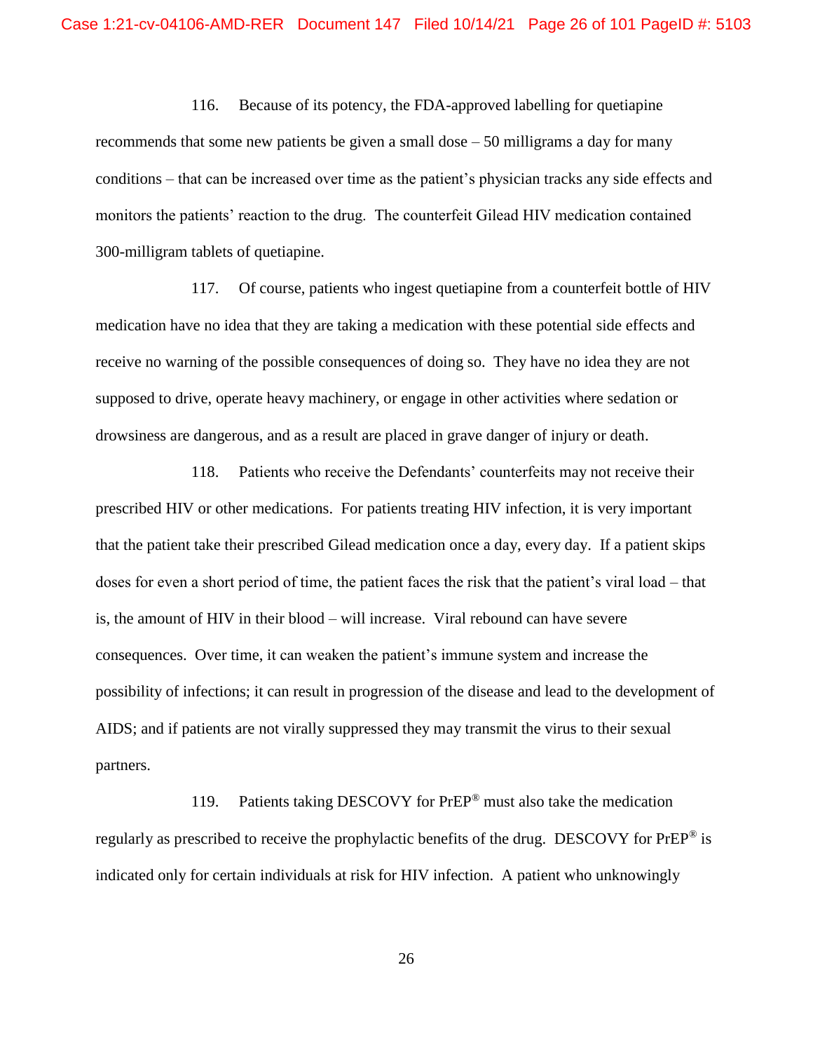116. Because of its potency, the FDA-approved labelling for quetiapine recommends that some new patients be given a small dose – 50 milligrams a day for many conditions – that can be increased over time as the patient's physician tracks any side effects and monitors the patients' reaction to the drug. The counterfeit Gilead HIV medication contained 300-milligram tablets of quetiapine.

117. Of course, patients who ingest quetiapine from a counterfeit bottle of HIV medication have no idea that they are taking a medication with these potential side effects and receive no warning of the possible consequences of doing so. They have no idea they are not supposed to drive, operate heavy machinery, or engage in other activities where sedation or drowsiness are dangerous, and as a result are placed in grave danger of injury or death.

118. Patients who receive the Defendants' counterfeits may not receive their prescribed HIV or other medications. For patients treating HIV infection, it is very important that the patient take their prescribed Gilead medication once a day, every day. If a patient skips doses for even a short period of time, the patient faces the risk that the patient's viral load – that is, the amount of HIV in their blood – will increase. Viral rebound can have severe consequences. Over time, it can weaken the patient's immune system and increase the possibility of infections; it can result in progression of the disease and lead to the development of AIDS; and if patients are not virally suppressed they may transmit the virus to their sexual partners.

119. Patients taking DESCOVY for PrEP® must also take the medication regularly as prescribed to receive the prophylactic benefits of the drug. DESCOVY for PrEP® is indicated only for certain individuals at risk for HIV infection. A patient who unknowingly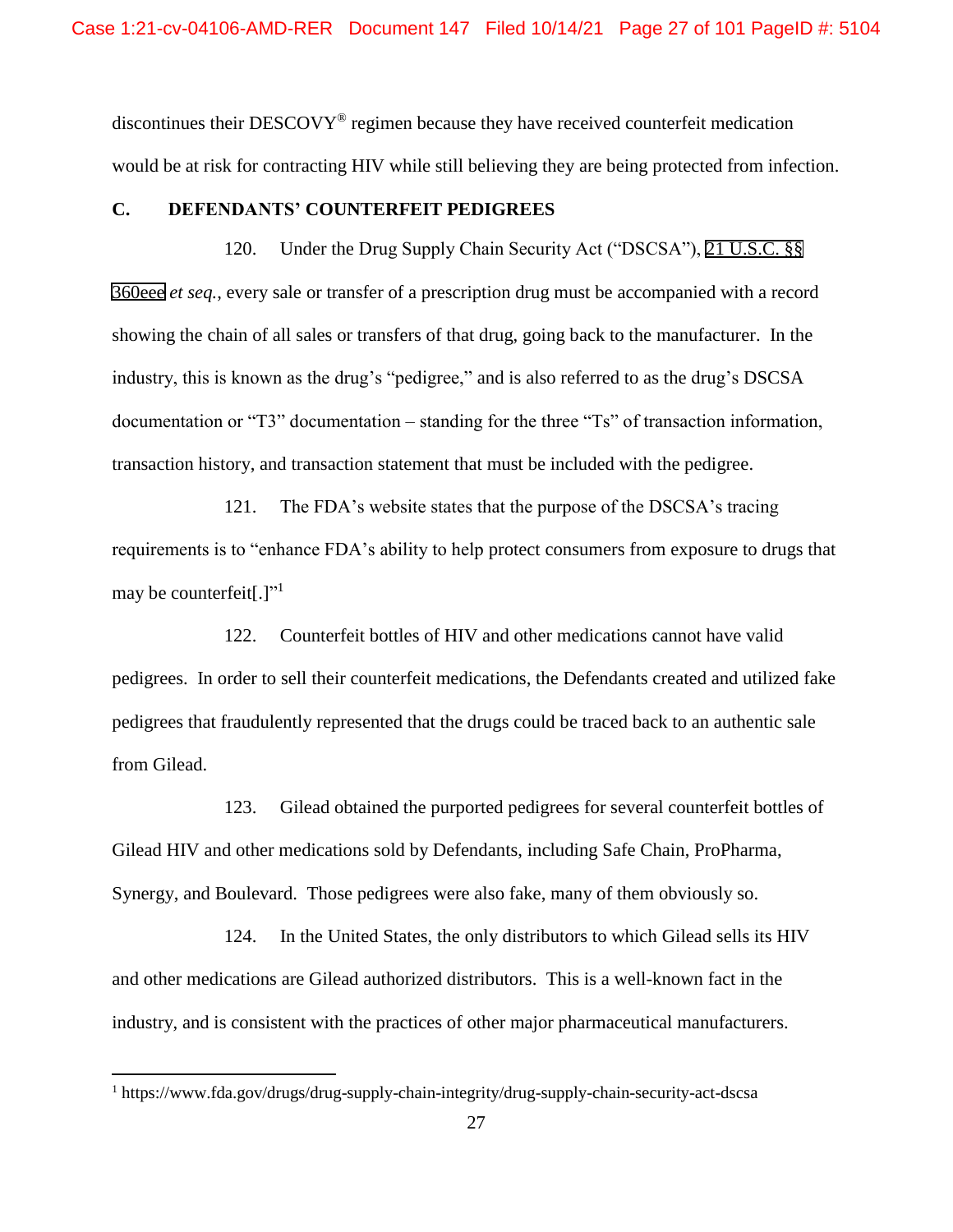discontinues their DESCOVY® regimen because they have received counterfeit medication would be at risk for contracting HIV while still believing they are being protected from infection.

### C. DEFENDANTS' COUNTERFEIT PEDIGREES

120. Under the Drug Supply Chain Security Act ("DSCSA"), 21 U.S.C. §§ 360eee *et seq.*, every sale or transfer of a prescription drug must be accompanied with a record showing the chain of all sales or transfers of that drug, going back to the manufacturer. In the industry, this is known as the drug's "pedigree," and is also referred to as the drug's DSCSA documentation or "T3" documentation – standing for the three "Ts" of transaction information, transaction history, and transaction statement that must be included with the pedigree.

121. The FDA's website states that the purpose of the DSCSA's tracing requirements is to "enhance FDA's ability to help protect consumers from exposure to drugs that may be counterfeit[.]"[1]

122. Counterfeit bottles of HIV and other medications cannot have valid pedigrees. In order to sell their counterfeit medications, the Defendants created and utilized fake pedigrees that fraudulently represented that the drugs could be traced back to an authentic sale from Gilead.

123. Gilead obtained the purported pedigrees for several counterfeit bottles of Gilead HIV and other medications sold by Defendants, including Safe Chain, ProPharma, Synergy, and Boulevard. Those pedigrees were also fake, many of them obviously so.

124. In the United States, the only distributors to which Gilead sells its HIV and other medications are Gilead authorized distributors. This is a well-known fact in the industry, and is consistent with the practices of other major pharmaceutical manufacturers.

---

[1] https://www.fda.gov/drugs/drug-supply-chain-integrity/drug-supply-chain-security-act-dscsa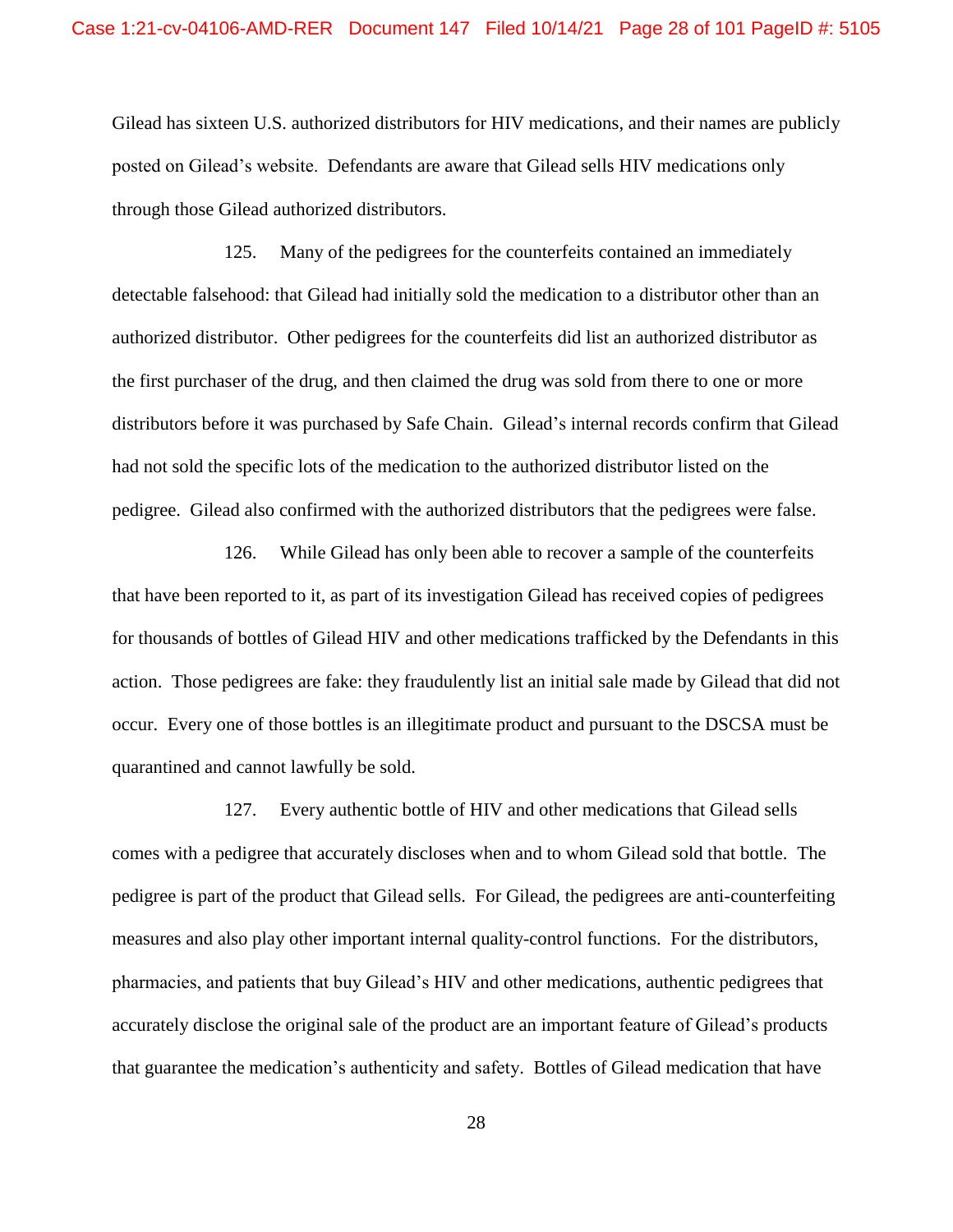Gilead has sixteen U.S. authorized distributors for HIV medications, and their names are publicly posted on Gilead's website. Defendants are aware that Gilead sells HIV medications only through those Gilead authorized distributors.

125. Many of the pedigrees for the counterfeits contained an immediately detectable falsehood: that Gilead had initially sold the medication to a distributor other than an authorized distributor. Other pedigrees for the counterfeits did list an authorized distributor as the first purchaser of the drug, and then claimed the drug was sold from there to one or more distributors before it was purchased by Safe Chain. Gilead's internal records confirm that Gilead had not sold the specific lots of the medication to the authorized distributor listed on the pedigree. Gilead also confirmed with the authorized distributors that the pedigrees were false.

126. While Gilead has only been able to recover a sample of the counterfeits that have been reported to it, as part of its investigation Gilead has received copies of pedigrees for thousands of bottles of Gilead HIV and other medications trafficked by the Defendants in this action. Those pedigrees are fake: they fraudulently list an initial sale made by Gilead that did not occur. Every one of those bottles is an illegitimate product and pursuant to the DSCSA must be quarantined and cannot lawfully be sold.

127. Every authentic bottle of HIV and other medications that Gilead sells comes with a pedigree that accurately discloses when and to whom Gilead sold that bottle. The pedigree is part of the product that Gilead sells. For Gilead, the pedigrees are anti-counterfeiting measures and also play other important internal quality-control functions. For the distributors, pharmacies, and patients that buy Gilead's HIV and other medications, authentic pedigrees that accurately disclose the original sale of the product are an important feature of Gilead's products that guarantee the medication's authenticity and safety. Bottles of Gilead medication that have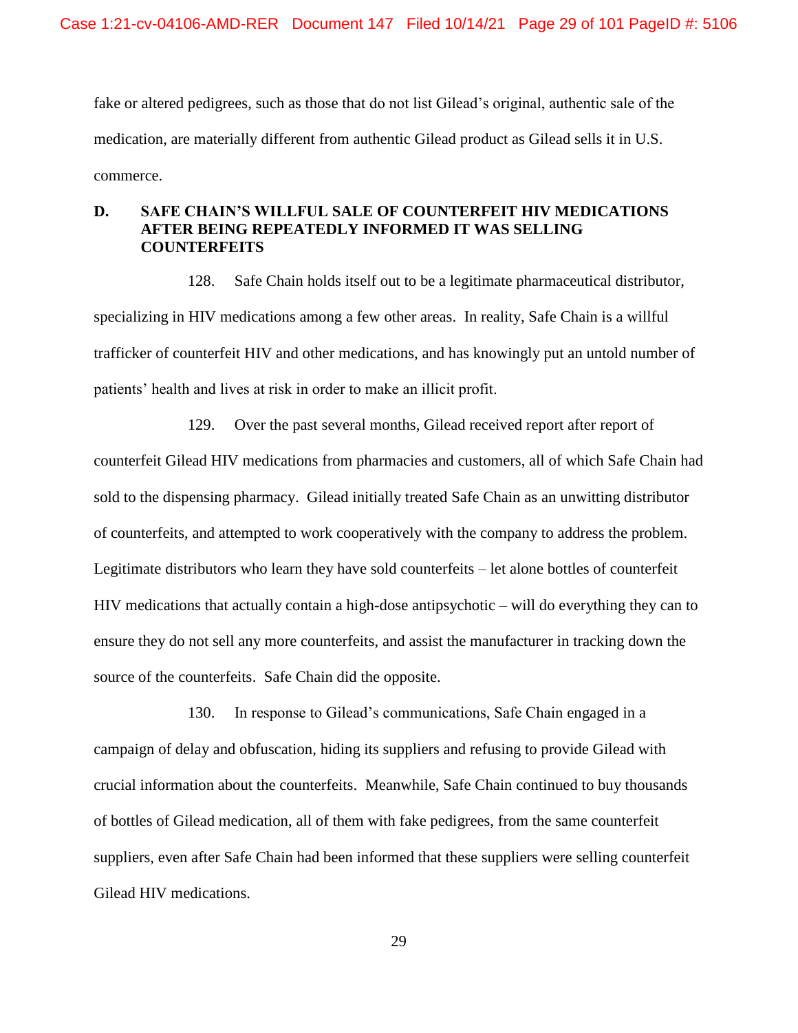fake or altered pedigrees, such as those that do not list Gilead's original, authentic sale of the medication, are materially different from authentic Gilead product as Gilead sells it in U.S. commerce.

## D. SAFE CHAIN'S WILLFUL SALE OF COUNTERFEIT HIV MEDICATIONS AFTER BEING REPEATEDLY INFORMED IT WAS SELLING COUNTERFEITS

128. Safe Chain holds itself out to be a legitimate pharmaceutical distributor, specializing in HIV medications among a few other areas. In reality, Safe Chain is a willful trafficker of counterfeit HIV and other medications, and has knowingly put an untold number of patients' health and lives at risk in order to make an illicit profit.

129. Over the past several months, Gilead received report after report of counterfeit Gilead HIV medications from pharmacies and customers, all of which Safe Chain had sold to the dispensing pharmacy. Gilead initially treated Safe Chain as an unwitting distributor of counterfeits, and attempted to work cooperatively with the company to address the problem. Legitimate distributors who learn they have sold counterfeits – let alone bottles of counterfeit HIV medications that actually contain a high-dose antipsychotic – will do everything they can to ensure they do not sell any more counterfeits, and assist the manufacturer in tracking down the source of the counterfeits. Safe Chain did the opposite.

130. In response to Gilead's communications, Safe Chain engaged in a campaign of delay and obfuscation, hiding its suppliers and refusing to provide Gilead with crucial information about the counterfeits. Meanwhile, Safe Chain continued to buy thousands of bottles of Gilead medication, all of them with fake pedigrees, from the same counterfeit suppliers, even after Safe Chain had been informed that these suppliers were selling counterfeit Gilead HIV medications.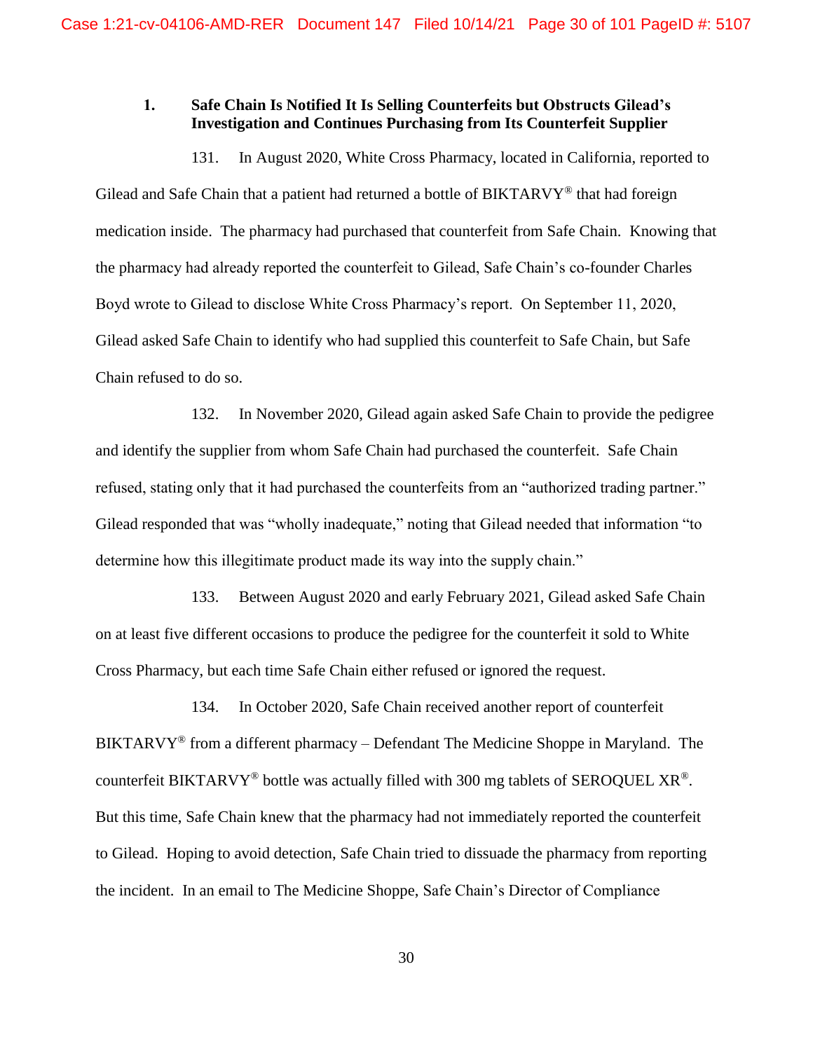### 1. Safe Chain Is Notified It Is Selling Counterfeits but Obstructs Gilead's Investigation and Continues Purchasing from Its Counterfeit Supplier

131. In August 2020, White Cross Pharmacy, located in California, reported to Gilead and Safe Chain that a patient had returned a bottle of BIKTARVY® that had foreign medication inside. The pharmacy had purchased that counterfeit from Safe Chain. Knowing that the pharmacy had already reported the counterfeit to Gilead, Safe Chain's co-founder Charles Boyd wrote to Gilead to disclose White Cross Pharmacy's report. On September 11, 2020, Gilead asked Safe Chain to identify who had supplied this counterfeit to Safe Chain, but Safe Chain refused to do so.

132. In November 2020, Gilead again asked Safe Chain to provide the pedigree and identify the supplier from whom Safe Chain had purchased the counterfeit. Safe Chain refused, stating only that it had purchased the counterfeits from an "authorized trading partner." Gilead responded that was "wholly inadequate," noting that Gilead needed that information "to determine how this illegitimate product made its way into the supply chain."

133. Between August 2020 and early February 2021, Gilead asked Safe Chain on at least five different occasions to produce the pedigree for the counterfeit it sold to White Cross Pharmacy, but each time Safe Chain either refused or ignored the request.

134. In October 2020, Safe Chain received another report of counterfeit BIKTARVY® from a different pharmacy – Defendant The Medicine Shoppe in Maryland. The counterfeit BIKTARVY® bottle was actually filled with 300 mg tablets of SEROQUEL XR®. But this time, Safe Chain knew that the pharmacy had not immediately reported the counterfeit to Gilead. Hoping to avoid detection, Safe Chain tried to dissuade the pharmacy from reporting the incident. In an email to The Medicine Shoppe, Safe Chain's Director of Compliance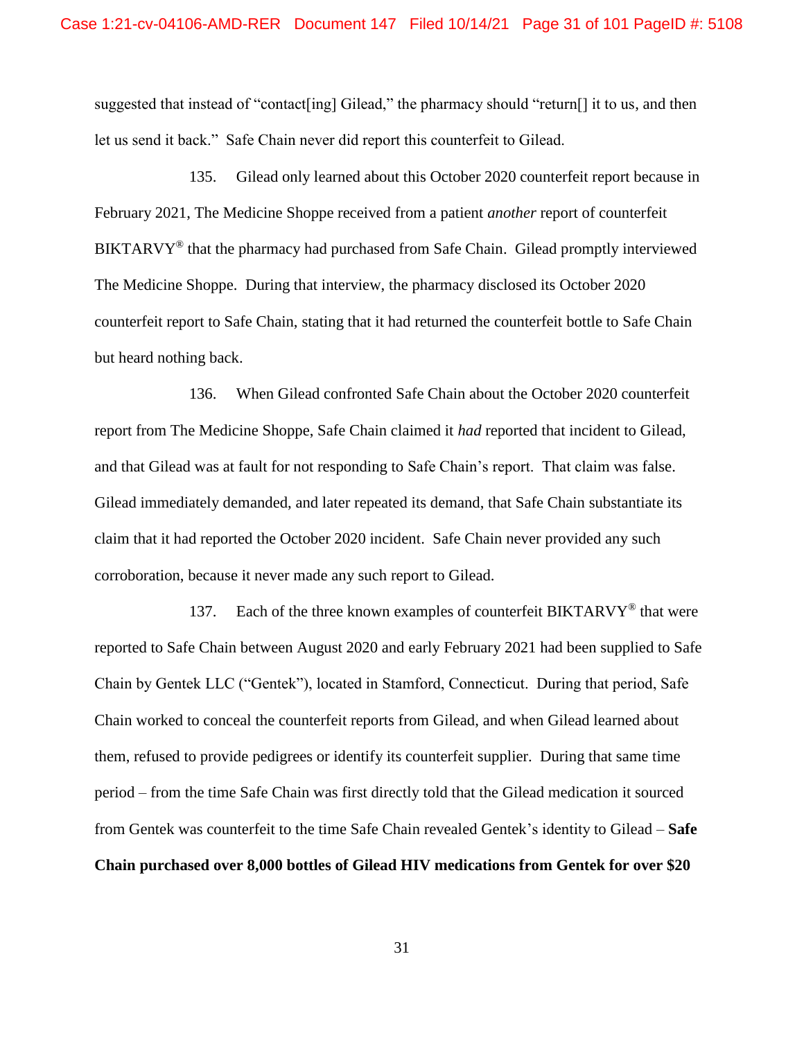suggested that instead of "contact[ing] Gilead," the pharmacy should "return[] it to us, and then let us send it back." Safe Chain never did report this counterfeit to Gilead.

135. Gilead only learned about this October 2020 counterfeit report because in February 2021, The Medicine Shoppe received from a patient *another* report of counterfeit BIKTARVY® that the pharmacy had purchased from Safe Chain. Gilead promptly interviewed The Medicine Shoppe. During that interview, the pharmacy disclosed its October 2020 counterfeit report to Safe Chain, stating that it had returned the counterfeit bottle to Safe Chain but heard nothing back.

136. When Gilead confronted Safe Chain about the October 2020 counterfeit report from The Medicine Shoppe, Safe Chain claimed it *had* reported that incident to Gilead, and that Gilead was at fault for not responding to Safe Chain's report. That claim was false. Gilead immediately demanded, and later repeated its demand, that Safe Chain substantiate its claim that it had reported the October 2020 incident. Safe Chain never provided any such corroboration, because it never made any such report to Gilead.

137. Each of the three known examples of counterfeit BIKTARVY® that were reported to Safe Chain between August 2020 and early February 2021 had been supplied to Safe Chain by Gentek LLC ("Gentek"), located in Stamford, Connecticut. During that period, Safe Chain worked to conceal the counterfeit reports from Gilead, and when Gilead learned about them, refused to provide pedigrees or identify its counterfeit supplier. During that same time period – from the time Safe Chain was first directly told that the Gilead medication it sourced from Gentek was counterfeit to the time Safe Chain revealed Gentek's identity to Gilead – **Safe Chain purchased over 8,000 bottles of Gilead HIV medications from Gentek for over $20**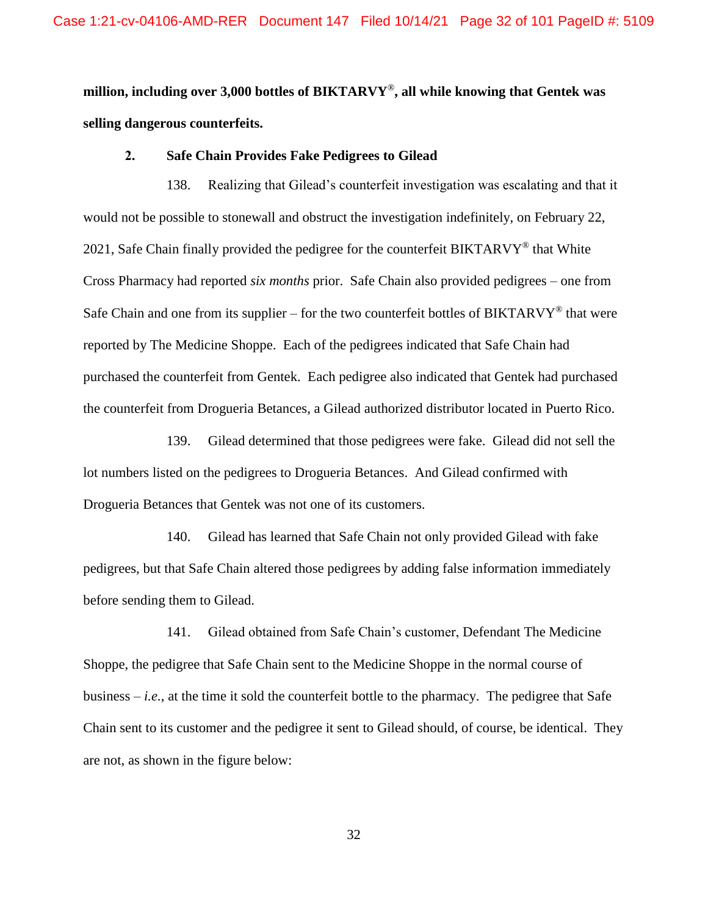**million, including over 3,000 bottles of BIKTARVY®, all while knowing that Gentek was selling dangerous counterfeits.**

**2. Safe Chain Provides Fake Pedigrees to Gilead**

138. Realizing that Gilead's counterfeit investigation was escalating and that it would not be possible to stonewall and obstruct the investigation indefinitely, on February 22, 2021, Safe Chain finally provided the pedigree for the counterfeit BIKTARVY® that White Cross Pharmacy had reported *six months* prior. Safe Chain also provided pedigrees – one from Safe Chain and one from its supplier – for the two counterfeit bottles of BIKTARVY® that were reported by The Medicine Shoppe. Each of the pedigrees indicated that Safe Chain had purchased the counterfeit from Gentek. Each pedigree also indicated that Gentek had purchased the counterfeit from Drogueria Betances, a Gilead authorized distributor located in Puerto Rico.

139. Gilead determined that those pedigrees were fake. Gilead did not sell the lot numbers listed on the pedigrees to Drogueria Betances. And Gilead confirmed with Drogueria Betances that Gentek was not one of its customers.

140. Gilead has learned that Safe Chain not only provided Gilead with fake pedigrees, but that Safe Chain altered those pedigrees by adding false information immediately before sending them to Gilead.

141. Gilead obtained from Safe Chain's customer, Defendant The Medicine Shoppe, the pedigree that Safe Chain sent to the Medicine Shoppe in the normal course of business – *i.e.*, at the time it sold the counterfeit bottle to the pharmacy. The pedigree that Safe Chain sent to its customer and the pedigree it sent to Gilead should, of course, be identical. They are not, as shown in the figure below: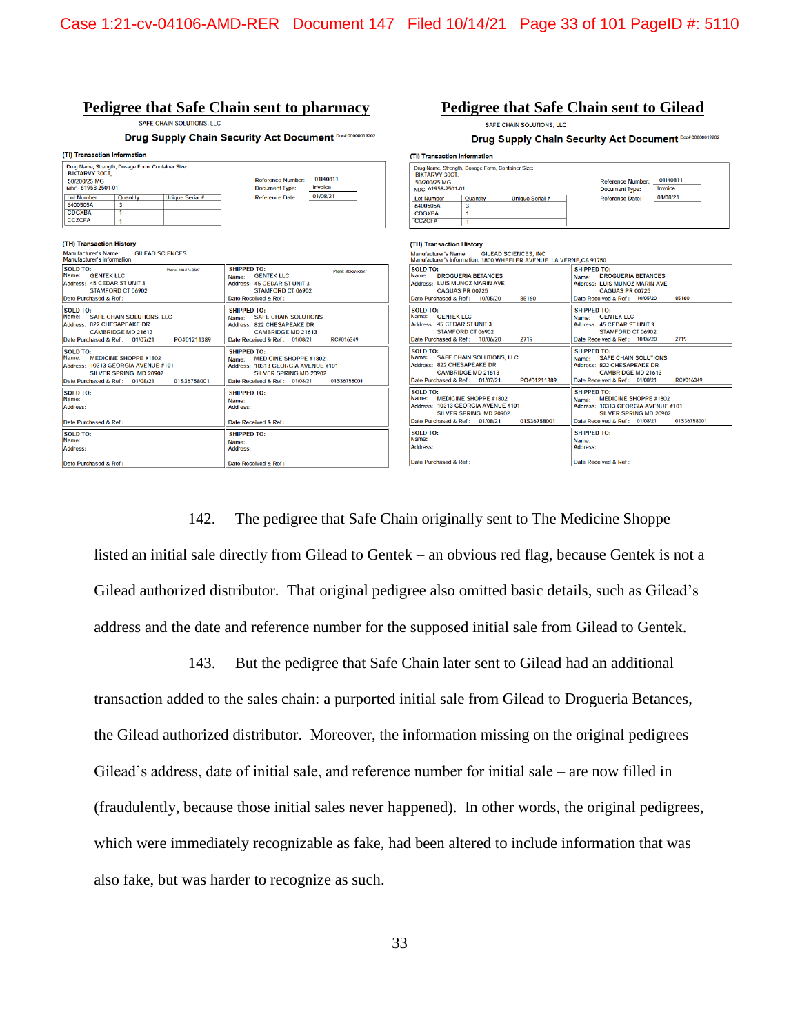## Pedigree that Safe Chain sent to pharmacy

SAFE CHAIN SOLUTIONS, LLC

**Drug Supply Chain Security Act Document** Doc# 00000019202

**(TI) Transaction Information**

Drug Name, Strength, Dosage Form, Container Size:
BIKTARVY 30CT,
50/200/25 MG
NDC: 61958-2501-01

| Lot Number | Quantity | Unique Serial # |
|---|---|---|
| 6400505A | 3 | |
| CDGXBA | 1 | |
| CCZCFA | 1 | |

Reference Number: 01I40811
Document Type: Invoice
Reference Date: 01/08/21

**(TH) Transaction History**

Manufacturer's Name: GILEAD SCIENCES
Manufacturer's Information:

| SOLD TO: | SHIPPED TO: |
|---|---|
| Name: GENTEK LLC<br>Address: 45 CEDAR ST UNIT 3<br>STAMFORD CT 06902<br>Date Purchased & Ref : | Name: GENTEK LLC<br>Address: 45 CEDAR ST UNIT 3<br>STAMFORD CT 06902<br>Date Received & Ref : |
| Name: SAFE CHAIN SOLUTIONS, LLC<br>Address: 822 CHESAPEAKE DR<br>CAMBRIDGE MD 21613<br>Date Purchased & Ref : 01/07/21 PO#01211389 | Name: SAFE CHAIN SOLUTIONS<br>Address: 822 CHESAPEAKE DR<br>CAMBRIDGE MD 21613<br>Date Received & Ref : 01/08/21 RC#016349 |
| Name: MEDICINE SHOPPE #1802<br>Address: 10313 GEORGIA AVENUE #101<br>SILVER SPRING MD 20902<br>Date Purchased & Ref : 01/08/21 01S36758001 | Name: MEDICINE SHOPPE #1802<br>Address: 10313 GEORGIA AVENUE #101<br>SILVER SPRING MD 20902<br>Date Received & Ref : 01/08/21 01S36758001 |
| Name:<br>Address:<br>Date Purchased & Ref : | Name:<br>Address:<br>Date Received & Ref : |
| Name:<br>Address:<br>Date Purchased & Ref : | Name:<br>Address:<br>Date Received & Ref : |

## Pedigree that Safe Chain sent to Gilead

SAFE CHAIN SOLUTIONS, LLC

**Drug Supply Chain Security Act Document** Doc# 00000019202

**(TI) Transaction Information**

Drug Name, Strength, Dosage Form, Container Size:
BIKTARVY 30CT,
50/200/25 MG
NDC: 61958-2501-01

| Lot Number | Quantity | Unique Serial # |
|---|---|---|
| 6400505A | 3 | |
| CDGXBA | 1 | |
| CCZCFA | 1 | |

Reference Number: 01I40811
Document Type: Invoice
Reference Date: 01/08/21

**(TH) Transaction History**

Manufacturer's Name: GILEAD SCIENCES, INC
Manufacturer's Information: 1800 WHEELER AVENUE LA VERNE,CA 91750

| SOLD TO: | SHIPPED TO: |
|---|---|
| Name: DROGUERIA BETANCES<br>Address: LUIS MUNOZ MARIN AVE<br>CAGUAS PR 00725<br>Date Purchased & Ref : 10/05/20 85160 | Name: DROGUERIA BETANCES<br>Address: LUIS MUNOZ MARIN AVE<br>CAGUAS PR 00725<br>Date Received & Ref : 10/05/20 85160 |
| Name: GENTEK LLC<br>Address: 45 CEDAR ST UNIT 3<br>STAMFORD CT 06902<br>Date Purchased & Ref : 10/06/20 2719 | Name: GENTEK LLC<br>Address: 45 CEDAR ST UNIT 3<br>STAMFORD CT 06902<br>Date Received & Ref : 10/06/20 2719 |
| Name: SAFE CHAIN SOLUTIONS, LLC<br>Address: 822 CHESAPEAKE DR<br>CAMBRIDGE MD 21613<br>Date Purchased & Ref : 01/07/21 PO#01211389 | Name: SAFE CHAIN SOLUTIONS<br>Address: 822 CHESAPEAKE DR<br>CAMBRIDGE MD 21613<br>Date Received & Ref : 01/08/21 RC#016349 |
| Name: MEDICINE SHOPPE #1802<br>Address: 10313 GEORGIA AVENUE #101<br>SILVER SPRING MD 20902<br>Date Purchased & Ref : 01/08/21 01S36758001 | Name: MEDICINE SHOPPE #1802<br>Address: 10313 GEORGIA AVENUE #101<br>SILVER SPRING MD 20902<br>Date Received & Ref : 01/08/21 01S36758001 |
| Name:<br>Address:<br>Date Purchased & Ref : | Name:<br>Address:<br>Date Received & Ref : |

142. The pedigree that Safe Chain originally sent to The Medicine Shoppe listed an initial sale directly from Gilead to Gentek – an obvious red flag, because Gentek is not a Gilead authorized distributor. That original pedigree also omitted basic details, such as Gilead's address and the date and reference number for the supposed initial sale from Gilead to Gentek.

143. But the pedigree that Safe Chain later sent to Gilead had an additional transaction added to the sales chain: a purported initial sale from Gilead to Drogueria Betances, the Gilead authorized distributor. Moreover, the information missing on the original pedigrees – Gilead's address, date of initial sale, and reference number for initial sale – are now filled in (fraudulently, because those initial sales never happened). In other words, the original pedigrees, which were immediately recognizable as fake, had been altered to include information that was also fake, but was harder to recognize as such.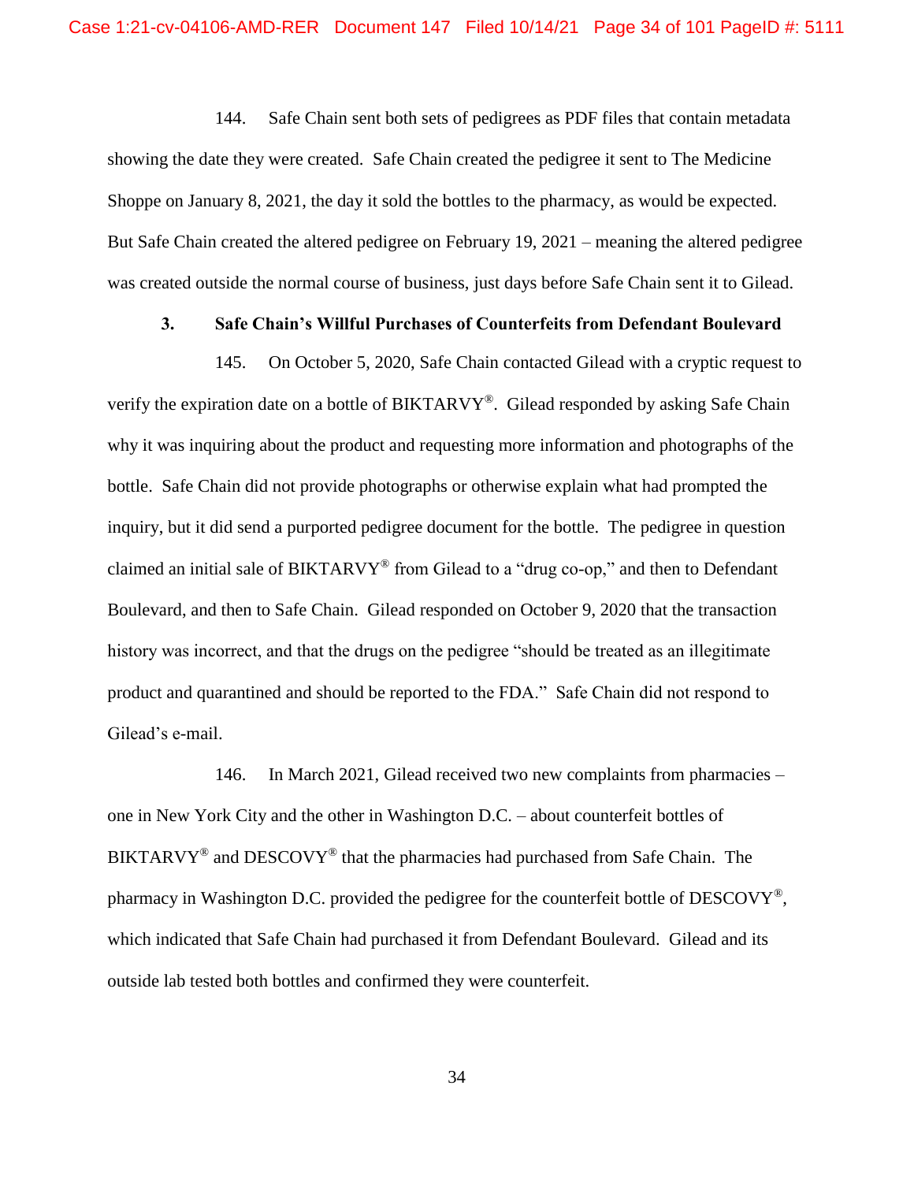144. Safe Chain sent both sets of pedigrees as PDF files that contain metadata showing the date they were created. Safe Chain created the pedigree it sent to The Medicine Shoppe on January 8, 2021, the day it sold the bottles to the pharmacy, as would be expected. But Safe Chain created the altered pedigree on February 19, 2021 – meaning the altered pedigree was created outside the normal course of business, just days before Safe Chain sent it to Gilead.

### 3. Safe Chain's Willful Purchases of Counterfeits from Defendant Boulevard

145. On October 5, 2020, Safe Chain contacted Gilead with a cryptic request to verify the expiration date on a bottle of BIKTARVY®. Gilead responded by asking Safe Chain why it was inquiring about the product and requesting more information and photographs of the bottle. Safe Chain did not provide photographs or otherwise explain what had prompted the inquiry, but it did send a purported pedigree document for the bottle. The pedigree in question claimed an initial sale of BIKTARVY® from Gilead to a "drug co-op," and then to Defendant Boulevard, and then to Safe Chain. Gilead responded on October 9, 2020 that the transaction history was incorrect, and that the drugs on the pedigree "should be treated as an illegitimate product and quarantined and should be reported to the FDA." Safe Chain did not respond to Gilead's e-mail.

146. In March 2021, Gilead received two new complaints from pharmacies – one in New York City and the other in Washington D.C. – about counterfeit bottles of BIKTARVY® and DESCOVY® that the pharmacies had purchased from Safe Chain. The pharmacy in Washington D.C. provided the pedigree for the counterfeit bottle of DESCOVY®, which indicated that Safe Chain had purchased it from Defendant Boulevard. Gilead and its outside lab tested both bottles and confirmed they were counterfeit.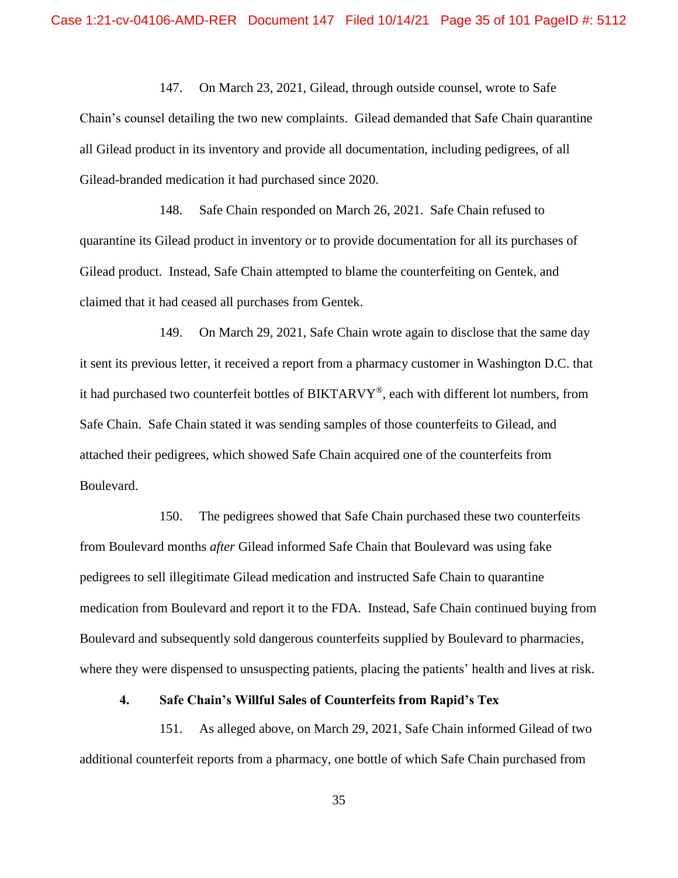147. On March 23, 2021, Gilead, through outside counsel, wrote to Safe Chain's counsel detailing the two new complaints. Gilead demanded that Safe Chain quarantine all Gilead product in its inventory and provide all documentation, including pedigrees, of all Gilead-branded medication it had purchased since 2020.

148. Safe Chain responded on March 26, 2021. Safe Chain refused to quarantine its Gilead product in inventory or to provide documentation for all its purchases of Gilead product. Instead, Safe Chain attempted to blame the counterfeiting on Gentek, and claimed that it had ceased all purchases from Gentek.

149. On March 29, 2021, Safe Chain wrote again to disclose that the same day it sent its previous letter, it received a report from a pharmacy customer in Washington D.C. that it had purchased two counterfeit bottles of BIKTARVY®, each with different lot numbers, from Safe Chain. Safe Chain stated it was sending samples of those counterfeits to Gilead, and attached their pedigrees, which showed Safe Chain acquired one of the counterfeits from Boulevard.

150. The pedigrees showed that Safe Chain purchased these two counterfeits from Boulevard months *after* Gilead informed Safe Chain that Boulevard was using fake pedigrees to sell illegitimate Gilead medication and instructed Safe Chain to quarantine medication from Boulevard and report it to the FDA. Instead, Safe Chain continued buying from Boulevard and subsequently sold dangerous counterfeits supplied by Boulevard to pharmacies, where they were dispensed to unsuspecting patients, placing the patients' health and lives at risk.

#### 4. Safe Chain's Willful Sales of Counterfeits from Rapid's Tex

151. As alleged above, on March 29, 2021, Safe Chain informed Gilead of two additional counterfeit reports from a pharmacy, one bottle of which Safe Chain purchased from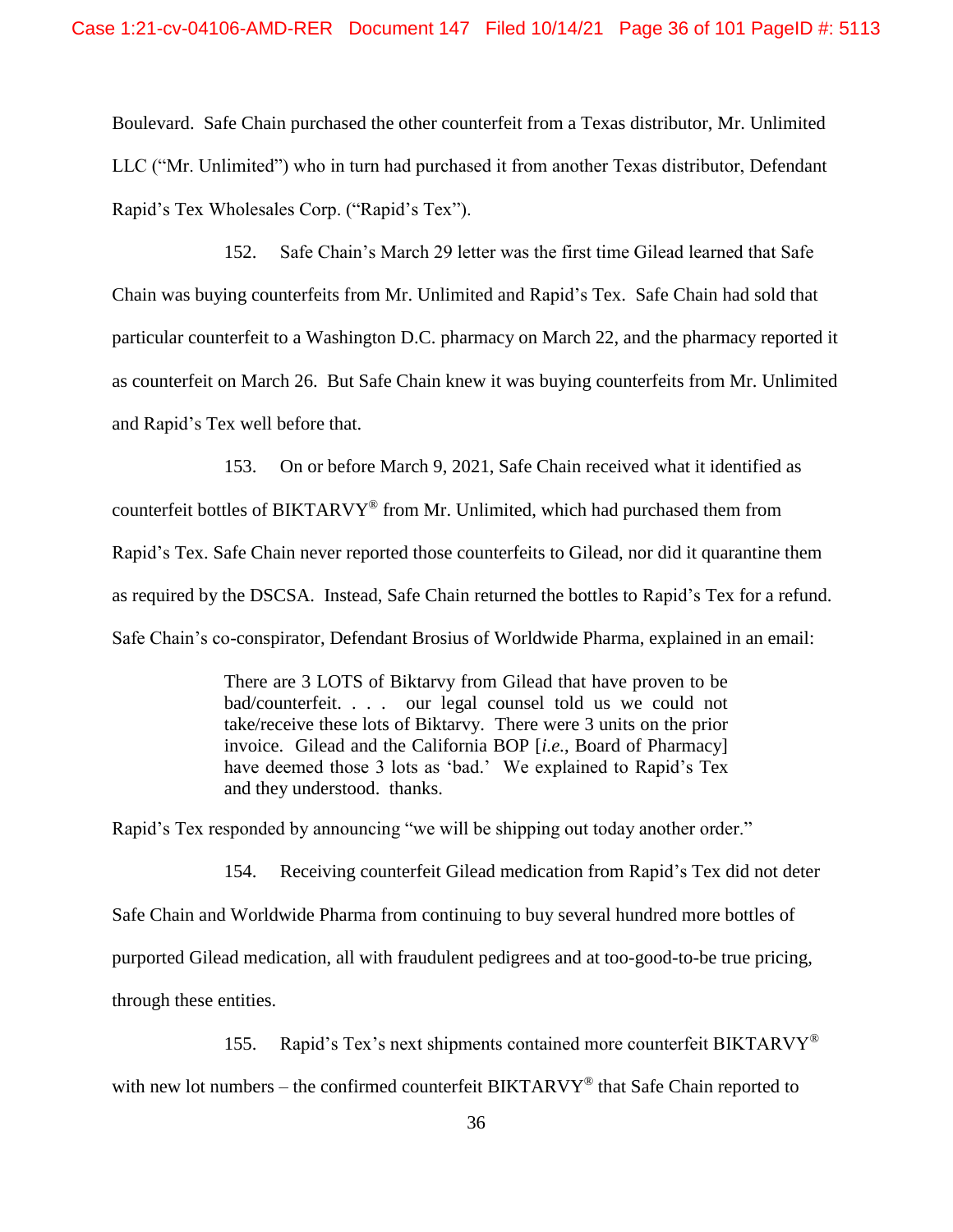Boulevard. Safe Chain purchased the other counterfeit from a Texas distributor, Mr. Unlimited LLC ("Mr. Unlimited") who in turn had purchased it from another Texas distributor, Defendant Rapid's Tex Wholesales Corp. ("Rapid's Tex").

152. Safe Chain's March 29 letter was the first time Gilead learned that Safe Chain was buying counterfeits from Mr. Unlimited and Rapid's Tex. Safe Chain had sold that particular counterfeit to a Washington D.C. pharmacy on March 22, and the pharmacy reported it as counterfeit on March 26. But Safe Chain knew it was buying counterfeits from Mr. Unlimited and Rapid's Tex well before that.

153. On or before March 9, 2021, Safe Chain received what it identified as counterfeit bottles of BIKTARVY® from Mr. Unlimited, which had purchased them from Rapid's Tex. Safe Chain never reported those counterfeits to Gilead, nor did it quarantine them as required by the DSCSA. Instead, Safe Chain returned the bottles to Rapid's Tex for a refund. Safe Chain's co-conspirator, Defendant Brosius of Worldwide Pharma, explained in an email:

> There are 3 LOTS of Biktarvy from Gilead that have proven to be bad/counterfeit. . . . our legal counsel told us we could not take/receive these lots of Biktarvy. There were 3 units on the prior invoice. Gilead and the California BOP [*i.e.*, Board of Pharmacy] have deemed those 3 lots as 'bad.' We explained to Rapid's Tex and they understood. thanks.

Rapid's Tex responded by announcing "we will be shipping out today another order."

154. Receiving counterfeit Gilead medication from Rapid's Tex did not deter Safe Chain and Worldwide Pharma from continuing to buy several hundred more bottles of purported Gilead medication, all with fraudulent pedigrees and at too-good-to-be true pricing, through these entities.

155. Rapid's Tex's next shipments contained more counterfeit BIKTARVY® with new lot numbers – the confirmed counterfeit BIKTARVY® that Safe Chain reported to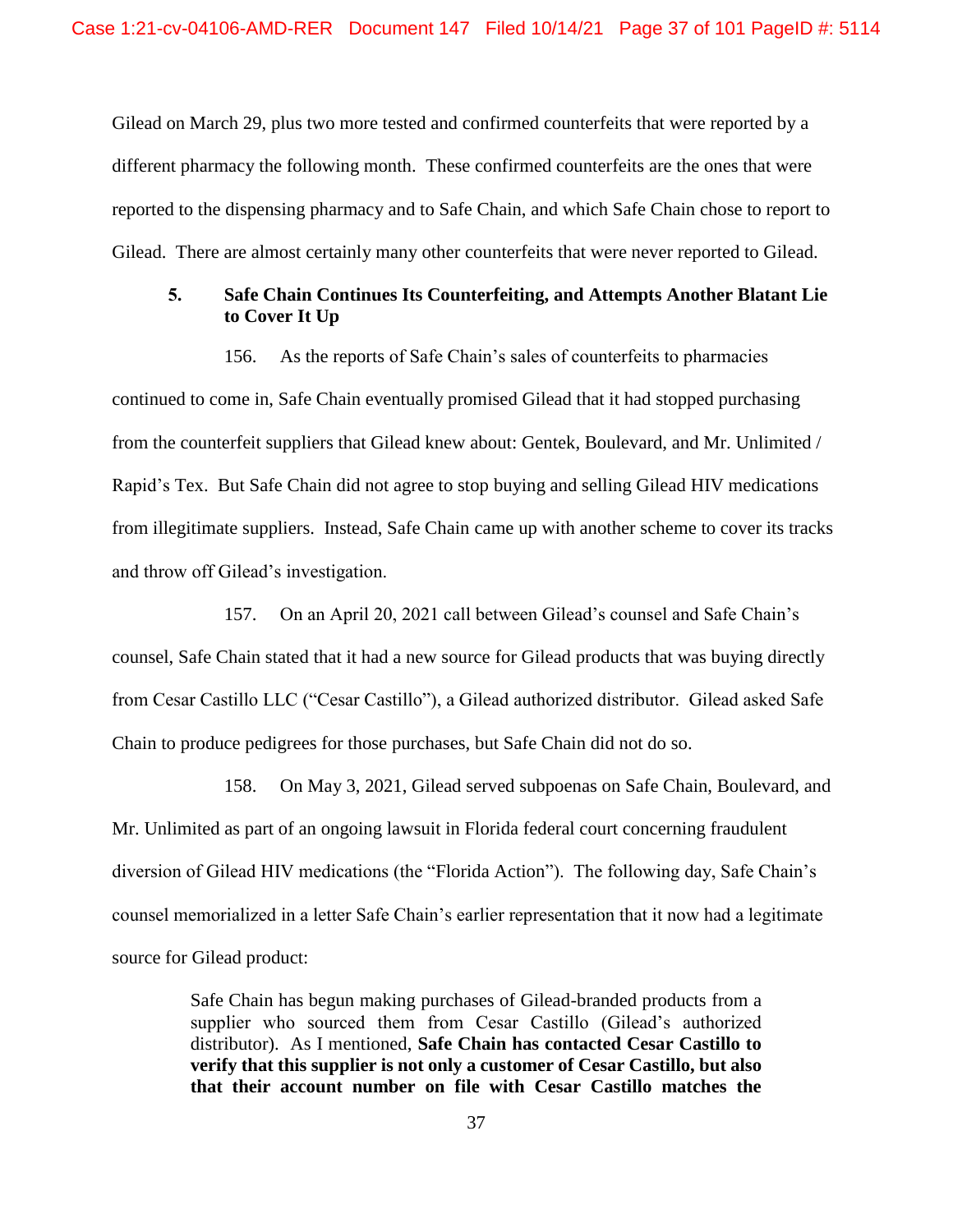Gilead on March 29, plus two more tested and confirmed counterfeits that were reported by a different pharmacy the following month. These confirmed counterfeits are the ones that were reported to the dispensing pharmacy and to Safe Chain, and which Safe Chain chose to report to Gilead. There are almost certainly many other counterfeits that were never reported to Gilead.

### 5. Safe Chain Continues Its Counterfeiting, and Attempts Another Blatant Lie to Cover It Up

156. As the reports of Safe Chain's sales of counterfeits to pharmacies continued to come in, Safe Chain eventually promised Gilead that it had stopped purchasing from the counterfeit suppliers that Gilead knew about: Gentek, Boulevard, and Mr. Unlimited / Rapid's Tex. But Safe Chain did not agree to stop buying and selling Gilead HIV medications from illegitimate suppliers. Instead, Safe Chain came up with another scheme to cover its tracks and throw off Gilead's investigation.

157. On an April 20, 2021 call between Gilead's counsel and Safe Chain's counsel, Safe Chain stated that it had a new source for Gilead products that was buying directly from Cesar Castillo LLC ("Cesar Castillo"), a Gilead authorized distributor. Gilead asked Safe Chain to produce pedigrees for those purchases, but Safe Chain did not do so.

158. On May 3, 2021, Gilead served subpoenas on Safe Chain, Boulevard, and Mr. Unlimited as part of an ongoing lawsuit in Florida federal court concerning fraudulent diversion of Gilead HIV medications (the "Florida Action"). The following day, Safe Chain's counsel memorialized in a letter Safe Chain's earlier representation that it now had a legitimate source for Gilead product:

> Safe Chain has begun making purchases of Gilead-branded products from a supplier who sourced them from Cesar Castillo (Gilead's authorized distributor). As I mentioned, **Safe Chain has contacted Cesar Castillo to verify that this supplier is not only a customer of Cesar Castillo, but also that their account number on file with Cesar Castillo matches the**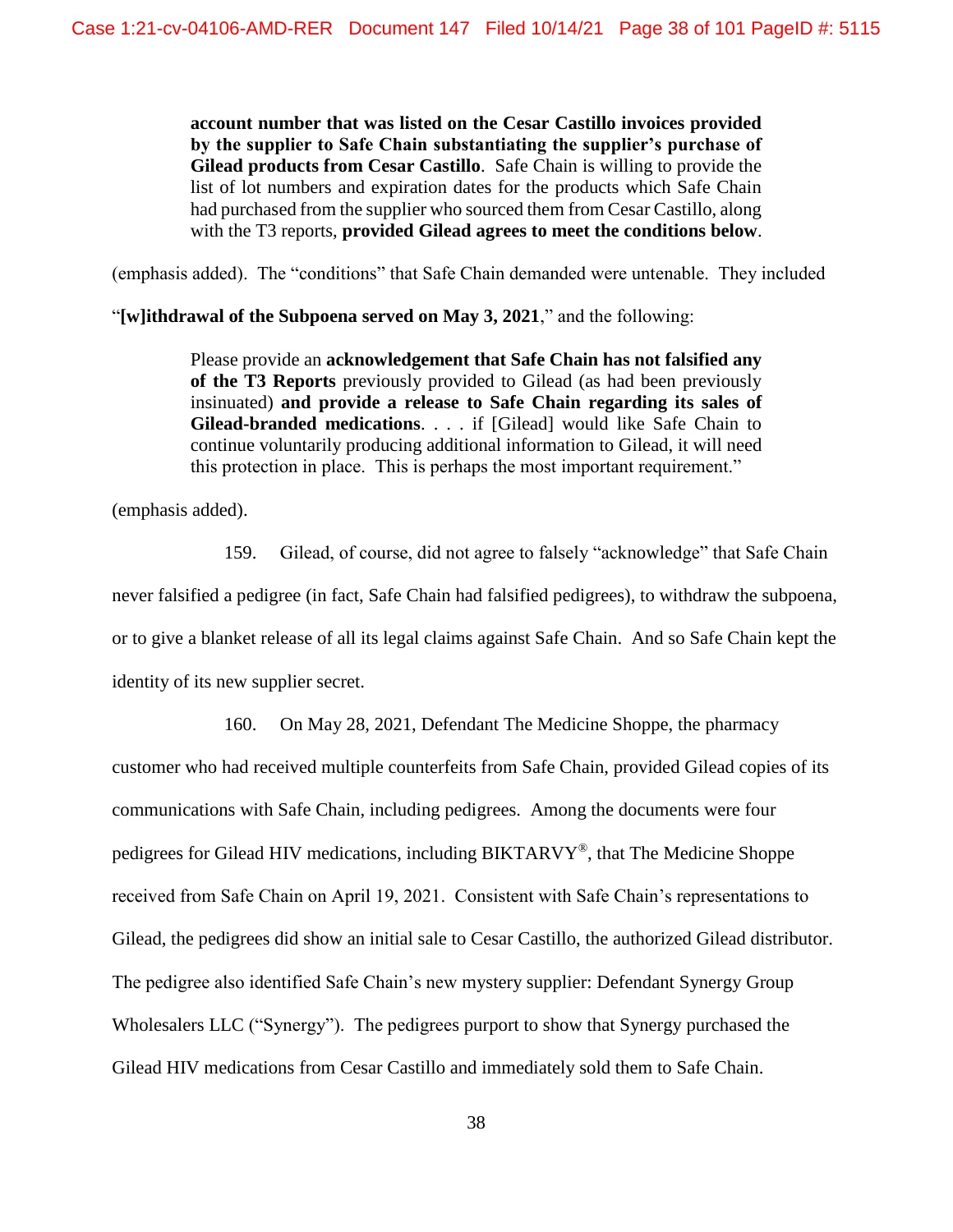> **account number that was listed on the Cesar Castillo invoices provided by the supplier to Safe Chain substantiating the supplier's purchase of Gilead products from Cesar Castillo**. Safe Chain is willing to provide the list of lot numbers and expiration dates for the products which Safe Chain had purchased from the supplier who sourced them from Cesar Castillo, along with the T3 reports, **provided Gilead agrees to meet the conditions below**.

(emphasis added). The "conditions" that Safe Chain demanded were untenable. They included "**[w]ithdrawal of the Subpoena served on May 3, 2021**," and the following:

> Please provide an **acknowledgement that Safe Chain has not falsified any of the T3 Reports** previously provided to Gilead (as had been previously insinuated) **and provide a release to Safe Chain regarding its sales of Gilead-branded medications**. . . . if [Gilead] would like Safe Chain to continue voluntarily producing additional information to Gilead, it will need this protection in place. This is perhaps the most important requirement."

(emphasis added).

159. Gilead, of course, did not agree to falsely "acknowledge" that Safe Chain never falsified a pedigree (in fact, Safe Chain had falsified pedigrees), to withdraw the subpoena, or to give a blanket release of all its legal claims against Safe Chain. And so Safe Chain kept the identity of its new supplier secret.

160. On May 28, 2021, Defendant The Medicine Shoppe, the pharmacy customer who had received multiple counterfeits from Safe Chain, provided Gilead copies of its communications with Safe Chain, including pedigrees. Among the documents were four pedigrees for Gilead HIV medications, including BIKTARVY®, that The Medicine Shoppe received from Safe Chain on April 19, 2021. Consistent with Safe Chain's representations to Gilead, the pedigrees did show an initial sale to Cesar Castillo, the authorized Gilead distributor. The pedigree also identified Safe Chain's new mystery supplier: Defendant Synergy Group Wholesalers LLC ("Synergy"). The pedigrees purport to show that Synergy purchased the Gilead HIV medications from Cesar Castillo and immediately sold them to Safe Chain.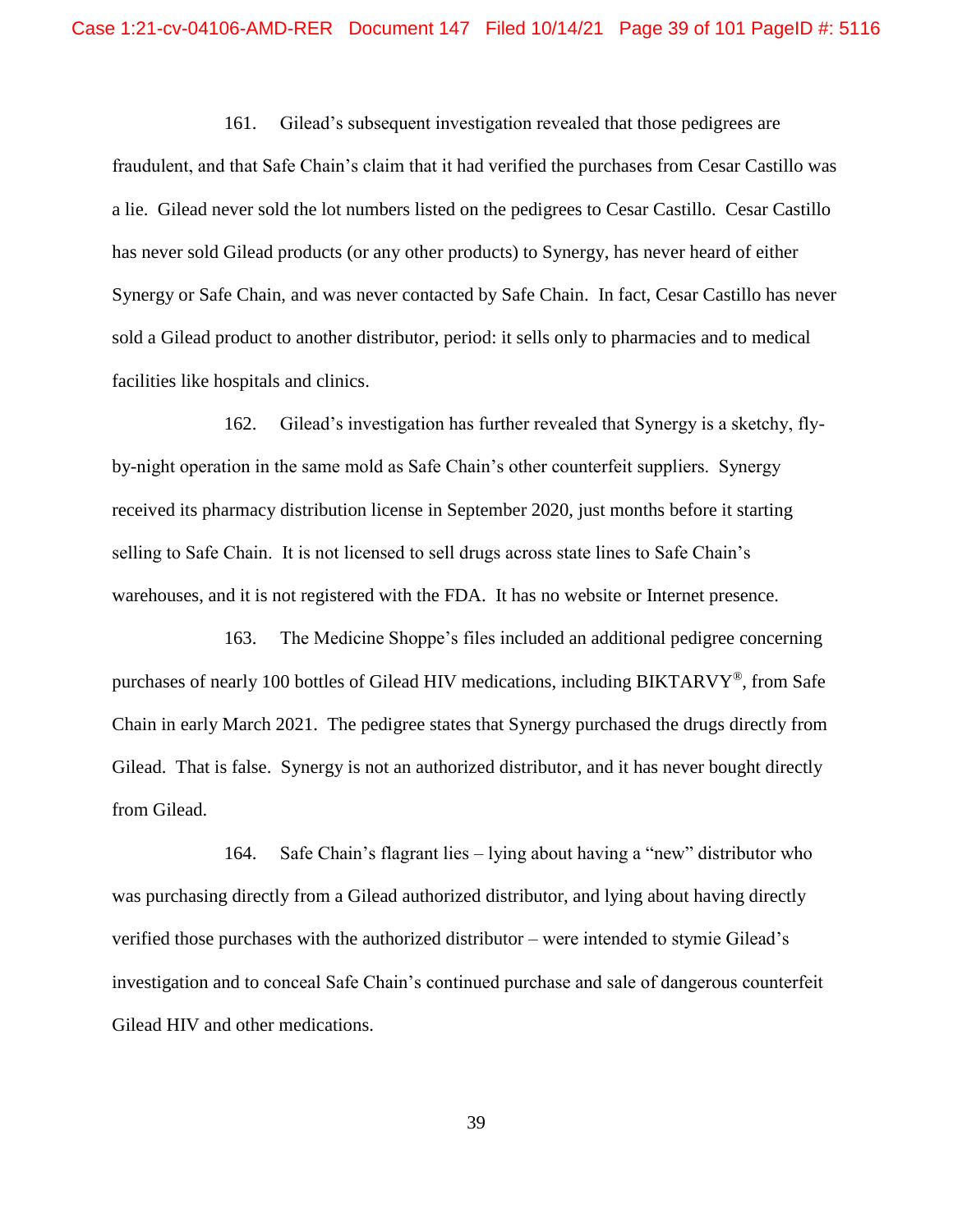161. Gilead's subsequent investigation revealed that those pedigrees are fraudulent, and that Safe Chain's claim that it had verified the purchases from Cesar Castillo was a lie. Gilead never sold the lot numbers listed on the pedigrees to Cesar Castillo. Cesar Castillo has never sold Gilead products (or any other products) to Synergy, has never heard of either Synergy or Safe Chain, and was never contacted by Safe Chain. In fact, Cesar Castillo has never sold a Gilead product to another distributor, period: it sells only to pharmacies and to medical facilities like hospitals and clinics.

162. Gilead's investigation has further revealed that Synergy is a sketchy, fly-by-night operation in the same mold as Safe Chain's other counterfeit suppliers. Synergy received its pharmacy distribution license in September 2020, just months before it starting selling to Safe Chain. It is not licensed to sell drugs across state lines to Safe Chain's warehouses, and it is not registered with the FDA. It has no website or Internet presence.

163. The Medicine Shoppe's files included an additional pedigree concerning purchases of nearly 100 bottles of Gilead HIV medications, including BIKTARVY®, from Safe Chain in early March 2021. The pedigree states that Synergy purchased the drugs directly from Gilead. That is false. Synergy is not an authorized distributor, and it has never bought directly from Gilead.

164. Safe Chain's flagrant lies – lying about having a "new" distributor who was purchasing directly from a Gilead authorized distributor, and lying about having directly verified those purchases with the authorized distributor – were intended to stymie Gilead's investigation and to conceal Safe Chain's continued purchase and sale of dangerous counterfeit Gilead HIV and other medications.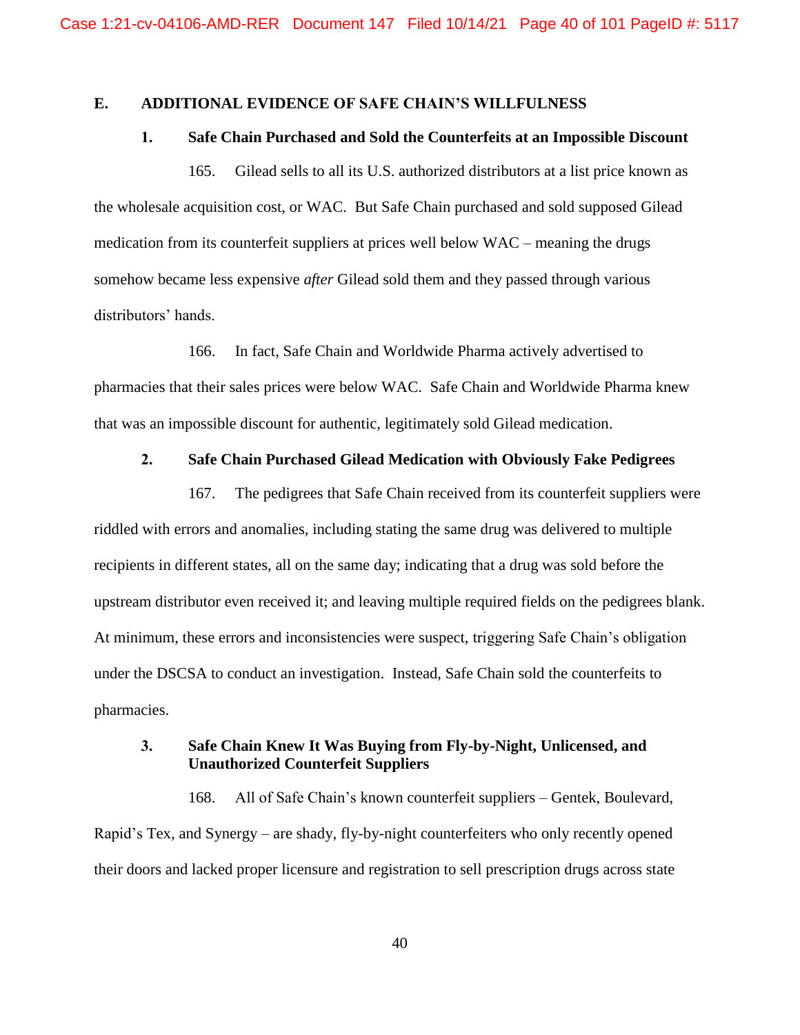## E. ADDITIONAL EVIDENCE OF SAFE CHAIN'S WILLFULNESS

### 1. Safe Chain Purchased and Sold the Counterfeits at an Impossible Discount

165. Gilead sells to all its U.S. authorized distributors at a list price known as the wholesale acquisition cost, or WAC. But Safe Chain purchased and sold supposed Gilead medication from its counterfeit suppliers at prices well below WAC – meaning the drugs somehow became less expensive *after* Gilead sold them and they passed through various distributors' hands.

166. In fact, Safe Chain and Worldwide Pharma actively advertised to pharmacies that their sales prices were below WAC. Safe Chain and Worldwide Pharma knew that was an impossible discount for authentic, legitimately sold Gilead medication.

### 2. Safe Chain Purchased Gilead Medication with Obviously Fake Pedigrees

167. The pedigrees that Safe Chain received from its counterfeit suppliers were riddled with errors and anomalies, including stating the same drug was delivered to multiple recipients in different states, all on the same day; indicating that a drug was sold before the upstream distributor even received it; and leaving multiple required fields on the pedigrees blank. At minimum, these errors and inconsistencies were suspect, triggering Safe Chain's obligation under the DSCSA to conduct an investigation. Instead, Safe Chain sold the counterfeits to pharmacies.

### 3. Safe Chain Knew It Was Buying from Fly-by-Night, Unlicensed, and Unauthorized Counterfeit Suppliers

168. All of Safe Chain's known counterfeit suppliers – Gentek, Boulevard, Rapid's Tex, and Synergy – are shady, fly-by-night counterfeiters who only recently opened their doors and lacked proper licensure and registration to sell prescription drugs across state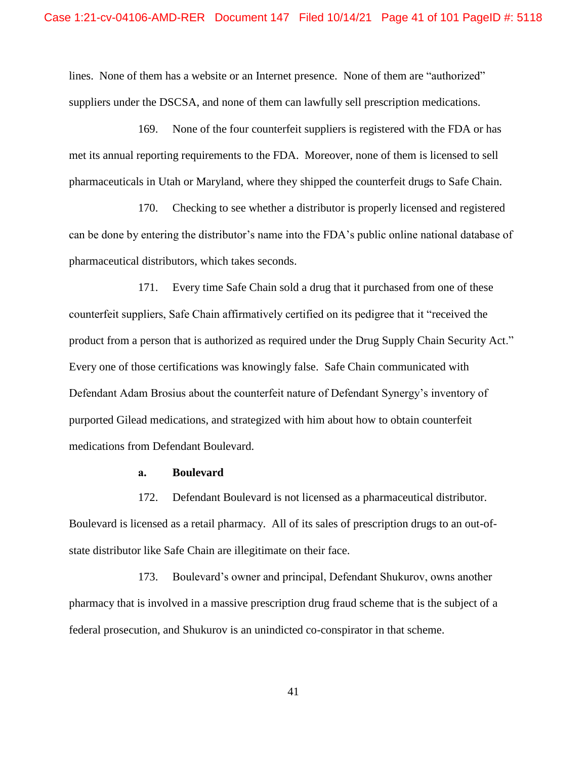lines. None of them has a website or an Internet presence. None of them are "authorized" suppliers under the DSCSA, and none of them can lawfully sell prescription medications.

169. None of the four counterfeit suppliers is registered with the FDA or has met its annual reporting requirements to the FDA. Moreover, none of them is licensed to sell pharmaceuticals in Utah or Maryland, where they shipped the counterfeit drugs to Safe Chain.

170. Checking to see whether a distributor is properly licensed and registered can be done by entering the distributor's name into the FDA's public online national database of pharmaceutical distributors, which takes seconds.

171. Every time Safe Chain sold a drug that it purchased from one of these counterfeit suppliers, Safe Chain affirmatively certified on its pedigree that it "received the product from a person that is authorized as required under the Drug Supply Chain Security Act." Every one of those certifications was knowingly false. Safe Chain communicated with Defendant Adam Brosius about the counterfeit nature of Defendant Synergy's inventory of purported Gilead medications, and strategized with him about how to obtain counterfeit medications from Defendant Boulevard.

**a. Boulevard**

172. Defendant Boulevard is not licensed as a pharmaceutical distributor. Boulevard is licensed as a retail pharmacy. All of its sales of prescription drugs to an out-of-state distributor like Safe Chain are illegitimate on their face.

173. Boulevard's owner and principal, Defendant Shukurov, owns another pharmacy that is involved in a massive prescription drug fraud scheme that is the subject of a federal prosecution, and Shukurov is an unindicted co-conspirator in that scheme.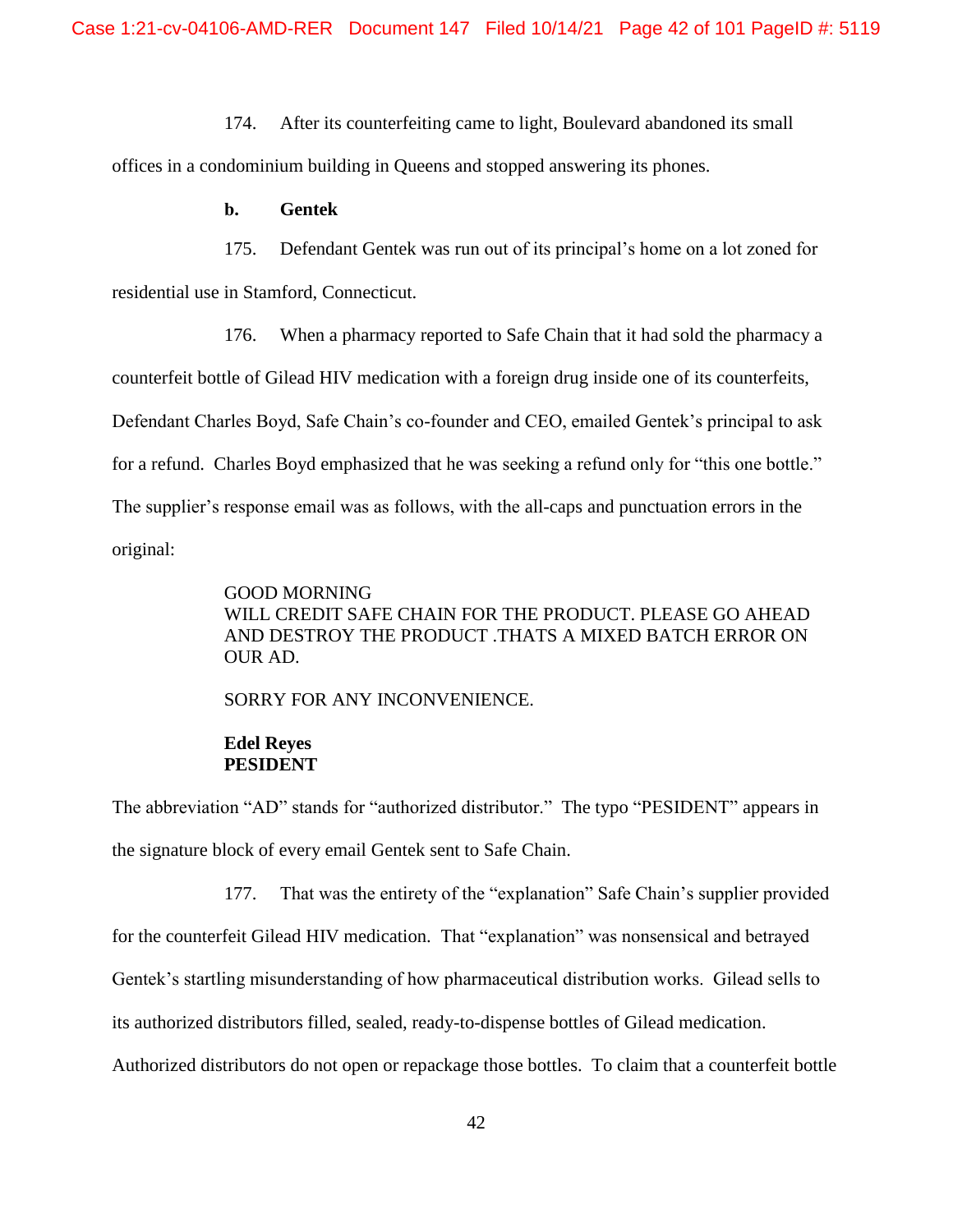174. After its counterfeiting came to light, Boulevard abandoned its small offices in a condominium building in Queens and stopped answering its phones.

**b. Gentek**

175. Defendant Gentek was run out of its principal's home on a lot zoned for residential use in Stamford, Connecticut.

176. When a pharmacy reported to Safe Chain that it had sold the pharmacy a counterfeit bottle of Gilead HIV medication with a foreign drug inside one of its counterfeits, Defendant Charles Boyd, Safe Chain's co-founder and CEO, emailed Gentek's principal to ask for a refund. Charles Boyd emphasized that he was seeking a refund only for "this one bottle." The supplier's response email was as follows, with the all-caps and punctuation errors in the original:

> GOOD MORNING
> WILL CREDIT SAFE CHAIN FOR THE PRODUCT. PLEASE GO AHEAD AND DESTROY THE PRODUCT .THATS A MIXED BATCH ERROR ON OUR AD.
>
> SORRY FOR ANY INCONVENIENCE.
>
> **Edel Reyes**
> **PESIDENT**

The abbreviation "AD" stands for "authorized distributor." The typo "PESIDENT" appears in the signature block of every email Gentek sent to Safe Chain.

177. That was the entirety of the "explanation" Safe Chain's supplier provided for the counterfeit Gilead HIV medication. That "explanation" was nonsensical and betrayed Gentek's startling misunderstanding of how pharmaceutical distribution works. Gilead sells to its authorized distributors filled, sealed, ready-to-dispense bottles of Gilead medication. Authorized distributors do not open or repackage those bottles. To claim that a counterfeit bottle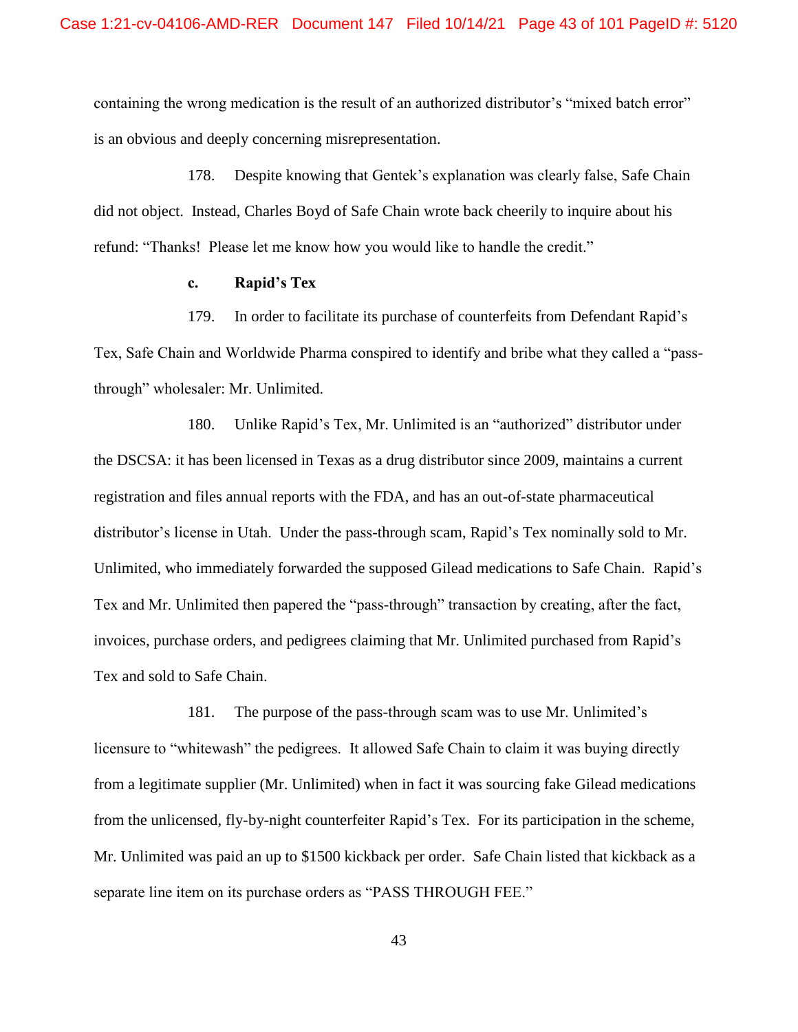containing the wrong medication is the result of an authorized distributor's "mixed batch error" is an obvious and deeply concerning misrepresentation.

178. Despite knowing that Gentek's explanation was clearly false, Safe Chain did not object. Instead, Charles Boyd of Safe Chain wrote back cheerily to inquire about his refund: "Thanks! Please let me know how you would like to handle the credit."

**c. Rapid's Tex**

179. In order to facilitate its purchase of counterfeits from Defendant Rapid's Tex, Safe Chain and Worldwide Pharma conspired to identify and bribe what they called a "pass-through" wholesaler: Mr. Unlimited.

180. Unlike Rapid's Tex, Mr. Unlimited is an "authorized" distributor under the DSCSA: it has been licensed in Texas as a drug distributor since 2009, maintains a current registration and files annual reports with the FDA, and has an out-of-state pharmaceutical distributor's license in Utah. Under the pass-through scam, Rapid's Tex nominally sold to Mr. Unlimited, who immediately forwarded the supposed Gilead medications to Safe Chain. Rapid's Tex and Mr. Unlimited then papered the "pass-through" transaction by creating, after the fact, invoices, purchase orders, and pedigrees claiming that Mr. Unlimited purchased from Rapid's Tex and sold to Safe Chain.

181. The purpose of the pass-through scam was to use Mr. Unlimited's licensure to "whitewash" the pedigrees. It allowed Safe Chain to claim it was buying directly from a legitimate supplier (Mr. Unlimited) when in fact it was sourcing fake Gilead medications from the unlicensed, fly-by-night counterfeiter Rapid's Tex. For its participation in the scheme, Mr. Unlimited was paid an up to $1500 kickback per order. Safe Chain listed that kickback as a separate line item on its purchase orders as "PASS THROUGH FEE."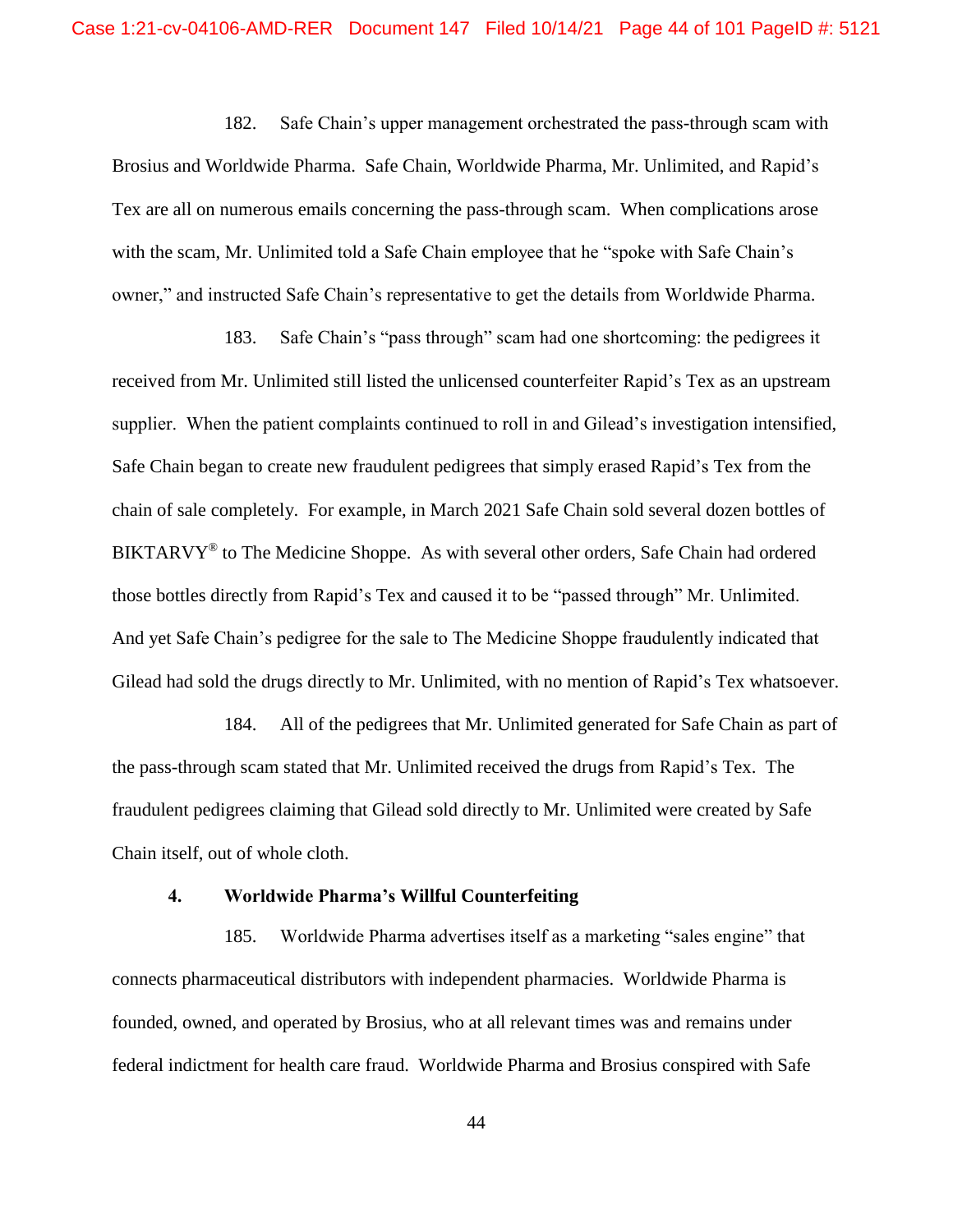182. Safe Chain's upper management orchestrated the pass-through scam with Brosius and Worldwide Pharma. Safe Chain, Worldwide Pharma, Mr. Unlimited, and Rapid's Tex are all on numerous emails concerning the pass-through scam. When complications arose with the scam, Mr. Unlimited told a Safe Chain employee that he "spoke with Safe Chain's owner," and instructed Safe Chain's representative to get the details from Worldwide Pharma.

183. Safe Chain's "pass through" scam had one shortcoming: the pedigrees it received from Mr. Unlimited still listed the unlicensed counterfeiter Rapid's Tex as an upstream supplier. When the patient complaints continued to roll in and Gilead's investigation intensified, Safe Chain began to create new fraudulent pedigrees that simply erased Rapid's Tex from the chain of sale completely. For example, in March 2021 Safe Chain sold several dozen bottles of BIKTARVY® to The Medicine Shoppe. As with several other orders, Safe Chain had ordered those bottles directly from Rapid's Tex and caused it to be "passed through" Mr. Unlimited. And yet Safe Chain's pedigree for the sale to The Medicine Shoppe fraudulently indicated that Gilead had sold the drugs directly to Mr. Unlimited, with no mention of Rapid's Tex whatsoever.

184. All of the pedigrees that Mr. Unlimited generated for Safe Chain as part of the pass-through scam stated that Mr. Unlimited received the drugs from Rapid's Tex. The fraudulent pedigrees claiming that Gilead sold directly to Mr. Unlimited were created by Safe Chain itself, out of whole cloth.

### 4. Worldwide Pharma's Willful Counterfeiting

185. Worldwide Pharma advertises itself as a marketing "sales engine" that connects pharmaceutical distributors with independent pharmacies. Worldwide Pharma is founded, owned, and operated by Brosius, who at all relevant times was and remains under federal indictment for health care fraud. Worldwide Pharma and Brosius conspired with Safe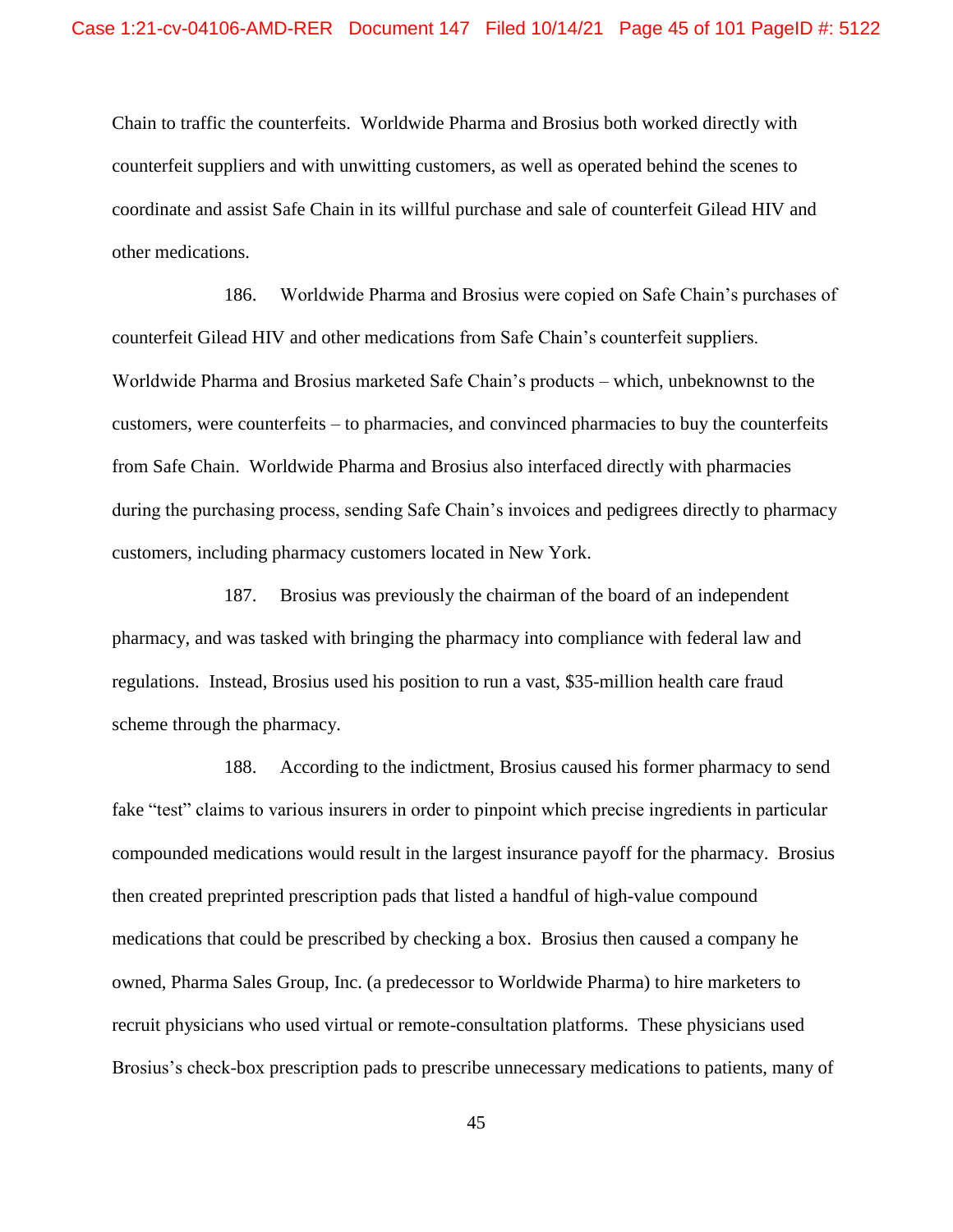Chain to traffic the counterfeits. Worldwide Pharma and Brosius both worked directly with counterfeit suppliers and with unwitting customers, as well as operated behind the scenes to coordinate and assist Safe Chain in its willful purchase and sale of counterfeit Gilead HIV and other medications.

186. Worldwide Pharma and Brosius were copied on Safe Chain's purchases of counterfeit Gilead HIV and other medications from Safe Chain's counterfeit suppliers. Worldwide Pharma and Brosius marketed Safe Chain's products – which, unbeknownst to the customers, were counterfeits – to pharmacies, and convinced pharmacies to buy the counterfeits from Safe Chain. Worldwide Pharma and Brosius also interfaced directly with pharmacies during the purchasing process, sending Safe Chain's invoices and pedigrees directly to pharmacy customers, including pharmacy customers located in New York.

187. Brosius was previously the chairman of the board of an independent pharmacy, and was tasked with bringing the pharmacy into compliance with federal law and regulations. Instead, Brosius used his position to run a vast, $35-million health care fraud scheme through the pharmacy.

188. According to the indictment, Brosius caused his former pharmacy to send fake "test" claims to various insurers in order to pinpoint which precise ingredients in particular compounded medications would result in the largest insurance payoff for the pharmacy. Brosius then created preprinted prescription pads that listed a handful of high-value compound medications that could be prescribed by checking a box. Brosius then caused a company he owned, Pharma Sales Group, Inc. (a predecessor to Worldwide Pharma) to hire marketers to recruit physicians who used virtual or remote-consultation platforms. These physicians used Brosius's check-box prescription pads to prescribe unnecessary medications to patients, many of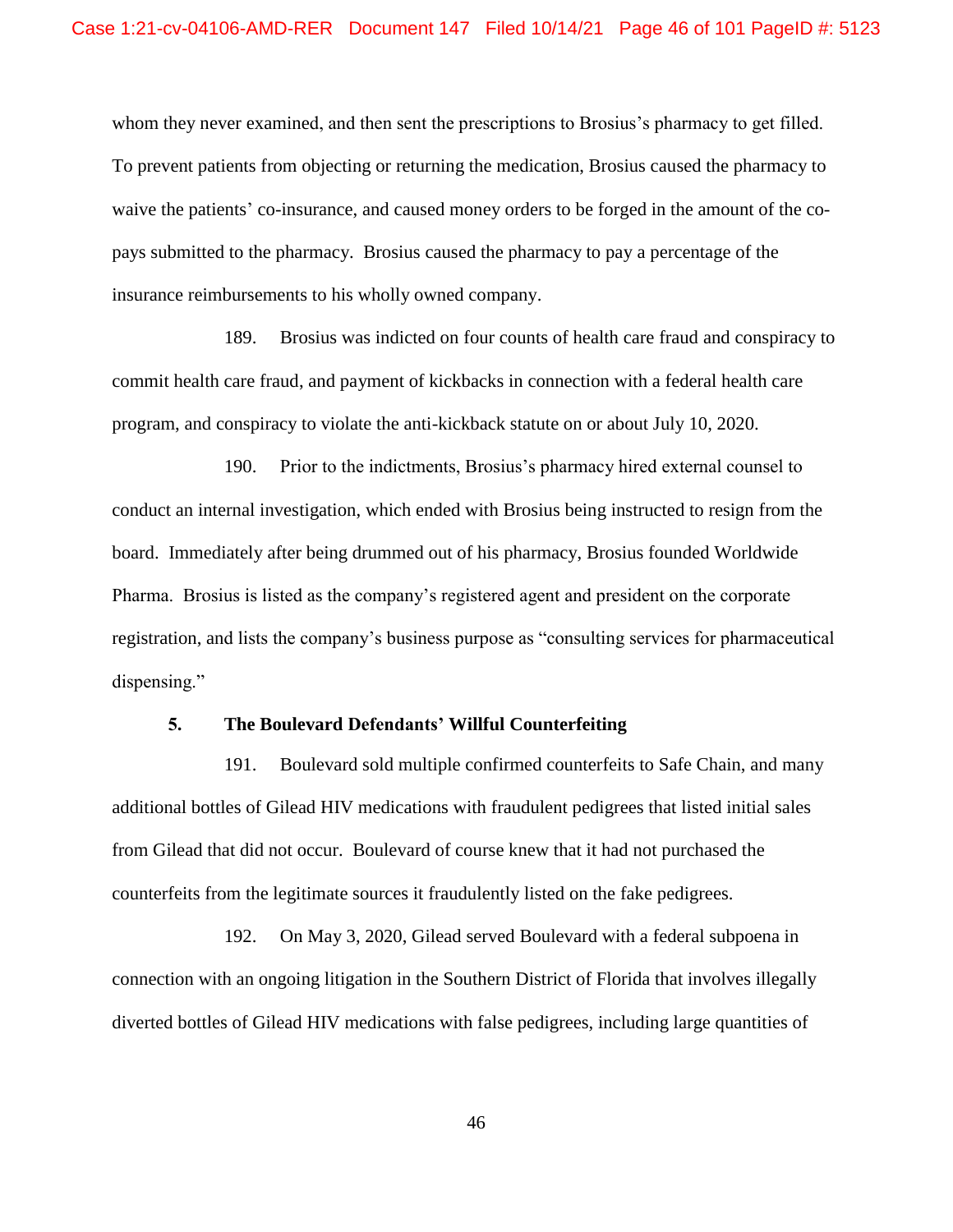whom they never examined, and then sent the prescriptions to Brosius's pharmacy to get filled. To prevent patients from objecting or returning the medication, Brosius caused the pharmacy to waive the patients' co-insurance, and caused money orders to be forged in the amount of the co-pays submitted to the pharmacy. Brosius caused the pharmacy to pay a percentage of the insurance reimbursements to his wholly owned company.

189. Brosius was indicted on four counts of health care fraud and conspiracy to commit health care fraud, and payment of kickbacks in connection with a federal health care program, and conspiracy to violate the anti-kickback statute on or about July 10, 2020.

190. Prior to the indictments, Brosius's pharmacy hired external counsel to conduct an internal investigation, which ended with Brosius being instructed to resign from the board. Immediately after being drummed out of his pharmacy, Brosius founded Worldwide Pharma. Brosius is listed as the company's registered agent and president on the corporate registration, and lists the company's business purpose as "consulting services for pharmaceutical dispensing."

**5. The Boulevard Defendants' Willful Counterfeiting**

191. Boulevard sold multiple confirmed counterfeits to Safe Chain, and many additional bottles of Gilead HIV medications with fraudulent pedigrees that listed initial sales from Gilead that did not occur. Boulevard of course knew that it had not purchased the counterfeits from the legitimate sources it fraudulently listed on the fake pedigrees.

192. On May 3, 2020, Gilead served Boulevard with a federal subpoena in connection with an ongoing litigation in the Southern District of Florida that involves illegally diverted bottles of Gilead HIV medications with false pedigrees, including large quantities of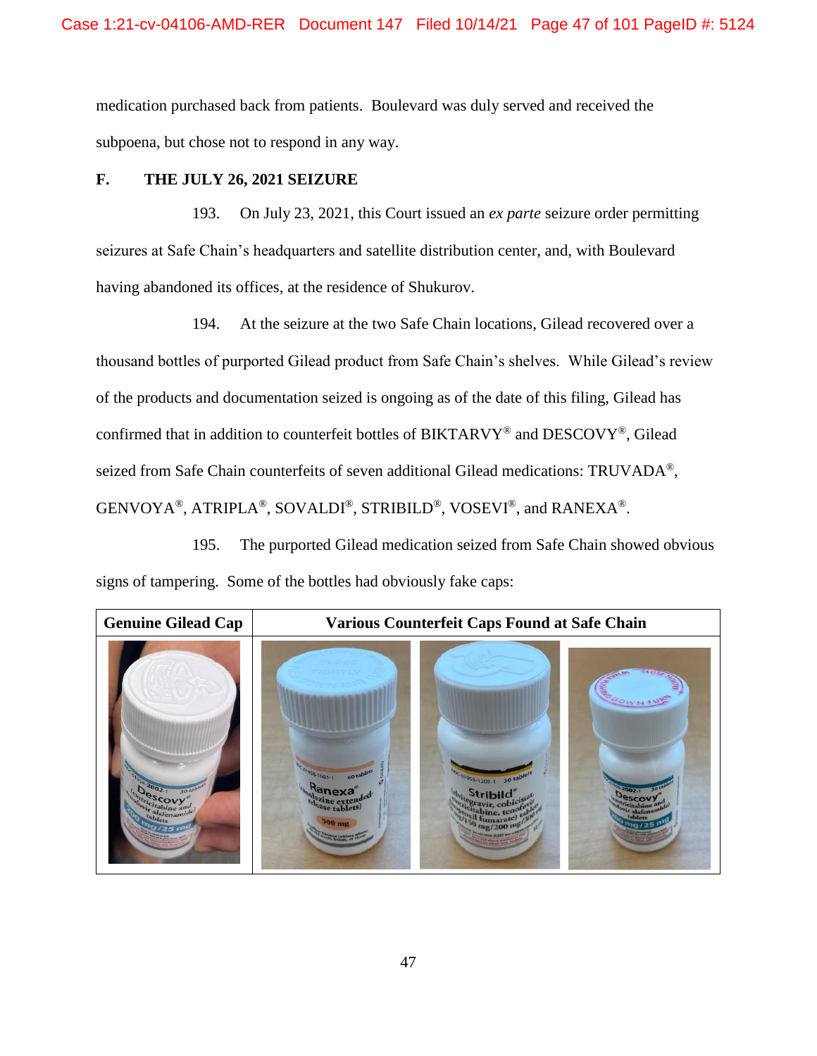medication purchased back from patients. Boulevard was duly served and received the subpoena, but chose not to respond in any way.

### F. THE JULY 26, 2021 SEIZURE

193. On July 23, 2021, this Court issued an *ex parte* seizure order permitting seizures at Safe Chain's headquarters and satellite distribution center, and, with Boulevard having abandoned its offices, at the residence of Shukurov.

194. At the seizure at the two Safe Chain locations, Gilead recovered over a thousand bottles of purported Gilead product from Safe Chain's shelves. While Gilead's review of the products and documentation seized is ongoing as of the date of this filing, Gilead has confirmed that in addition to counterfeit bottles of BIKTARVY® and DESCOVY®, Gilead seized from Safe Chain counterfeits of seven additional Gilead medications: TRUVADA®, GENVOYA®, ATRIPLA®, SOVALDI®, STRIBILD®, VOSEVI®, and RANEXA®.

195. The purported Gilead medication seized from Safe Chain showed obvious signs of tampering. Some of the bottles had obviously fake caps:

| Genuine Gilead Cap | Various Counterfeit Caps Found at Safe Chain |
| --- | --- |
| | |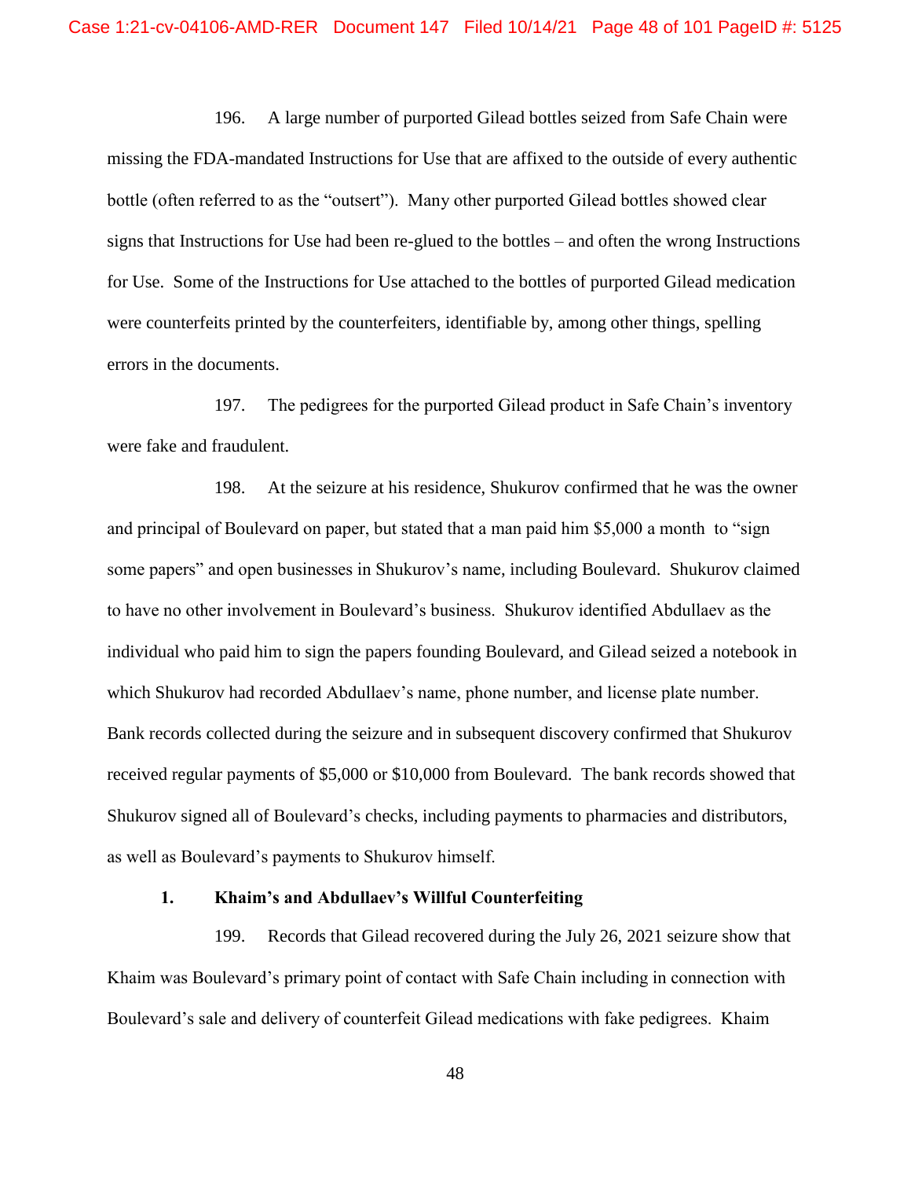196. A large number of purported Gilead bottles seized from Safe Chain were missing the FDA-mandated Instructions for Use that are affixed to the outside of every authentic bottle (often referred to as the "outsert"). Many other purported Gilead bottles showed clear signs that Instructions for Use had been re-glued to the bottles – and often the wrong Instructions for Use. Some of the Instructions for Use attached to the bottles of purported Gilead medication were counterfeits printed by the counterfeiters, identifiable by, among other things, spelling errors in the documents.

197. The pedigrees for the purported Gilead product in Safe Chain's inventory were fake and fraudulent.

198. At the seizure at his residence, Shukurov confirmed that he was the owner and principal of Boulevard on paper, but stated that a man paid him $5,000 a month to "sign some papers" and open businesses in Shukurov's name, including Boulevard. Shukurov claimed to have no other involvement in Boulevard's business. Shukurov identified Abdullaev as the individual who paid him to sign the papers founding Boulevard, and Gilead seized a notebook in which Shukurov had recorded Abdullaev's name, phone number, and license plate number. Bank records collected during the seizure and in subsequent discovery confirmed that Shukurov received regular payments of $5,000 or $10,000 from Boulevard. The bank records showed that Shukurov signed all of Boulevard's checks, including payments to pharmacies and distributors, as well as Boulevard's payments to Shukurov himself.

### 1. Khaim's and Abdullaev's Willful Counterfeiting

199. Records that Gilead recovered during the July 26, 2021 seizure show that Khaim was Boulevard's primary point of contact with Safe Chain including in connection with Boulevard's sale and delivery of counterfeit Gilead medications with fake pedigrees. Khaim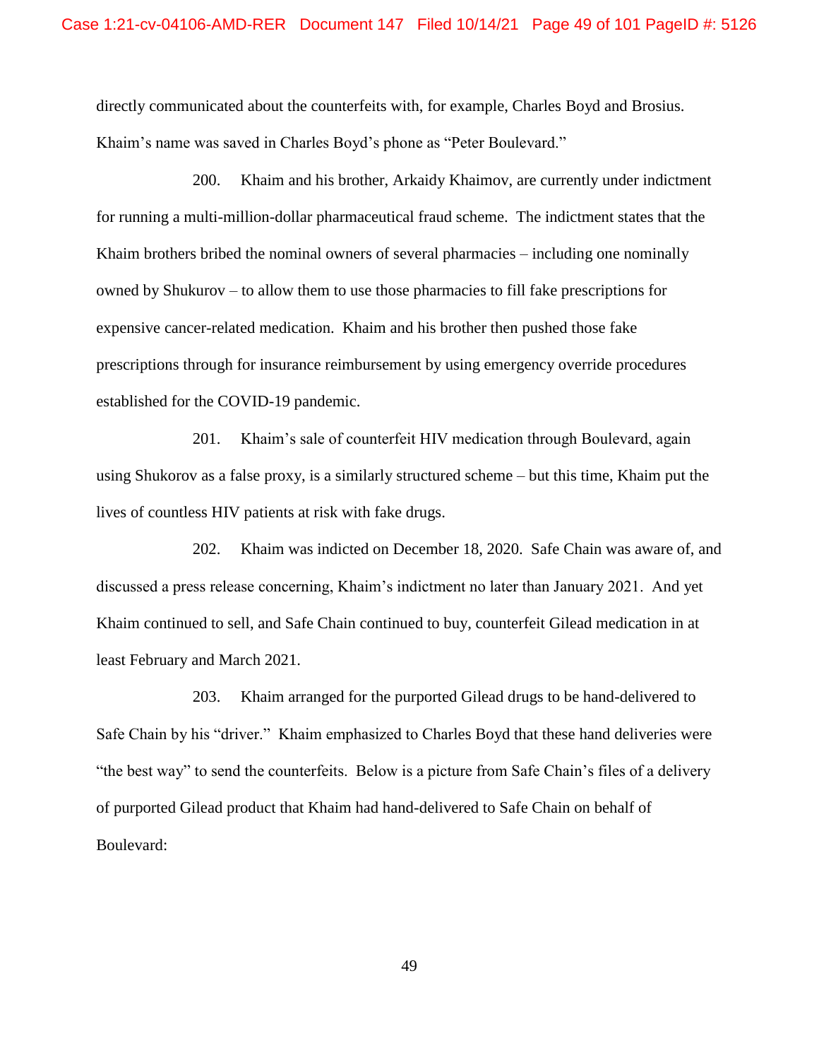directly communicated about the counterfeits with, for example, Charles Boyd and Brosius. Khaim's name was saved in Charles Boyd's phone as "Peter Boulevard."

200. Khaim and his brother, Arkaidy Khaimov, are currently under indictment for running a multi-million-dollar pharmaceutical fraud scheme. The indictment states that the Khaim brothers bribed the nominal owners of several pharmacies – including one nominally owned by Shukurov – to allow them to use those pharmacies to fill fake prescriptions for expensive cancer-related medication. Khaim and his brother then pushed those fake prescriptions through for insurance reimbursement by using emergency override procedures established for the COVID-19 pandemic.

201. Khaim's sale of counterfeit HIV medication through Boulevard, again using Shukorov as a false proxy, is a similarly structured scheme – but this time, Khaim put the lives of countless HIV patients at risk with fake drugs.

202. Khaim was indicted on December 18, 2020. Safe Chain was aware of, and discussed a press release concerning, Khaim's indictment no later than January 2021. And yet Khaim continued to sell, and Safe Chain continued to buy, counterfeit Gilead medication in at least February and March 2021.

203. Khaim arranged for the purported Gilead drugs to be hand-delivered to Safe Chain by his "driver." Khaim emphasized to Charles Boyd that these hand deliveries were "the best way" to send the counterfeits. Below is a picture from Safe Chain's files of a delivery of purported Gilead product that Khaim had hand-delivered to Safe Chain on behalf of Boulevard: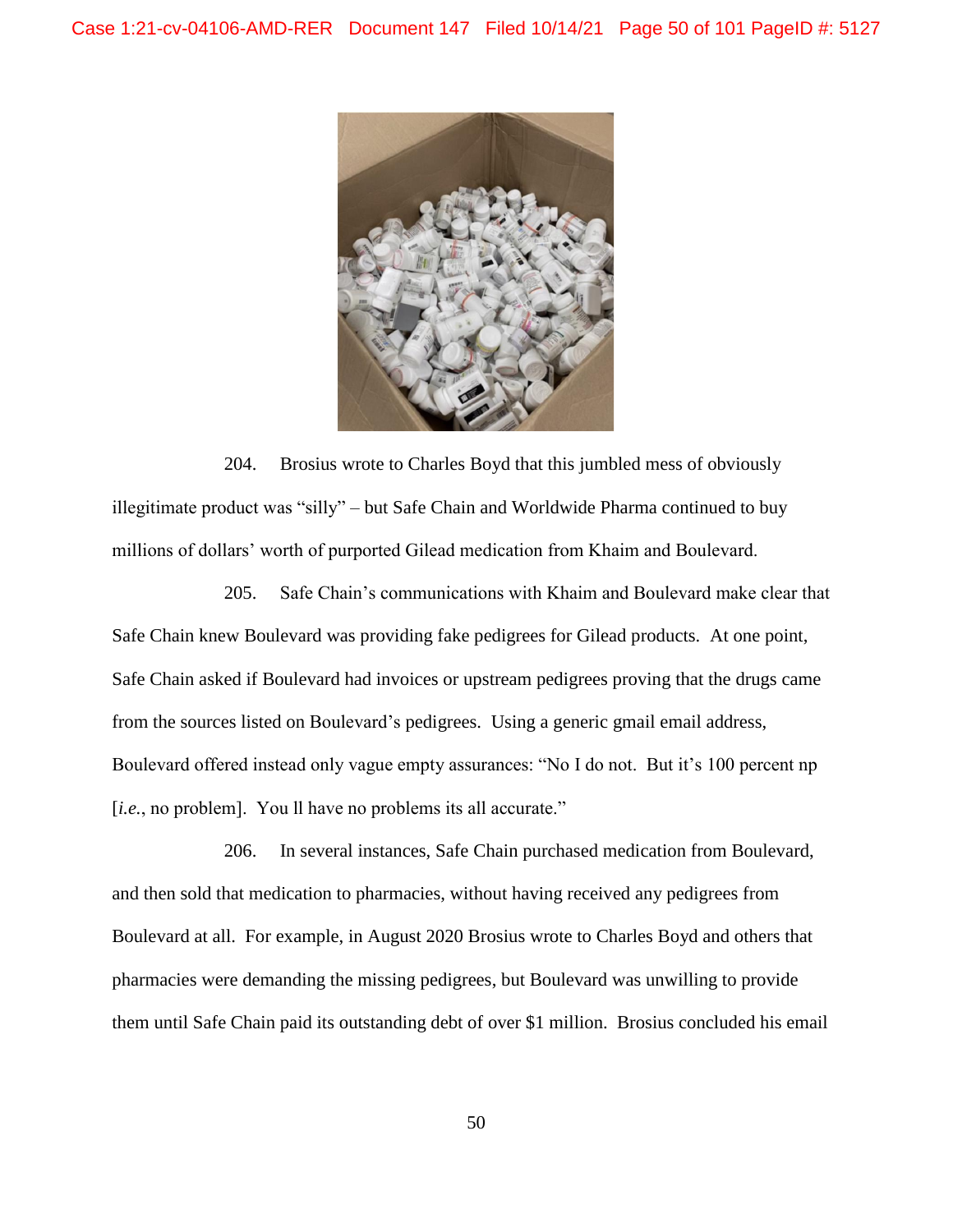204. Brosius wrote to Charles Boyd that this jumbled mess of obviously illegitimate product was "silly" – but Safe Chain and Worldwide Pharma continued to buy millions of dollars' worth of purported Gilead medication from Khaim and Boulevard.

205. Safe Chain's communications with Khaim and Boulevard make clear that Safe Chain knew Boulevard was providing fake pedigrees for Gilead products. At one point, Safe Chain asked if Boulevard had invoices or upstream pedigrees proving that the drugs came from the sources listed on Boulevard's pedigrees. Using a generic gmail email address, Boulevard offered instead only vague empty assurances: "No I do not. But it's 100 percent np [*i.e.*, no problem]. You ll have no problems its all accurate."

206. In several instances, Safe Chain purchased medication from Boulevard, and then sold that medication to pharmacies, without having received any pedigrees from Boulevard at all. For example, in August 2020 Brosius wrote to Charles Boyd and others that pharmacies were demanding the missing pedigrees, but Boulevard was unwilling to provide them until Safe Chain paid its outstanding debt of over $1 million. Brosius concluded his email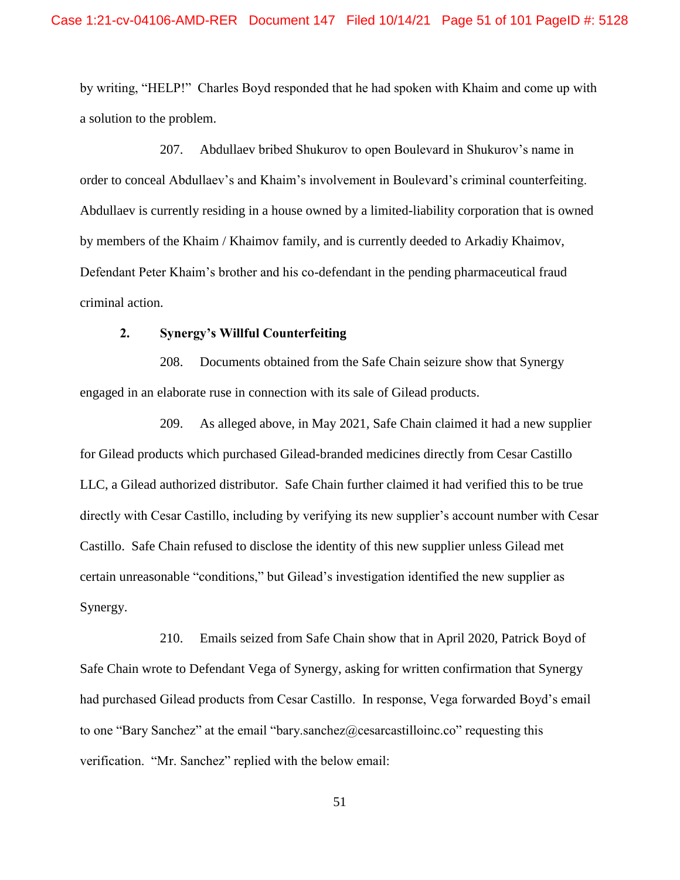by writing, "HELP!" Charles Boyd responded that he had spoken with Khaim and come up with a solution to the problem.

207. Abdullaev bribed Shukurov to open Boulevard in Shukurov's name in order to conceal Abdullaev's and Khaim's involvement in Boulevard's criminal counterfeiting. Abdullaev is currently residing in a house owned by a limited-liability corporation that is owned by members of the Khaim / Khaimov family, and is currently deeded to Arkadiy Khaimov, Defendant Peter Khaim's brother and his co-defendant in the pending pharmaceutical fraud criminal action.

### 2. Synergy's Willful Counterfeiting

208. Documents obtained from the Safe Chain seizure show that Synergy engaged in an elaborate ruse in connection with its sale of Gilead products.

209. As alleged above, in May 2021, Safe Chain claimed it had a new supplier for Gilead products which purchased Gilead-branded medicines directly from Cesar Castillo LLC, a Gilead authorized distributor. Safe Chain further claimed it had verified this to be true directly with Cesar Castillo, including by verifying its new supplier's account number with Cesar Castillo. Safe Chain refused to disclose the identity of this new supplier unless Gilead met certain unreasonable "conditions," but Gilead's investigation identified the new supplier as Synergy.

210. Emails seized from Safe Chain show that in April 2020, Patrick Boyd of Safe Chain wrote to Defendant Vega of Synergy, asking for written confirmation that Synergy had purchased Gilead products from Cesar Castillo. In response, Vega forwarded Boyd's email to one "Bary Sanchez" at the email "bary.sanchez@cesarcastilloinc.co" requesting this verification. "Mr. Sanchez" replied with the below email: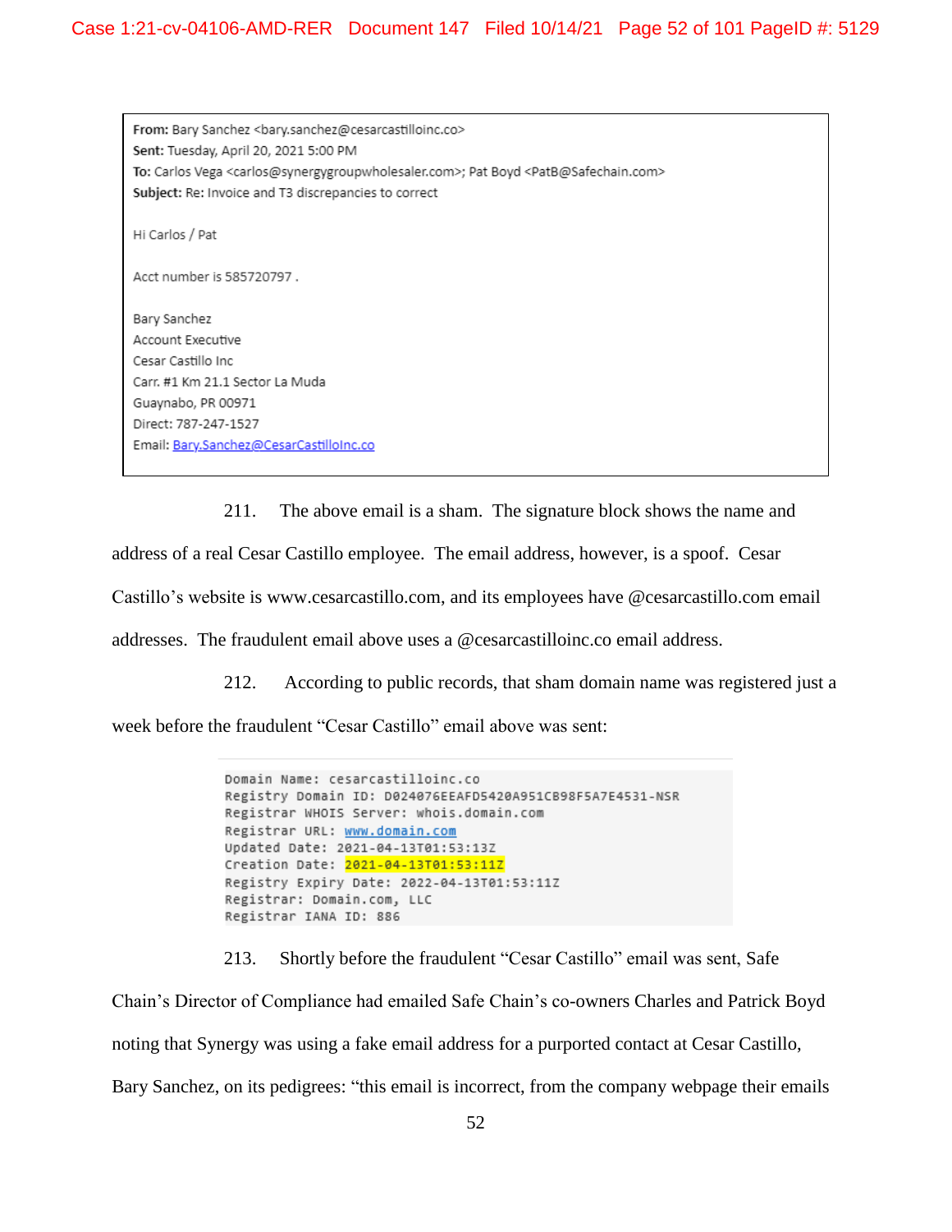**From:** Bary Sanchez <bary.sanchez@cesarcastilloinc.co>
**Sent:** Tuesday, April 20, 2021 5:00 PM
**To:** Carlos Vega <carlos@synergygroupwholesaler.com>; Pat Boyd <PatB@Safechain.com>
**Subject:** Re: Invoice and T3 discrepancies to correct

Hi Carlos / Pat

Acct number is 585720797 .

Bary Sanchez
Account Executive
Cesar Castillo Inc
Carr. #1 Km 21.1 Sector La Muda
Guaynabo, PR 00971
Direct: 787-247-1527
Email: Bary.Sanchez@CesarCastilloInc.co

211. The above email is a sham. The signature block shows the name and address of a real Cesar Castillo employee. The email address, however, is a spoof. Cesar Castillo's website is www.cesarcastillo.com, and its employees have @cesarcastillo.com email addresses. The fraudulent email above uses a @cesarcastilloinc.co email address.

212. According to public records, that sham domain name was registered just a week before the fraudulent "Cesar Castillo" email above was sent:

```
Domain Name: cesarcastilloinc.co
Registry Domain ID: D024076EEAFD5420A951CB98F5A7E4531-NSR
Registrar WHOIS Server: whois.domain.com
Registrar URL: www.domain.com
Updated Date: 2021-04-13T01:53:13Z
Creation Date: 2021-04-13T01:53:11Z
Registry Expiry Date: 2022-04-13T01:53:11Z
Registrar: Domain.com, LLC
Registrar IANA ID: 886
```

213. Shortly before the fraudulent "Cesar Castillo" email was sent, Safe Chain's Director of Compliance had emailed Safe Chain's co-owners Charles and Patrick Boyd noting that Synergy was using a fake email address for a purported contact at Cesar Castillo, Bary Sanchez, on its pedigrees: "this email is incorrect, from the company webpage their emails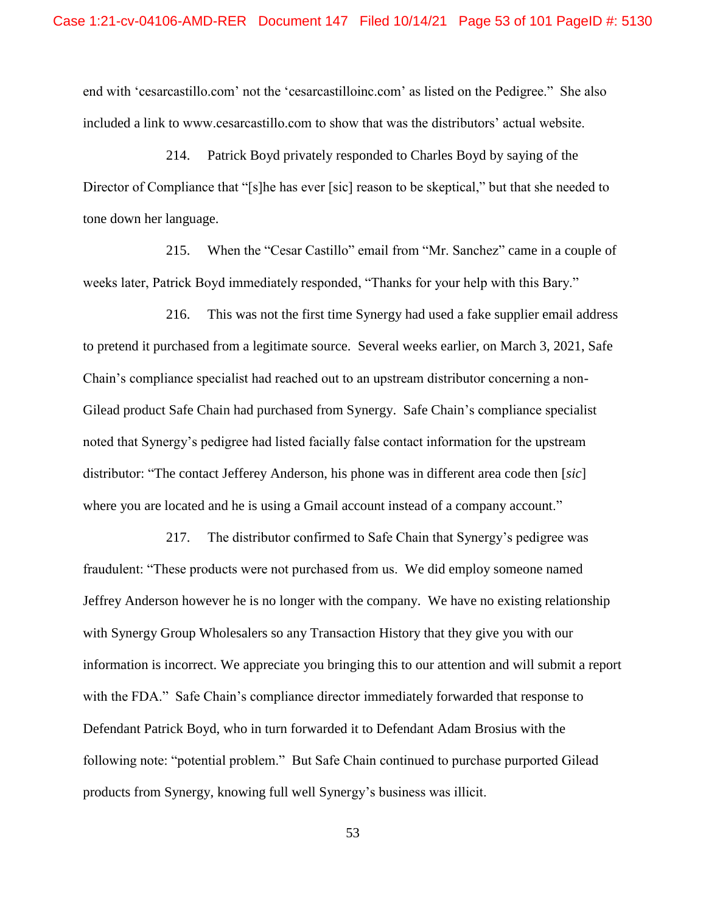end with 'cesarcastillo.com' not the 'cesarcastilloinc.com' as listed on the Pedigree." She also included a link to www.cesarcastillo.com to show that was the distributors' actual website.

214. Patrick Boyd privately responded to Charles Boyd by saying of the Director of Compliance that "[s]he has ever [sic] reason to be skeptical," but that she needed to tone down her language.

215. When the "Cesar Castillo" email from "Mr. Sanchez" came in a couple of weeks later, Patrick Boyd immediately responded, "Thanks for your help with this Bary."

216. This was not the first time Synergy had used a fake supplier email address to pretend it purchased from a legitimate source. Several weeks earlier, on March 3, 2021, Safe Chain's compliance specialist had reached out to an upstream distributor concerning a non-Gilead product Safe Chain had purchased from Synergy. Safe Chain's compliance specialist noted that Synergy's pedigree had listed facially false contact information for the upstream distributor: "The contact Jefferey Anderson, his phone was in different area code then [*sic*] where you are located and he is using a Gmail account instead of a company account."

217. The distributor confirmed to Safe Chain that Synergy's pedigree was fraudulent: "These products were not purchased from us. We did employ someone named Jeffrey Anderson however he is no longer with the company. We have no existing relationship with Synergy Group Wholesalers so any Transaction History that they give you with our information is incorrect. We appreciate you bringing this to our attention and will submit a report with the FDA." Safe Chain's compliance director immediately forwarded that response to Defendant Patrick Boyd, who in turn forwarded it to Defendant Adam Brosius with the following note: "potential problem." But Safe Chain continued to purchase purported Gilead products from Synergy, knowing full well Synergy's business was illicit.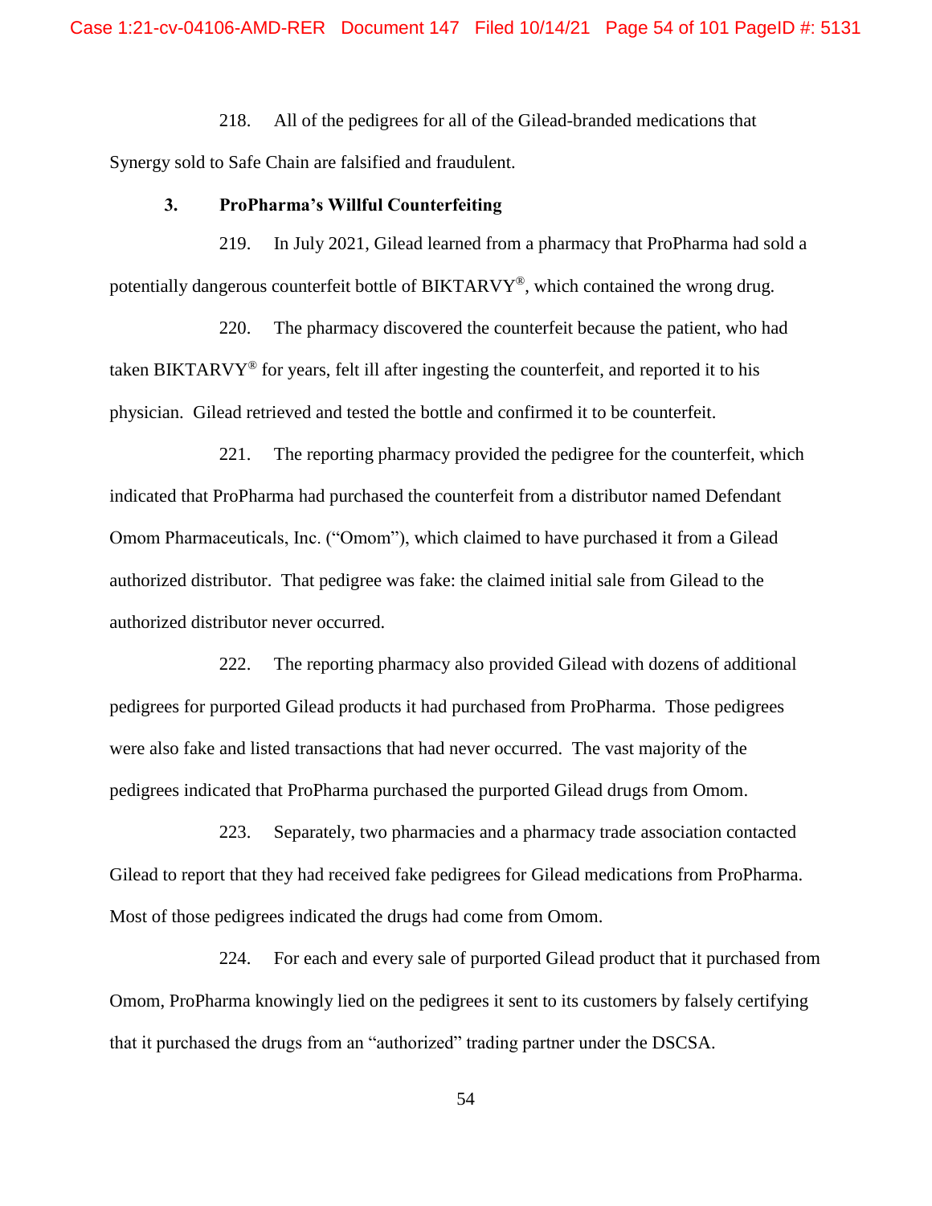218. All of the pedigrees for all of the Gilead-branded medications that Synergy sold to Safe Chain are falsified and fraudulent.

**3. ProPharma's Willful Counterfeiting**

219. In July 2021, Gilead learned from a pharmacy that ProPharma had sold a potentially dangerous counterfeit bottle of BIKTARVY®, which contained the wrong drug.

220. The pharmacy discovered the counterfeit because the patient, who had taken BIKTARVY® for years, felt ill after ingesting the counterfeit, and reported it to his physician. Gilead retrieved and tested the bottle and confirmed it to be counterfeit.

221. The reporting pharmacy provided the pedigree for the counterfeit, which indicated that ProPharma had purchased the counterfeit from a distributor named Defendant Omom Pharmaceuticals, Inc. ("Omom"), which claimed to have purchased it from a Gilead authorized distributor. That pedigree was fake: the claimed initial sale from Gilead to the authorized distributor never occurred.

222. The reporting pharmacy also provided Gilead with dozens of additional pedigrees for purported Gilead products it had purchased from ProPharma. Those pedigrees were also fake and listed transactions that had never occurred. The vast majority of the pedigrees indicated that ProPharma purchased the purported Gilead drugs from Omom.

223. Separately, two pharmacies and a pharmacy trade association contacted Gilead to report that they had received fake pedigrees for Gilead medications from ProPharma. Most of those pedigrees indicated the drugs had come from Omom.

224. For each and every sale of purported Gilead product that it purchased from Omom, ProPharma knowingly lied on the pedigrees it sent to its customers by falsely certifying that it purchased the drugs from an "authorized" trading partner under the DSCSA.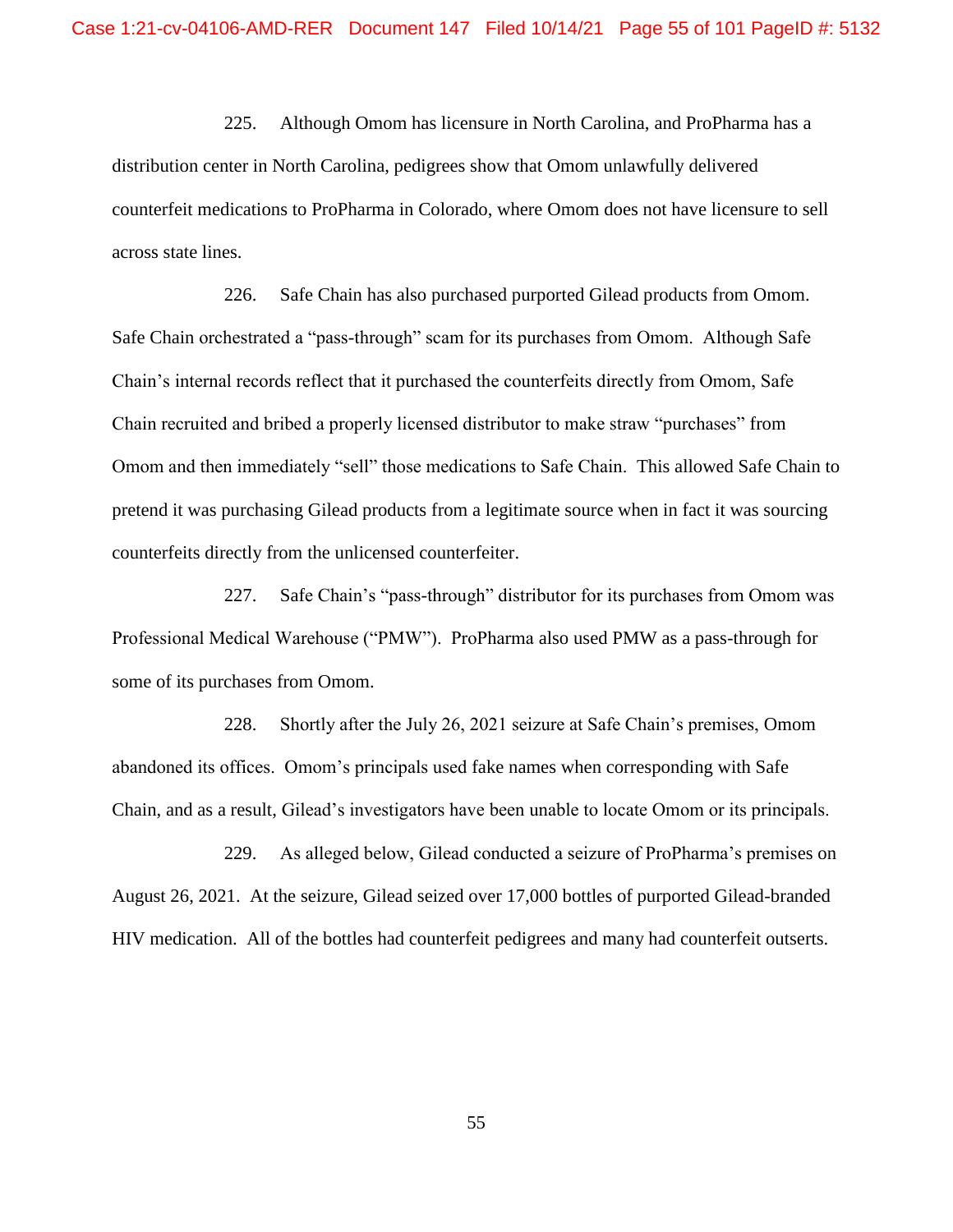225. Although Omom has licensure in North Carolina, and ProPharma has a distribution center in North Carolina, pedigrees show that Omom unlawfully delivered counterfeit medications to ProPharma in Colorado, where Omom does not have licensure to sell across state lines.

226. Safe Chain has also purchased purported Gilead products from Omom. Safe Chain orchestrated a "pass-through" scam for its purchases from Omom. Although Safe Chain's internal records reflect that it purchased the counterfeits directly from Omom, Safe Chain recruited and bribed a properly licensed distributor to make straw "purchases" from Omom and then immediately "sell" those medications to Safe Chain. This allowed Safe Chain to pretend it was purchasing Gilead products from a legitimate source when in fact it was sourcing counterfeits directly from the unlicensed counterfeiter.

227. Safe Chain's "pass-through" distributor for its purchases from Omom was Professional Medical Warehouse ("PMW"). ProPharma also used PMW as a pass-through for some of its purchases from Omom.

228. Shortly after the July 26, 2021 seizure at Safe Chain's premises, Omom abandoned its offices. Omom's principals used fake names when corresponding with Safe Chain, and as a result, Gilead's investigators have been unable to locate Omom or its principals.

229. As alleged below, Gilead conducted a seizure of ProPharma's premises on August 26, 2021. At the seizure, Gilead seized over 17,000 bottles of purported Gilead-branded HIV medication. All of the bottles had counterfeit pedigrees and many had counterfeit outserts.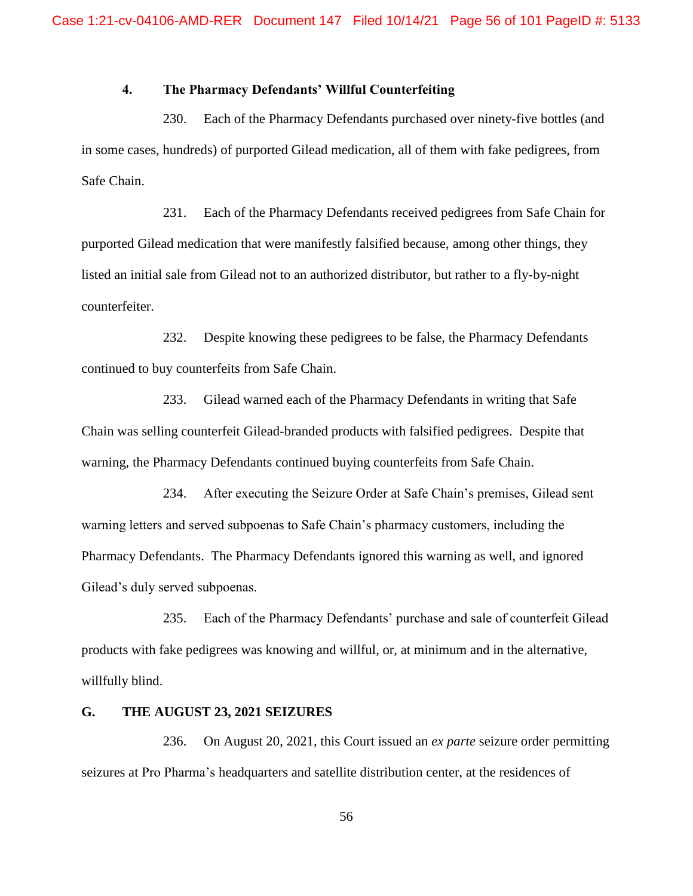### 4. The Pharmacy Defendants' Willful Counterfeiting

230. Each of the Pharmacy Defendants purchased over ninety-five bottles (and in some cases, hundreds) of purported Gilead medication, all of them with fake pedigrees, from Safe Chain.

231. Each of the Pharmacy Defendants received pedigrees from Safe Chain for purported Gilead medication that were manifestly falsified because, among other things, they listed an initial sale from Gilead not to an authorized distributor, but rather to a fly-by-night counterfeiter.

232. Despite knowing these pedigrees to be false, the Pharmacy Defendants continued to buy counterfeits from Safe Chain.

233. Gilead warned each of the Pharmacy Defendants in writing that Safe Chain was selling counterfeit Gilead-branded products with falsified pedigrees. Despite that warning, the Pharmacy Defendants continued buying counterfeits from Safe Chain.

234. After executing the Seizure Order at Safe Chain's premises, Gilead sent warning letters and served subpoenas to Safe Chain's pharmacy customers, including the Pharmacy Defendants. The Pharmacy Defendants ignored this warning as well, and ignored Gilead's duly served subpoenas.

235. Each of the Pharmacy Defendants' purchase and sale of counterfeit Gilead products with fake pedigrees was knowing and willful, or, at minimum and in the alternative, willfully blind.

## G. THE AUGUST 23, 2021 SEIZURES

236. On August 20, 2021, this Court issued an *ex parte* seizure order permitting seizures at Pro Pharma's headquarters and satellite distribution center, at the residences of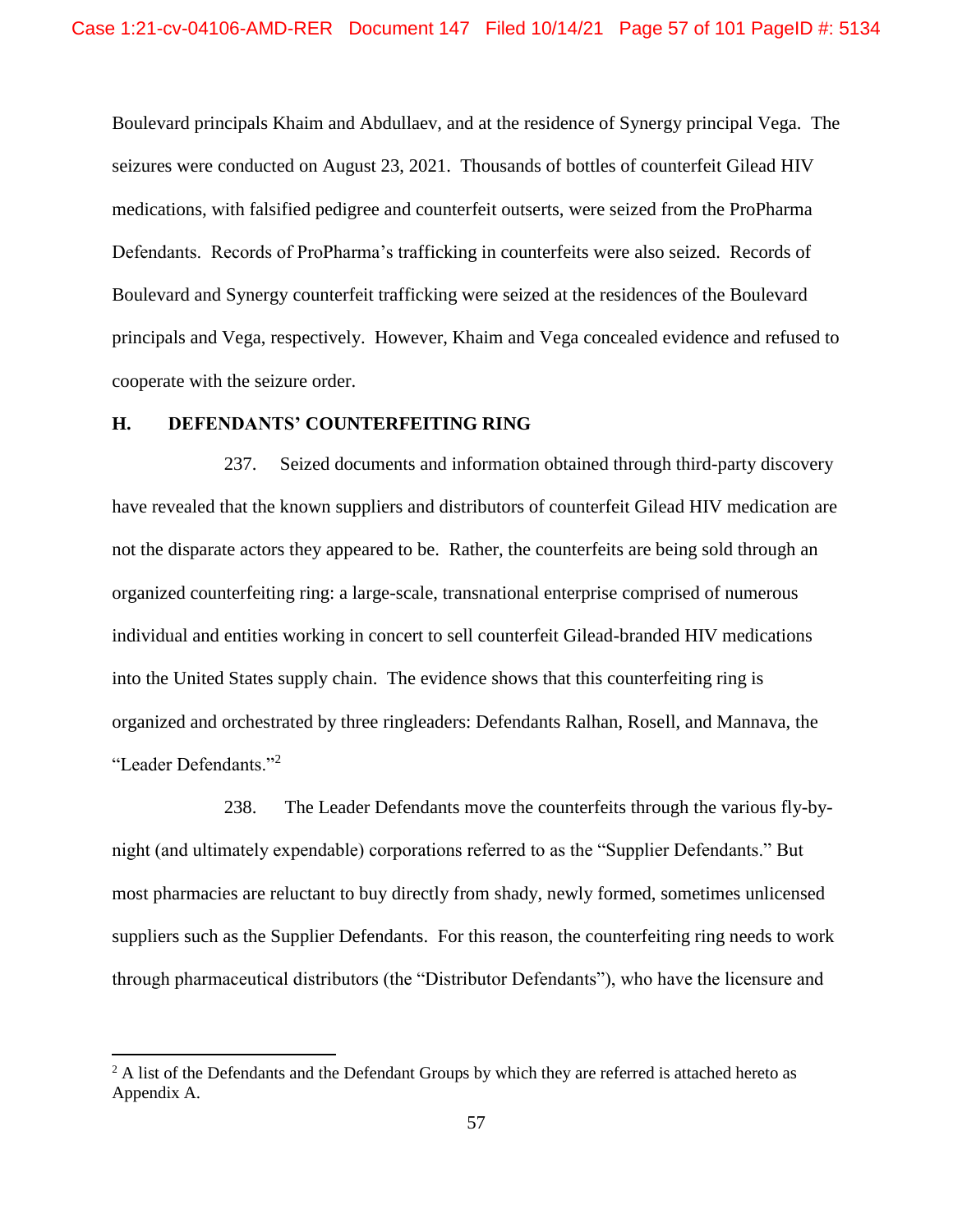Boulevard principals Khaim and Abdullaev, and at the residence of Synergy principal Vega. The seizures were conducted on August 23, 2021. Thousands of bottles of counterfeit Gilead HIV medications, with falsified pedigree and counterfeit outserts, were seized from the ProPharma Defendants. Records of ProPharma's trafficking in counterfeits were also seized. Records of Boulevard and Synergy counterfeit trafficking were seized at the residences of the Boulevard principals and Vega, respectively. However, Khaim and Vega concealed evidence and refused to cooperate with the seizure order.

## H. DEFENDANTS' COUNTERFEITING RING

237. Seized documents and information obtained through third-party discovery have revealed that the known suppliers and distributors of counterfeit Gilead HIV medication are not the disparate actors they appeared to be. Rather, the counterfeits are being sold through an organized counterfeiting ring: a large-scale, transnational enterprise comprised of numerous individual and entities working in concert to sell counterfeit Gilead-branded HIV medications into the United States supply chain. The evidence shows that this counterfeiting ring is organized and orchestrated by three ringleaders: Defendants Ralhan, Rosell, and Mannava, the "Leader Defendants."[2]

238. The Leader Defendants move the counterfeits through the various fly-by-night (and ultimately expendable) corporations referred to as the "Supplier Defendants." But most pharmacies are reluctant to buy directly from shady, newly formed, sometimes unlicensed suppliers such as the Supplier Defendants. For this reason, the counterfeiting ring needs to work through pharmaceutical distributors (the "Distributor Defendants"), who have the licensure and

---

[2] A list of the Defendants and the Defendant Groups by which they are referred is attached hereto as Appendix A.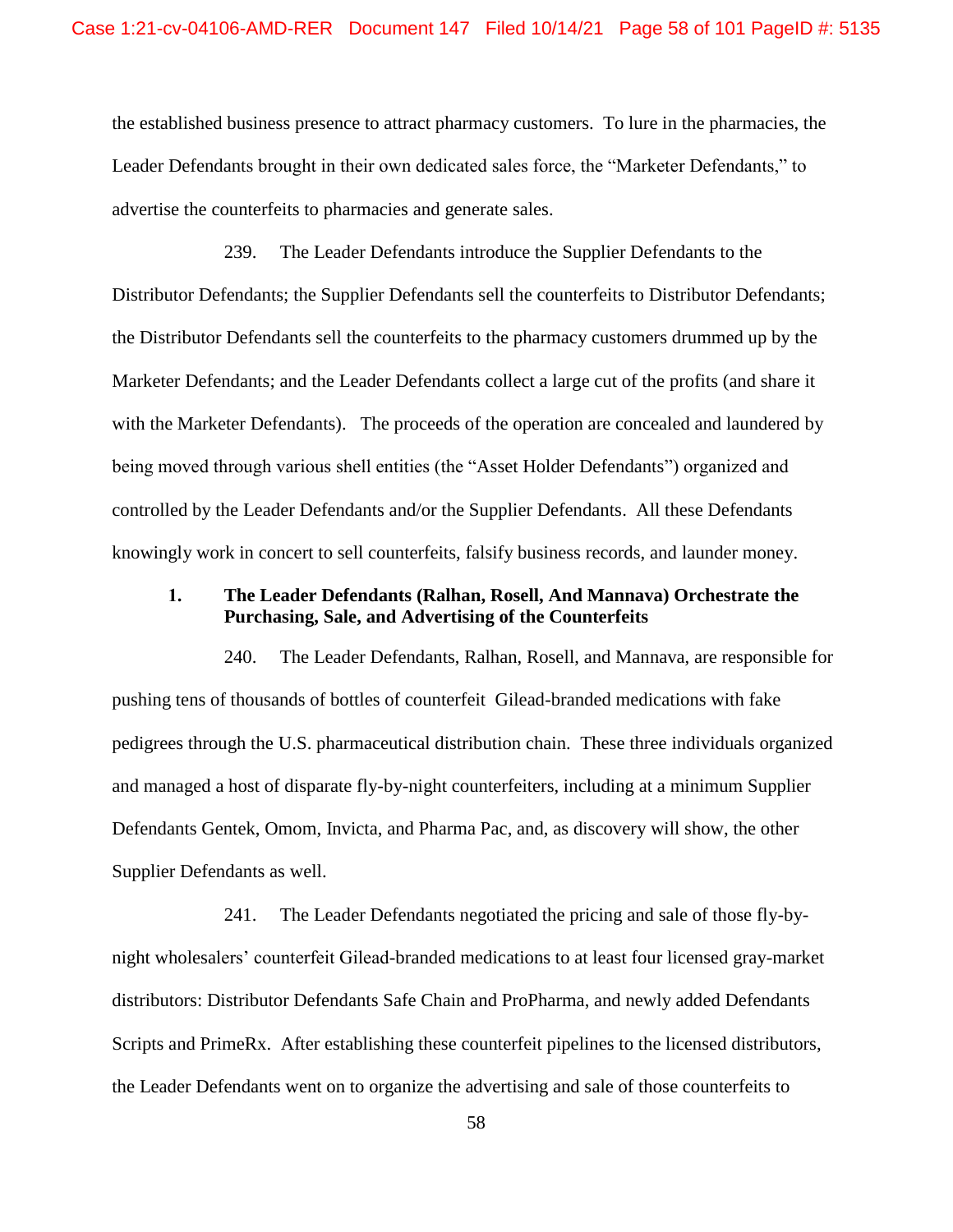the established business presence to attract pharmacy customers. To lure in the pharmacies, the Leader Defendants brought in their own dedicated sales force, the "Marketer Defendants," to advertise the counterfeits to pharmacies and generate sales.

239. The Leader Defendants introduce the Supplier Defendants to the Distributor Defendants; the Supplier Defendants sell the counterfeits to Distributor Defendants; the Distributor Defendants sell the counterfeits to the pharmacy customers drummed up by the Marketer Defendants; and the Leader Defendants collect a large cut of the profits (and share it with the Marketer Defendants). The proceeds of the operation are concealed and laundered by being moved through various shell entities (the "Asset Holder Defendants") organized and controlled by the Leader Defendants and/or the Supplier Defendants. All these Defendants knowingly work in concert to sell counterfeits, falsify business records, and launder money.

**1. The Leader Defendants (Ralhan, Rosell, And Mannava) Orchestrate the Purchasing, Sale, and Advertising of the Counterfeits**

240. The Leader Defendants, Ralhan, Rosell, and Mannava, are responsible for pushing tens of thousands of bottles of counterfeit Gilead-branded medications with fake pedigrees through the U.S. pharmaceutical distribution chain. These three individuals organized and managed a host of disparate fly-by-night counterfeiters, including at a minimum Supplier Defendants Gentek, Omom, Invicta, and Pharma Pac, and, as discovery will show, the other Supplier Defendants as well.

241. The Leader Defendants negotiated the pricing and sale of those fly-by-night wholesalers' counterfeit Gilead-branded medications to at least four licensed gray-market distributors: Distributor Defendants Safe Chain and ProPharma, and newly added Defendants Scripts and PrimeRx. After establishing these counterfeit pipelines to the licensed distributors, the Leader Defendants went on to organize the advertising and sale of those counterfeits to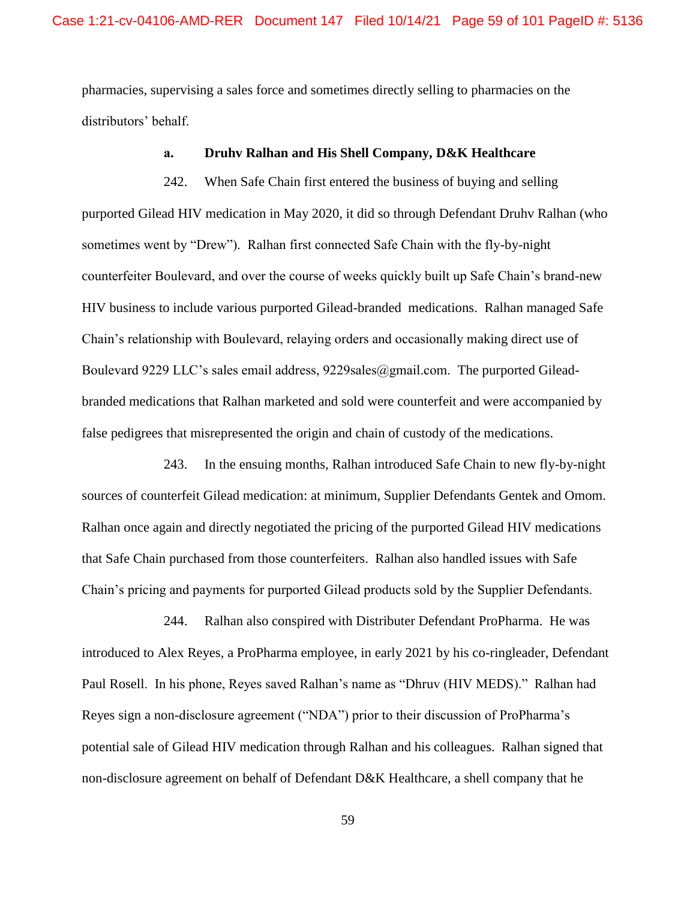pharmacies, supervising a sales force and sometimes directly selling to pharmacies on the distributors' behalf.

**a. Druhv Ralhan and His Shell Company, D&K Healthcare**

242. When Safe Chain first entered the business of buying and selling purported Gilead HIV medication in May 2020, it did so through Defendant Druhv Ralhan (who sometimes went by "Drew"). Ralhan first connected Safe Chain with the fly-by-night counterfeiter Boulevard, and over the course of weeks quickly built up Safe Chain's brand-new HIV business to include various purported Gilead-branded medications. Ralhan managed Safe Chain's relationship with Boulevard, relaying orders and occasionally making direct use of Boulevard 9229 LLC's sales email address, 9229sales@gmail.com. The purported Gilead-branded medications that Ralhan marketed and sold were counterfeit and were accompanied by false pedigrees that misrepresented the origin and chain of custody of the medications.

243. In the ensuing months, Ralhan introduced Safe Chain to new fly-by-night sources of counterfeit Gilead medication: at minimum, Supplier Defendants Gentek and Omom. Ralhan once again and directly negotiated the pricing of the purported Gilead HIV medications that Safe Chain purchased from those counterfeiters. Ralhan also handled issues with Safe Chain's pricing and payments for purported Gilead products sold by the Supplier Defendants.

244. Ralhan also conspired with Distributer Defendant ProPharma. He was introduced to Alex Reyes, a ProPharma employee, in early 2021 by his co-ringleader, Defendant Paul Rosell. In his phone, Reyes saved Ralhan's name as "Dhruv (HIV MEDS)." Ralhan had Reyes sign a non-disclosure agreement ("NDA") prior to their discussion of ProPharma's potential sale of Gilead HIV medication through Ralhan and his colleagues. Ralhan signed that non-disclosure agreement on behalf of Defendant D&K Healthcare, a shell company that he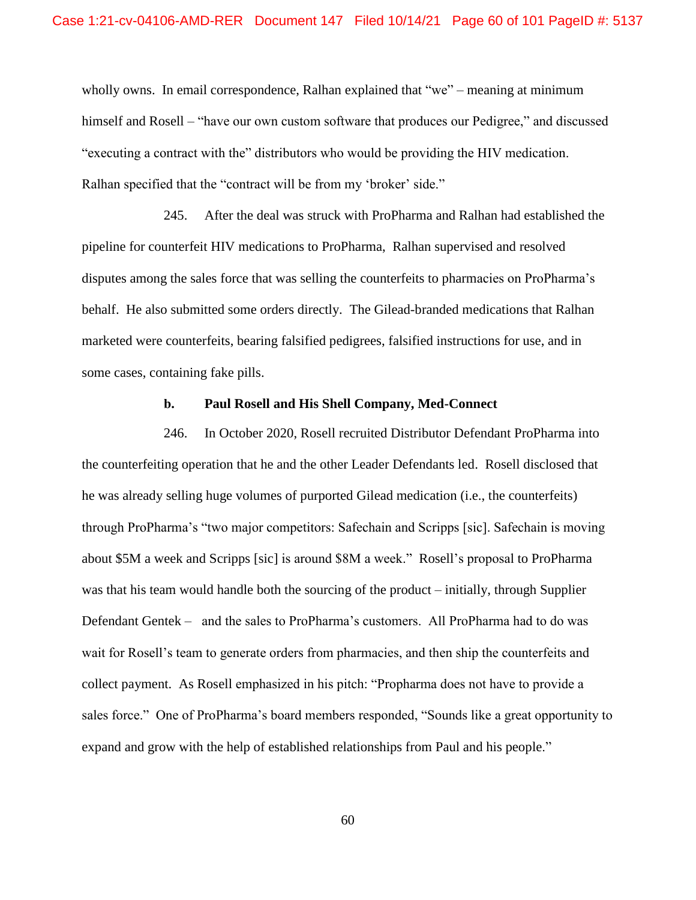wholly owns. In email correspondence, Ralhan explained that "we" – meaning at minimum himself and Rosell – "have our own custom software that produces our Pedigree," and discussed "executing a contract with the" distributors who would be providing the HIV medication. Ralhan specified that the "contract will be from my 'broker' side."

245. After the deal was struck with ProPharma and Ralhan had established the pipeline for counterfeit HIV medications to ProPharma, Ralhan supervised and resolved disputes among the sales force that was selling the counterfeits to pharmacies on ProPharma's behalf. He also submitted some orders directly. The Gilead-branded medications that Ralhan marketed were counterfeits, bearing falsified pedigrees, falsified instructions for use, and in some cases, containing fake pills.

**b. Paul Rosell and His Shell Company, Med-Connect**

246. In October 2020, Rosell recruited Distributor Defendant ProPharma into the counterfeiting operation that he and the other Leader Defendants led. Rosell disclosed that he was already selling huge volumes of purported Gilead medication (i.e., the counterfeits) through ProPharma's "two major competitors: Safechain and Scripps [sic]. Safechain is moving about $5M a week and Scripps [sic] is around $8M a week." Rosell's proposal to ProPharma was that his team would handle both the sourcing of the product – initially, through Supplier Defendant Gentek – and the sales to ProPharma's customers. All ProPharma had to do was wait for Rosell's team to generate orders from pharmacies, and then ship the counterfeits and collect payment. As Rosell emphasized in his pitch: "Propharma does not have to provide a sales force." One of ProPharma's board members responded, "Sounds like a great opportunity to expand and grow with the help of established relationships from Paul and his people."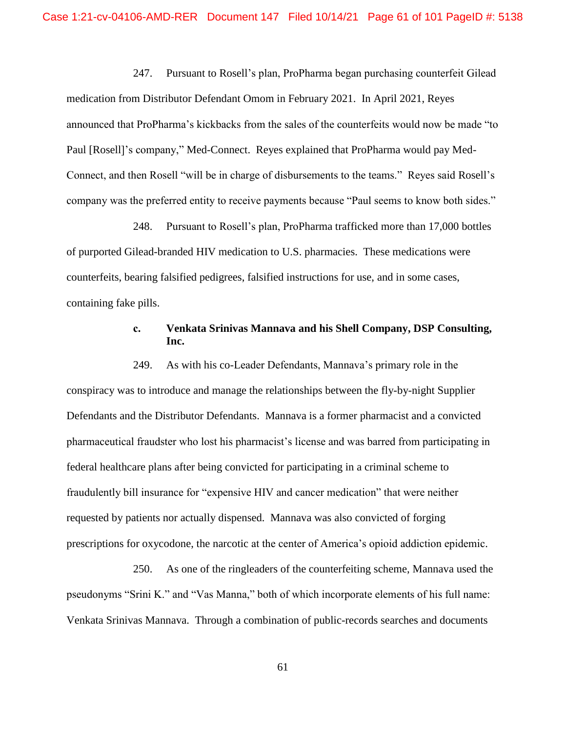247. Pursuant to Rosell's plan, ProPharma began purchasing counterfeit Gilead medication from Distributor Defendant Omom in February 2021. In April 2021, Reyes announced that ProPharma's kickbacks from the sales of the counterfeits would now be made "to Paul [Rosell]'s company," Med-Connect. Reyes explained that ProPharma would pay Med-Connect, and then Rosell "will be in charge of disbursements to the teams." Reyes said Rosell's company was the preferred entity to receive payments because "Paul seems to know both sides."

248. Pursuant to Rosell's plan, ProPharma trafficked more than 17,000 bottles of purported Gilead-branded HIV medication to U.S. pharmacies. These medications were counterfeits, bearing falsified pedigrees, falsified instructions for use, and in some cases, containing fake pills.

### c. Venkata Srinivas Mannava and his Shell Company, DSP Consulting, Inc.

249. As with his co-Leader Defendants, Mannava's primary role in the conspiracy was to introduce and manage the relationships between the fly-by-night Supplier Defendants and the Distributor Defendants. Mannava is a former pharmacist and a convicted pharmaceutical fraudster who lost his pharmacist's license and was barred from participating in federal healthcare plans after being convicted for participating in a criminal scheme to fraudulently bill insurance for "expensive HIV and cancer medication" that were neither requested by patients nor actually dispensed. Mannava was also convicted of forging prescriptions for oxycodone, the narcotic at the center of America's opioid addiction epidemic.

250. As one of the ringleaders of the counterfeiting scheme, Mannava used the pseudonyms "Srini K." and "Vas Manna," both of which incorporate elements of his full name: Venkata Srinivas Mannava. Through a combination of public-records searches and documents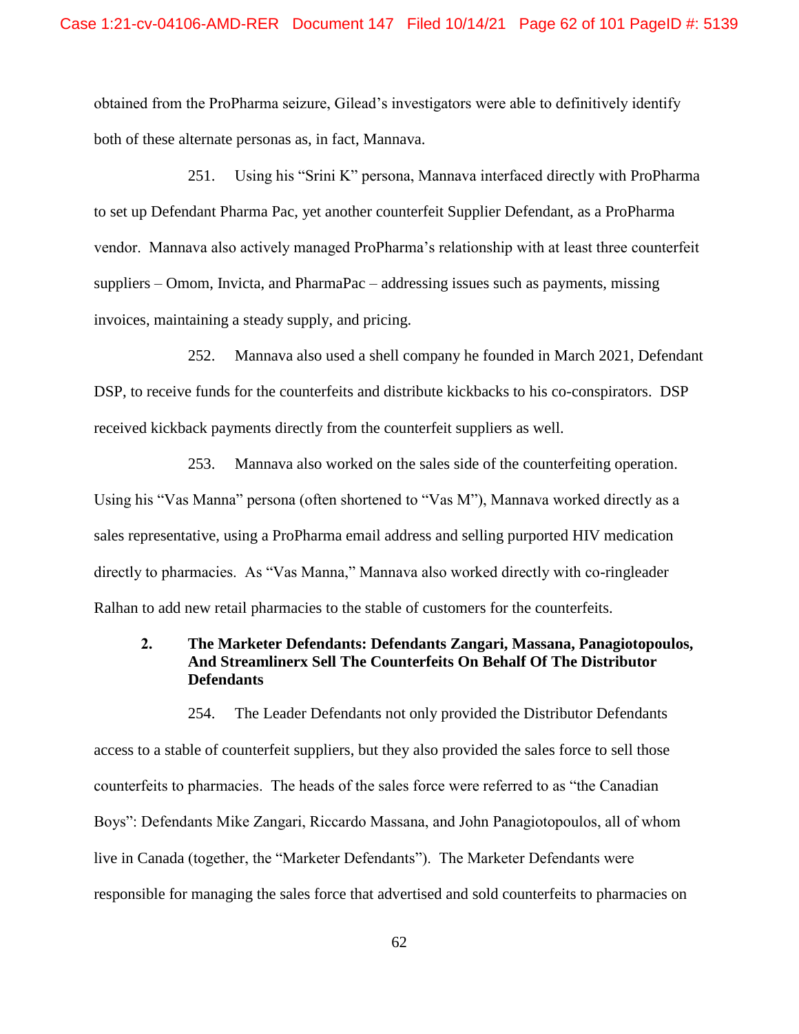obtained from the ProPharma seizure, Gilead's investigators were able to definitively identify both of these alternate personas as, in fact, Mannava.

251. Using his "Srini K" persona, Mannava interfaced directly with ProPharma to set up Defendant Pharma Pac, yet another counterfeit Supplier Defendant, as a ProPharma vendor. Mannava also actively managed ProPharma's relationship with at least three counterfeit suppliers – Omom, Invicta, and PharmaPac – addressing issues such as payments, missing invoices, maintaining a steady supply, and pricing.

252. Mannava also used a shell company he founded in March 2021, Defendant DSP, to receive funds for the counterfeits and distribute kickbacks to his co-conspirators. DSP received kickback payments directly from the counterfeit suppliers as well.

253. Mannava also worked on the sales side of the counterfeiting operation. Using his "Vas Manna" persona (often shortened to "Vas M"), Mannava worked directly as a sales representative, using a ProPharma email address and selling purported HIV medication directly to pharmacies. As "Vas Manna," Mannava also worked directly with co-ringleader Ralhan to add new retail pharmacies to the stable of customers for the counterfeits.

### 2. The Marketer Defendants: Defendants Zangari, Massana, Panagiotopoulos, And Streamlinerx Sell The Counterfeits On Behalf Of The Distributor Defendants

254. The Leader Defendants not only provided the Distributor Defendants access to a stable of counterfeit suppliers, but they also provided the sales force to sell those counterfeits to pharmacies. The heads of the sales force were referred to as "the Canadian Boys": Defendants Mike Zangari, Riccardo Massana, and John Panagiotopoulos, all of whom live in Canada (together, the "Marketer Defendants"). The Marketer Defendants were responsible for managing the sales force that advertised and sold counterfeits to pharmacies on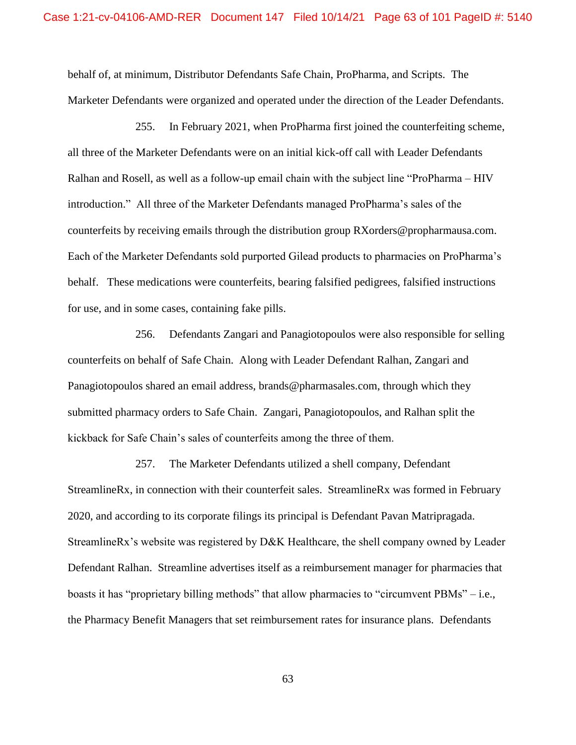behalf of, at minimum, Distributor Defendants Safe Chain, ProPharma, and Scripts. The Marketer Defendants were organized and operated under the direction of the Leader Defendants.

255. In February 2021, when ProPharma first joined the counterfeiting scheme, all three of the Marketer Defendants were on an initial kick-off call with Leader Defendants Ralhan and Rosell, as well as a follow-up email chain with the subject line "ProPharma – HIV introduction." All three of the Marketer Defendants managed ProPharma's sales of the counterfeits by receiving emails through the distribution group RXorders@propharmausa.com. Each of the Marketer Defendants sold purported Gilead products to pharmacies on ProPharma's behalf. These medications were counterfeits, bearing falsified pedigrees, falsified instructions for use, and in some cases, containing fake pills.

256. Defendants Zangari and Panagiotopoulos were also responsible for selling counterfeits on behalf of Safe Chain. Along with Leader Defendant Ralhan, Zangari and Panagiotopoulos shared an email address, brands@pharmasales.com, through which they submitted pharmacy orders to Safe Chain. Zangari, Panagiotopoulos, and Ralhan split the kickback for Safe Chain's sales of counterfeits among the three of them.

257. The Marketer Defendants utilized a shell company, Defendant StreamlineRx, in connection with their counterfeit sales. StreamlineRx was formed in February 2020, and according to its corporate filings its principal is Defendant Pavan Matripragada. StreamlineRx's website was registered by D&K Healthcare, the shell company owned by Leader Defendant Ralhan. Streamline advertises itself as a reimbursement manager for pharmacies that boasts it has "proprietary billing methods" that allow pharmacies to "circumvent PBMs" – i.e., the Pharmacy Benefit Managers that set reimbursement rates for insurance plans. Defendants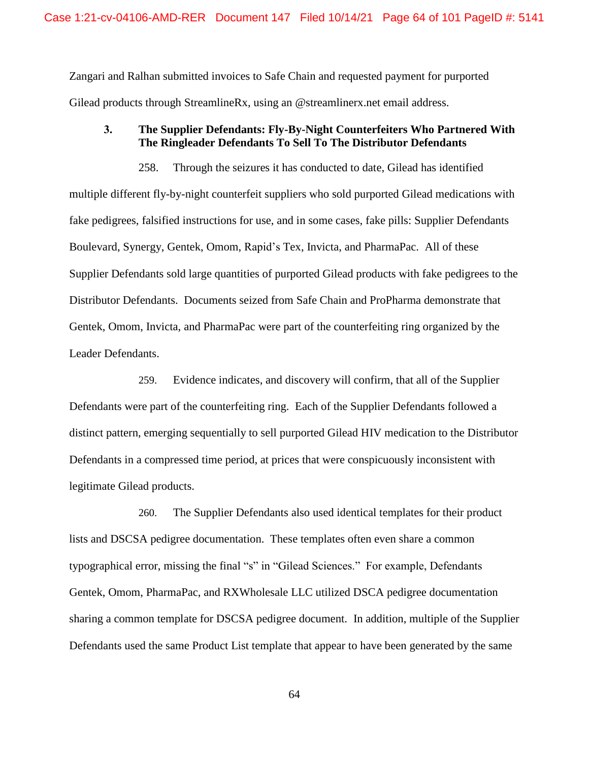Zangari and Ralhan submitted invoices to Safe Chain and requested payment for purported Gilead products through StreamlineRx, using an @streamlinerx.net email address.

### 3. The Supplier Defendants: Fly-By-Night Counterfeiters Who Partnered With The Ringleader Defendants To Sell To The Distributor Defendants

258. Through the seizures it has conducted to date, Gilead has identified multiple different fly-by-night counterfeit suppliers who sold purported Gilead medications with fake pedigrees, falsified instructions for use, and in some cases, fake pills: Supplier Defendants Boulevard, Synergy, Gentek, Omom, Rapid's Tex, Invicta, and PharmaPac. All of these Supplier Defendants sold large quantities of purported Gilead products with fake pedigrees to the Distributor Defendants. Documents seized from Safe Chain and ProPharma demonstrate that Gentek, Omom, Invicta, and PharmaPac were part of the counterfeiting ring organized by the Leader Defendants.

259. Evidence indicates, and discovery will confirm, that all of the Supplier Defendants were part of the counterfeiting ring. Each of the Supplier Defendants followed a distinct pattern, emerging sequentially to sell purported Gilead HIV medication to the Distributor Defendants in a compressed time period, at prices that were conspicuously inconsistent with legitimate Gilead products.

260. The Supplier Defendants also used identical templates for their product lists and DSCSA pedigree documentation. These templates often even share a common typographical error, missing the final "s" in "Gilead Sciences." For example, Defendants Gentek, Omom, PharmaPac, and RXWholesale LLC utilized DSCA pedigree documentation sharing a common template for DSCSA pedigree document. In addition, multiple of the Supplier Defendants used the same Product List template that appear to have been generated by the same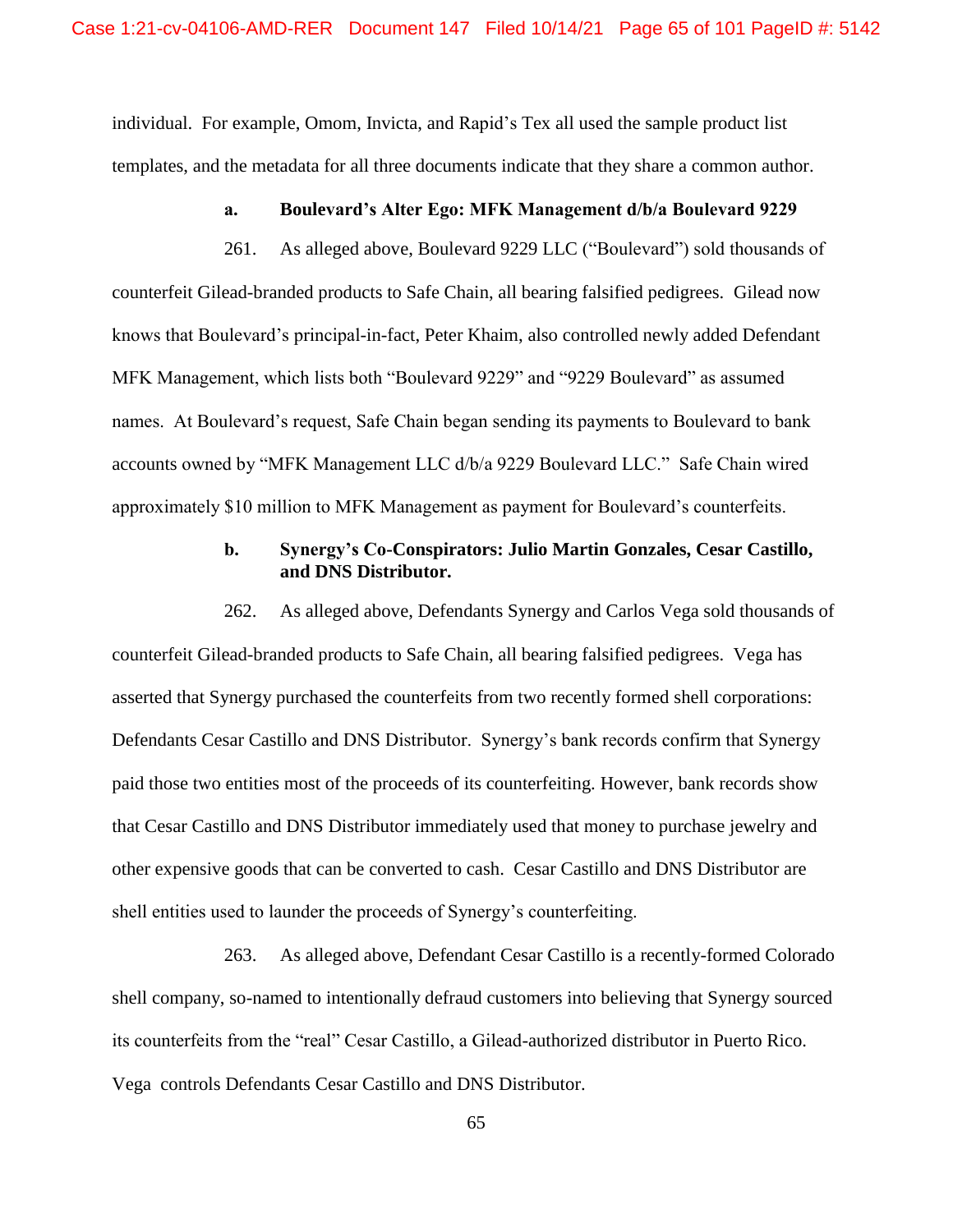individual. For example, Omom, Invicta, and Rapid's Tex all used the sample product list templates, and the metadata for all three documents indicate that they share a common author.

**a. Boulevard's Alter Ego: MFK Management d/b/a Boulevard 9229**

261. As alleged above, Boulevard 9229 LLC ("Boulevard") sold thousands of counterfeit Gilead-branded products to Safe Chain, all bearing falsified pedigrees. Gilead now knows that Boulevard's principal-in-fact, Peter Khaim, also controlled newly added Defendant MFK Management, which lists both "Boulevard 9229" and "9229 Boulevard" as assumed names. At Boulevard's request, Safe Chain began sending its payments to Boulevard to bank accounts owned by "MFK Management LLC d/b/a 9229 Boulevard LLC." Safe Chain wired approximately $10 million to MFK Management as payment for Boulevard's counterfeits.

**b. Synergy's Co-Conspirators: Julio Martin Gonzales, Cesar Castillo, and DNS Distributor.**

262. As alleged above, Defendants Synergy and Carlos Vega sold thousands of counterfeit Gilead-branded products to Safe Chain, all bearing falsified pedigrees. Vega has asserted that Synergy purchased the counterfeits from two recently formed shell corporations: Defendants Cesar Castillo and DNS Distributor. Synergy's bank records confirm that Synergy paid those two entities most of the proceeds of its counterfeiting. However, bank records show that Cesar Castillo and DNS Distributor immediately used that money to purchase jewelry and other expensive goods that can be converted to cash. Cesar Castillo and DNS Distributor are shell entities used to launder the proceeds of Synergy's counterfeiting.

263. As alleged above, Defendant Cesar Castillo is a recently-formed Colorado shell company, so-named to intentionally defraud customers into believing that Synergy sourced its counterfeits from the "real" Cesar Castillo, a Gilead-authorized distributor in Puerto Rico. Vega controls Defendants Cesar Castillo and DNS Distributor.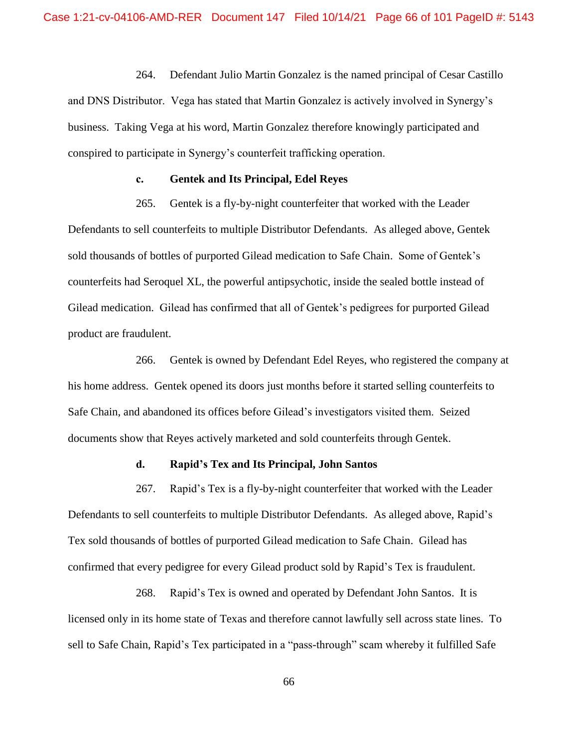264. Defendant Julio Martin Gonzalez is the named principal of Cesar Castillo and DNS Distributor. Vega has stated that Martin Gonzalez is actively involved in Synergy's business. Taking Vega at his word, Martin Gonzalez therefore knowingly participated and conspired to participate in Synergy's counterfeit trafficking operation.

#### c. Gentek and Its Principal, Edel Reyes

265. Gentek is a fly-by-night counterfeiter that worked with the Leader Defendants to sell counterfeits to multiple Distributor Defendants. As alleged above, Gentek sold thousands of bottles of purported Gilead medication to Safe Chain. Some of Gentek's counterfeits had Seroquel XL, the powerful antipsychotic, inside the sealed bottle instead of Gilead medication. Gilead has confirmed that all of Gentek's pedigrees for purported Gilead product are fraudulent.

266. Gentek is owned by Defendant Edel Reyes, who registered the company at his home address. Gentek opened its doors just months before it started selling counterfeits to Safe Chain, and abandoned its offices before Gilead's investigators visited them. Seized documents show that Reyes actively marketed and sold counterfeits through Gentek.

#### d. Rapid's Tex and Its Principal, John Santos

267. Rapid's Tex is a fly-by-night counterfeiter that worked with the Leader Defendants to sell counterfeits to multiple Distributor Defendants. As alleged above, Rapid's Tex sold thousands of bottles of purported Gilead medication to Safe Chain. Gilead has confirmed that every pedigree for every Gilead product sold by Rapid's Tex is fraudulent.

268. Rapid's Tex is owned and operated by Defendant John Santos. It is licensed only in its home state of Texas and therefore cannot lawfully sell across state lines. To sell to Safe Chain, Rapid's Tex participated in a "pass-through" scam whereby it fulfilled Safe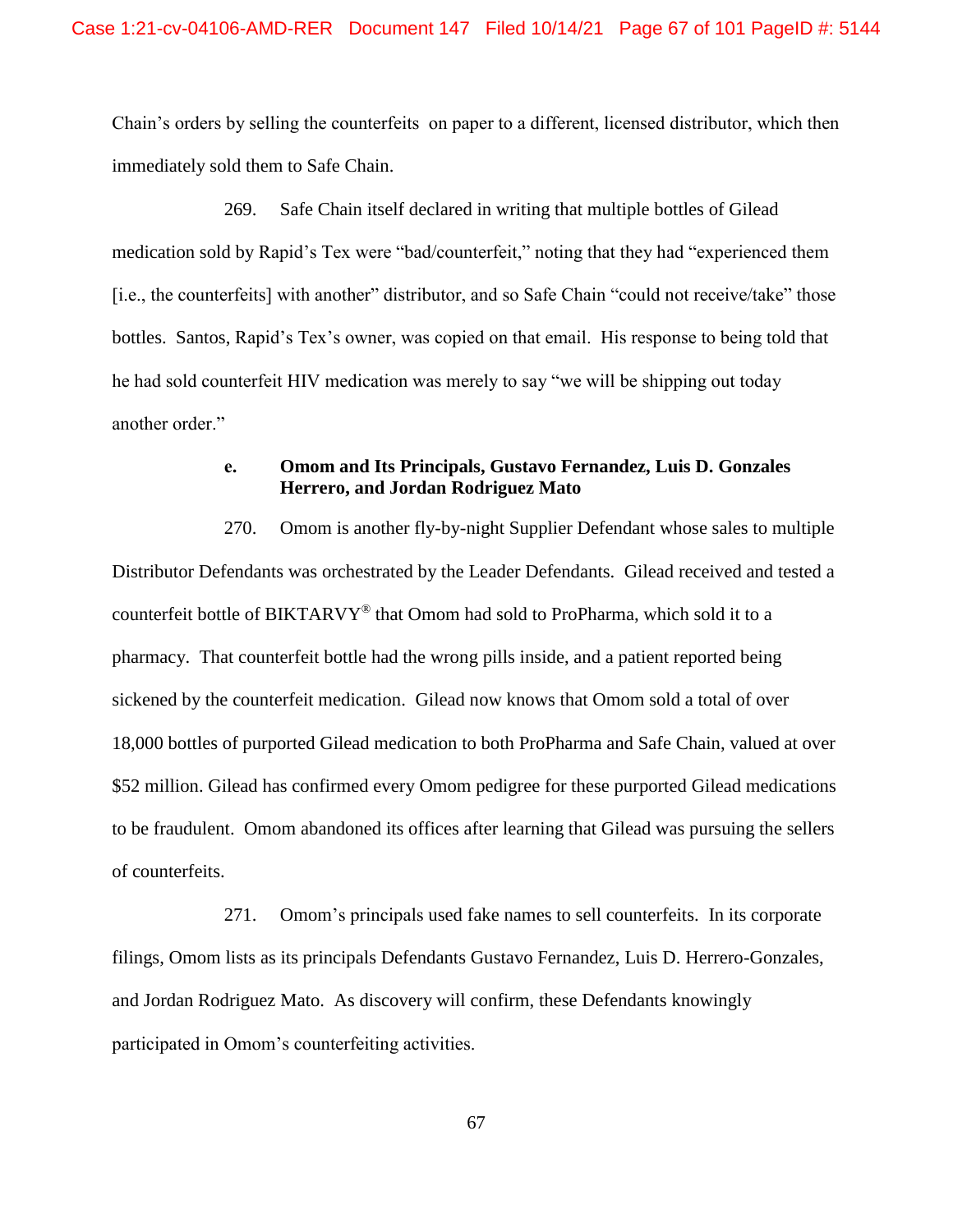Chain's orders by selling the counterfeits on paper to a different, licensed distributor, which then immediately sold them to Safe Chain.

269. Safe Chain itself declared in writing that multiple bottles of Gilead medication sold by Rapid's Tex were "bad/counterfeit," noting that they had "experienced them [i.e., the counterfeits] with another" distributor, and so Safe Chain "could not receive/take" those bottles. Santos, Rapid's Tex's owner, was copied on that email. His response to being told that he had sold counterfeit HIV medication was merely to say "we will be shipping out today another order."

#### e. Omom and Its Principals, Gustavo Fernandez, Luis D. Gonzales Herrero, and Jordan Rodriguez Mato

270. Omom is another fly-by-night Supplier Defendant whose sales to multiple Distributor Defendants was orchestrated by the Leader Defendants. Gilead received and tested a counterfeit bottle of BIKTARVY® that Omom had sold to ProPharma, which sold it to a pharmacy. That counterfeit bottle had the wrong pills inside, and a patient reported being sickened by the counterfeit medication. Gilead now knows that Omom sold a total of over 18,000 bottles of purported Gilead medication to both ProPharma and Safe Chain, valued at over $52 million. Gilead has confirmed every Omom pedigree for these purported Gilead medications to be fraudulent. Omom abandoned its offices after learning that Gilead was pursuing the sellers of counterfeits.

271. Omom's principals used fake names to sell counterfeits. In its corporate filings, Omom lists as its principals Defendants Gustavo Fernandez, Luis D. Herrero-Gonzales, and Jordan Rodriguez Mato. As discovery will confirm, these Defendants knowingly participated in Omom's counterfeiting activities.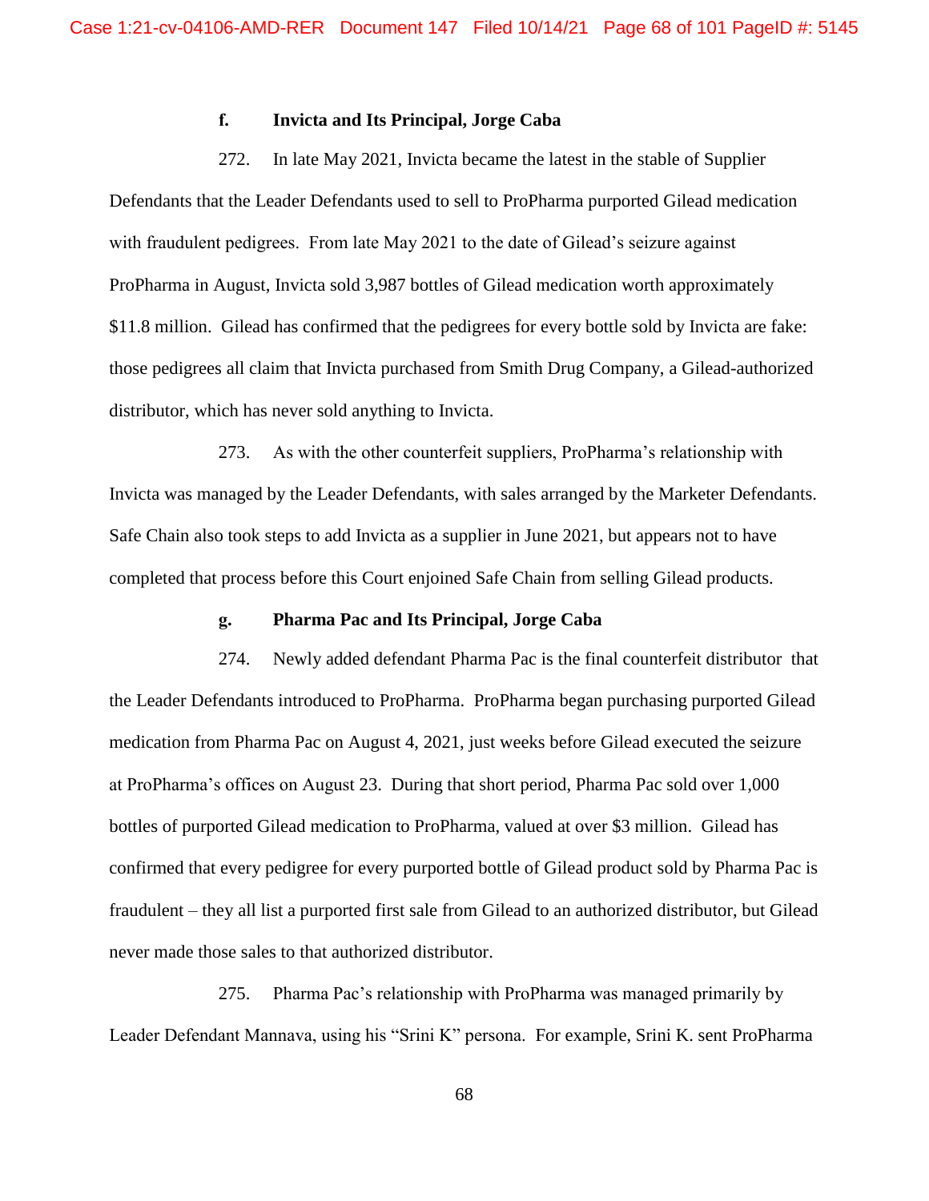#### f. Invicta and Its Principal, Jorge Caba

272. In late May 2021, Invicta became the latest in the stable of Supplier Defendants that the Leader Defendants used to sell to ProPharma purported Gilead medication with fraudulent pedigrees. From late May 2021 to the date of Gilead's seizure against ProPharma in August, Invicta sold 3,987 bottles of Gilead medication worth approximately $11.8 million. Gilead has confirmed that the pedigrees for every bottle sold by Invicta are fake: those pedigrees all claim that Invicta purchased from Smith Drug Company, a Gilead-authorized distributor, which has never sold anything to Invicta.

273. As with the other counterfeit suppliers, ProPharma's relationship with Invicta was managed by the Leader Defendants, with sales arranged by the Marketer Defendants. Safe Chain also took steps to add Invicta as a supplier in June 2021, but appears not to have completed that process before this Court enjoined Safe Chain from selling Gilead products.

#### g. Pharma Pac and Its Principal, Jorge Caba

274. Newly added defendant Pharma Pac is the final counterfeit distributor that the Leader Defendants introduced to ProPharma. ProPharma began purchasing purported Gilead medication from Pharma Pac on August 4, 2021, just weeks before Gilead executed the seizure at ProPharma's offices on August 23. During that short period, Pharma Pac sold over 1,000 bottles of purported Gilead medication to ProPharma, valued at over $3 million. Gilead has confirmed that every pedigree for every purported bottle of Gilead product sold by Pharma Pac is fraudulent – they all list a purported first sale from Gilead to an authorized distributor, but Gilead never made those sales to that authorized distributor.

275. Pharma Pac's relationship with ProPharma was managed primarily by Leader Defendant Mannava, using his "Srini K" persona. For example, Srini K. sent ProPharma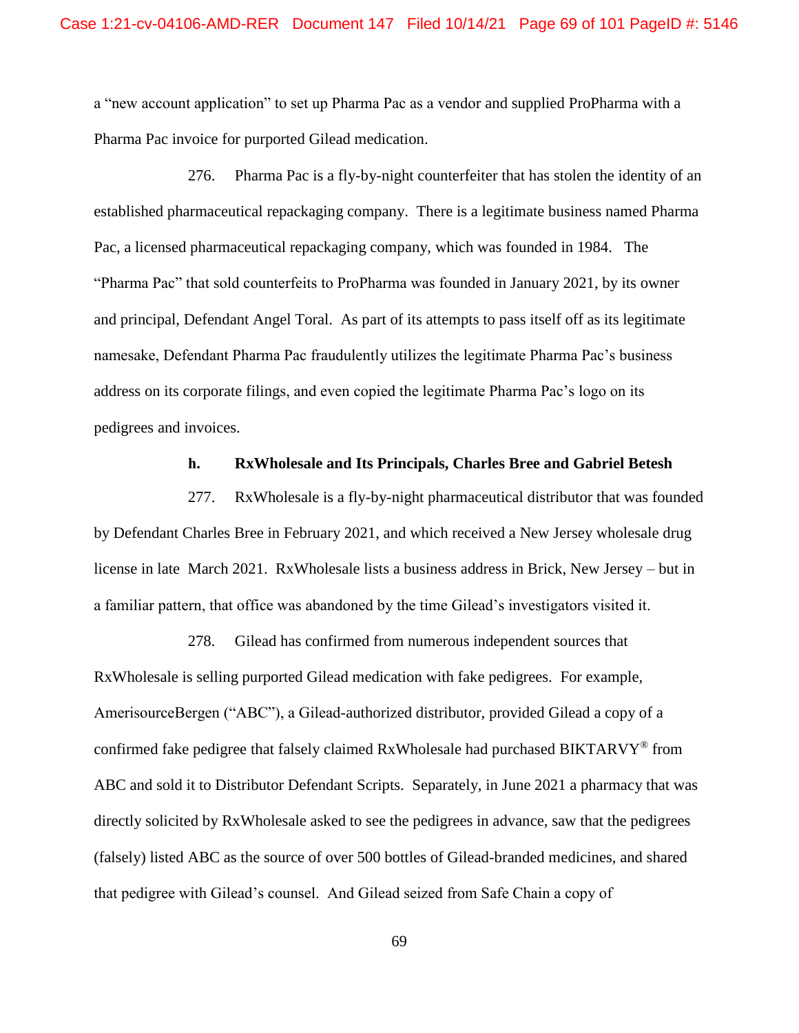a "new account application" to set up Pharma Pac as a vendor and supplied ProPharma with a Pharma Pac invoice for purported Gilead medication.

276. Pharma Pac is a fly-by-night counterfeiter that has stolen the identity of an established pharmaceutical repackaging company. There is a legitimate business named Pharma Pac, a licensed pharmaceutical repackaging company, which was founded in 1984. The "Pharma Pac" that sold counterfeits to ProPharma was founded in January 2021, by its owner and principal, Defendant Angel Toral. As part of its attempts to pass itself off as its legitimate namesake, Defendant Pharma Pac fraudulently utilizes the legitimate Pharma Pac's business address on its corporate filings, and even copied the legitimate Pharma Pac's logo on its pedigrees and invoices.

**h. RxWholesale and Its Principals, Charles Bree and Gabriel Betesh**

277. RxWholesale is a fly-by-night pharmaceutical distributor that was founded by Defendant Charles Bree in February 2021, and which received a New Jersey wholesale drug license in late March 2021. RxWholesale lists a business address in Brick, New Jersey – but in a familiar pattern, that office was abandoned by the time Gilead's investigators visited it.

278. Gilead has confirmed from numerous independent sources that RxWholesale is selling purported Gilead medication with fake pedigrees. For example, AmerisourceBergen ("ABC"), a Gilead-authorized distributor, provided Gilead a copy of a confirmed fake pedigree that falsely claimed RxWholesale had purchased BIKTARVY® from ABC and sold it to Distributor Defendant Scripts. Separately, in June 2021 a pharmacy that was directly solicited by RxWholesale asked to see the pedigrees in advance, saw that the pedigrees (falsely) listed ABC as the source of over 500 bottles of Gilead-branded medicines, and shared that pedigree with Gilead's counsel. And Gilead seized from Safe Chain a copy of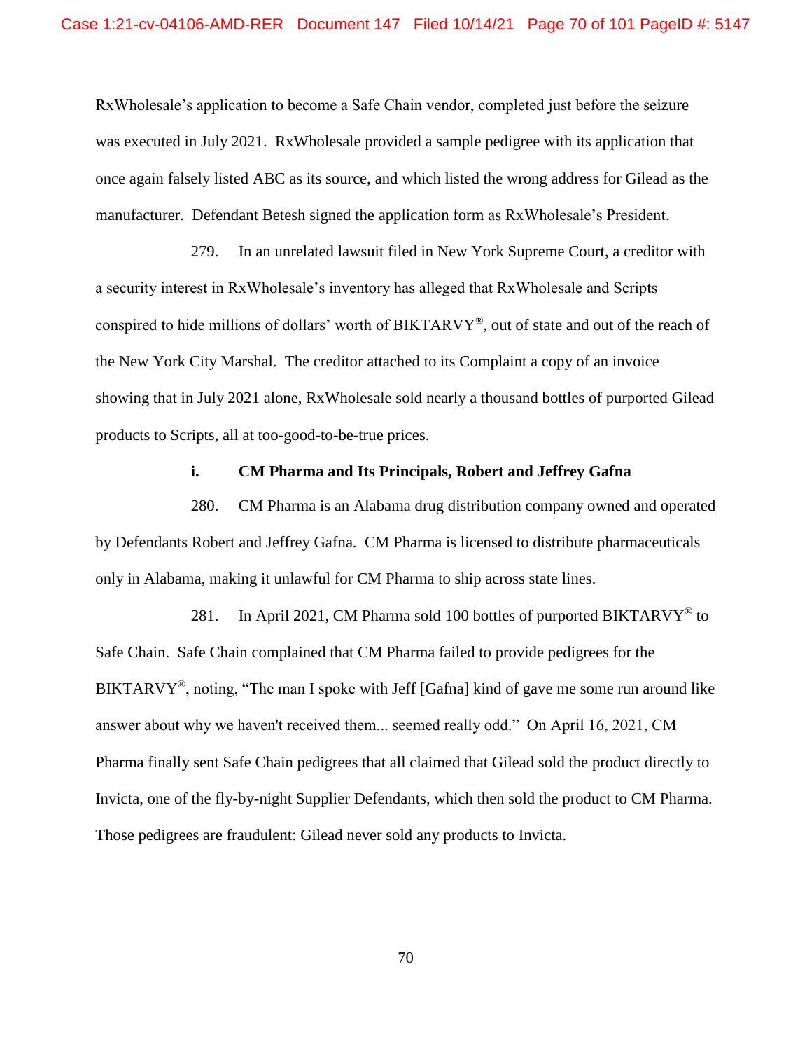RxWholesale's application to become a Safe Chain vendor, completed just before the seizure was executed in July 2021. RxWholesale provided a sample pedigree with its application that once again falsely listed ABC as its source, and which listed the wrong address for Gilead as the manufacturer. Defendant Betesh signed the application form as RxWholesale's President.

279. In an unrelated lawsuit filed in New York Supreme Court, a creditor with a security interest in RxWholesale's inventory has alleged that RxWholesale and Scripts conspired to hide millions of dollars' worth of BIKTARVY®, out of state and out of the reach of the New York City Marshal. The creditor attached to its Complaint a copy of an invoice showing that in July 2021 alone, RxWholesale sold nearly a thousand bottles of purported Gilead products to Scripts, all at too-good-to-be-true prices.

**i. CM Pharma and Its Principals, Robert and Jeffrey Gafna**

280. CM Pharma is an Alabama drug distribution company owned and operated by Defendants Robert and Jeffrey Gafna. CM Pharma is licensed to distribute pharmaceuticals only in Alabama, making it unlawful for CM Pharma to ship across state lines.

281. In April 2021, CM Pharma sold 100 bottles of purported BIKTARVY® to Safe Chain. Safe Chain complained that CM Pharma failed to provide pedigrees for the BIKTARVY®, noting, "The man I spoke with Jeff [Gafna] kind of gave me some run around like answer about why we haven't received them... seemed really odd." On April 16, 2021, CM Pharma finally sent Safe Chain pedigrees that all claimed that Gilead sold the product directly to Invicta, one of the fly-by-night Supplier Defendants, which then sold the product to CM Pharma. Those pedigrees are fraudulent: Gilead never sold any products to Invicta.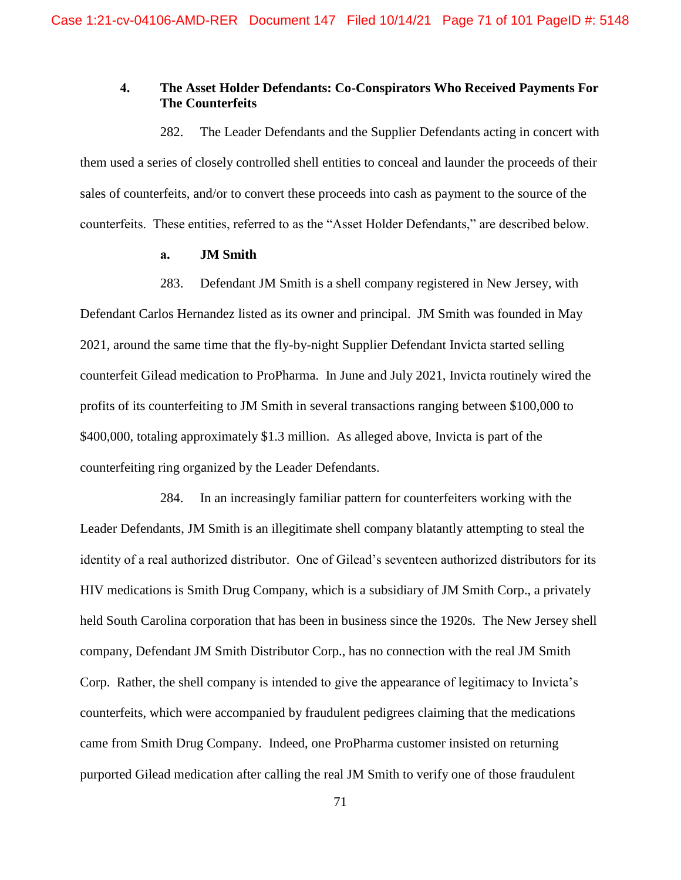### 4. The Asset Holder Defendants: Co-Conspirators Who Received Payments For The Counterfeits

282. The Leader Defendants and the Supplier Defendants acting in concert with them used a series of closely controlled shell entities to conceal and launder the proceeds of their sales of counterfeits, and/or to convert these proceeds into cash as payment to the source of the counterfeits. These entities, referred to as the "Asset Holder Defendants," are described below.

#### a. JM Smith

283. Defendant JM Smith is a shell company registered in New Jersey, with Defendant Carlos Hernandez listed as its owner and principal. JM Smith was founded in May 2021, around the same time that the fly-by-night Supplier Defendant Invicta started selling counterfeit Gilead medication to ProPharma. In June and July 2021, Invicta routinely wired the profits of its counterfeiting to JM Smith in several transactions ranging between $100,000 to $400,000, totaling approximately $1.3 million. As alleged above, Invicta is part of the counterfeiting ring organized by the Leader Defendants.

284. In an increasingly familiar pattern for counterfeiters working with the Leader Defendants, JM Smith is an illegitimate shell company blatantly attempting to steal the identity of a real authorized distributor. One of Gilead's seventeen authorized distributors for its HIV medications is Smith Drug Company, which is a subsidiary of JM Smith Corp., a privately held South Carolina corporation that has been in business since the 1920s. The New Jersey shell company, Defendant JM Smith Distributor Corp., has no connection with the real JM Smith Corp. Rather, the shell company is intended to give the appearance of legitimacy to Invicta's counterfeits, which were accompanied by fraudulent pedigrees claiming that the medications came from Smith Drug Company. Indeed, one ProPharma customer insisted on returning purported Gilead medication after calling the real JM Smith to verify one of those fraudulent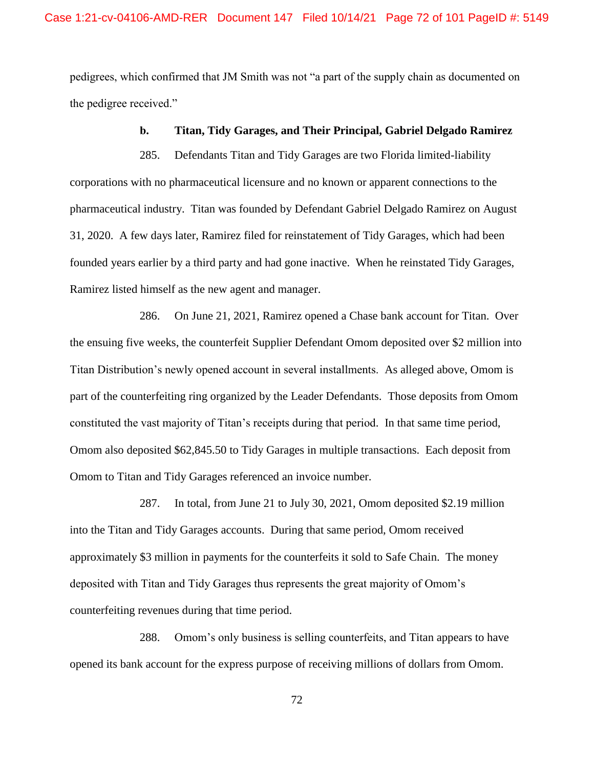pedigrees, which confirmed that JM Smith was not "a part of the supply chain as documented on the pedigree received."

#### b. Titan, Tidy Garages, and Their Principal, Gabriel Delgado Ramirez

285. Defendants Titan and Tidy Garages are two Florida limited-liability corporations with no pharmaceutical licensure and no known or apparent connections to the pharmaceutical industry. Titan was founded by Defendant Gabriel Delgado Ramirez on August 31, 2020. A few days later, Ramirez filed for reinstatement of Tidy Garages, which had been founded years earlier by a third party and had gone inactive. When he reinstated Tidy Garages, Ramirez listed himself as the new agent and manager.

286. On June 21, 2021, Ramirez opened a Chase bank account for Titan. Over the ensuing five weeks, the counterfeit Supplier Defendant Omom deposited over $2 million into Titan Distribution's newly opened account in several installments. As alleged above, Omom is part of the counterfeiting ring organized by the Leader Defendants. Those deposits from Omom constituted the vast majority of Titan's receipts during that period. In that same time period, Omom also deposited $62,845.50 to Tidy Garages in multiple transactions. Each deposit from Omom to Titan and Tidy Garages referenced an invoice number.

287. In total, from June 21 to July 30, 2021, Omom deposited $2.19 million into the Titan and Tidy Garages accounts. During that same period, Omom received approximately $3 million in payments for the counterfeits it sold to Safe Chain. The money deposited with Titan and Tidy Garages thus represents the great majority of Omom's counterfeiting revenues during that time period.

288. Omom's only business is selling counterfeits, and Titan appears to have opened its bank account for the express purpose of receiving millions of dollars from Omom.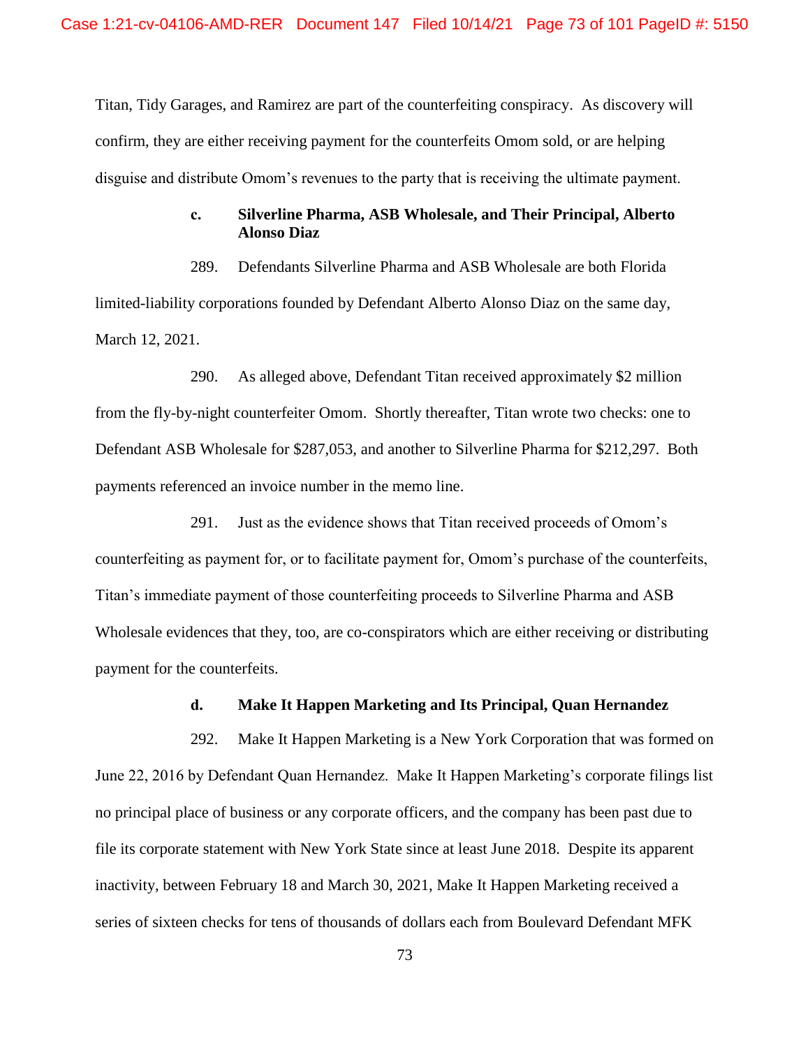Titan, Tidy Garages, and Ramirez are part of the counterfeiting conspiracy. As discovery will confirm, they are either receiving payment for the counterfeits Omom sold, or are helping disguise and distribute Omom's revenues to the party that is receiving the ultimate payment.

#### c. Silverline Pharma, ASB Wholesale, and Their Principal, Alberto Alonso Diaz

289. Defendants Silverline Pharma and ASB Wholesale are both Florida limited-liability corporations founded by Defendant Alberto Alonso Diaz on the same day, March 12, 2021.

290. As alleged above, Defendant Titan received approximately $2 million from the fly-by-night counterfeiter Omom. Shortly thereafter, Titan wrote two checks: one to Defendant ASB Wholesale for $287,053, and another to Silverline Pharma for $212,297. Both payments referenced an invoice number in the memo line.

291. Just as the evidence shows that Titan received proceeds of Omom's counterfeiting as payment for, or to facilitate payment for, Omom's purchase of the counterfeits, Titan's immediate payment of those counterfeiting proceeds to Silverline Pharma and ASB Wholesale evidences that they, too, are co-conspirators which are either receiving or distributing payment for the counterfeits.

#### d. Make It Happen Marketing and Its Principal, Quan Hernandez

292. Make It Happen Marketing is a New York Corporation that was formed on June 22, 2016 by Defendant Quan Hernandez. Make It Happen Marketing's corporate filings list no principal place of business or any corporate officers, and the company has been past due to file its corporate statement with New York State since at least June 2018. Despite its apparent inactivity, between February 18 and March 30, 2021, Make It Happen Marketing received a series of sixteen checks for tens of thousands of dollars each from Boulevard Defendant MFK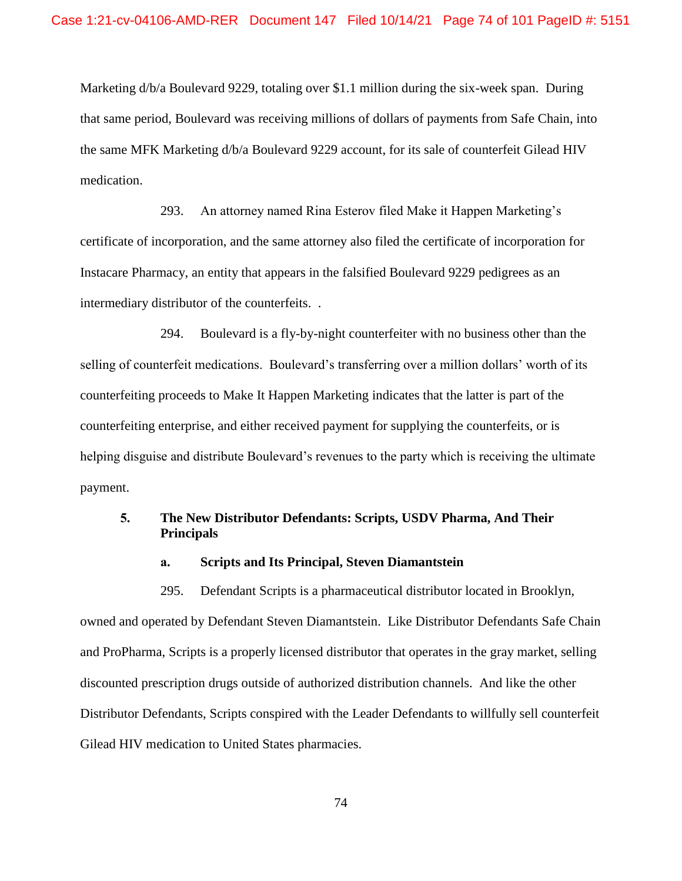Marketing d/b/a Boulevard 9229, totaling over $1.1 million during the six-week span. During that same period, Boulevard was receiving millions of dollars of payments from Safe Chain, into the same MFK Marketing d/b/a Boulevard 9229 account, for its sale of counterfeit Gilead HIV medication.

293. An attorney named Rina Esterov filed Make it Happen Marketing's certificate of incorporation, and the same attorney also filed the certificate of incorporation for Instacare Pharmacy, an entity that appears in the falsified Boulevard 9229 pedigrees as an intermediary distributor of the counterfeits. .

294. Boulevard is a fly-by-night counterfeiter with no business other than the selling of counterfeit medications. Boulevard's transferring over a million dollars' worth of its counterfeiting proceeds to Make It Happen Marketing indicates that the latter is part of the counterfeiting enterprise, and either received payment for supplying the counterfeits, or is helping disguise and distribute Boulevard's revenues to the party which is receiving the ultimate payment.

### 5. The New Distributor Defendants: Scripts, USDV Pharma, And Their Principals

#### a. Scripts and Its Principal, Steven Diamantstein

295. Defendant Scripts is a pharmaceutical distributor located in Brooklyn, owned and operated by Defendant Steven Diamantstein. Like Distributor Defendants Safe Chain and ProPharma, Scripts is a properly licensed distributor that operates in the gray market, selling discounted prescription drugs outside of authorized distribution channels. And like the other Distributor Defendants, Scripts conspired with the Leader Defendants to willfully sell counterfeit Gilead HIV medication to United States pharmacies.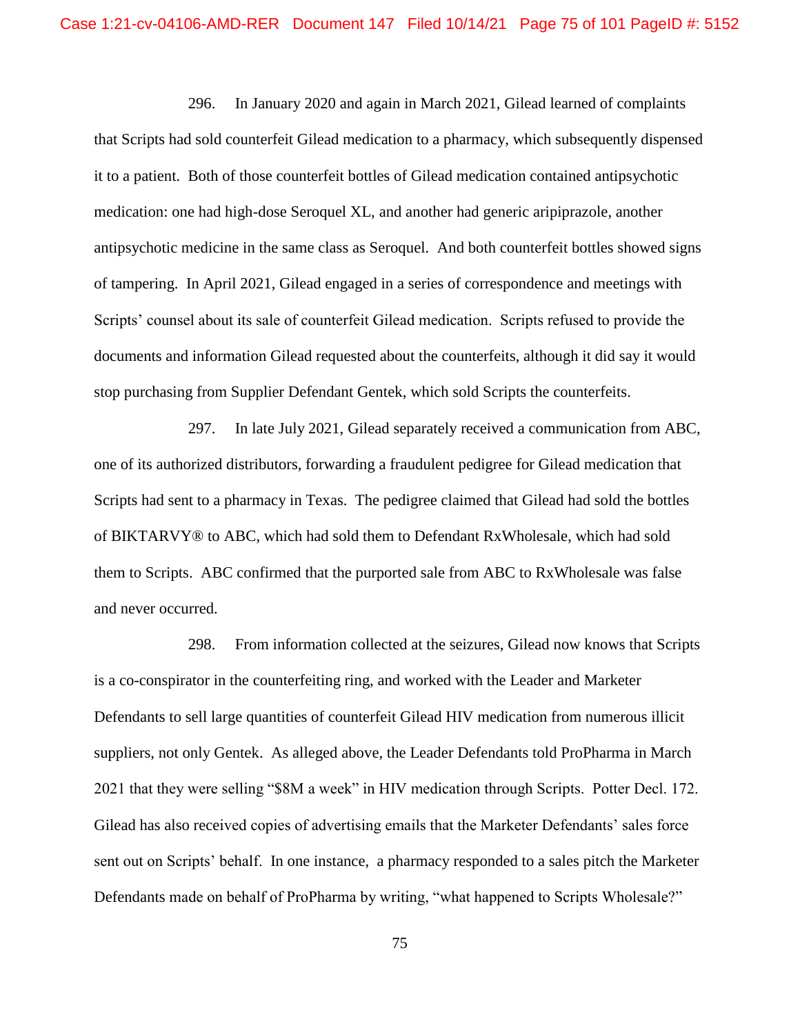296. In January 2020 and again in March 2021, Gilead learned of complaints that Scripts had sold counterfeit Gilead medication to a pharmacy, which subsequently dispensed it to a patient. Both of those counterfeit bottles of Gilead medication contained antipsychotic medication: one had high-dose Seroquel XL, and another had generic aripiprazole, another antipsychotic medicine in the same class as Seroquel. And both counterfeit bottles showed signs of tampering. In April 2021, Gilead engaged in a series of correspondence and meetings with Scripts' counsel about its sale of counterfeit Gilead medication. Scripts refused to provide the documents and information Gilead requested about the counterfeits, although it did say it would stop purchasing from Supplier Defendant Gentek, which sold Scripts the counterfeits.

297. In late July 2021, Gilead separately received a communication from ABC, one of its authorized distributors, forwarding a fraudulent pedigree for Gilead medication that Scripts had sent to a pharmacy in Texas. The pedigree claimed that Gilead had sold the bottles of BIKTARVY® to ABC, which had sold them to Defendant RxWholesale, which had sold them to Scripts. ABC confirmed that the purported sale from ABC to RxWholesale was false and never occurred.

298. From information collected at the seizures, Gilead now knows that Scripts is a co-conspirator in the counterfeiting ring, and worked with the Leader and Marketer Defendants to sell large quantities of counterfeit Gilead HIV medication from numerous illicit suppliers, not only Gentek. As alleged above, the Leader Defendants told ProPharma in March 2021 that they were selling "$8M a week" in HIV medication through Scripts. Potter Decl. 172. Gilead has also received copies of advertising emails that the Marketer Defendants' sales force sent out on Scripts' behalf. In one instance, a pharmacy responded to a sales pitch the Marketer Defendants made on behalf of ProPharma by writing, "what happened to Scripts Wholesale?"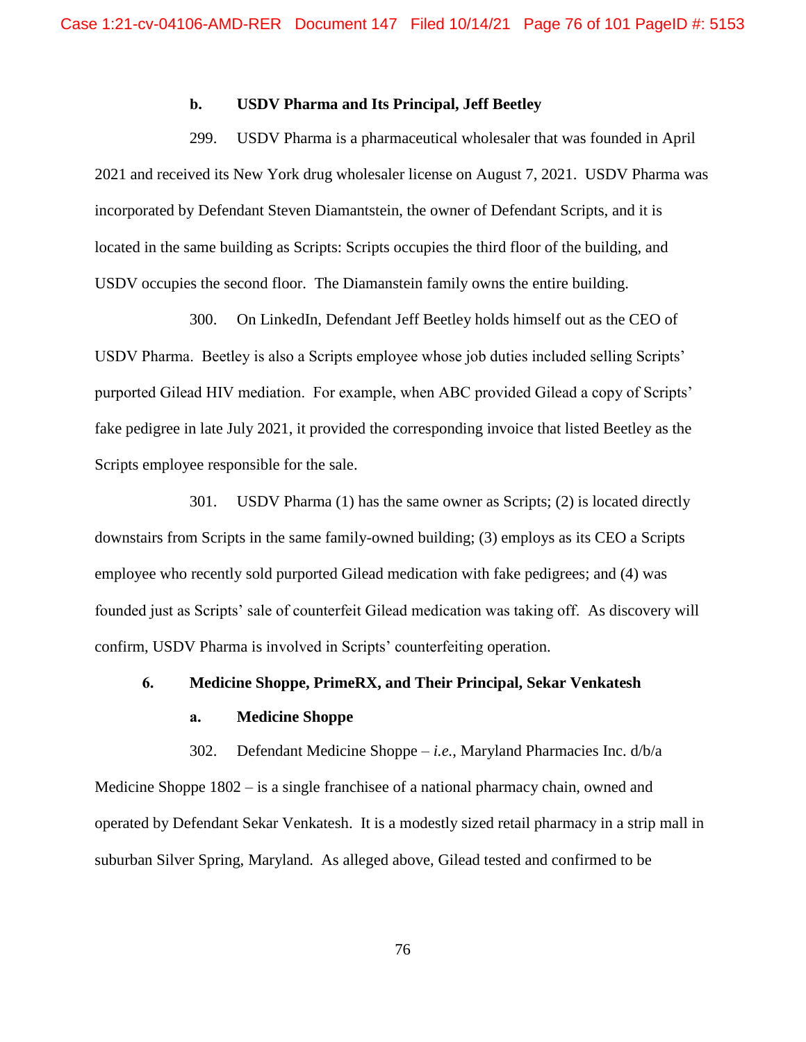#### b. USDV Pharma and Its Principal, Jeff Beetley

299. USDV Pharma is a pharmaceutical wholesaler that was founded in April 2021 and received its New York drug wholesaler license on August 7, 2021. USDV Pharma was incorporated by Defendant Steven Diamantstein, the owner of Defendant Scripts, and it is located in the same building as Scripts: Scripts occupies the third floor of the building, and USDV occupies the second floor. The Diamanstein family owns the entire building.

300. On LinkedIn, Defendant Jeff Beetley holds himself out as the CEO of USDV Pharma. Beetley is also a Scripts employee whose job duties included selling Scripts' purported Gilead HIV mediation. For example, when ABC provided Gilead a copy of Scripts' fake pedigree in late July 2021, it provided the corresponding invoice that listed Beetley as the Scripts employee responsible for the sale.

301. USDV Pharma (1) has the same owner as Scripts; (2) is located directly downstairs from Scripts in the same family-owned building; (3) employs as its CEO a Scripts employee who recently sold purported Gilead medication with fake pedigrees; and (4) was founded just as Scripts' sale of counterfeit Gilead medication was taking off. As discovery will confirm, USDV Pharma is involved in Scripts' counterfeiting operation.

### 6. Medicine Shoppe, PrimeRX, and Their Principal, Sekar Venkatesh

#### a. Medicine Shoppe

302. Defendant Medicine Shoppe – *i.e.*, Maryland Pharmacies Inc. d/b/a Medicine Shoppe 1802 – is a single franchisee of a national pharmacy chain, owned and operated by Defendant Sekar Venkatesh. It is a modestly sized retail pharmacy in a strip mall in suburban Silver Spring, Maryland. As alleged above, Gilead tested and confirmed to be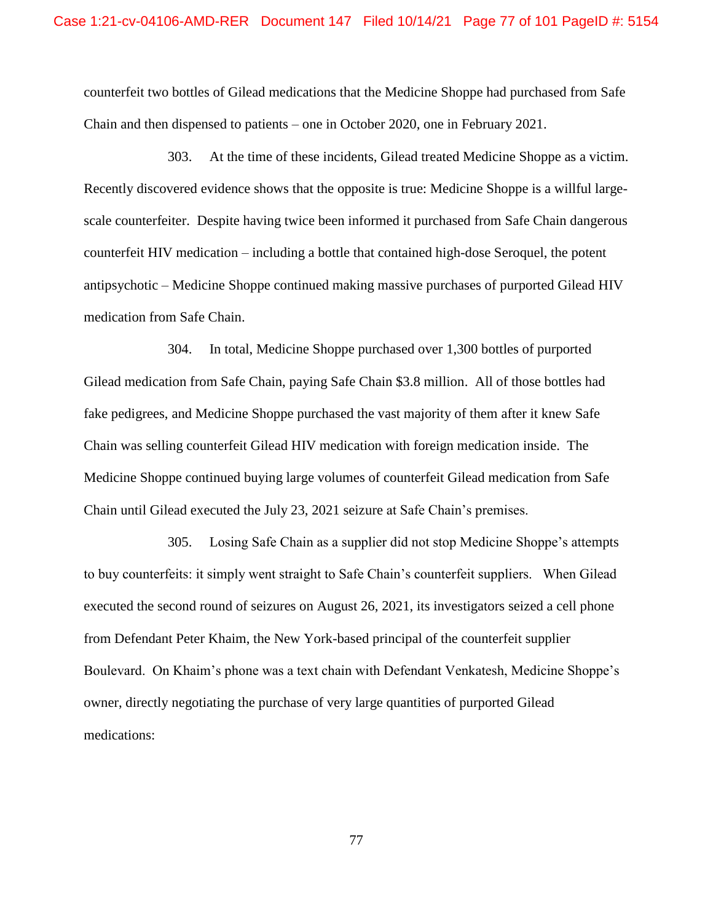counterfeit two bottles of Gilead medications that the Medicine Shoppe had purchased from Safe Chain and then dispensed to patients – one in October 2020, one in February 2021.

303. At the time of these incidents, Gilead treated Medicine Shoppe as a victim. Recently discovered evidence shows that the opposite is true: Medicine Shoppe is a willful large-scale counterfeiter. Despite having twice been informed it purchased from Safe Chain dangerous counterfeit HIV medication – including a bottle that contained high-dose Seroquel, the potent antipsychotic – Medicine Shoppe continued making massive purchases of purported Gilead HIV medication from Safe Chain.

304. In total, Medicine Shoppe purchased over 1,300 bottles of purported Gilead medication from Safe Chain, paying Safe Chain $3.8 million. All of those bottles had fake pedigrees, and Medicine Shoppe purchased the vast majority of them after it knew Safe Chain was selling counterfeit Gilead HIV medication with foreign medication inside. The Medicine Shoppe continued buying large volumes of counterfeit Gilead medication from Safe Chain until Gilead executed the July 23, 2021 seizure at Safe Chain's premises.

305. Losing Safe Chain as a supplier did not stop Medicine Shoppe's attempts to buy counterfeits: it simply went straight to Safe Chain's counterfeit suppliers. When Gilead executed the second round of seizures on August 26, 2021, its investigators seized a cell phone from Defendant Peter Khaim, the New York-based principal of the counterfeit supplier Boulevard. On Khaim's phone was a text chain with Defendant Venkatesh, Medicine Shoppe's owner, directly negotiating the purchase of very large quantities of purported Gilead medications: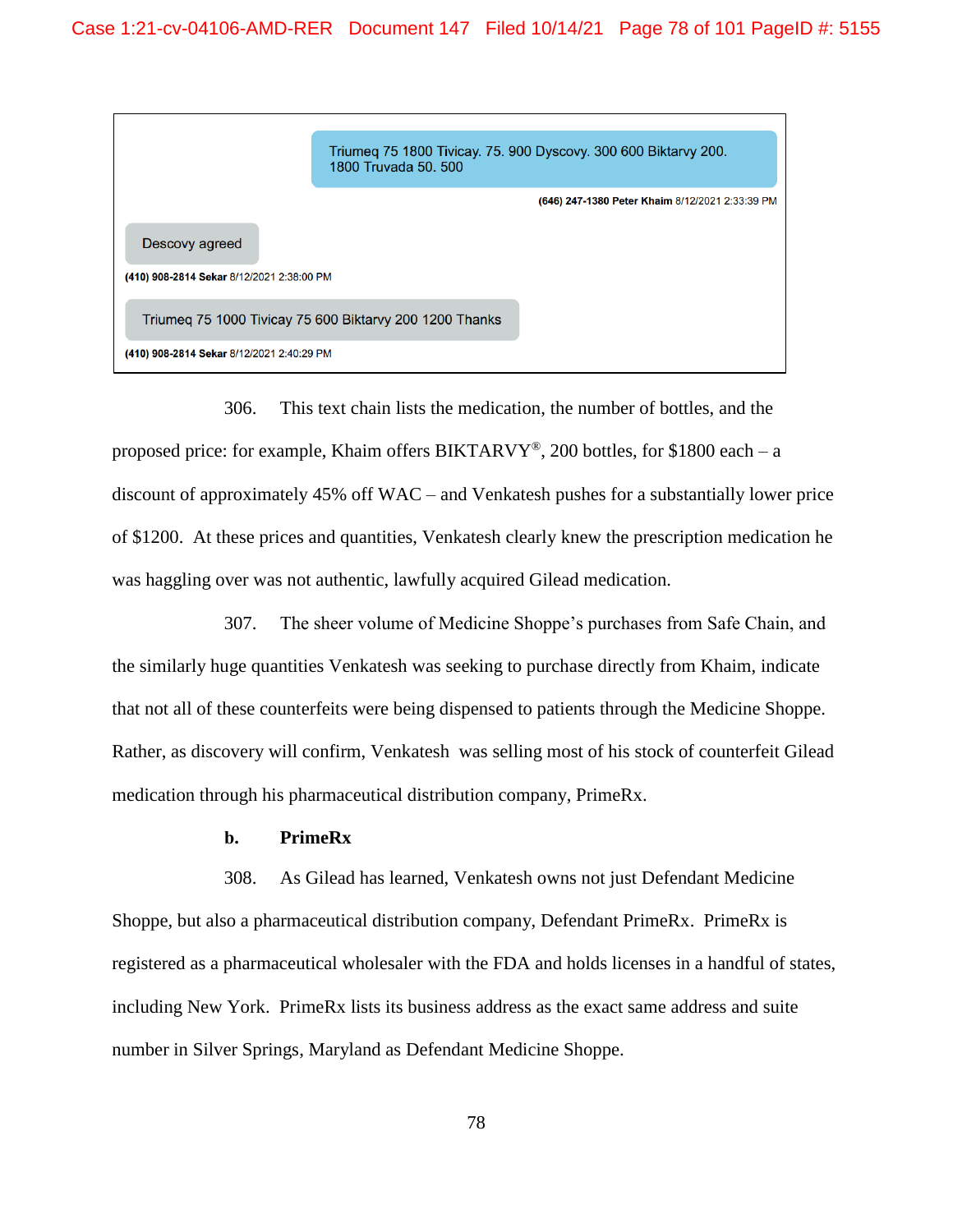Triumeq 75 1800 Tivicay. 75. 900 Dyscovy. 300 600 Biktarvy 200. 1800 Truvada 50. 500

**(646) 247-1380 Peter Khaim** 8/12/2021 2:33:39 PM

Descovy agreed

**(410) 908-2814 Sekar** 8/12/2021 2:38:00 PM

Triumeq 75 1000 Tivicay 75 600 Biktarvy 200 1200 Thanks

**(410) 908-2814 Sekar** 8/12/2021 2:40:29 PM

306. This text chain lists the medication, the number of bottles, and the proposed price: for example, Khaim offers BIKTARVY®, 200 bottles, for $1800 each – a discount of approximately 45% off WAC – and Venkatesh pushes for a substantially lower price of $1200. At these prices and quantities, Venkatesh clearly knew the prescription medication he was haggling over was not authentic, lawfully acquired Gilead medication.

307. The sheer volume of Medicine Shoppe's purchases from Safe Chain, and the similarly huge quantities Venkatesh was seeking to purchase directly from Khaim, indicate that not all of these counterfeits were being dispensed to patients through the Medicine Shoppe. Rather, as discovery will confirm, Venkatesh was selling most of his stock of counterfeit Gilead medication through his pharmaceutical distribution company, PrimeRx.

**b. PrimeRx**

308. As Gilead has learned, Venkatesh owns not just Defendant Medicine Shoppe, but also a pharmaceutical distribution company, Defendant PrimeRx. PrimeRx is registered as a pharmaceutical wholesaler with the FDA and holds licenses in a handful of states, including New York. PrimeRx lists its business address as the exact same address and suite number in Silver Springs, Maryland as Defendant Medicine Shoppe.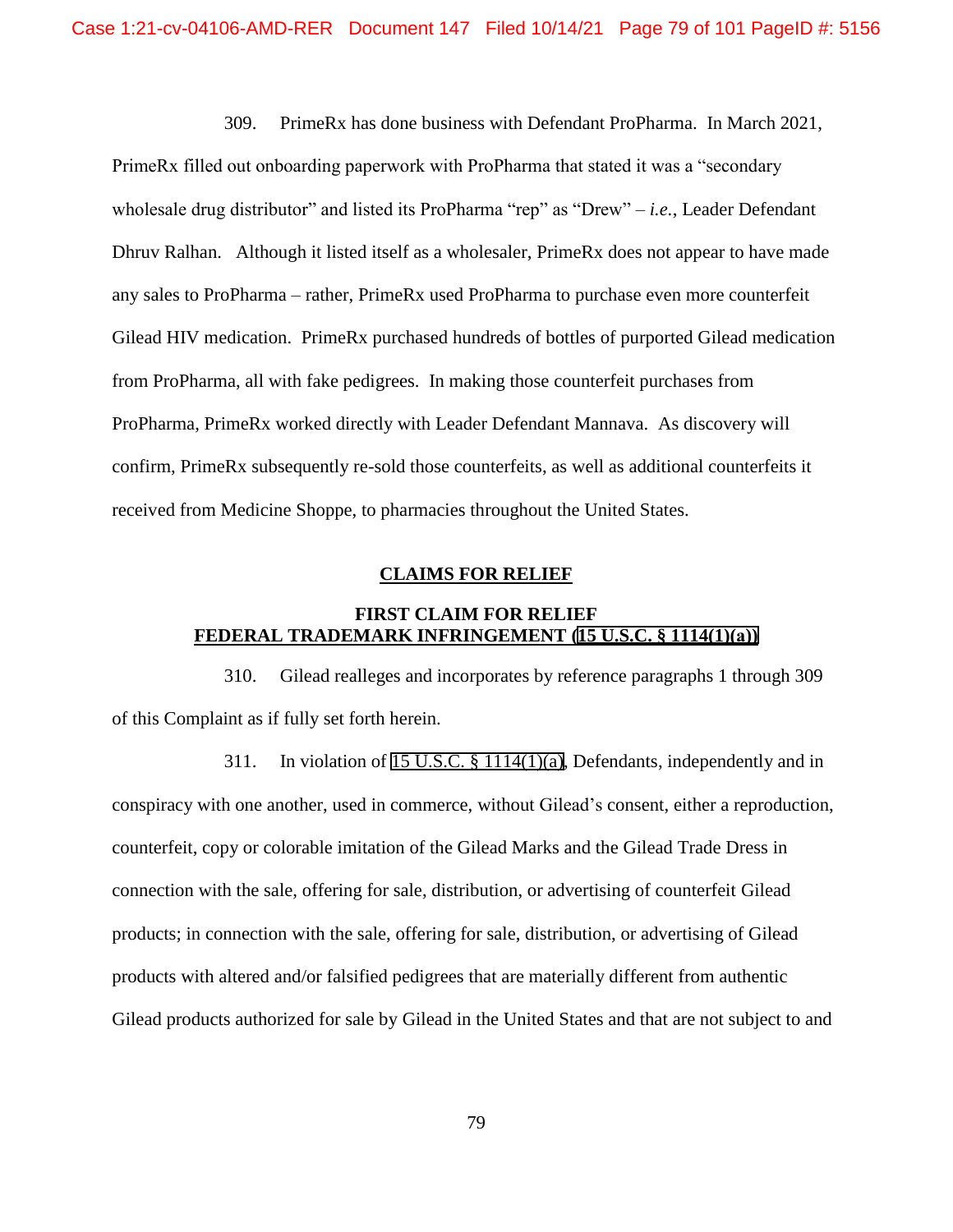309. PrimeRx has done business with Defendant ProPharma. In March 2021, PrimeRx filled out onboarding paperwork with ProPharma that stated it was a "secondary wholesale drug distributor" and listed its ProPharma "rep" as "Drew" – *i.e.*, Leader Defendant Dhruv Ralhan. Although it listed itself as a wholesaler, PrimeRx does not appear to have made any sales to ProPharma – rather, PrimeRx used ProPharma to purchase even more counterfeit Gilead HIV medication. PrimeRx purchased hundreds of bottles of purported Gilead medication from ProPharma, all with fake pedigrees. In making those counterfeit purchases from ProPharma, PrimeRx worked directly with Leader Defendant Mannava. As discovery will confirm, PrimeRx subsequently re-sold those counterfeits, as well as additional counterfeits it received from Medicine Shoppe, to pharmacies throughout the United States.

## CLAIMS FOR RELIEF

### FIRST CLAIM FOR RELIEF
### FEDERAL TRADEMARK INFRINGEMENT (15 U.S.C. § 1114(1)(a))

310. Gilead realleges and incorporates by reference paragraphs 1 through 309 of this Complaint as if fully set forth herein.

311. In violation of 15 U.S.C. § 1114(1)(a), Defendants, independently and in conspiracy with one another, used in commerce, without Gilead's consent, either a reproduction, counterfeit, copy or colorable imitation of the Gilead Marks and the Gilead Trade Dress in connection with the sale, offering for sale, distribution, or advertising of counterfeit Gilead products; in connection with the sale, offering for sale, distribution, or advertising of Gilead products with altered and/or falsified pedigrees that are materially different from authentic Gilead products authorized for sale by Gilead in the United States and that are not subject to and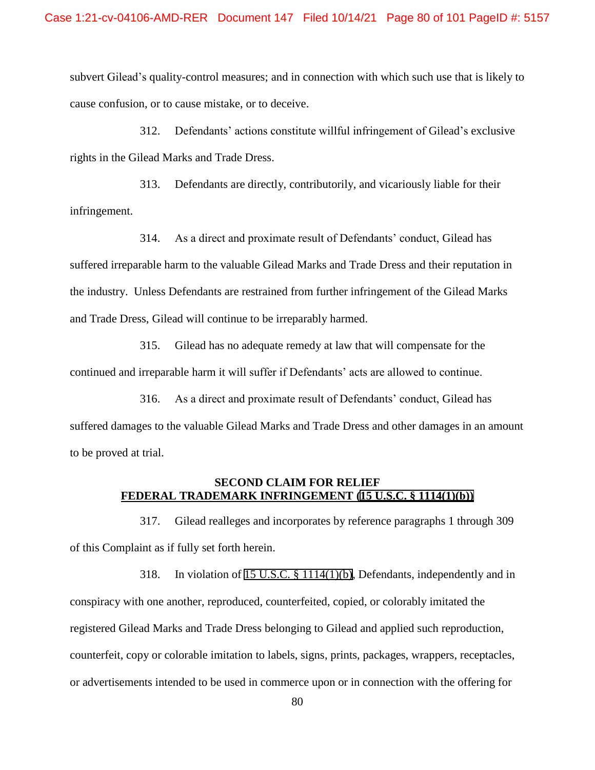subvert Gilead's quality-control measures; and in connection with which such use that is likely to cause confusion, or to cause mistake, or to deceive.

312. Defendants' actions constitute willful infringement of Gilead's exclusive rights in the Gilead Marks and Trade Dress.

313. Defendants are directly, contributorily, and vicariously liable for their infringement.

314. As a direct and proximate result of Defendants' conduct, Gilead has suffered irreparable harm to the valuable Gilead Marks and Trade Dress and their reputation in the industry. Unless Defendants are restrained from further infringement of the Gilead Marks and Trade Dress, Gilead will continue to be irreparably harmed.

315. Gilead has no adequate remedy at law that will compensate for the continued and irreparable harm it will suffer if Defendants' acts are allowed to continue.

316. As a direct and proximate result of Defendants' conduct, Gilead has suffered damages to the valuable Gilead Marks and Trade Dress and other damages in an amount to be proved at trial.

**SECOND CLAIM FOR RELIEF**
**FEDERAL TRADEMARK INFRINGEMENT (15 U.S.C. § 1114(1)(b))**

317. Gilead realleges and incorporates by reference paragraphs 1 through 309 of this Complaint as if fully set forth herein.

318. In violation of 15 U.S.C. § 1114(1)(b), Defendants, independently and in conspiracy with one another, reproduced, counterfeited, copied, or colorably imitated the registered Gilead Marks and Trade Dress belonging to Gilead and applied such reproduction, counterfeit, copy or colorable imitation to labels, signs, prints, packages, wrappers, receptacles, or advertisements intended to be used in commerce upon or in connection with the offering for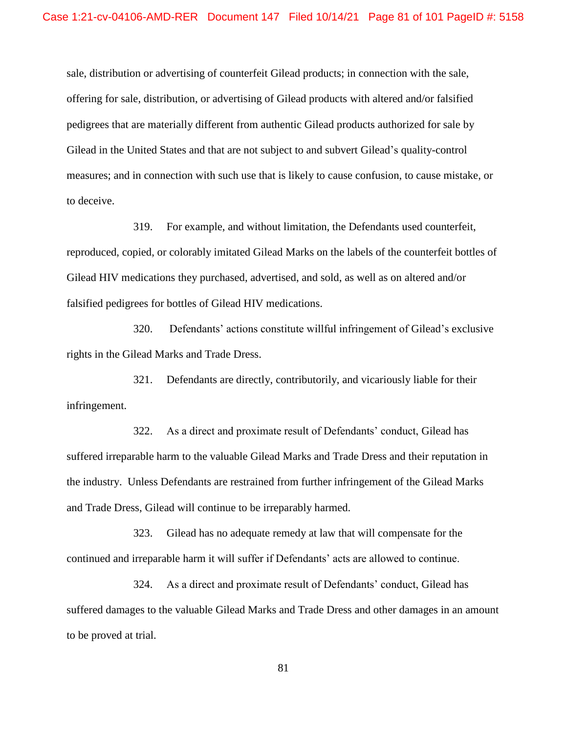sale, distribution or advertising of counterfeit Gilead products; in connection with the sale, offering for sale, distribution, or advertising of Gilead products with altered and/or falsified pedigrees that are materially different from authentic Gilead products authorized for sale by Gilead in the United States and that are not subject to and subvert Gilead's quality-control measures; and in connection with such use that is likely to cause confusion, to cause mistake, or to deceive.

319. For example, and without limitation, the Defendants used counterfeit, reproduced, copied, or colorably imitated Gilead Marks on the labels of the counterfeit bottles of Gilead HIV medications they purchased, advertised, and sold, as well as on altered and/or falsified pedigrees for bottles of Gilead HIV medications.

320. Defendants' actions constitute willful infringement of Gilead's exclusive rights in the Gilead Marks and Trade Dress.

321. Defendants are directly, contributorily, and vicariously liable for their infringement.

322. As a direct and proximate result of Defendants' conduct, Gilead has suffered irreparable harm to the valuable Gilead Marks and Trade Dress and their reputation in the industry. Unless Defendants are restrained from further infringement of the Gilead Marks and Trade Dress, Gilead will continue to be irreparably harmed.

323. Gilead has no adequate remedy at law that will compensate for the continued and irreparable harm it will suffer if Defendants' acts are allowed to continue.

324. As a direct and proximate result of Defendants' conduct, Gilead has suffered damages to the valuable Gilead Marks and Trade Dress and other damages in an amount to be proved at trial.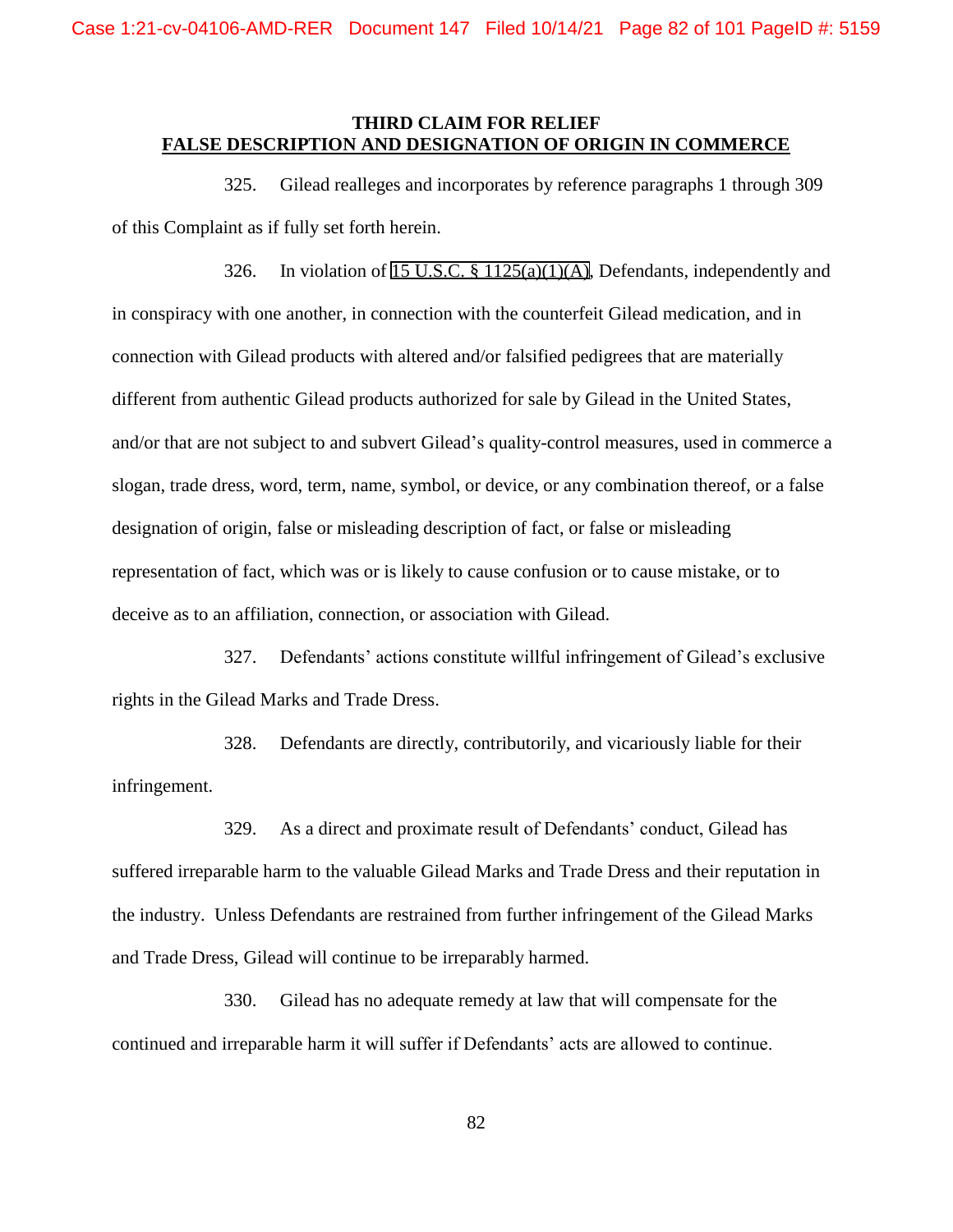**THIRD CLAIM FOR RELIEF**
**FALSE DESCRIPTION AND DESIGNATION OF ORIGIN IN COMMERCE**

325. Gilead realleges and incorporates by reference paragraphs 1 through 309 of this Complaint as if fully set forth herein.

326. In violation of 15 U.S.C. § 1125(a)(1)(A), Defendants, independently and in conspiracy with one another, in connection with the counterfeit Gilead medication, and in connection with Gilead products with altered and/or falsified pedigrees that are materially different from authentic Gilead products authorized for sale by Gilead in the United States, and/or that are not subject to and subvert Gilead's quality-control measures, used in commerce a slogan, trade dress, word, term, name, symbol, or device, or any combination thereof, or a false designation of origin, false or misleading description of fact, or false or misleading representation of fact, which was or is likely to cause confusion or to cause mistake, or to deceive as to an affiliation, connection, or association with Gilead.

327. Defendants' actions constitute willful infringement of Gilead's exclusive rights in the Gilead Marks and Trade Dress.

328. Defendants are directly, contributorily, and vicariously liable for their infringement.

329. As a direct and proximate result of Defendants' conduct, Gilead has suffered irreparable harm to the valuable Gilead Marks and Trade Dress and their reputation in the industry. Unless Defendants are restrained from further infringement of the Gilead Marks and Trade Dress, Gilead will continue to be irreparably harmed.

330. Gilead has no adequate remedy at law that will compensate for the continued and irreparable harm it will suffer if Defendants' acts are allowed to continue.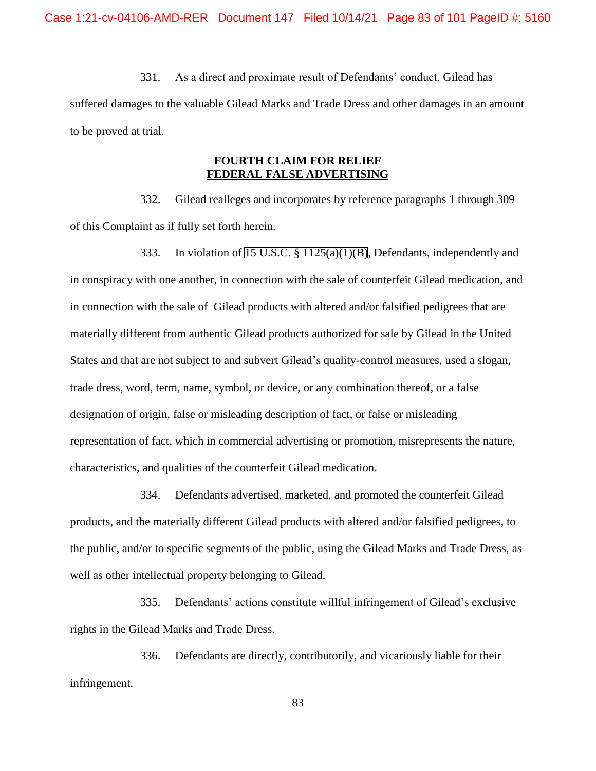331. As a direct and proximate result of Defendants' conduct, Gilead has suffered damages to the valuable Gilead Marks and Trade Dress and other damages in an amount to be proved at trial.

**FOURTH CLAIM FOR RELIEF**
**FEDERAL FALSE ADVERTISING**

332. Gilead realleges and incorporates by reference paragraphs 1 through 309 of this Complaint as if fully set forth herein.

333. In violation of 15 U.S.C. § 1125(a)(1)(B), Defendants, independently and in conspiracy with one another, in connection with the sale of counterfeit Gilead medication, and in connection with the sale of Gilead products with altered and/or falsified pedigrees that are materially different from authentic Gilead products authorized for sale by Gilead in the United States and that are not subject to and subvert Gilead's quality-control measures, used a slogan, trade dress, word, term, name, symbol, or device, or any combination thereof, or a false designation of origin, false or misleading description of fact, or false or misleading representation of fact, which in commercial advertising or promotion, misrepresents the nature, characteristics, and qualities of the counterfeit Gilead medication.

334. Defendants advertised, marketed, and promoted the counterfeit Gilead products, and the materially different Gilead products with altered and/or falsified pedigrees, to the public, and/or to specific segments of the public, using the Gilead Marks and Trade Dress, as well as other intellectual property belonging to Gilead.

335. Defendants' actions constitute willful infringement of Gilead's exclusive rights in the Gilead Marks and Trade Dress.

336. Defendants are directly, contributorily, and vicariously liable for their infringement.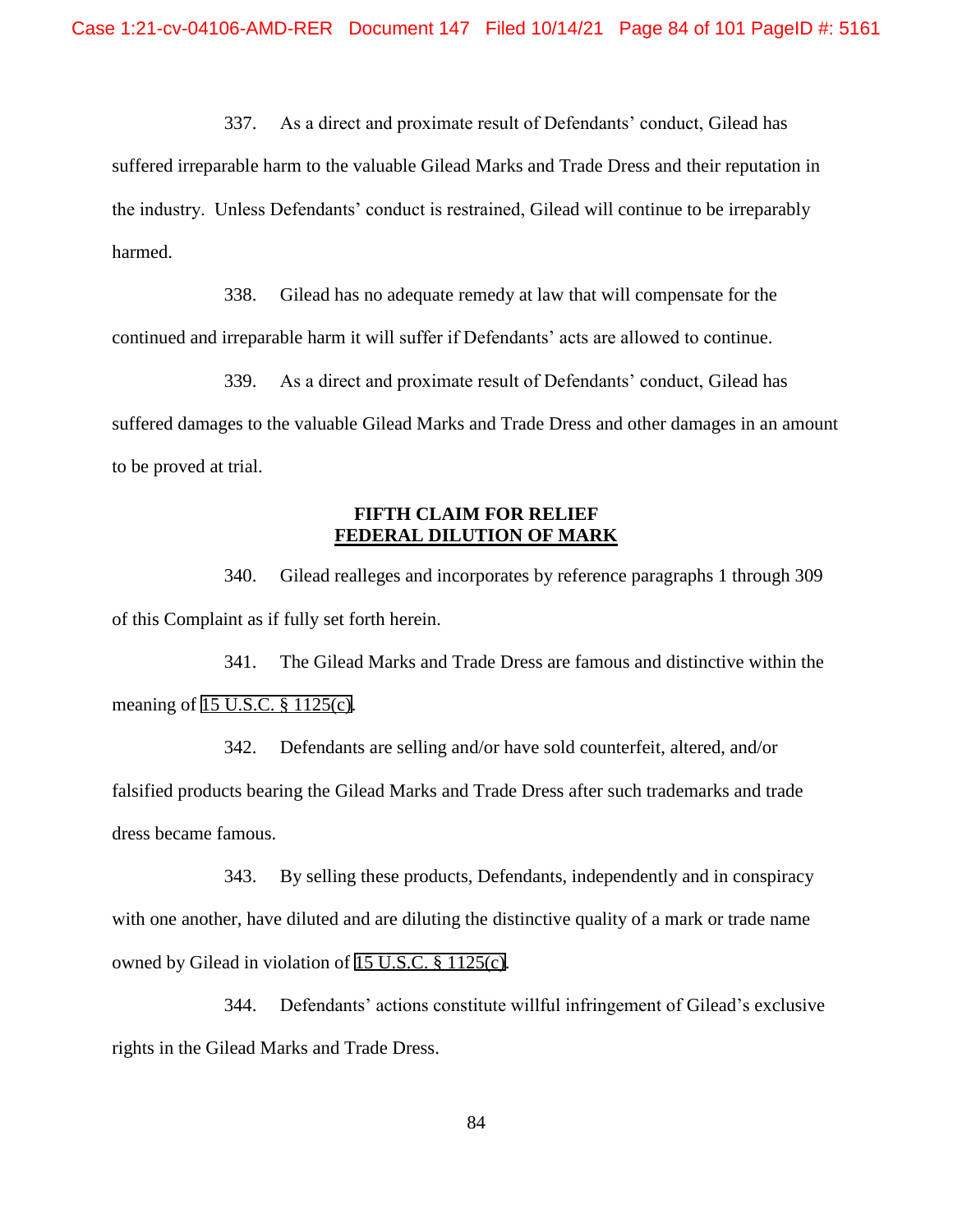337. As a direct and proximate result of Defendants' conduct, Gilead has suffered irreparable harm to the valuable Gilead Marks and Trade Dress and their reputation in the industry. Unless Defendants' conduct is restrained, Gilead will continue to be irreparably harmed.

338. Gilead has no adequate remedy at law that will compensate for the continued and irreparable harm it will suffer if Defendants' acts are allowed to continue.

339. As a direct and proximate result of Defendants' conduct, Gilead has suffered damages to the valuable Gilead Marks and Trade Dress and other damages in an amount to be proved at trial.

## FIFTH CLAIM FOR RELIEF
## FEDERAL DILUTION OF MARK

340. Gilead realleges and incorporates by reference paragraphs 1 through 309 of this Complaint as if fully set forth herein.

341. The Gilead Marks and Trade Dress are famous and distinctive within the meaning of 15 U.S.C. § 1125(c).

342. Defendants are selling and/or have sold counterfeit, altered, and/or falsified products bearing the Gilead Marks and Trade Dress after such trademarks and trade dress became famous.

343. By selling these products, Defendants, independently and in conspiracy with one another, have diluted and are diluting the distinctive quality of a mark or trade name owned by Gilead in violation of 15 U.S.C. § 1125(c).

344. Defendants' actions constitute willful infringement of Gilead's exclusive rights in the Gilead Marks and Trade Dress.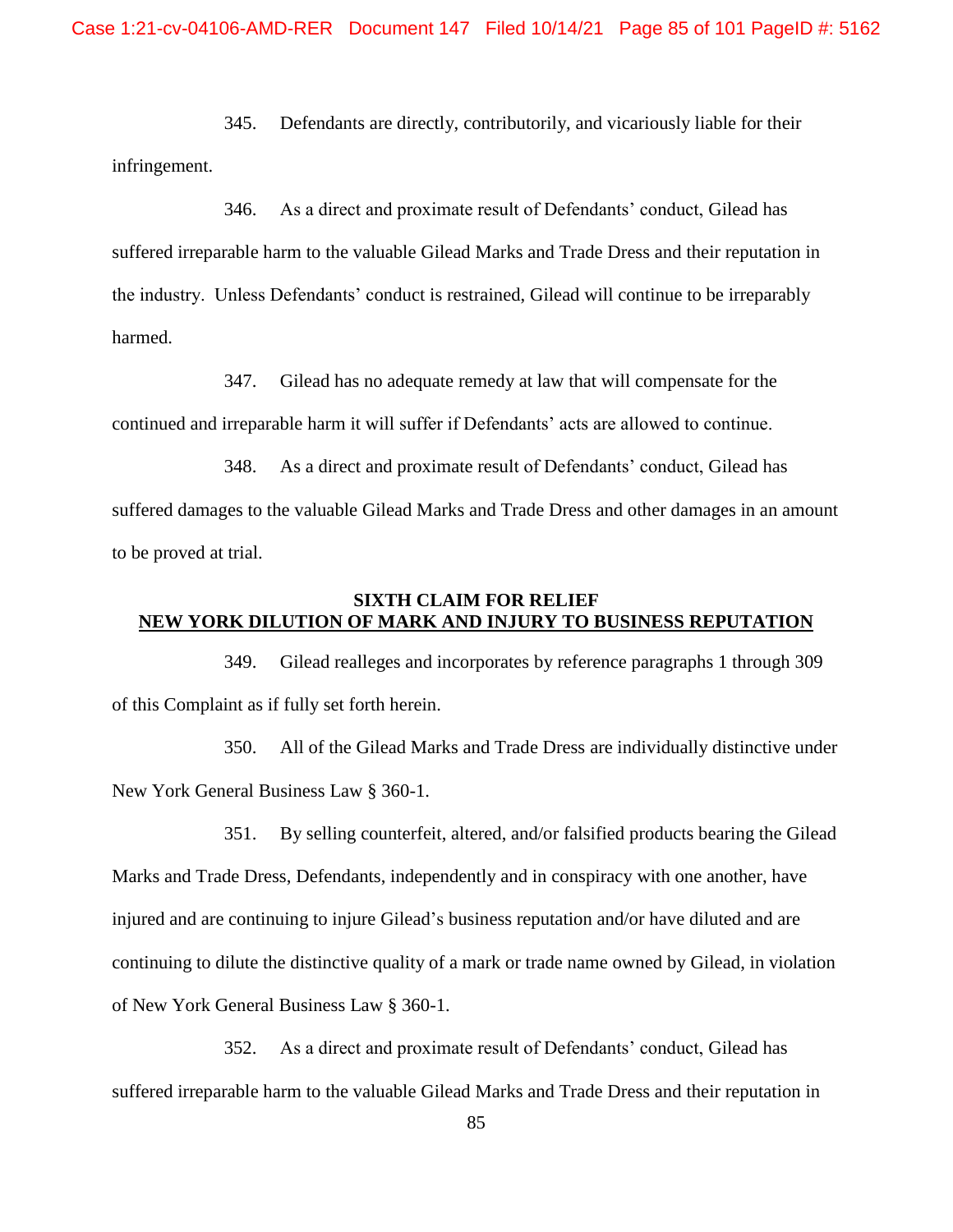345. Defendants are directly, contributorily, and vicariously liable for their infringement.

346. As a direct and proximate result of Defendants' conduct, Gilead has suffered irreparable harm to the valuable Gilead Marks and Trade Dress and their reputation in the industry. Unless Defendants' conduct is restrained, Gilead will continue to be irreparably harmed.

347. Gilead has no adequate remedy at law that will compensate for the continued and irreparable harm it will suffer if Defendants' acts are allowed to continue.

348. As a direct and proximate result of Defendants' conduct, Gilead has suffered damages to the valuable Gilead Marks and Trade Dress and other damages in an amount to be proved at trial.

## SIXTH CLAIM FOR RELIEF
## NEW YORK DILUTION OF MARK AND INJURY TO BUSINESS REPUTATION

349. Gilead realleges and incorporates by reference paragraphs 1 through 309 of this Complaint as if fully set forth herein.

350. All of the Gilead Marks and Trade Dress are individually distinctive under New York General Business Law § 360-1.

351. By selling counterfeit, altered, and/or falsified products bearing the Gilead Marks and Trade Dress, Defendants, independently and in conspiracy with one another, have injured and are continuing to injure Gilead's business reputation and/or have diluted and are continuing to dilute the distinctive quality of a mark or trade name owned by Gilead, in violation of New York General Business Law § 360-1.

352. As a direct and proximate result of Defendants' conduct, Gilead has suffered irreparable harm to the valuable Gilead Marks and Trade Dress and their reputation in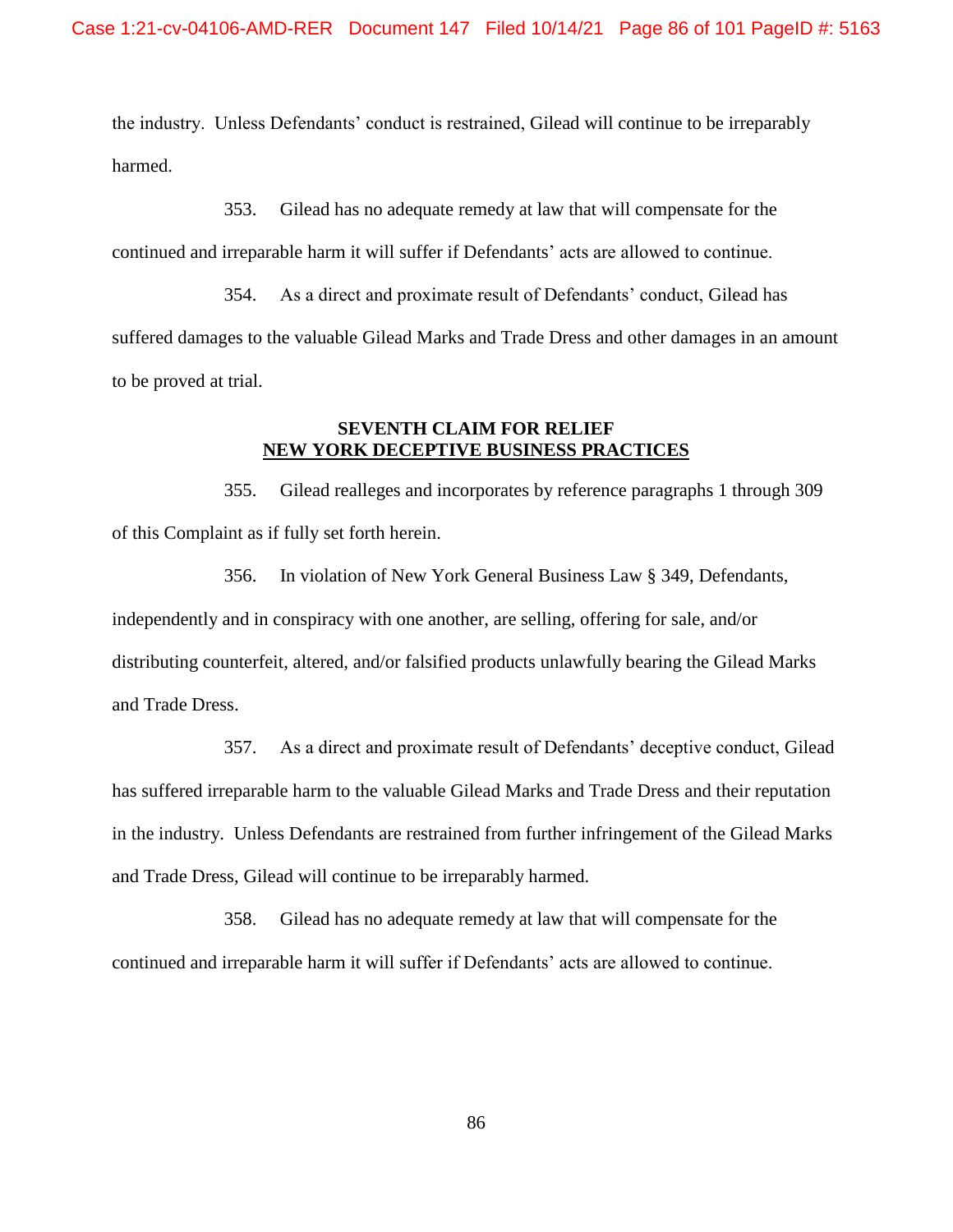the industry. Unless Defendants' conduct is restrained, Gilead will continue to be irreparably harmed.

353. Gilead has no adequate remedy at law that will compensate for the continued and irreparable harm it will suffer if Defendants' acts are allowed to continue.

354. As a direct and proximate result of Defendants' conduct, Gilead has suffered damages to the valuable Gilead Marks and Trade Dress and other damages in an amount to be proved at trial.

## SEVENTH CLAIM FOR RELIEF
## NEW YORK DECEPTIVE BUSINESS PRACTICES

355. Gilead realleges and incorporates by reference paragraphs 1 through 309 of this Complaint as if fully set forth herein.

356. In violation of New York General Business Law § 349, Defendants, independently and in conspiracy with one another, are selling, offering for sale, and/or distributing counterfeit, altered, and/or falsified products unlawfully bearing the Gilead Marks and Trade Dress.

357. As a direct and proximate result of Defendants' deceptive conduct, Gilead has suffered irreparable harm to the valuable Gilead Marks and Trade Dress and their reputation in the industry. Unless Defendants are restrained from further infringement of the Gilead Marks and Trade Dress, Gilead will continue to be irreparably harmed.

358. Gilead has no adequate remedy at law that will compensate for the continued and irreparable harm it will suffer if Defendants' acts are allowed to continue.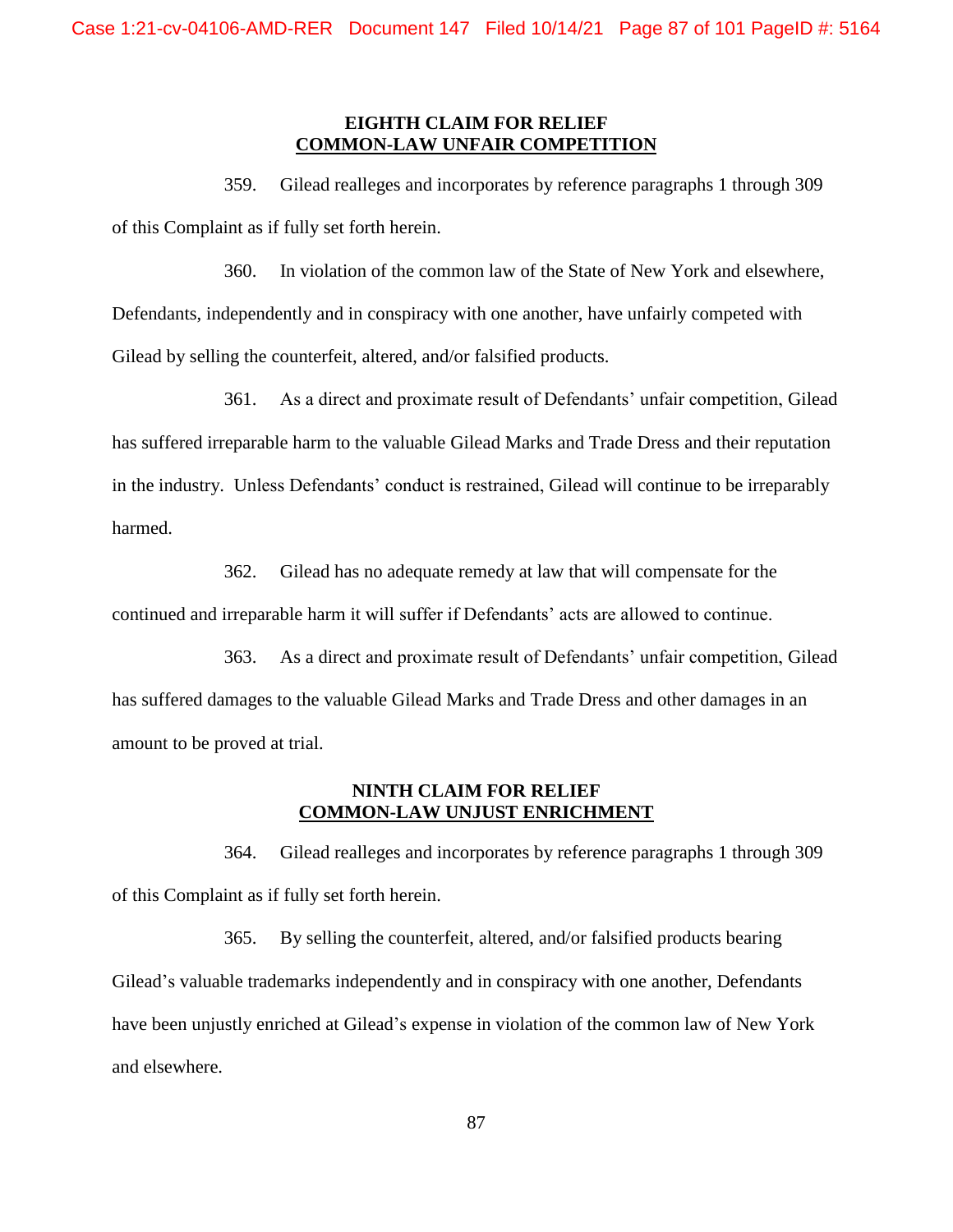**EIGHTH CLAIM FOR RELIEF**
**COMMON-LAW UNFAIR COMPETITION**

359. Gilead realleges and incorporates by reference paragraphs 1 through 309 of this Complaint as if fully set forth herein.

360. In violation of the common law of the State of New York and elsewhere, Defendants, independently and in conspiracy with one another, have unfairly competed with Gilead by selling the counterfeit, altered, and/or falsified products.

361. As a direct and proximate result of Defendants' unfair competition, Gilead has suffered irreparable harm to the valuable Gilead Marks and Trade Dress and their reputation in the industry. Unless Defendants' conduct is restrained, Gilead will continue to be irreparably harmed.

362. Gilead has no adequate remedy at law that will compensate for the continued and irreparable harm it will suffer if Defendants' acts are allowed to continue.

363. As a direct and proximate result of Defendants' unfair competition, Gilead has suffered damages to the valuable Gilead Marks and Trade Dress and other damages in an amount to be proved at trial.

**NINTH CLAIM FOR RELIEF**
**COMMON-LAW UNJUST ENRICHMENT**

364. Gilead realleges and incorporates by reference paragraphs 1 through 309 of this Complaint as if fully set forth herein.

365. By selling the counterfeit, altered, and/or falsified products bearing Gilead's valuable trademarks independently and in conspiracy with one another, Defendants have been unjustly enriched at Gilead's expense in violation of the common law of New York and elsewhere.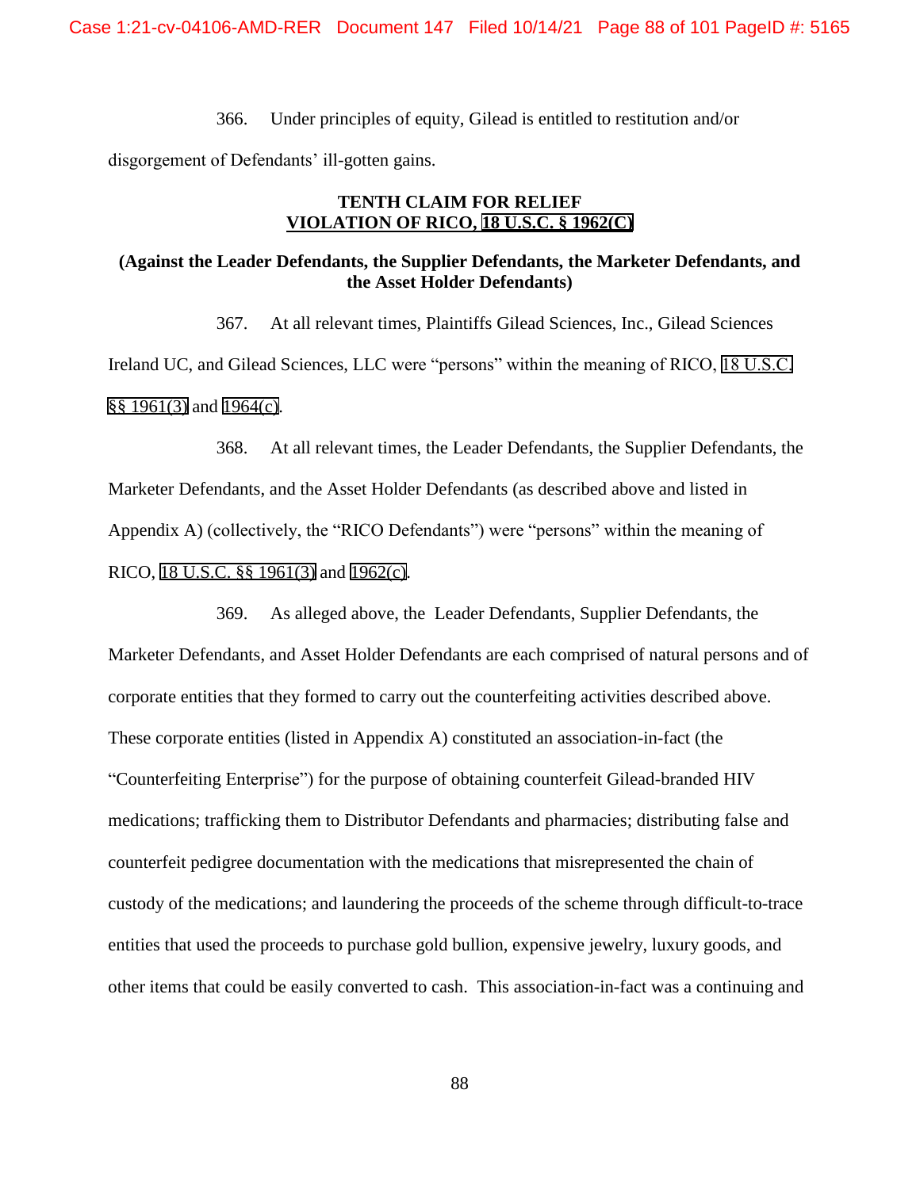366. Under principles of equity, Gilead is entitled to restitution and/or disgorgement of Defendants' ill-gotten gains.

## TENTH CLAIM FOR RELIEF
## VIOLATION OF RICO, 18 U.S.C. § 1962(C)

### (Against the Leader Defendants, the Supplier Defendants, the Marketer Defendants, and the Asset Holder Defendants)

367. At all relevant times, Plaintiffs Gilead Sciences, Inc., Gilead Sciences Ireland UC, and Gilead Sciences, LLC were "persons" within the meaning of RICO, 18 U.S.C. §§ 1961(3) and 1964(c).

368. At all relevant times, the Leader Defendants, the Supplier Defendants, the Marketer Defendants, and the Asset Holder Defendants (as described above and listed in Appendix A) (collectively, the "RICO Defendants") were "persons" within the meaning of RICO, 18 U.S.C. §§ 1961(3) and 1962(c).

369. As alleged above, the Leader Defendants, Supplier Defendants, the Marketer Defendants, and Asset Holder Defendants are each comprised of natural persons and of corporate entities that they formed to carry out the counterfeiting activities described above. These corporate entities (listed in Appendix A) constituted an association-in-fact (the "Counterfeiting Enterprise") for the purpose of obtaining counterfeit Gilead-branded HIV medications; trafficking them to Distributor Defendants and pharmacies; distributing false and counterfeit pedigree documentation with the medications that misrepresented the chain of custody of the medications; and laundering the proceeds of the scheme through difficult-to-trace entities that used the proceeds to purchase gold bullion, expensive jewelry, luxury goods, and other items that could be easily converted to cash. This association-in-fact was a continuing and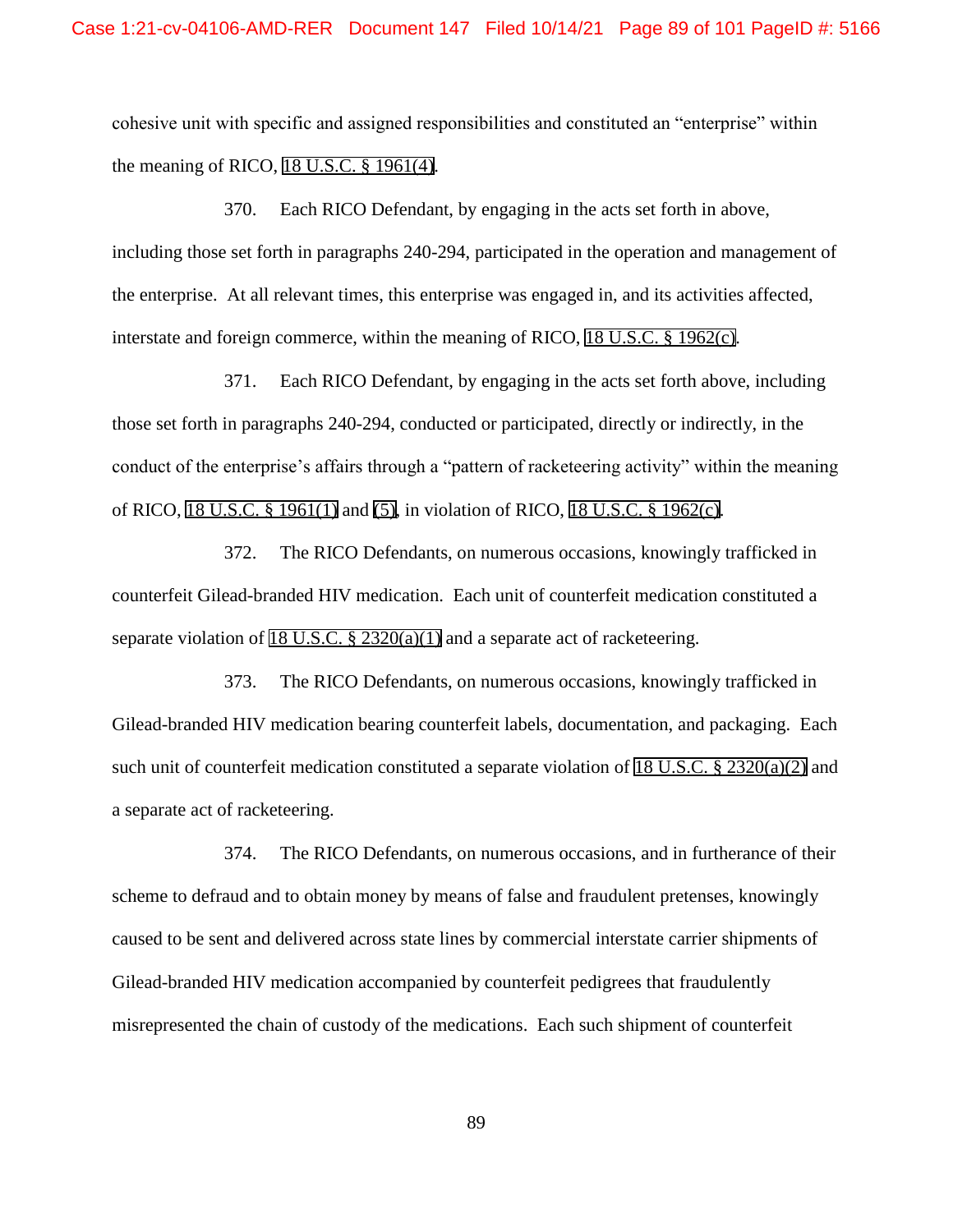cohesive unit with specific and assigned responsibilities and constituted an "enterprise" within the meaning of RICO, 18 U.S.C. § 1961(4).

370. Each RICO Defendant, by engaging in the acts set forth in above, including those set forth in paragraphs 240-294, participated in the operation and management of the enterprise. At all relevant times, this enterprise was engaged in, and its activities affected, interstate and foreign commerce, within the meaning of RICO, 18 U.S.C. § 1962(c).

371. Each RICO Defendant, by engaging in the acts set forth above, including those set forth in paragraphs 240-294, conducted or participated, directly or indirectly, in the conduct of the enterprise's affairs through a "pattern of racketeering activity" within the meaning of RICO, 18 U.S.C. § 1961(1) and (5), in violation of RICO, 18 U.S.C. § 1962(c).

372. The RICO Defendants, on numerous occasions, knowingly trafficked in counterfeit Gilead-branded HIV medication. Each unit of counterfeit medication constituted a separate violation of 18 U.S.C. § 2320(a)(1) and a separate act of racketeering.

373. The RICO Defendants, on numerous occasions, knowingly trafficked in Gilead-branded HIV medication bearing counterfeit labels, documentation, and packaging. Each such unit of counterfeit medication constituted a separate violation of 18 U.S.C. § 2320(a)(2) and a separate act of racketeering.

374. The RICO Defendants, on numerous occasions, and in furtherance of their scheme to defraud and to obtain money by means of false and fraudulent pretenses, knowingly caused to be sent and delivered across state lines by commercial interstate carrier shipments of Gilead-branded HIV medication accompanied by counterfeit pedigrees that fraudulently misrepresented the chain of custody of the medications. Each such shipment of counterfeit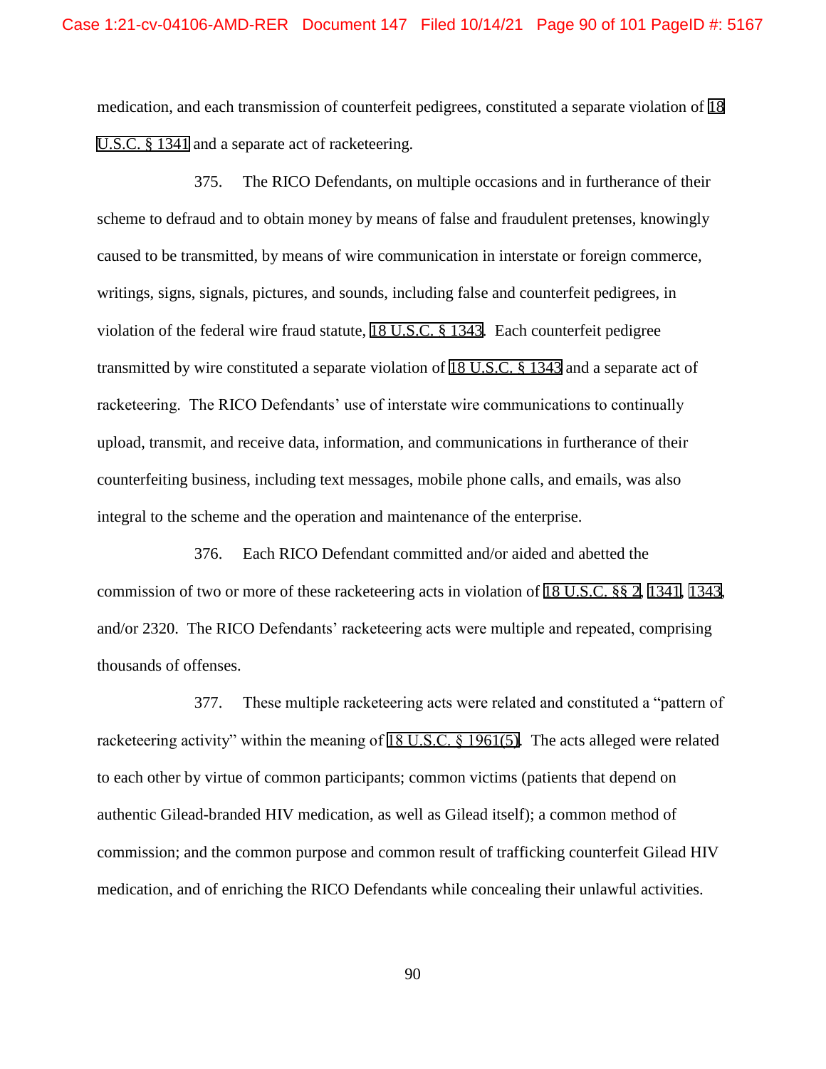medication, and each transmission of counterfeit pedigrees, constituted a separate violation of 18 U.S.C. § 1341 and a separate act of racketeering.

375. The RICO Defendants, on multiple occasions and in furtherance of their scheme to defraud and to obtain money by means of false and fraudulent pretenses, knowingly caused to be transmitted, by means of wire communication in interstate or foreign commerce, writings, signs, signals, pictures, and sounds, including false and counterfeit pedigrees, in violation of the federal wire fraud statute, 18 U.S.C. § 1343. Each counterfeit pedigree transmitted by wire constituted a separate violation of 18 U.S.C. § 1343 and a separate act of racketeering. The RICO Defendants' use of interstate wire communications to continually upload, transmit, and receive data, information, and communications in furtherance of their counterfeiting business, including text messages, mobile phone calls, and emails, was also integral to the scheme and the operation and maintenance of the enterprise.

376. Each RICO Defendant committed and/or aided and abetted the commission of two or more of these racketeering acts in violation of 18 U.S.C. §§ 2, 1341, 1343, and/or 2320. The RICO Defendants' racketeering acts were multiple and repeated, comprising thousands of offenses.

377. These multiple racketeering acts were related and constituted a "pattern of racketeering activity" within the meaning of 18 U.S.C. § 1961(5). The acts alleged were related to each other by virtue of common participants; common victims (patients that depend on authentic Gilead-branded HIV medication, as well as Gilead itself); a common method of commission; and the common purpose and common result of trafficking counterfeit Gilead HIV medication, and of enriching the RICO Defendants while concealing their unlawful activities.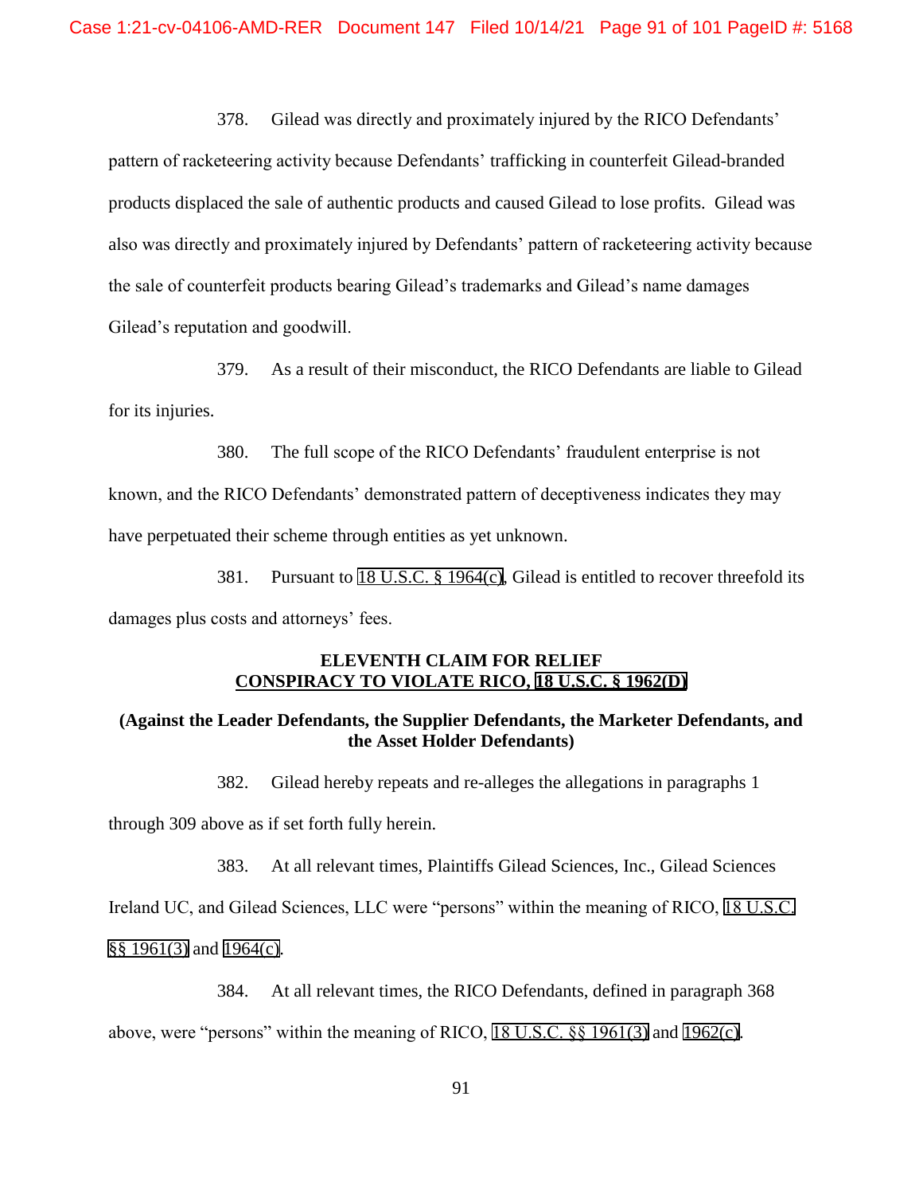378. Gilead was directly and proximately injured by the RICO Defendants' pattern of racketeering activity because Defendants' trafficking in counterfeit Gilead-branded products displaced the sale of authentic products and caused Gilead to lose profits. Gilead was also was directly and proximately injured by Defendants' pattern of racketeering activity because the sale of counterfeit products bearing Gilead's trademarks and Gilead's name damages Gilead's reputation and goodwill.

379. As a result of their misconduct, the RICO Defendants are liable to Gilead for its injuries.

380. The full scope of the RICO Defendants' fraudulent enterprise is not known, and the RICO Defendants' demonstrated pattern of deceptiveness indicates they may have perpetuated their scheme through entities as yet unknown.

381. Pursuant to 18 U.S.C. § 1964(c), Gilead is entitled to recover threefold its damages plus costs and attorneys' fees.

**ELEVENTH CLAIM FOR RELIEF**
**CONSPIRACY TO VIOLATE RICO, 18 U.S.C. § 1962(D)**

**(Against the Leader Defendants, the Supplier Defendants, the Marketer Defendants, and the Asset Holder Defendants)**

382. Gilead hereby repeats and re-alleges the allegations in paragraphs 1 through 309 above as if set forth fully herein.

383. At all relevant times, Plaintiffs Gilead Sciences, Inc., Gilead Sciences Ireland UC, and Gilead Sciences, LLC were "persons" within the meaning of RICO, 18 U.S.C. §§ 1961(3) and 1964(c).

384. At all relevant times, the RICO Defendants, defined in paragraph 368 above, were "persons" within the meaning of RICO, 18 U.S.C. §§ 1961(3) and 1962(c).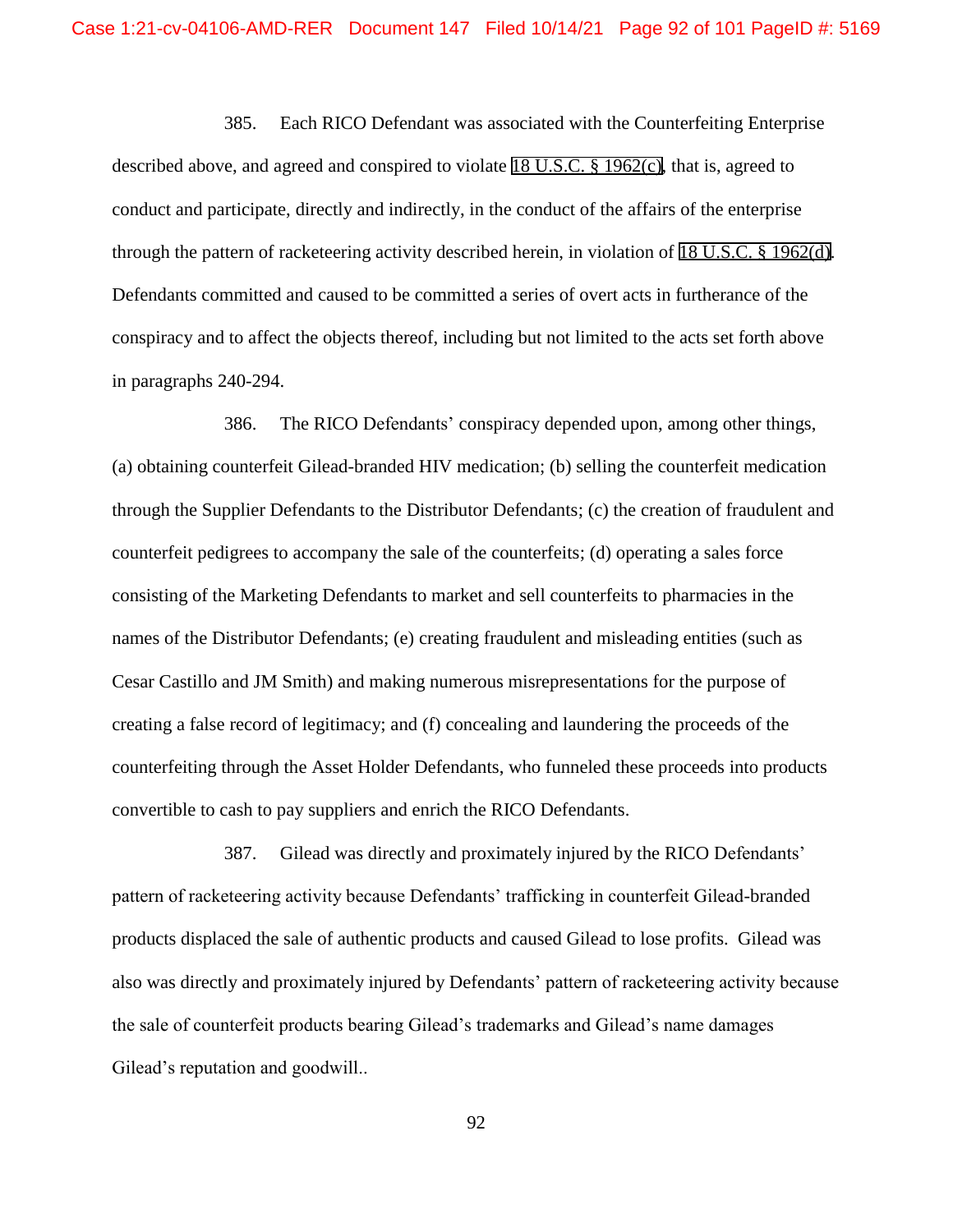385. Each RICO Defendant was associated with the Counterfeiting Enterprise described above, and agreed and conspired to violate 18 U.S.C. § 1962(c), that is, agreed to conduct and participate, directly and indirectly, in the conduct of the affairs of the enterprise through the pattern of racketeering activity described herein, in violation of 18 U.S.C. § 1962(d). Defendants committed and caused to be committed a series of overt acts in furtherance of the conspiracy and to affect the objects thereof, including but not limited to the acts set forth above in paragraphs 240-294.

386. The RICO Defendants' conspiracy depended upon, among other things, (a) obtaining counterfeit Gilead-branded HIV medication; (b) selling the counterfeit medication through the Supplier Defendants to the Distributor Defendants; (c) the creation of fraudulent and counterfeit pedigrees to accompany the sale of the counterfeits; (d) operating a sales force consisting of the Marketing Defendants to market and sell counterfeits to pharmacies in the names of the Distributor Defendants; (e) creating fraudulent and misleading entities (such as Cesar Castillo and JM Smith) and making numerous misrepresentations for the purpose of creating a false record of legitimacy; and (f) concealing and laundering the proceeds of the counterfeiting through the Asset Holder Defendants, who funneled these proceeds into products convertible to cash to pay suppliers and enrich the RICO Defendants.

387. Gilead was directly and proximately injured by the RICO Defendants' pattern of racketeering activity because Defendants' trafficking in counterfeit Gilead-branded products displaced the sale of authentic products and caused Gilead to lose profits. Gilead was also was directly and proximately injured by Defendants' pattern of racketeering activity because the sale of counterfeit products bearing Gilead's trademarks and Gilead's name damages Gilead's reputation and goodwill..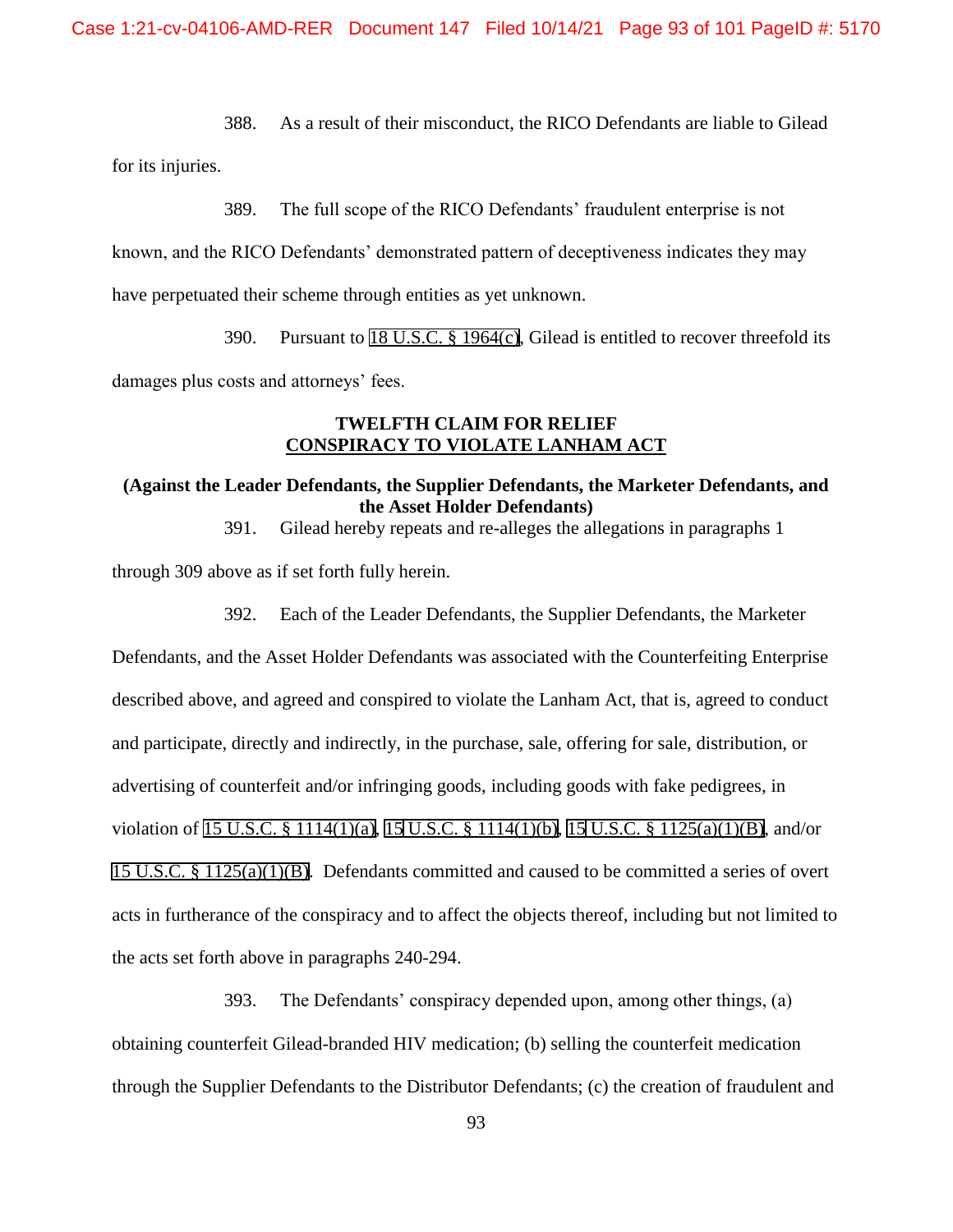388. As a result of their misconduct, the RICO Defendants are liable to Gilead for its injuries.

389. The full scope of the RICO Defendants' fraudulent enterprise is not known, and the RICO Defendants' demonstrated pattern of deceptiveness indicates they may have perpetuated their scheme through entities as yet unknown.

390. Pursuant to 18 U.S.C. § 1964(c), Gilead is entitled to recover threefold its damages plus costs and attorneys' fees.

## TWELFTH CLAIM FOR RELIEF
## CONSPIRACY TO VIOLATE LANHAM ACT

**(Against the Leader Defendants, the Supplier Defendants, the Marketer Defendants, and the Asset Holder Defendants)**

391. Gilead hereby repeats and re-alleges the allegations in paragraphs 1 through 309 above as if set forth fully herein.

392. Each of the Leader Defendants, the Supplier Defendants, the Marketer Defendants, and the Asset Holder Defendants was associated with the Counterfeiting Enterprise described above, and agreed and conspired to violate the Lanham Act, that is, agreed to conduct and participate, directly and indirectly, in the purchase, sale, offering for sale, distribution, or advertising of counterfeit and/or infringing goods, including goods with fake pedigrees, in violation of 15 U.S.C. § 1114(1)(a), 15 U.S.C. § 1114(1)(b), 15 U.S.C. § 1125(a)(1)(B), and/or 15 U.S.C. § 1125(a)(1)(B). Defendants committed and caused to be committed a series of overt acts in furtherance of the conspiracy and to affect the objects thereof, including but not limited to the acts set forth above in paragraphs 240-294.

393. The Defendants' conspiracy depended upon, among other things, (a) obtaining counterfeit Gilead-branded HIV medication; (b) selling the counterfeit medication through the Supplier Defendants to the Distributor Defendants; (c) the creation of fraudulent and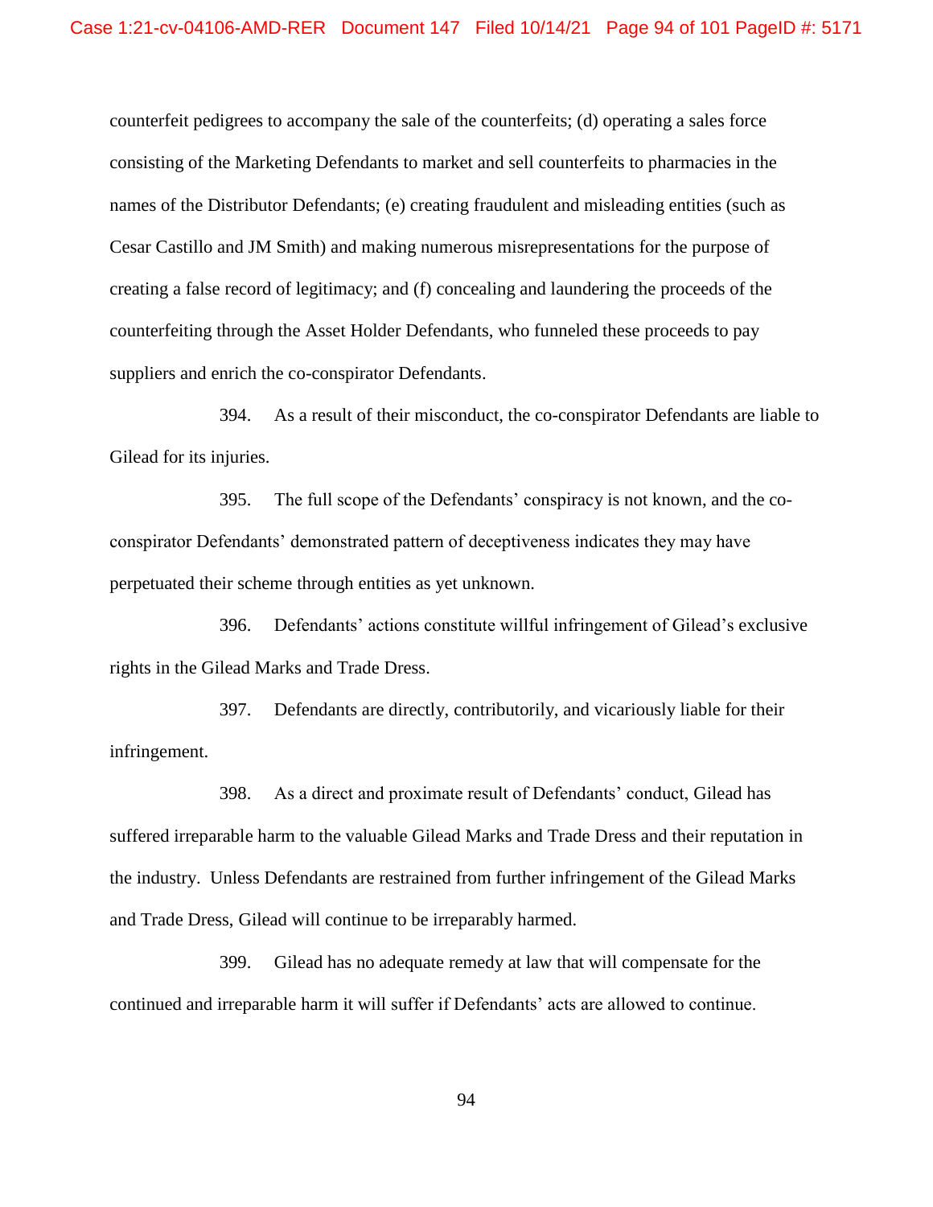counterfeit pedigrees to accompany the sale of the counterfeits; (d) operating a sales force consisting of the Marketing Defendants to market and sell counterfeits to pharmacies in the names of the Distributor Defendants; (e) creating fraudulent and misleading entities (such as Cesar Castillo and JM Smith) and making numerous misrepresentations for the purpose of creating a false record of legitimacy; and (f) concealing and laundering the proceeds of the counterfeiting through the Asset Holder Defendants, who funneled these proceeds to pay suppliers and enrich the co-conspirator Defendants.

394. As a result of their misconduct, the co-conspirator Defendants are liable to Gilead for its injuries.

395. The full scope of the Defendants' conspiracy is not known, and the co-conspirator Defendants' demonstrated pattern of deceptiveness indicates they may have perpetuated their scheme through entities as yet unknown.

396. Defendants' actions constitute willful infringement of Gilead's exclusive rights in the Gilead Marks and Trade Dress.

397. Defendants are directly, contributorily, and vicariously liable for their infringement.

398. As a direct and proximate result of Defendants' conduct, Gilead has suffered irreparable harm to the valuable Gilead Marks and Trade Dress and their reputation in the industry. Unless Defendants are restrained from further infringement of the Gilead Marks and Trade Dress, Gilead will continue to be irreparably harmed.

399. Gilead has no adequate remedy at law that will compensate for the continued and irreparable harm it will suffer if Defendants' acts are allowed to continue.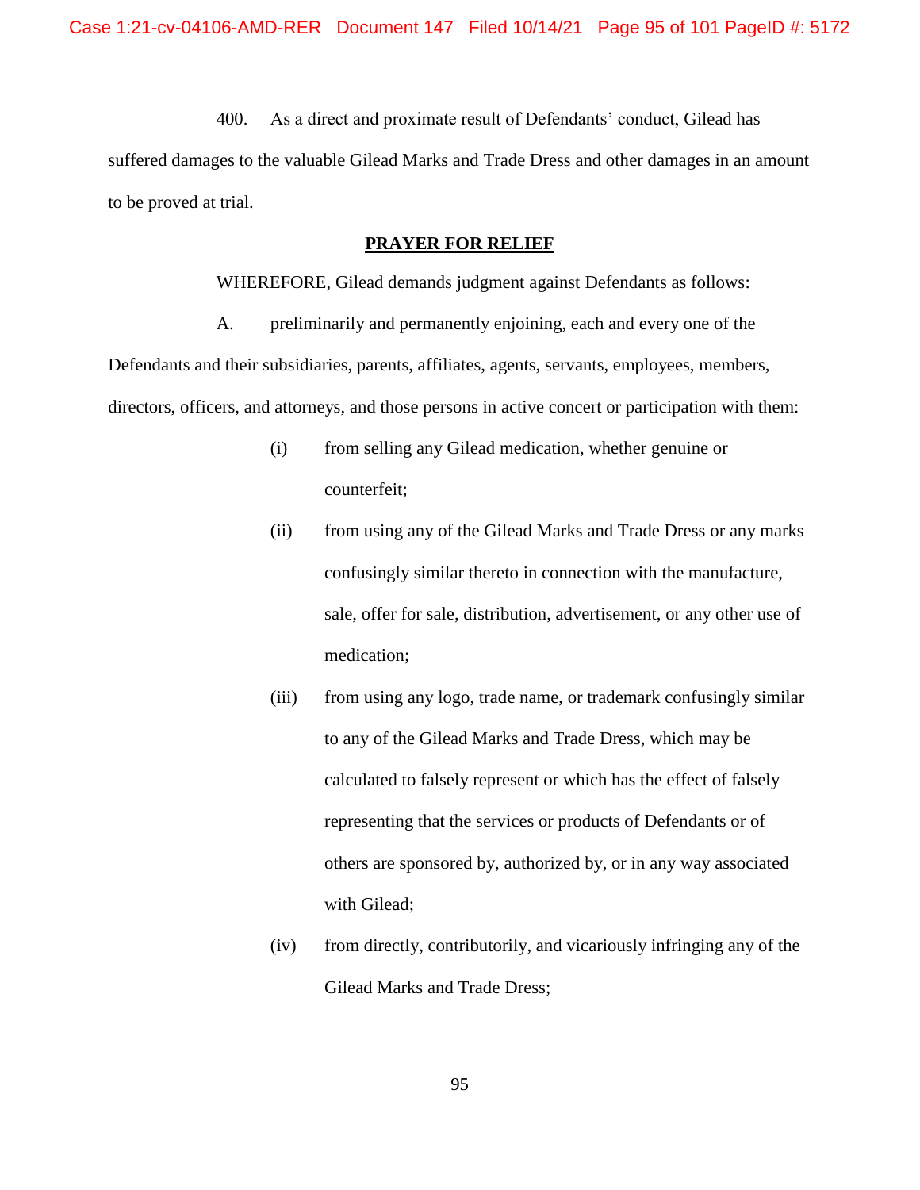400. As a direct and proximate result of Defendants' conduct, Gilead has suffered damages to the valuable Gilead Marks and Trade Dress and other damages in an amount to be proved at trial.

## PRAYER FOR RELIEF

WHEREFORE, Gilead demands judgment against Defendants as follows:

A. preliminarily and permanently enjoining, each and every one of the Defendants and their subsidiaries, parents, affiliates, agents, servants, employees, members, directors, officers, and attorneys, and those persons in active concert or participation with them:

(i) from selling any Gilead medication, whether genuine or counterfeit;

(ii) from using any of the Gilead Marks and Trade Dress or any marks confusingly similar thereto in connection with the manufacture, sale, offer for sale, distribution, advertisement, or any other use of medication;

(iii) from using any logo, trade name, or trademark confusingly similar to any of the Gilead Marks and Trade Dress, which may be calculated to falsely represent or which has the effect of falsely representing that the services or products of Defendants or of others are sponsored by, authorized by, or in any way associated with Gilead;

(iv) from directly, contributorily, and vicariously infringing any of the Gilead Marks and Trade Dress;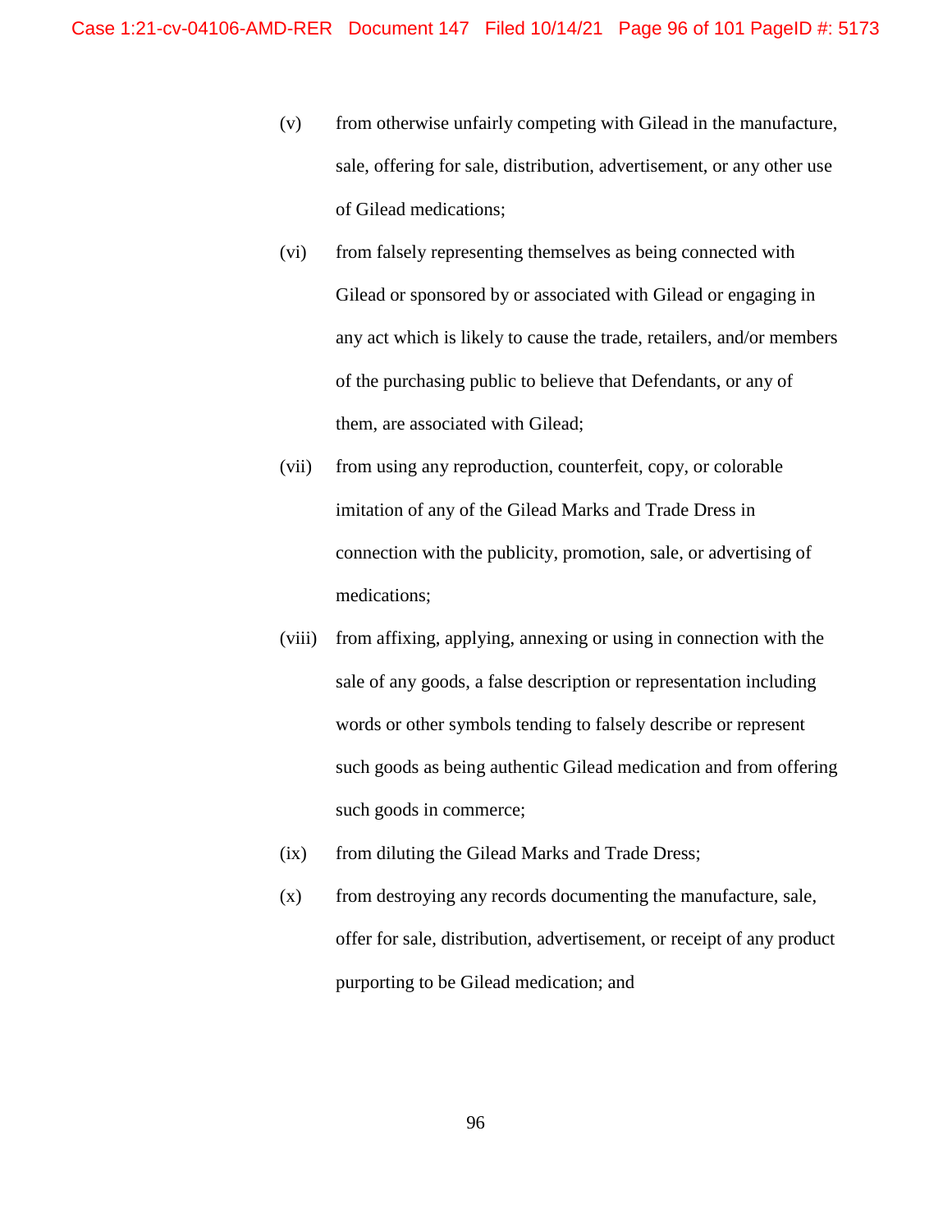(v) from otherwise unfairly competing with Gilead in the manufacture, sale, offering for sale, distribution, advertisement, or any other use of Gilead medications;

(vi) from falsely representing themselves as being connected with Gilead or sponsored by or associated with Gilead or engaging in any act which is likely to cause the trade, retailers, and/or members of the purchasing public to believe that Defendants, or any of them, are associated with Gilead;

(vii) from using any reproduction, counterfeit, copy, or colorable imitation of any of the Gilead Marks and Trade Dress in connection with the publicity, promotion, sale, or advertising of medications;

(viii) from affixing, applying, annexing or using in connection with the sale of any goods, a false description or representation including words or other symbols tending to falsely describe or represent such goods as being authentic Gilead medication and from offering such goods in commerce;

(ix) from diluting the Gilead Marks and Trade Dress;

(x) from destroying any records documenting the manufacture, sale, offer for sale, distribution, advertisement, or receipt of any product purporting to be Gilead medication; and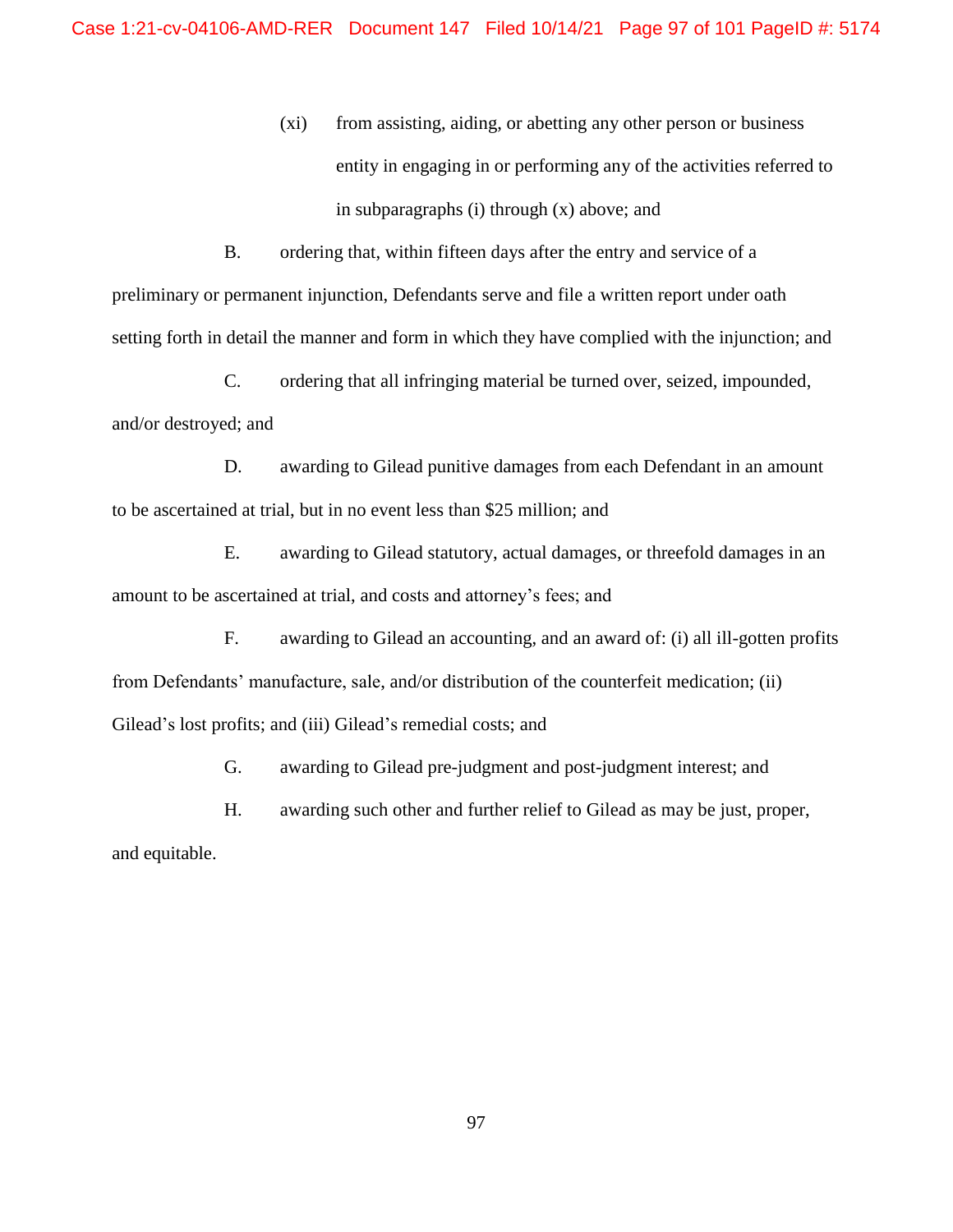(xi) from assisting, aiding, or abetting any other person or business entity in engaging in or performing any of the activities referred to in subparagraphs (i) through (x) above; and

B. ordering that, within fifteen days after the entry and service of a preliminary or permanent injunction, Defendants serve and file a written report under oath setting forth in detail the manner and form in which they have complied with the injunction; and

C. ordering that all infringing material be turned over, seized, impounded, and/or destroyed; and

D. awarding to Gilead punitive damages from each Defendant in an amount to be ascertained at trial, but in no event less than $25 million; and

E. awarding to Gilead statutory, actual damages, or threefold damages in an amount to be ascertained at trial, and costs and attorney's fees; and

F. awarding to Gilead an accounting, and an award of: (i) all ill-gotten profits from Defendants' manufacture, sale, and/or distribution of the counterfeit medication; (ii) Gilead's lost profits; and (iii) Gilead's remedial costs; and

G. awarding to Gilead pre-judgment and post-judgment interest; and

H. awarding such other and further relief to Gilead as may be just, proper, and equitable.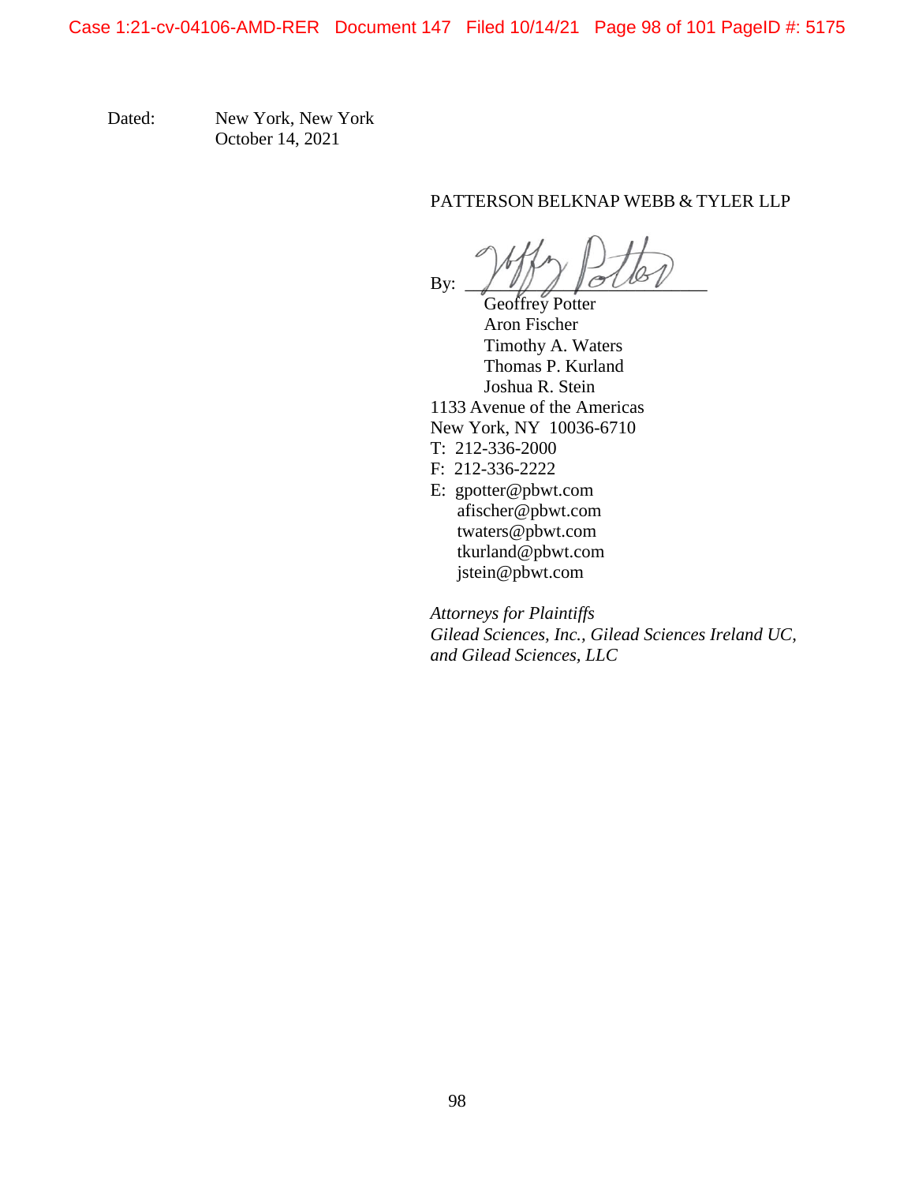Dated: New York, New York
October 14, 2021

PATTERSON BELKNAP WEBB & TYLER LLP

By: ______________________________
Geoffrey Potter
Aron Fischer
Timothy A. Waters
Thomas P. Kurland
Joshua R. Stein
1133 Avenue of the Americas
New York, NY 10036-6710
T: 212-336-2000
F: 212-336-2222
E: gpotter@pbwt.com
afischer@pbwt.com
twaters@pbwt.com
tkurland@pbwt.com
jstein@pbwt.com

*Attorneys for Plaintiffs*
*Gilead Sciences, Inc., Gilead Sciences Ireland UC, and Gilead Sciences, LLC*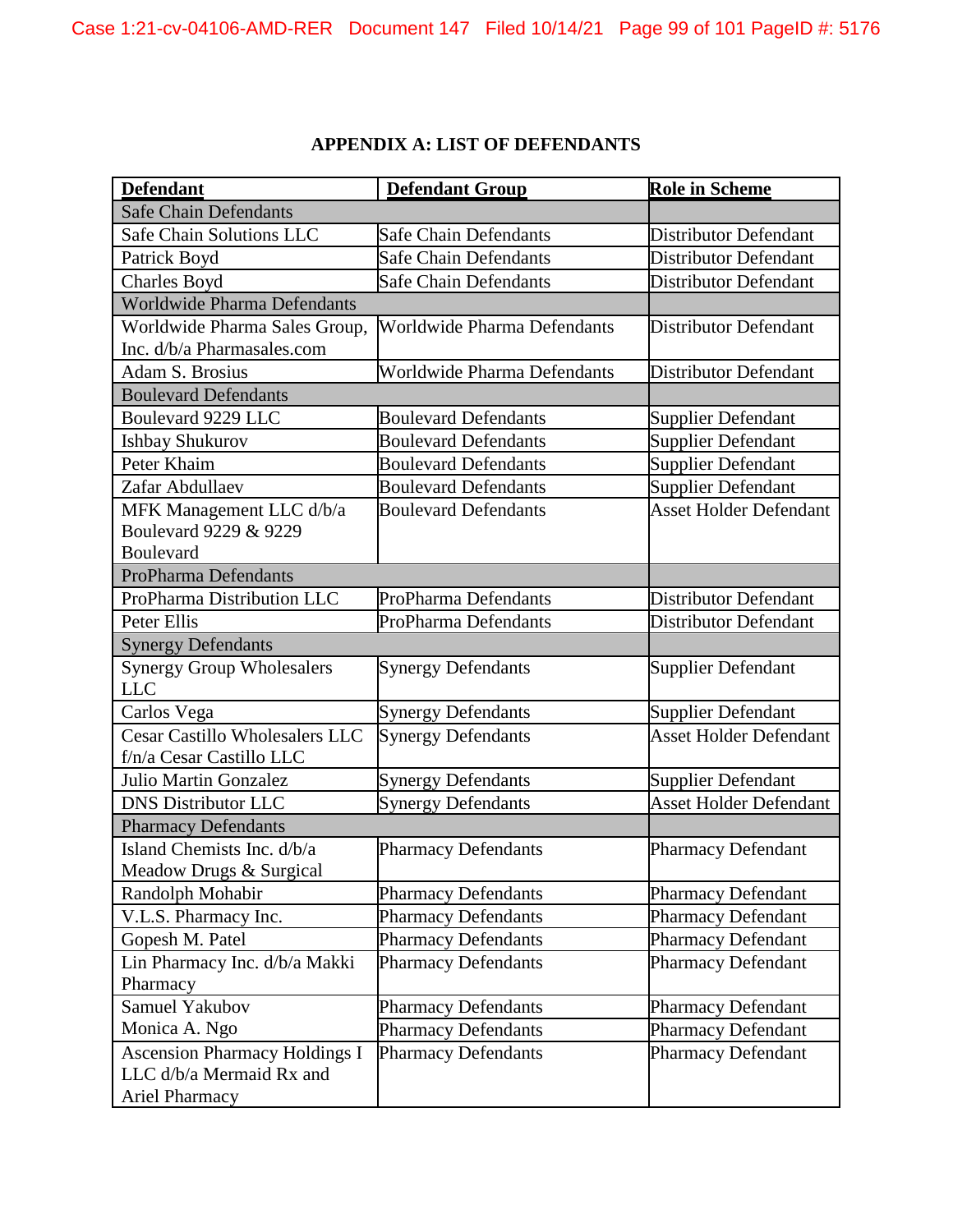**APPENDIX A: LIST OF DEFENDANTS**

| Defendant | Defendant Group | Role in Scheme |
|---|---|---|
| Safe Chain Defendants | | |
| Safe Chain Solutions LLC | Safe Chain Defendants | Distributor Defendant |
| Patrick Boyd | Safe Chain Defendants | Distributor Defendant |
| Charles Boyd | Safe Chain Defendants | Distributor Defendant |
| Worldwide Pharma Defendants | | |
| Worldwide Pharma Sales Group, Inc. d/b/a Pharmasales.com | Worldwide Pharma Defendants | Distributor Defendant |
| Adam S. Brosius | Worldwide Pharma Defendants | Distributor Defendant |
| Boulevard Defendants | | |
| Boulevard 9229 LLC | Boulevard Defendants | Supplier Defendant |
| Ishbay Shukurov | Boulevard Defendants | Supplier Defendant |
| Peter Khaim | Boulevard Defendants | Supplier Defendant |
| Zafar Abdullaev | Boulevard Defendants | Supplier Defendant |
| MFK Management LLC d/b/a Boulevard 9229 & 9229 Boulevard | Boulevard Defendants | Asset Holder Defendant |
| ProPharma Defendants | | |
| ProPharma Distribution LLC | ProPharma Defendants | Distributor Defendant |
| Peter Ellis | ProPharma Defendants | Distributor Defendant |
| Synergy Defendants | | |
| Synergy Group Wholesalers LLC | Synergy Defendants | Supplier Defendant |
| Carlos Vega | Synergy Defendants | Supplier Defendant |
| Cesar Castillo Wholesalers LLC f/n/a Cesar Castillo LLC | Synergy Defendants | Asset Holder Defendant |
| Julio Martin Gonzalez | Synergy Defendants | Supplier Defendant |
| DNS Distributor LLC | Synergy Defendants | Asset Holder Defendant |
| Pharmacy Defendants | | |
| Island Chemists Inc. d/b/a Meadow Drugs & Surgical | Pharmacy Defendants | Pharmacy Defendant |
| Randolph Mohabir | Pharmacy Defendants | Pharmacy Defendant |
| V.L.S. Pharmacy Inc. | Pharmacy Defendants | Pharmacy Defendant |
| Gopesh M. Patel | Pharmacy Defendants | Pharmacy Defendant |
| Lin Pharmacy Inc. d/b/a Makki Pharmacy | Pharmacy Defendants | Pharmacy Defendant |
| Samuel Yakubov | Pharmacy Defendants | Pharmacy Defendant |
| Monica A. Ngo | Pharmacy Defendants | Pharmacy Defendant |
| Ascension Pharmacy Holdings I LLC d/b/a Mermaid Rx and Ariel Pharmacy | Pharmacy Defendants | Pharmacy Defendant |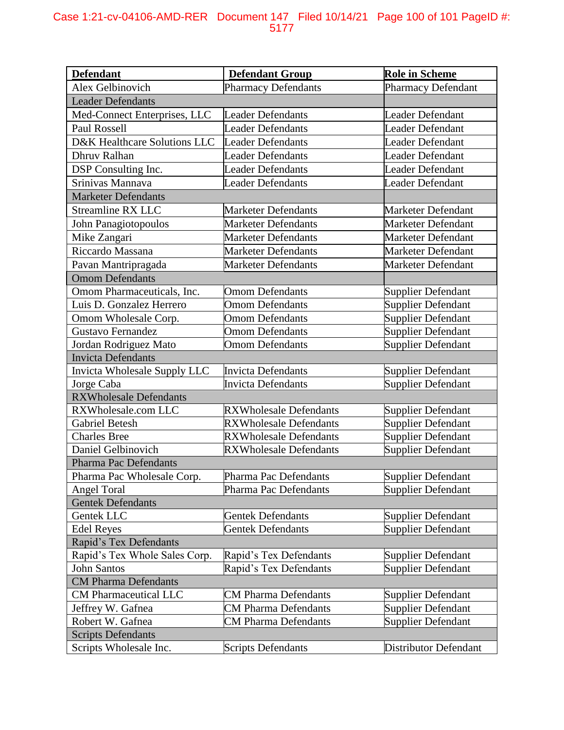| Defendant | Defendant Group | Role in Scheme |
|---|---|---|
| Alex Gelbinovich | Pharmacy Defendants | Pharmacy Defendant |
| Leader Defendants | | |
| Med-Connect Enterprises, LLC | Leader Defendants | Leader Defendant |
| Paul Rossell | Leader Defendants | Leader Defendant |
| D&K Healthcare Solutions LLC | Leader Defendants | Leader Defendant |
| Dhruv Ralhan | Leader Defendants | Leader Defendant |
| DSP Consulting Inc. | Leader Defendants | Leader Defendant |
| Srinivas Mannava | Leader Defendants | Leader Defendant |
| Marketer Defendants | | |
| Streamline RX LLC | Marketer Defendants | Marketer Defendant |
| John Panagiotopoulos | Marketer Defendants | Marketer Defendant |
| Mike Zangari | Marketer Defendants | Marketer Defendant |
| Riccardo Massana | Marketer Defendants | Marketer Defendant |
| Pavan Mantripragada | Marketer Defendants | Marketer Defendant |
| Omom Defendants | | |
| Omom Pharmaceuticals, Inc. | Omom Defendants | Supplier Defendant |
| Luis D. Gonzalez Herrero | Omom Defendants | Supplier Defendant |
| Omom Wholesale Corp. | Omom Defendants | Supplier Defendant |
| Gustavo Fernandez | Omom Defendants | Supplier Defendant |
| Jordan Rodriguez Mato | Omom Defendants | Supplier Defendant |
| Invicta Defendants | | |
| Invicta Wholesale Supply LLC | Invicta Defendants | Supplier Defendant |
| Jorge Caba | Invicta Defendants | Supplier Defendant |
| RXWholesale Defendants | | |
| RXWholesale.com LLC | RXWholesale Defendants | Supplier Defendant |
| Gabriel Betesh | RXWholesale Defendants | Supplier Defendant |
| Charles Bree | RXWholesale Defendants | Supplier Defendant |
| Daniel Gelbinovich | RXWholesale Defendants | Supplier Defendant |
| Pharma Pac Defendants | | |
| Pharma Pac Wholesale Corp. | Pharma Pac Defendants | Supplier Defendant |
| Angel Toral | Pharma Pac Defendants | Supplier Defendant |
| Gentek Defendants | | |
| Gentek LLC | Gentek Defendants | Supplier Defendant |
| Edel Reyes | Gentek Defendants | Supplier Defendant |
| Rapid's Tex Defendants | | |
| Rapid's Tex Whole Sales Corp. | Rapid's Tex Defendants | Supplier Defendant |
| John Santos | Rapid's Tex Defendants | Supplier Defendant |
| CM Pharma Defendants | | |
| CM Pharmaceutical LLC | CM Pharma Defendants | Supplier Defendant |
| Jeffrey W. Gafnea | CM Pharma Defendants | Supplier Defendant |
| Robert W. Gafnea | CM Pharma Defendants | Supplier Defendant |
| Scripts Defendants | | |
| Scripts Wholesale Inc. | Scripts Defendants | Distributor Defendant |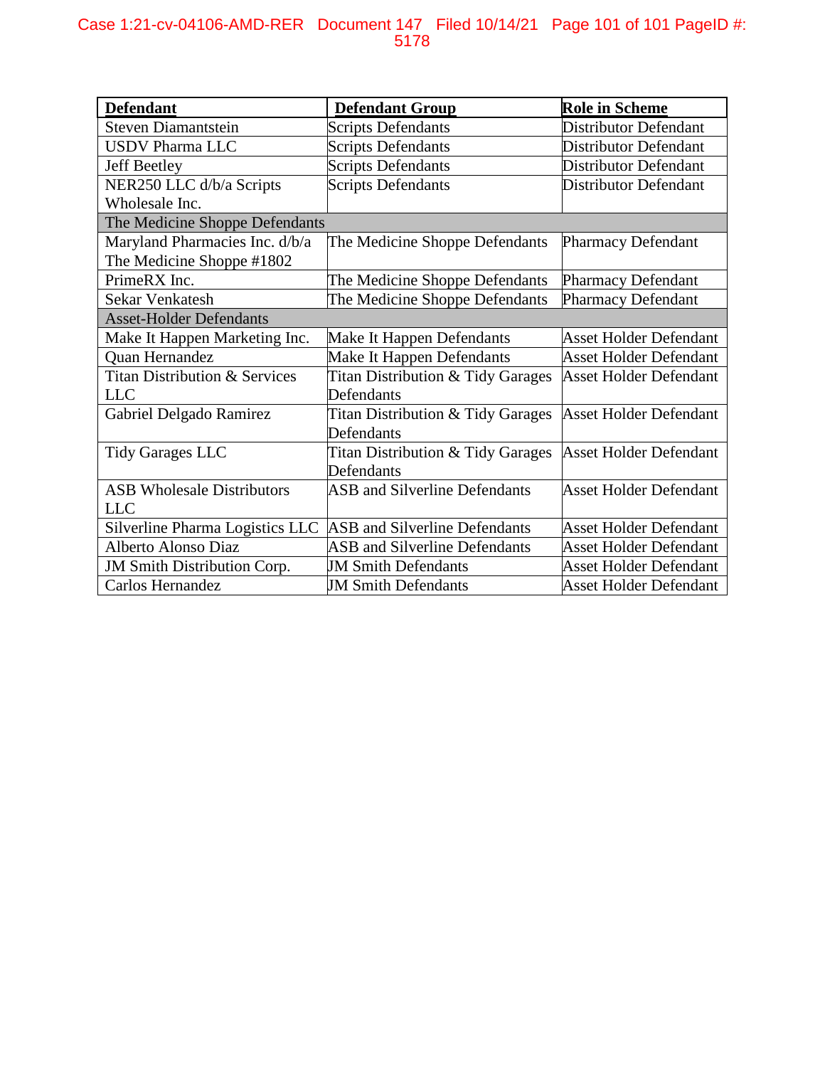| Defendant | Defendant Group | Role in Scheme |
|---|---|---|
| Steven Diamantstein | Scripts Defendants | Distributor Defendant |
| USDV Pharma LLC | Scripts Defendants | Distributor Defendant |
| Jeff Beetley | Scripts Defendants | Distributor Defendant |
| NER250 LLC d/b/a Scripts Wholesale Inc. | Scripts Defendants | Distributor Defendant |
| The Medicine Shoppe Defendants | | |
| Maryland Pharmacies Inc. d/b/a The Medicine Shoppe #1802 | The Medicine Shoppe Defendants | Pharmacy Defendant |
| PrimeRX Inc. | The Medicine Shoppe Defendants | Pharmacy Defendant |
| Sekar Venkatesh | The Medicine Shoppe Defendants | Pharmacy Defendant |
| Asset-Holder Defendants | | |
| Make It Happen Marketing Inc. | Make It Happen Defendants | Asset Holder Defendant |
| Quan Hernandez | Make It Happen Defendants | Asset Holder Defendant |
| Titan Distribution & Services LLC | Titan Distribution & Tidy Garages Defendants | Asset Holder Defendant |
| Gabriel Delgado Ramirez | Titan Distribution & Tidy Garages Defendants | Asset Holder Defendant |
| Tidy Garages LLC | Titan Distribution & Tidy Garages Defendants | Asset Holder Defendant |
| ASB Wholesale Distributors LLC | ASB and Silverline Defendants | Asset Holder Defendant |
| Silverline Pharma Logistics LLC | ASB and Silverline Defendants | Asset Holder Defendant |
| Alberto Alonso Diaz | ASB and Silverline Defendants | Asset Holder Defendant |
| JM Smith Distribution Corp. | JM Smith Defendants | Asset Holder Defendant |
| Carlos Hernandez | JM Smith Defendants | Asset Holder Defendant |